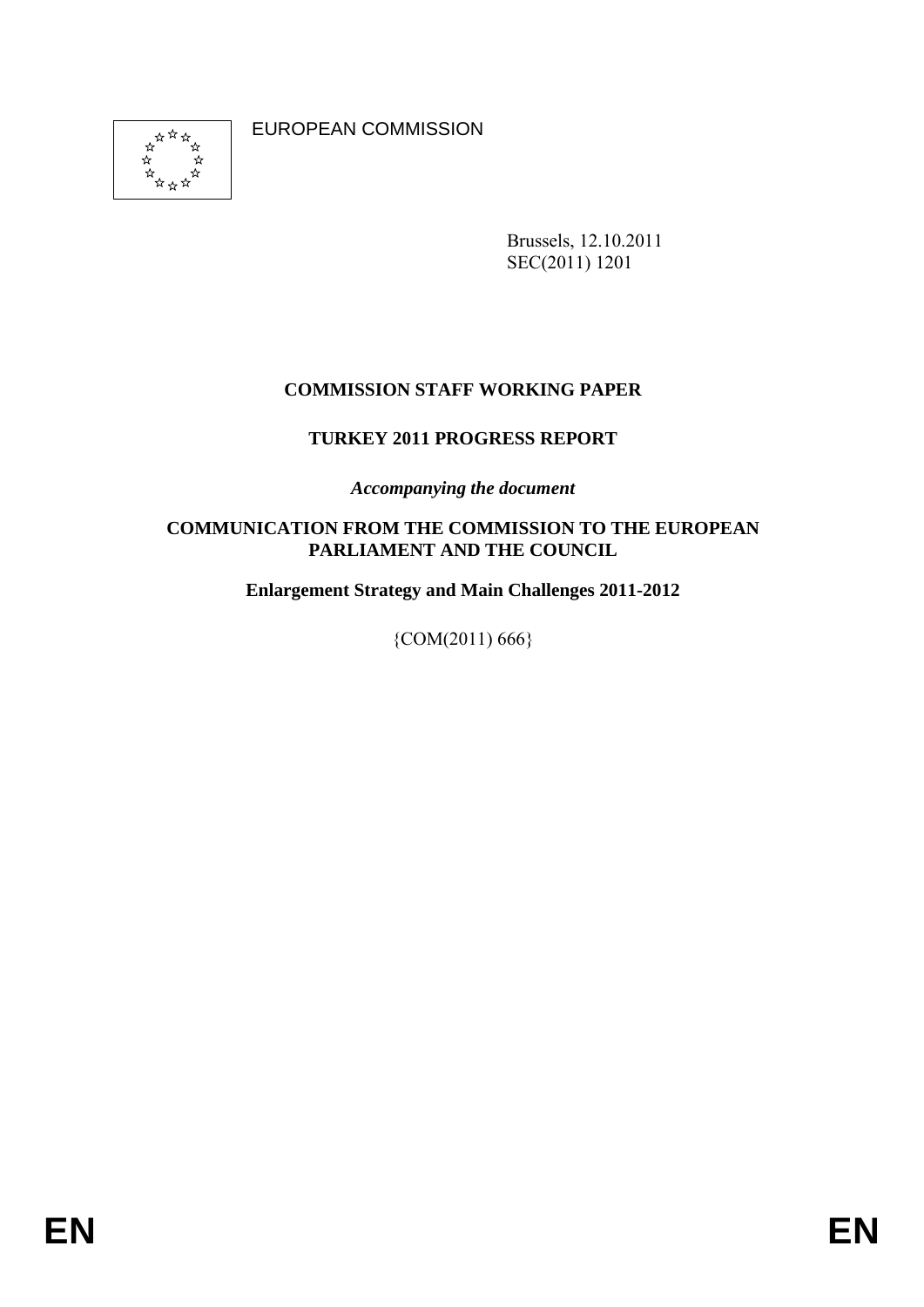EUROPEAN COMMISSION

Brussels, 12.10.2011
SEC(2011) 1201

**COMMISSION STAFF WORKING PAPER**

**TURKEY 2011 PROGRESS REPORT**

***Accompanying the document***

**COMMUNICATION FROM THE COMMISSION TO THE EUROPEAN PARLIAMENT AND THE COUNCIL**

**Enlargement Strategy and Main Challenges 2011-2012**

{COM(2011) 666}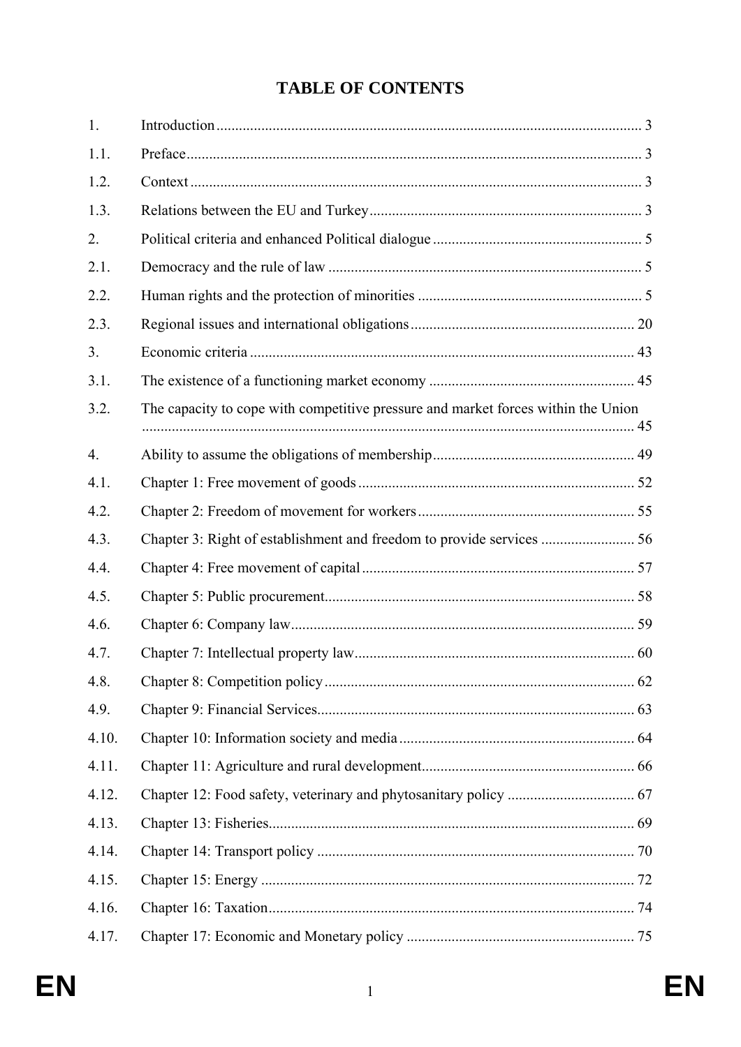# TABLE OF CONTENTS

| | | |
|---|---|---|
| 1. | Introduction | 3 |
| 1.1. | Preface | 3 |
| 1.2. | Context | 3 |
| 1.3. | Relations between the EU and Turkey | 3 |
| 2. | Political criteria and enhanced Political dialogue | 5 |
| 2.1. | Democracy and the rule of law | 5 |
| 2.2. | Human rights and the protection of minorities | 5 |
| 2.3. | Regional issues and international obligations | 20 |
| 3. | Economic criteria | 43 |
| 3.1. | The existence of a functioning market economy | 45 |
| 3.2. | The capacity to cope with competitive pressure and market forces within the Union | 45 |
| 4. | Ability to assume the obligations of membership | 49 |
| 4.1. | Chapter 1: Free movement of goods | 52 |
| 4.2. | Chapter 2: Freedom of movement for workers | 55 |
| 4.3. | Chapter 3: Right of establishment and freedom to provide services | 56 |
| 4.4. | Chapter 4: Free movement of capital | 57 |
| 4.5. | Chapter 5: Public procurement | 58 |
| 4.6. | Chapter 6: Company law | 59 |
| 4.7. | Chapter 7: Intellectual property law | 60 |
| 4.8. | Chapter 8: Competition policy | 62 |
| 4.9. | Chapter 9: Financial Services | 63 |
| 4.10. | Chapter 10: Information society and media | 64 |
| 4.11. | Chapter 11: Agriculture and rural development | 66 |
| 4.12. | Chapter 12: Food safety, veterinary and phytosanitary policy | 67 |
| 4.13. | Chapter 13: Fisheries | 69 |
| 4.14. | Chapter 14: Transport policy | 70 |
| 4.15. | Chapter 15: Energy | 72 |
| 4.16. | Chapter 16: Taxation | 74 |
| 4.17. | Chapter 17: Economic and Monetary policy | 75 |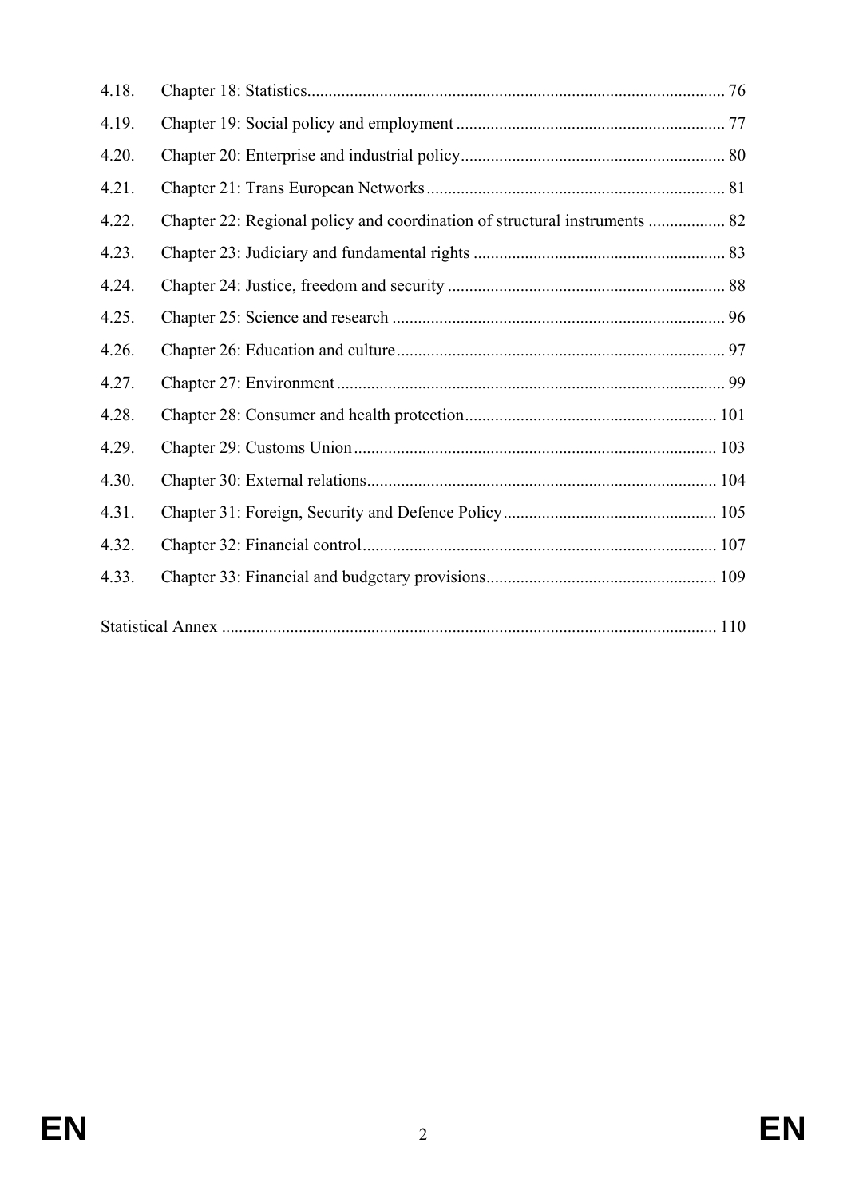4.18. Chapter 18: Statistics ........................................................................................ 76

4.19. Chapter 19: Social policy and employment ............................................................... 77

4.20. Chapter 20: Enterprise and industrial policy ............................................................. 80

4.21. Chapter 21: Trans European Networks ..................................................................... 81

4.22. Chapter 22: Regional policy and coordination of structural instruments .................. 82

4.23. Chapter 23: Judiciary and fundamental rights ........................................................... 83

4.24. Chapter 24: Justice, freedom and security ................................................................. 88

4.25. Chapter 25: Science and research .............................................................................. 96

4.26. Chapter 26: Education and culture ............................................................................. 97

4.27. Chapter 27: Environment ........................................................................................... 99

4.28. Chapter 28: Consumer and health protection ........................................................... 101

4.29. Chapter 29: Customs Union ..................................................................................... 103

4.30. Chapter 30: External relations .................................................................................. 104

4.31. Chapter 31: Foreign, Security and Defence Policy .................................................. 105

4.32. Chapter 32: Financial control ................................................................................... 107

4.33. Chapter 33: Financial and budgetary provisions ...................................................... 109

Statistical Annex ................................................................................................................ 110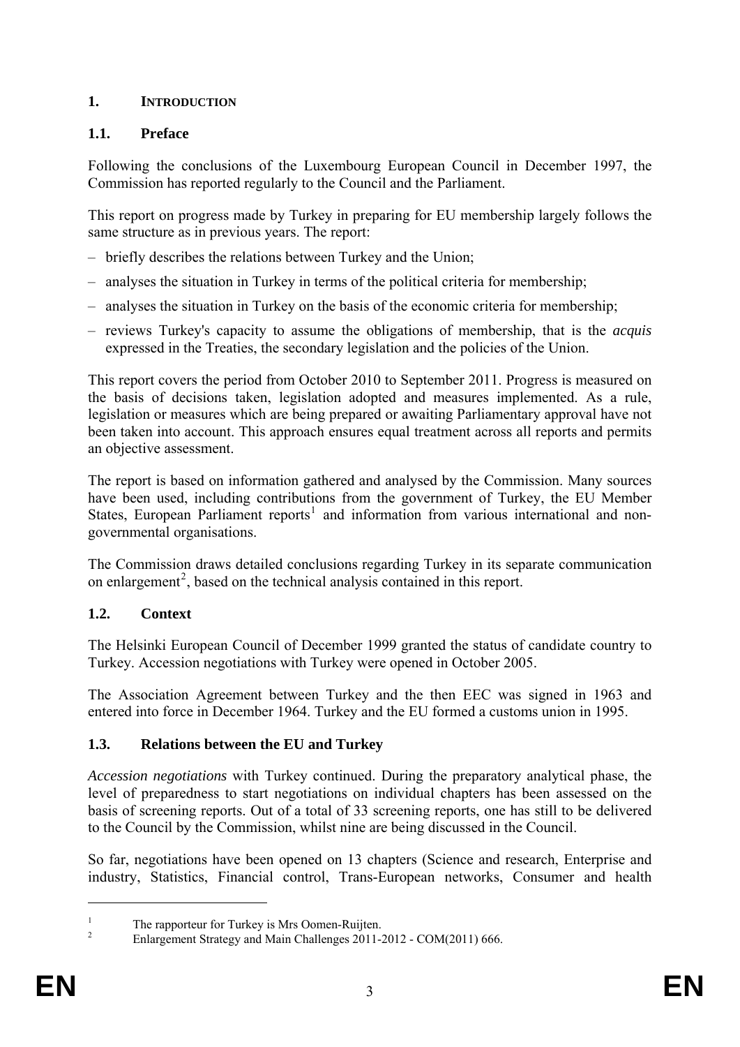# 1. INTRODUCTION

## 1.1. Preface

Following the conclusions of the Luxembourg European Council in December 1997, the Commission has reported regularly to the Council and the Parliament.

This report on progress made by Turkey in preparing for EU membership largely follows the same structure as in previous years. The report:

– briefly describes the relations between Turkey and the Union;

– analyses the situation in Turkey in terms of the political criteria for membership;

– analyses the situation in Turkey on the basis of the economic criteria for membership;

– reviews Turkey's capacity to assume the obligations of membership, that is the *acquis* expressed in the Treaties, the secondary legislation and the policies of the Union.

This report covers the period from October 2010 to September 2011. Progress is measured on the basis of decisions taken, legislation adopted and measures implemented. As a rule, legislation or measures which are being prepared or awaiting Parliamentary approval have not been taken into account. This approach ensures equal treatment across all reports and permits an objective assessment.

The report is based on information gathered and analysed by the Commission. Many sources have been used, including contributions from the government of Turkey, the EU Member States, European Parliament reports[1] and information from various international and non-governmental organisations.

The Commission draws detailed conclusions regarding Turkey in its separate communication on enlargement[2], based on the technical analysis contained in this report.

## 1.2. Context

The Helsinki European Council of December 1999 granted the status of candidate country to Turkey. Accession negotiations with Turkey were opened in October 2005.

The Association Agreement between Turkey and the then EEC was signed in 1963 and entered into force in December 1964. Turkey and the EU formed a customs union in 1995.

## 1.3. Relations between the EU and Turkey

*Accession negotiations* with Turkey continued. During the preparatory analytical phase, the level of preparedness to start negotiations on individual chapters has been assessed on the basis of screening reports. Out of a total of 33 screening reports, one has still to be delivered to the Council by the Commission, whilst nine are being discussed in the Council.

So far, negotiations have been opened on 13 chapters (Science and research, Enterprise and industry, Statistics, Financial control, Trans-European networks, Consumer and health

---

[1] The rapporteur for Turkey is Mrs Oomen-Ruijten.

[2] Enlargement Strategy and Main Challenges 2011-2012 - COM(2011) 666.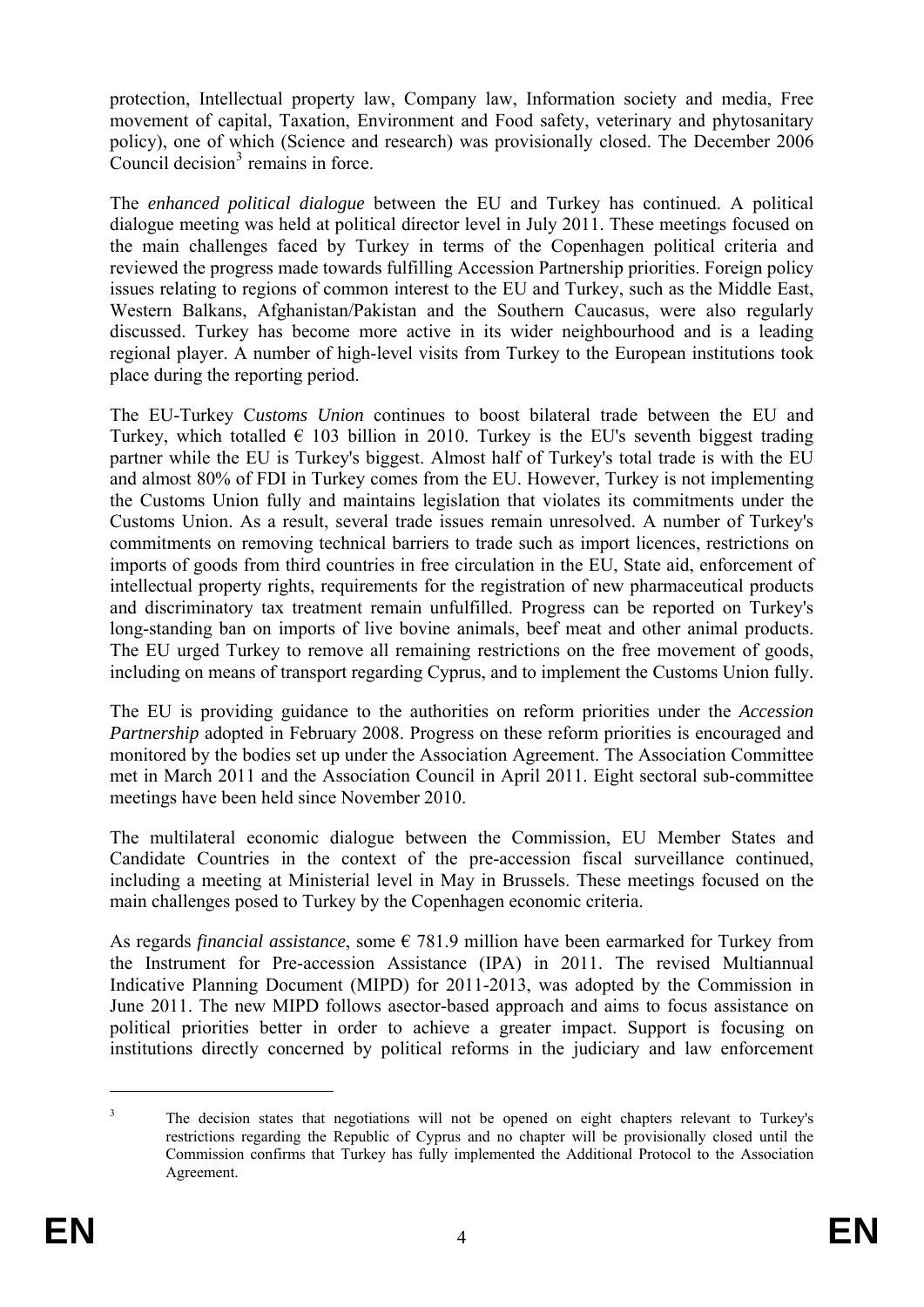protection, Intellectual property law, Company law, Information society and media, Free movement of capital, Taxation, Environment and Food safety, veterinary and phytosanitary policy), one of which (Science and research) was provisionally closed. The December 2006 Council decision[3] remains in force.

The *enhanced political dialogue* between the EU and Turkey has continued. A political dialogue meeting was held at political director level in July 2011. These meetings focused on the main challenges faced by Turkey in terms of the Copenhagen political criteria and reviewed the progress made towards fulfilling Accession Partnership priorities. Foreign policy issues relating to regions of common interest to the EU and Turkey, such as the Middle East, Western Balkans, Afghanistan/Pakistan and the Southern Caucasus, were also regularly discussed. Turkey has become more active in its wider neighbourhood and is a leading regional player. A number of high-level visits from Turkey to the European institutions took place during the reporting period.

The EU-Turkey C*ustoms Union* continues to boost bilateral trade between the EU and Turkey, which totalled € 103 billion in 2010. Turkey is the EU's seventh biggest trading partner while the EU is Turkey's biggest. Almost half of Turkey's total trade is with the EU and almost 80% of FDI in Turkey comes from the EU. However, Turkey is not implementing the Customs Union fully and maintains legislation that violates its commitments under the Customs Union. As a result, several trade issues remain unresolved. A number of Turkey's commitments on removing technical barriers to trade such as import licences, restrictions on imports of goods from third countries in free circulation in the EU, State aid, enforcement of intellectual property rights, requirements for the registration of new pharmaceutical products and discriminatory tax treatment remain unfulfilled. Progress can be reported on Turkey's long-standing ban on imports of live bovine animals, beef meat and other animal products. The EU urged Turkey to remove all remaining restrictions on the free movement of goods, including on means of transport regarding Cyprus, and to implement the Customs Union fully.

The EU is providing guidance to the authorities on reform priorities under the *Accession Partnership* adopted in February 2008. Progress on these reform priorities is encouraged and monitored by the bodies set up under the Association Agreement. The Association Committee met in March 2011 and the Association Council in April 2011. Eight sectoral sub-committee meetings have been held since November 2010.

The multilateral economic dialogue between the Commission, EU Member States and Candidate Countries in the context of the pre-accession fiscal surveillance continued, including a meeting at Ministerial level in May in Brussels. These meetings focused on the main challenges posed to Turkey by the Copenhagen economic criteria.

As regards *financial assistance*, some € 781.9 million have been earmarked for Turkey from the Instrument for Pre-accession Assistance (IPA) in 2011. The revised Multiannual Indicative Planning Document (MIPD) for 2011-2013, was adopted by the Commission in June 2011. The new MIPD follows asector-based approach and aims to focus assistance on political priorities better in order to achieve a greater impact. Support is focusing on institutions directly concerned by political reforms in the judiciary and law enforcement

---

[3] The decision states that negotiations will not be opened on eight chapters relevant to Turkey's restrictions regarding the Republic of Cyprus and no chapter will be provisionally closed until the Commission confirms that Turkey has fully implemented the Additional Protocol to the Association Agreement.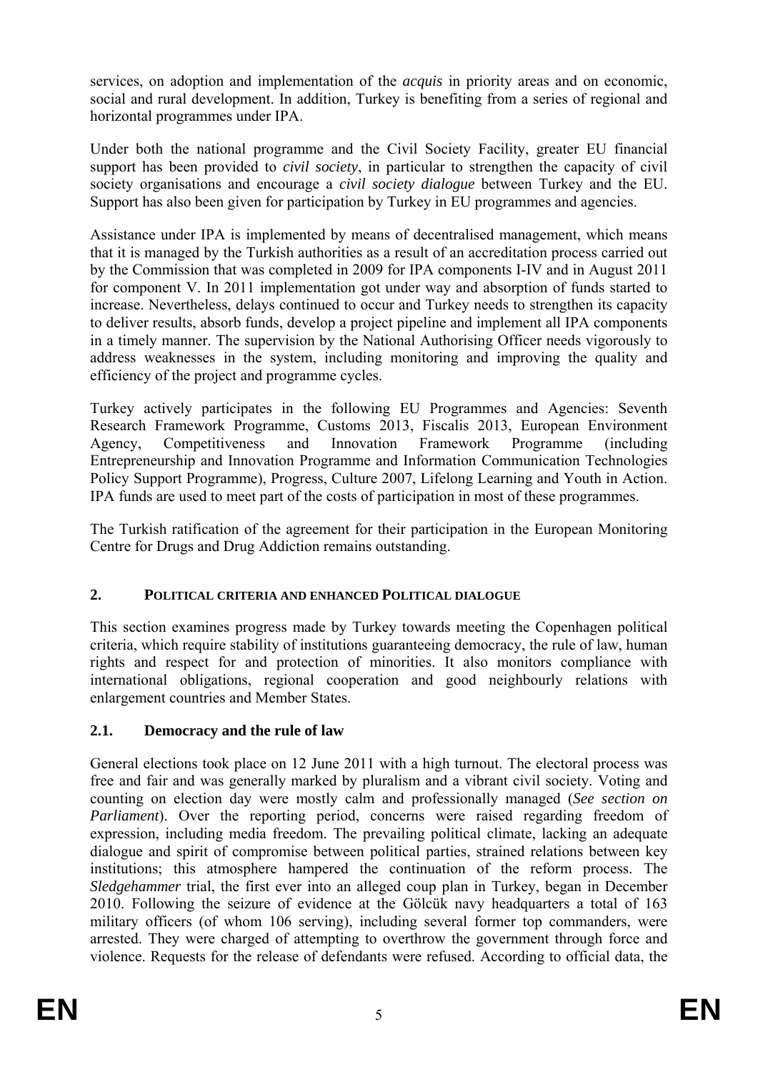services, on adoption and implementation of the *acquis* in priority areas and on economic, social and rural development. In addition, Turkey is benefiting from a series of regional and horizontal programmes under IPA.

Under both the national programme and the Civil Society Facility, greater EU financial support has been provided to *civil society*, in particular to strengthen the capacity of civil society organisations and encourage a *civil society dialogue* between Turkey and the EU. Support has also been given for participation by Turkey in EU programmes and agencies.

Assistance under IPA is implemented by means of decentralised management, which means that it is managed by the Turkish authorities as a result of an accreditation process carried out by the Commission that was completed in 2009 for IPA components I-IV and in August 2011 for component V. In 2011 implementation got under way and absorption of funds started to increase. Nevertheless, delays continued to occur and Turkey needs to strengthen its capacity to deliver results, absorb funds, develop a project pipeline and implement all IPA components in a timely manner. The supervision by the National Authorising Officer needs vigorously to address weaknesses in the system, including monitoring and improving the quality and efficiency of the project and programme cycles.

Turkey actively participates in the following EU Programmes and Agencies: Seventh Research Framework Programme, Customs 2013, Fiscalis 2013, European Environment Agency, Competitiveness and Innovation Framework Programme (including Entrepreneurship and Innovation Programme and Information Communication Technologies Policy Support Programme), Progress, Culture 2007, Lifelong Learning and Youth in Action. IPA funds are used to meet part of the costs of participation in most of these programmes.

The Turkish ratification of the agreement for their participation in the European Monitoring Centre for Drugs and Drug Addiction remains outstanding.

## 2. POLITICAL CRITERIA AND ENHANCED POLITICAL DIALOGUE

This section examines progress made by Turkey towards meeting the Copenhagen political criteria, which require stability of institutions guaranteeing democracy, the rule of law, human rights and respect for and protection of minorities. It also monitors compliance with international obligations, regional cooperation and good neighbourly relations with enlargement countries and Member States.

### 2.1. Democracy and the rule of law

General elections took place on 12 June 2011 with a high turnout. The electoral process was free and fair and was generally marked by pluralism and a vibrant civil society. Voting and counting on election day were mostly calm and professionally managed (*See section on Parliament*). Over the reporting period, concerns were raised regarding freedom of expression, including media freedom. The prevailing political climate, lacking an adequate dialogue and spirit of compromise between political parties, strained relations between key institutions; this atmosphere hampered the continuation of the reform process. The *Sledgehammer* trial, the first ever into an alleged coup plan in Turkey, began in December 2010. Following the seizure of evidence at the Gölcük navy headquarters a total of 163 military officers (of whom 106 serving), including several former top commanders, were arrested. They were charged of attempting to overthrow the government through force and violence. Requests for the release of defendants were refused. According to official data, the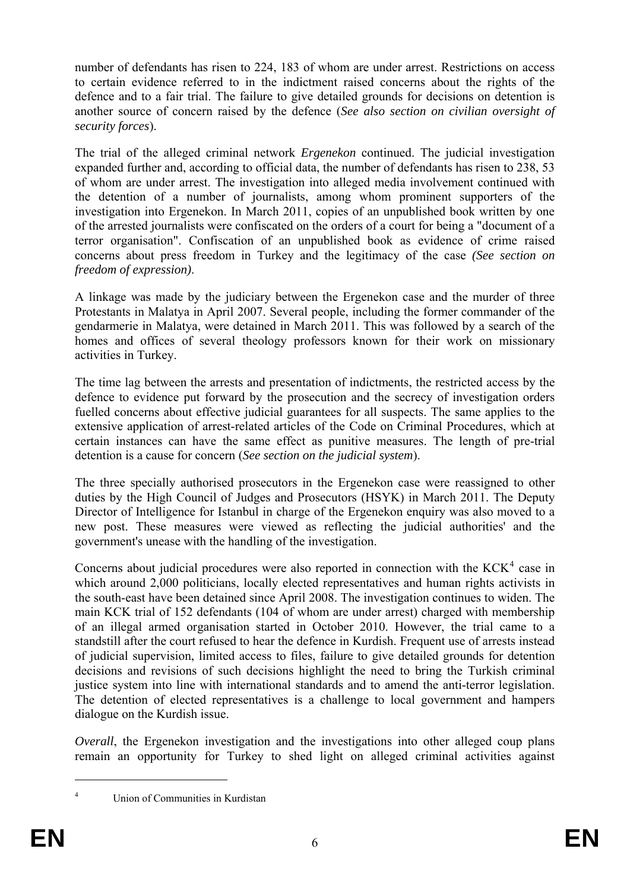number of defendants has risen to 224, 183 of whom are under arrest. Restrictions on access to certain evidence referred to in the indictment raised concerns about the rights of the defence and to a fair trial. The failure to give detailed grounds for decisions on detention is another source of concern raised by the defence (*See also section on civilian oversight of security forces*).

The trial of the alleged criminal network *Ergenekon* continued. The judicial investigation expanded further and, according to official data, the number of defendants has risen to 238, 53 of whom are under arrest. The investigation into alleged media involvement continued with the detention of a number of journalists, among whom prominent supporters of the investigation into Ergenekon. In March 2011, copies of an unpublished book written by one of the arrested journalists were confiscated on the orders of a court for being a "document of a terror organisation". Confiscation of an unpublished book as evidence of crime raised concerns about press freedom in Turkey and the legitimacy of the case *(See section on freedom of expression)*.

A linkage was made by the judiciary between the Ergenekon case and the murder of three Protestants in Malatya in April 2007. Several people, including the former commander of the gendarmerie in Malatya, were detained in March 2011. This was followed by a search of the homes and offices of several theology professors known for their work on missionary activities in Turkey.

The time lag between the arrests and presentation of indictments, the restricted access by the defence to evidence put forward by the prosecution and the secrecy of investigation orders fuelled concerns about effective judicial guarantees for all suspects. The same applies to the extensive application of arrest-related articles of the Code on Criminal Procedures, which at certain instances can have the same effect as punitive measures. The length of pre-trial detention is a cause for concern (*See section on the judicial system*).

The three specially authorised prosecutors in the Ergenekon case were reassigned to other duties by the High Council of Judges and Prosecutors (HSYK) in March 2011. The Deputy Director of Intelligence for Istanbul in charge of the Ergenekon enquiry was also moved to a new post. These measures were viewed as reflecting the judicial authorities' and the government's unease with the handling of the investigation.

Concerns about judicial procedures were also reported in connection with the KCK[4] case in which around 2,000 politicians, locally elected representatives and human rights activists in the south-east have been detained since April 2008. The investigation continues to widen. The main KCK trial of 152 defendants (104 of whom are under arrest) charged with membership of an illegal armed organisation started in October 2010. However, the trial came to a standstill after the court refused to hear the defence in Kurdish. Frequent use of arrests instead of judicial supervision, limited access to files, failure to give detailed grounds for detention decisions and revisions of such decisions highlight the need to bring the Turkish criminal justice system into line with international standards and to amend the anti-terror legislation. The detention of elected representatives is a challenge to local government and hampers dialogue on the Kurdish issue.

*Overall*, the Ergenekon investigation and the investigations into other alleged coup plans remain an opportunity for Turkey to shed light on alleged criminal activities against

[4] Union of Communities in Kurdistan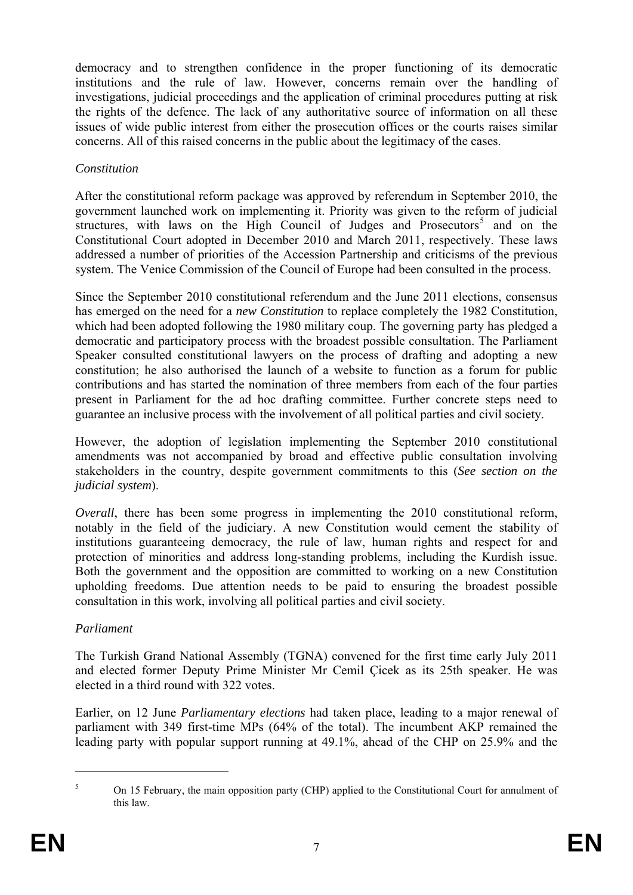democracy and to strengthen confidence in the proper functioning of its democratic institutions and the rule of law. However, concerns remain over the handling of investigations, judicial proceedings and the application of criminal procedures putting at risk the rights of the defence. The lack of any authoritative source of information on all these issues of wide public interest from either the prosecution offices or the courts raises similar concerns. All of this raised concerns in the public about the legitimacy of the cases.

*Constitution*

After the constitutional reform package was approved by referendum in September 2010, the government launched work on implementing it. Priority was given to the reform of judicial structures, with laws on the High Council of Judges and Prosecutors[5] and on the Constitutional Court adopted in December 2010 and March 2011, respectively. These laws addressed a number of priorities of the Accession Partnership and criticisms of the previous system. The Venice Commission of the Council of Europe had been consulted in the process.

Since the September 2010 constitutional referendum and the June 2011 elections, consensus has emerged on the need for a *new Constitution* to replace completely the 1982 Constitution, which had been adopted following the 1980 military coup. The governing party has pledged a democratic and participatory process with the broadest possible consultation. The Parliament Speaker consulted constitutional lawyers on the process of drafting and adopting a new constitution; he also authorised the launch of a website to function as a forum for public contributions and has started the nomination of three members from each of the four parties present in Parliament for the ad hoc drafting committee. Further concrete steps need to guarantee an inclusive process with the involvement of all political parties and civil society.

However, the adoption of legislation implementing the September 2010 constitutional amendments was not accompanied by broad and effective public consultation involving stakeholders in the country, despite government commitments to this (*See section on the judicial system*).

*Overall*, there has been some progress in implementing the 2010 constitutional reform, notably in the field of the judiciary. A new Constitution would cement the stability of institutions guaranteeing democracy, the rule of law, human rights and respect for and protection of minorities and address long-standing problems, including the Kurdish issue. Both the government and the opposition are committed to working on a new Constitution upholding freedoms. Due attention needs to be paid to ensuring the broadest possible consultation in this work, involving all political parties and civil society.

*Parliament*

The Turkish Grand National Assembly (TGNA) convened for the first time early July 2011 and elected former Deputy Prime Minister Mr Cemil Çicek as its 25th speaker. He was elected in a third round with 322 votes.

Earlier, on 12 June *Parliamentary elections* had taken place, leading to a major renewal of parliament with 349 first-time MPs (64% of the total). The incumbent AKP remained the leading party with popular support running at 49.1%, ahead of the CHP on 25.9% and the

[5] On 15 February, the main opposition party (CHP) applied to the Constitutional Court for annulment of this law.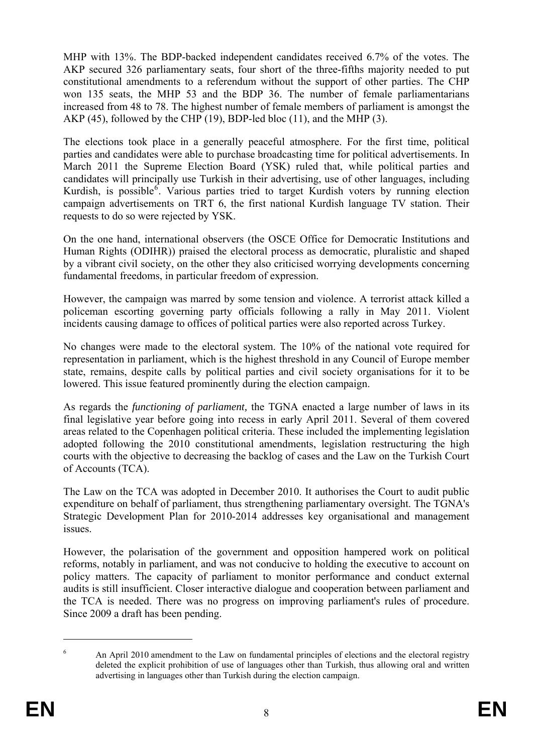MHP with 13%. The BDP-backed independent candidates received 6.7% of the votes. The AKP secured 326 parliamentary seats, four short of the three-fifths majority needed to put constitutional amendments to a referendum without the support of other parties. The CHP won 135 seats, the MHP 53 and the BDP 36. The number of female parliamentarians increased from 48 to 78. The highest number of female members of parliament is amongst the AKP (45), followed by the CHP (19), BDP-led bloc (11), and the MHP (3).

The elections took place in a generally peaceful atmosphere. For the first time, political parties and candidates were able to purchase broadcasting time for political advertisements. In March 2011 the Supreme Election Board (YSK) ruled that, while political parties and candidates will principally use Turkish in their advertising, use of other languages, including Kurdish, is possible[6]. Various parties tried to target Kurdish voters by running election campaign advertisements on TRT 6, the first national Kurdish language TV station. Their requests to do so were rejected by YSK.

On the one hand, international observers (the OSCE Office for Democratic Institutions and Human Rights (ODIHR)) praised the electoral process as democratic, pluralistic and shaped by a vibrant civil society, on the other they also criticised worrying developments concerning fundamental freedoms, in particular freedom of expression.

However, the campaign was marred by some tension and violence. A terrorist attack killed a policeman escorting governing party officials following a rally in May 2011. Violent incidents causing damage to offices of political parties were also reported across Turkey.

No changes were made to the electoral system. The 10% of the national vote required for representation in parliament, which is the highest threshold in any Council of Europe member state, remains, despite calls by political parties and civil society organisations for it to be lowered. This issue featured prominently during the election campaign.

As regards the *functioning of parliament,* the TGNA enacted a large number of laws in its final legislative year before going into recess in early April 2011. Several of them covered areas related to the Copenhagen political criteria. These included the implementing legislation adopted following the 2010 constitutional amendments, legislation restructuring the high courts with the objective to decreasing the backlog of cases and the Law on the Turkish Court of Accounts (TCA).

The Law on the TCA was adopted in December 2010. It authorises the Court to audit public expenditure on behalf of parliament, thus strengthening parliamentary oversight. The TGNA's Strategic Development Plan for 2010-2014 addresses key organisational and management issues.

However, the polarisation of the government and opposition hampered work on political reforms, notably in parliament, and was not conducive to holding the executive to account on policy matters. The capacity of parliament to monitor performance and conduct external audits is still insufficient. Closer interactive dialogue and cooperation between parliament and the TCA is needed. There was no progress on improving parliament's rules of procedure. Since 2009 a draft has been pending.

[6] An April 2010 amendment to the Law on fundamental principles of elections and the electoral registry deleted the explicit prohibition of use of languages other than Turkish, thus allowing oral and written advertising in languages other than Turkish during the election campaign.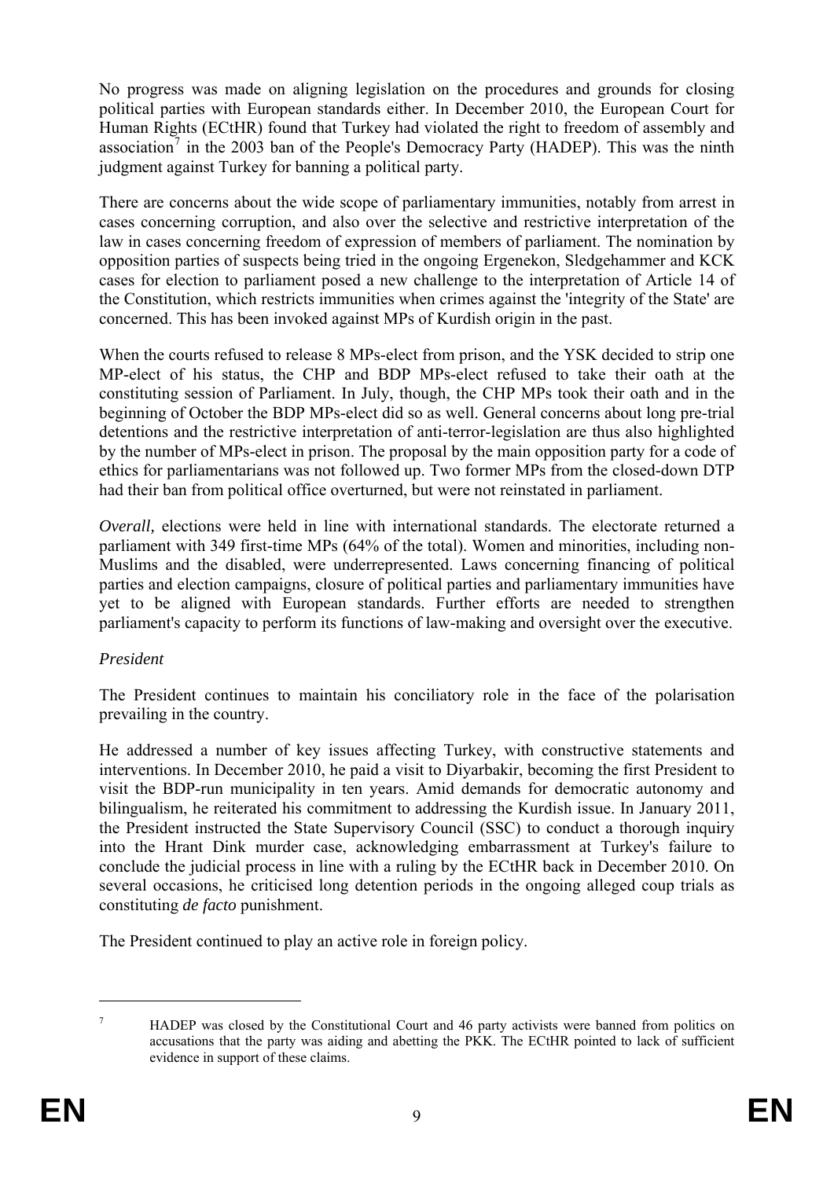No progress was made on aligning legislation on the procedures and grounds for closing political parties with European standards either. In December 2010, the European Court for Human Rights (ECtHR) found that Turkey had violated the right to freedom of assembly and association[7] in the 2003 ban of the People's Democracy Party (HADEP). This was the ninth judgment against Turkey for banning a political party.

There are concerns about the wide scope of parliamentary immunities, notably from arrest in cases concerning corruption, and also over the selective and restrictive interpretation of the law in cases concerning freedom of expression of members of parliament. The nomination by opposition parties of suspects being tried in the ongoing Ergenekon, Sledgehammer and KCK cases for election to parliament posed a new challenge to the interpretation of Article 14 of the Constitution, which restricts immunities when crimes against the 'integrity of the State' are concerned. This has been invoked against MPs of Kurdish origin in the past.

When the courts refused to release 8 MPs-elect from prison, and the YSK decided to strip one MP-elect of his status, the CHP and BDP MPs-elect refused to take their oath at the constituting session of Parliament. In July, though, the CHP MPs took their oath and in the beginning of October the BDP MPs-elect did so as well. General concerns about long pre-trial detentions and the restrictive interpretation of anti-terror-legislation are thus also highlighted by the number of MPs-elect in prison. The proposal by the main opposition party for a code of ethics for parliamentarians was not followed up. Two former MPs from the closed-down DTP had their ban from political office overturned, but were not reinstated in parliament.

*Overall,* elections were held in line with international standards. The electorate returned a parliament with 349 first-time MPs (64% of the total). Women and minorities, including non-Muslims and the disabled, were underrepresented. Laws concerning financing of political parties and election campaigns, closure of political parties and parliamentary immunities have yet to be aligned with European standards. Further efforts are needed to strengthen parliament's capacity to perform its functions of law-making and oversight over the executive.

*President*

The President continues to maintain his conciliatory role in the face of the polarisation prevailing in the country.

He addressed a number of key issues affecting Turkey, with constructive statements and interventions. In December 2010, he paid a visit to Diyarbakir, becoming the first President to visit the BDP-run municipality in ten years. Amid demands for democratic autonomy and bilingualism, he reiterated his commitment to addressing the Kurdish issue. In January 2011, the President instructed the State Supervisory Council (SSC) to conduct a thorough inquiry into the Hrant Dink murder case, acknowledging embarrassment at Turkey's failure to conclude the judicial process in line with a ruling by the ECtHR back in December 2010. On several occasions, he criticised long detention periods in the ongoing alleged coup trials as constituting *de facto* punishment.

The President continued to play an active role in foreign policy.

---

[7] HADEP was closed by the Constitutional Court and 46 party activists were banned from politics on accusations that the party was aiding and abetting the PKK. The ECtHR pointed to lack of sufficient evidence in support of these claims.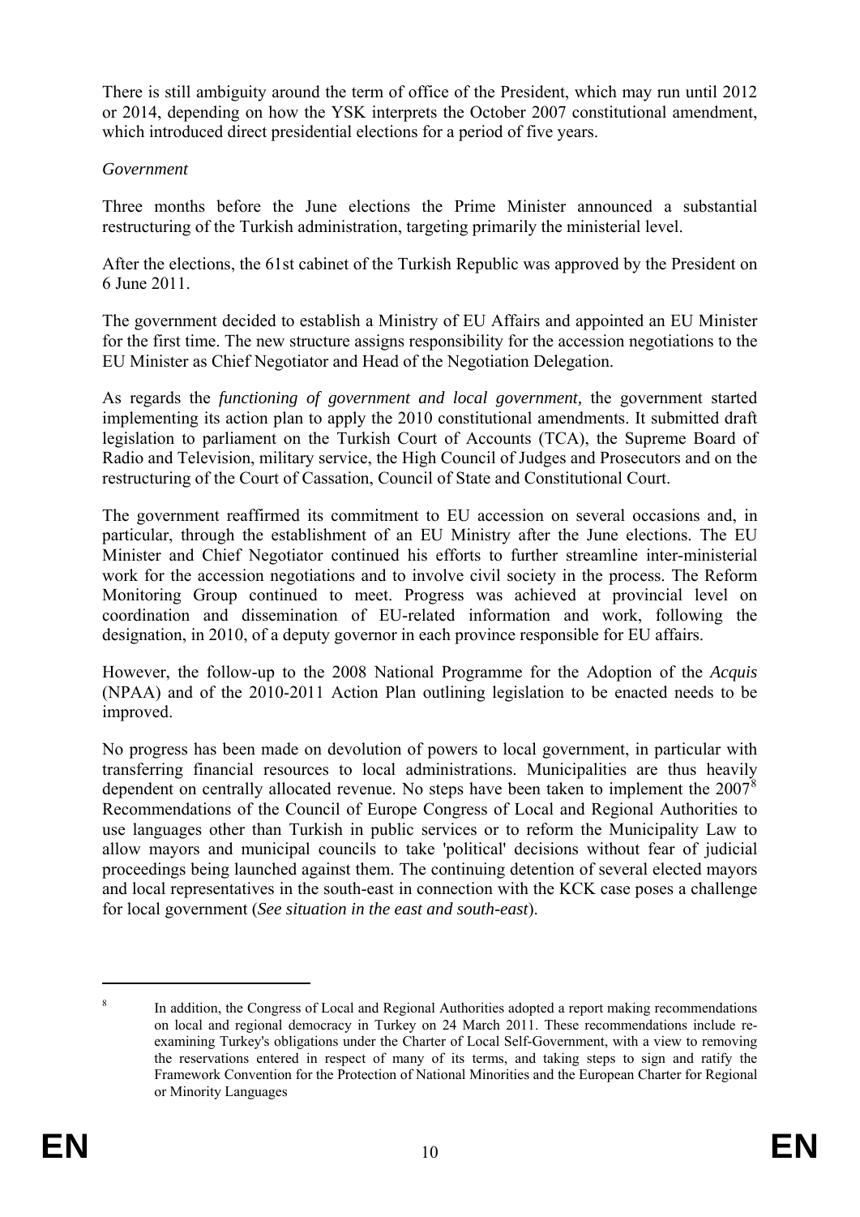There is still ambiguity around the term of office of the President, which may run until 2012 or 2014, depending on how the YSK interprets the October 2007 constitutional amendment, which introduced direct presidential elections for a period of five years.

*Government*

Three months before the June elections the Prime Minister announced a substantial restructuring of the Turkish administration, targeting primarily the ministerial level.

After the elections, the 61st cabinet of the Turkish Republic was approved by the President on 6 June 2011.

The government decided to establish a Ministry of EU Affairs and appointed an EU Minister for the first time. The new structure assigns responsibility for the accession negotiations to the EU Minister as Chief Negotiator and Head of the Negotiation Delegation.

As regards the *functioning of government and local government,* the government started implementing its action plan to apply the 2010 constitutional amendments. It submitted draft legislation to parliament on the Turkish Court of Accounts (TCA), the Supreme Board of Radio and Television, military service, the High Council of Judges and Prosecutors and on the restructuring of the Court of Cassation, Council of State and Constitutional Court.

The government reaffirmed its commitment to EU accession on several occasions and, in particular, through the establishment of an EU Ministry after the June elections. The EU Minister and Chief Negotiator continued his efforts to further streamline inter-ministerial work for the accession negotiations and to involve civil society in the process. The Reform Monitoring Group continued to meet. Progress was achieved at provincial level on coordination and dissemination of EU-related information and work, following the designation, in 2010, of a deputy governor in each province responsible for EU affairs.

However, the follow-up to the 2008 National Programme for the Adoption of the *Acquis* (NPAA) and of the 2010-2011 Action Plan outlining legislation to be enacted needs to be improved.

No progress has been made on devolution of powers to local government, in particular with transferring financial resources to local administrations. Municipalities are thus heavily dependent on centrally allocated revenue. No steps have been taken to implement the 2007[8] Recommendations of the Council of Europe Congress of Local and Regional Authorities to use languages other than Turkish in public services or to reform the Municipality Law to allow mayors and municipal councils to take 'political' decisions without fear of judicial proceedings being launched against them. The continuing detention of several elected mayors and local representatives in the south-east in connection with the KCK case poses a challenge for local government (*See situation in the east and south-east*).

---

[8] In addition, the Congress of Local and Regional Authorities adopted a report making recommendations on local and regional democracy in Turkey on 24 March 2011. These recommendations include re-examining Turkey's obligations under the Charter of Local Self-Government, with a view to removing the reservations entered in respect of many of its terms, and taking steps to sign and ratify the Framework Convention for the Protection of National Minorities and the European Charter for Regional or Minority Languages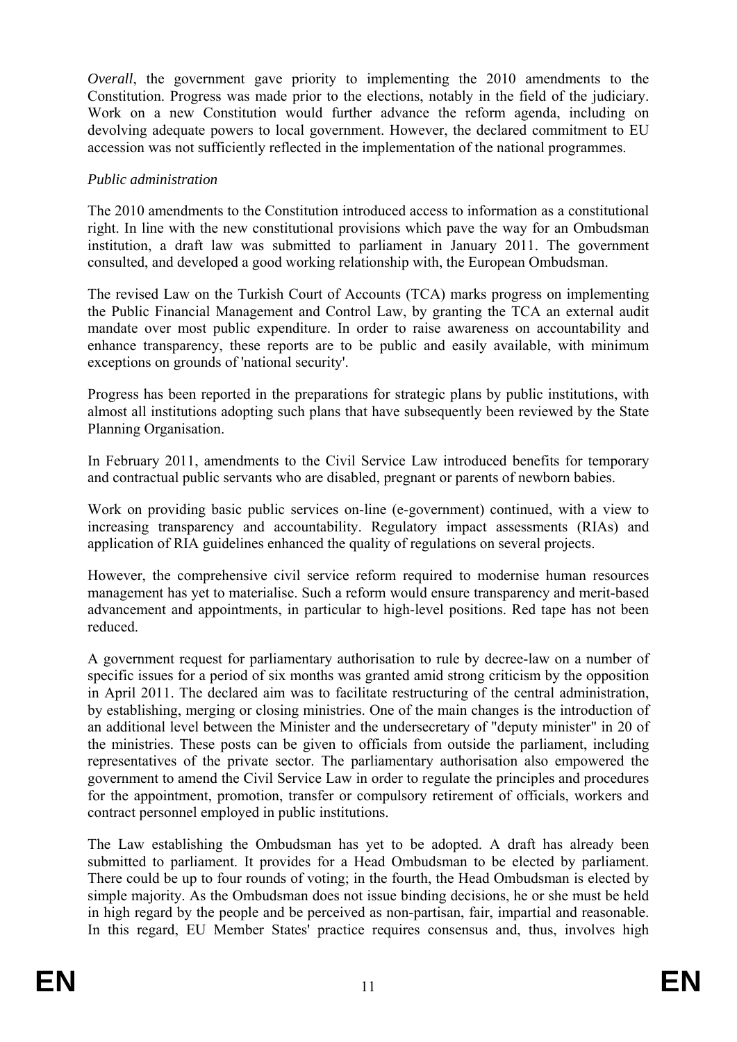*Overall*, the government gave priority to implementing the 2010 amendments to the Constitution. Progress was made prior to the elections, notably in the field of the judiciary. Work on a new Constitution would further advance the reform agenda, including on devolving adequate powers to local government. However, the declared commitment to EU accession was not sufficiently reflected in the implementation of the national programmes.

*Public administration*

The 2010 amendments to the Constitution introduced access to information as a constitutional right. In line with the new constitutional provisions which pave the way for an Ombudsman institution, a draft law was submitted to parliament in January 2011. The government consulted, and developed a good working relationship with, the European Ombudsman.

The revised Law on the Turkish Court of Accounts (TCA) marks progress on implementing the Public Financial Management and Control Law, by granting the TCA an external audit mandate over most public expenditure. In order to raise awareness on accountability and enhance transparency, these reports are to be public and easily available, with minimum exceptions on grounds of 'national security'.

Progress has been reported in the preparations for strategic plans by public institutions, with almost all institutions adopting such plans that have subsequently been reviewed by the State Planning Organisation.

In February 2011, amendments to the Civil Service Law introduced benefits for temporary and contractual public servants who are disabled, pregnant or parents of newborn babies.

Work on providing basic public services on-line (e-government) continued, with a view to increasing transparency and accountability. Regulatory impact assessments (RIAs) and application of RIA guidelines enhanced the quality of regulations on several projects.

However, the comprehensive civil service reform required to modernise human resources management has yet to materialise. Such a reform would ensure transparency and merit-based advancement and appointments, in particular to high-level positions. Red tape has not been reduced.

A government request for parliamentary authorisation to rule by decree-law on a number of specific issues for a period of six months was granted amid strong criticism by the opposition in April 2011. The declared aim was to facilitate restructuring of the central administration, by establishing, merging or closing ministries. One of the main changes is the introduction of an additional level between the Minister and the undersecretary of "deputy minister" in 20 of the ministries. These posts can be given to officials from outside the parliament, including representatives of the private sector. The parliamentary authorisation also empowered the government to amend the Civil Service Law in order to regulate the principles and procedures for the appointment, promotion, transfer or compulsory retirement of officials, workers and contract personnel employed in public institutions.

The Law establishing the Ombudsman has yet to be adopted. A draft has already been submitted to parliament. It provides for a Head Ombudsman to be elected by parliament. There could be up to four rounds of voting; in the fourth, the Head Ombudsman is elected by simple majority. As the Ombudsman does not issue binding decisions, he or she must be held in high regard by the people and be perceived as non-partisan, fair, impartial and reasonable. In this regard, EU Member States' practice requires consensus and, thus, involves high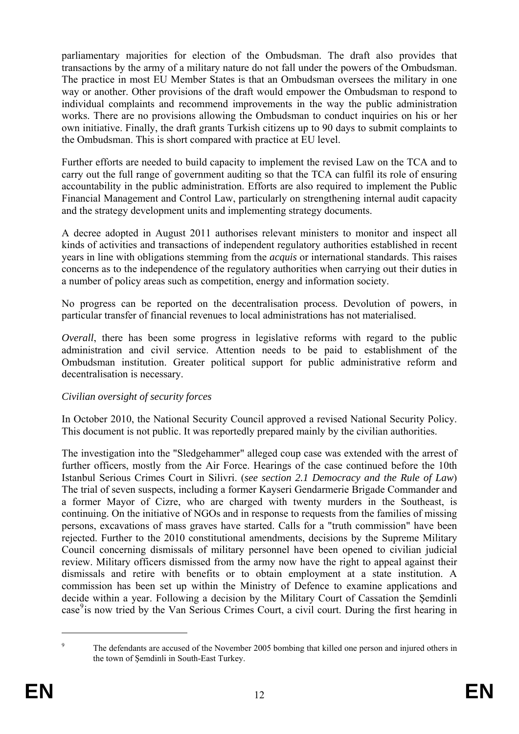parliamentary majorities for election of the Ombudsman. The draft also provides that transactions by the army of a military nature do not fall under the powers of the Ombudsman. The practice in most EU Member States is that an Ombudsman oversees the military in one way or another. Other provisions of the draft would empower the Ombudsman to respond to individual complaints and recommend improvements in the way the public administration works. There are no provisions allowing the Ombudsman to conduct inquiries on his or her own initiative. Finally, the draft grants Turkish citizens up to 90 days to submit complaints to the Ombudsman. This is short compared with practice at EU level.

Further efforts are needed to build capacity to implement the revised Law on the TCA and to carry out the full range of government auditing so that the TCA can fulfil its role of ensuring accountability in the public administration. Efforts are also required to implement the Public Financial Management and Control Law, particularly on strengthening internal audit capacity and the strategy development units and implementing strategy documents.

A decree adopted in August 2011 authorises relevant ministers to monitor and inspect all kinds of activities and transactions of independent regulatory authorities established in recent years in line with obligations stemming from the *acquis* or international standards. This raises concerns as to the independence of the regulatory authorities when carrying out their duties in a number of policy areas such as competition, energy and information society.

No progress can be reported on the decentralisation process. Devolution of powers, in particular transfer of financial revenues to local administrations has not materialised.

*Overall*, there has been some progress in legislative reforms with regard to the public administration and civil service. Attention needs to be paid to establishment of the Ombudsman institution. Greater political support for public administrative reform and decentralisation is necessary.

*Civilian oversight of security forces*

In October 2010, the National Security Council approved a revised National Security Policy. This document is not public. It was reportedly prepared mainly by the civilian authorities.

The investigation into the "Sledgehammer" alleged coup case was extended with the arrest of further officers, mostly from the Air Force. Hearings of the case continued before the 10th Istanbul Serious Crimes Court in Silivri. (*see section 2.1 Democracy and the Rule of Law*) The trial of seven suspects, including a former Kayseri Gendarmerie Brigade Commander and a former Mayor of Cizre, who are charged with twenty murders in the Southeast, is continuing. On the initiative of NGOs and in response to requests from the families of missing persons, excavations of mass graves have started. Calls for a "truth commission" have been rejected. Further to the 2010 constitutional amendments, decisions by the Supreme Military Council concerning dismissals of military personnel have been opened to civilian judicial review. Military officers dismissed from the army now have the right to appeal against their dismissals and retire with benefits or to obtain employment at a state institution. A commission has been set up within the Ministry of Defence to examine applications and decide within a year. Following a decision by the Military Court of Cassation the Şemdinli case[9] is now tried by the Van Serious Crimes Court, a civil court. During the first hearing in

[9] The defendants are accused of the November 2005 bombing that killed one person and injured others in the town of Şemdinli in South-East Turkey.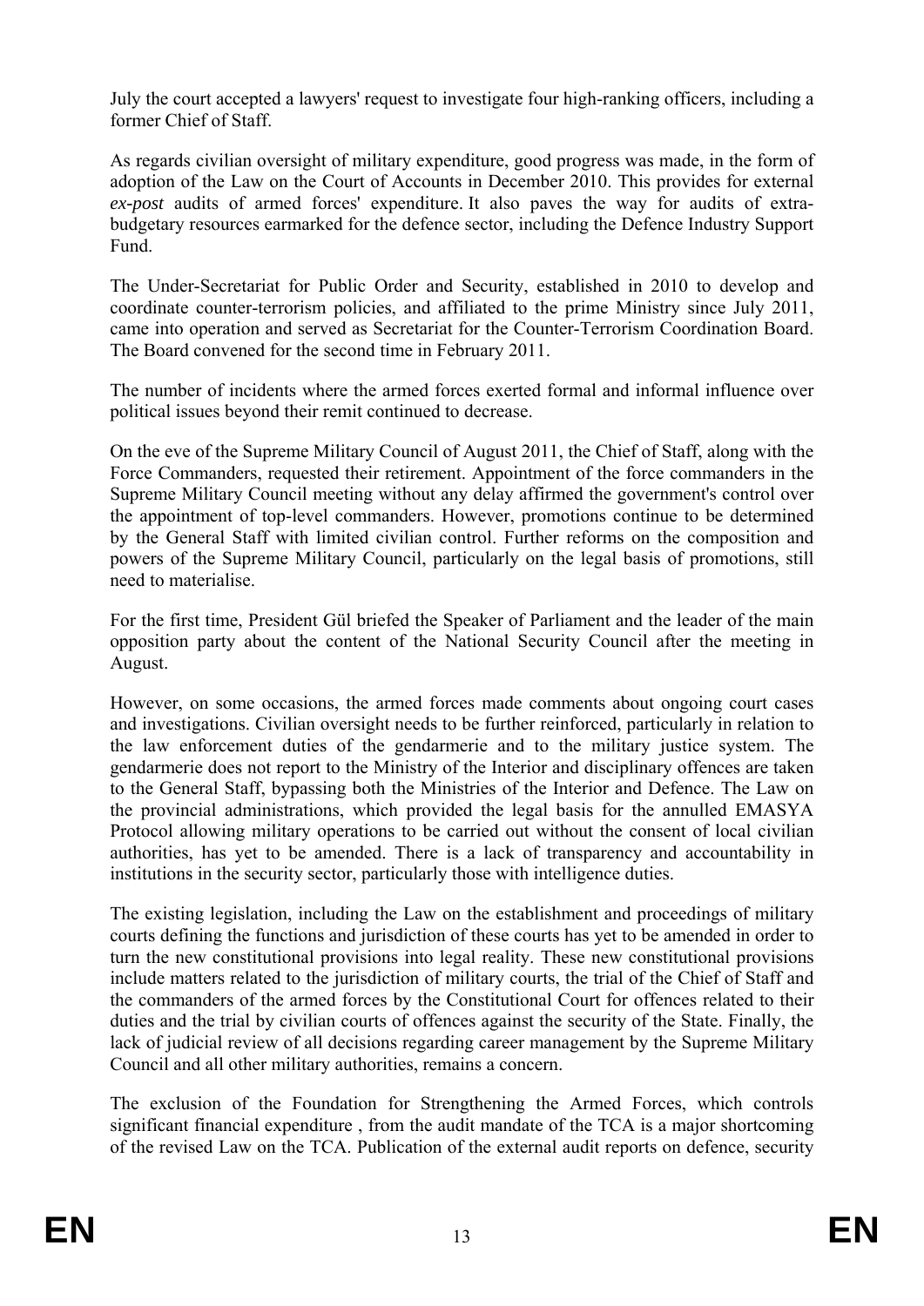July the court accepted a lawyers' request to investigate four high-ranking officers, including a former Chief of Staff.

As regards civilian oversight of military expenditure, good progress was made, in the form of adoption of the Law on the Court of Accounts in December 2010. This provides for external *ex-post* audits of armed forces' expenditure. It also paves the way for audits of extra-budgetary resources earmarked for the defence sector, including the Defence Industry Support Fund.

The Under-Secretariat for Public Order and Security, established in 2010 to develop and coordinate counter-terrorism policies, and affiliated to the prime Ministry since July 2011, came into operation and served as Secretariat for the Counter-Terrorism Coordination Board. The Board convened for the second time in February 2011.

The number of incidents where the armed forces exerted formal and informal influence over political issues beyond their remit continued to decrease.

On the eve of the Supreme Military Council of August 2011, the Chief of Staff, along with the Force Commanders, requested their retirement. Appointment of the force commanders in the Supreme Military Council meeting without any delay affirmed the government's control over the appointment of top-level commanders. However, promotions continue to be determined by the General Staff with limited civilian control. Further reforms on the composition and powers of the Supreme Military Council, particularly on the legal basis of promotions, still need to materialise.

For the first time, President Gül briefed the Speaker of Parliament and the leader of the main opposition party about the content of the National Security Council after the meeting in August.

However, on some occasions, the armed forces made comments about ongoing court cases and investigations. Civilian oversight needs to be further reinforced, particularly in relation to the law enforcement duties of the gendarmerie and to the military justice system. The gendarmerie does not report to the Ministry of the Interior and disciplinary offences are taken to the General Staff, bypassing both the Ministries of the Interior and Defence. The Law on the provincial administrations, which provided the legal basis for the annulled EMASYA Protocol allowing military operations to be carried out without the consent of local civilian authorities, has yet to be amended. There is a lack of transparency and accountability in institutions in the security sector, particularly those with intelligence duties.

The existing legislation, including the Law on the establishment and proceedings of military courts defining the functions and jurisdiction of these courts has yet to be amended in order to turn the new constitutional provisions into legal reality. These new constitutional provisions include matters related to the jurisdiction of military courts, the trial of the Chief of Staff and the commanders of the armed forces by the Constitutional Court for offences related to their duties and the trial by civilian courts of offences against the security of the State. Finally, the lack of judicial review of all decisions regarding career management by the Supreme Military Council and all other military authorities, remains a concern.

The exclusion of the Foundation for Strengthening the Armed Forces, which controls significant financial expenditure , from the audit mandate of the TCA is a major shortcoming of the revised Law on the TCA. Publication of the external audit reports on defence, security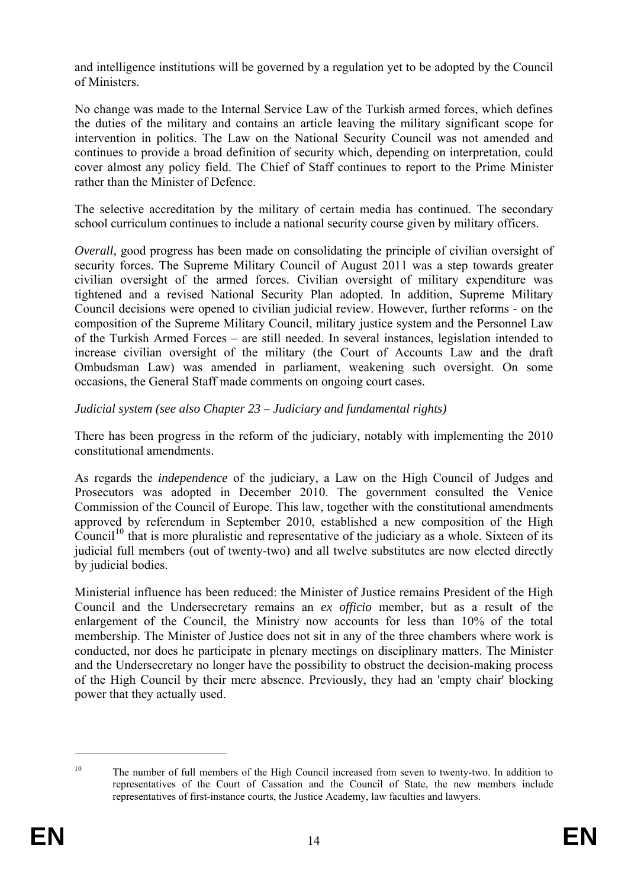and intelligence institutions will be governed by a regulation yet to be adopted by the Council of Ministers.

No change was made to the Internal Service Law of the Turkish armed forces, which defines the duties of the military and contains an article leaving the military significant scope for intervention in politics. The Law on the National Security Council was not amended and continues to provide a broad definition of security which, depending on interpretation, could cover almost any policy field. The Chief of Staff continues to report to the Prime Minister rather than the Minister of Defence.

The selective accreditation by the military of certain media has continued. The secondary school curriculum continues to include a national security course given by military officers.

*Overall*, good progress has been made on consolidating the principle of civilian oversight of security forces. The Supreme Military Council of August 2011 was a step towards greater civilian oversight of the armed forces. Civilian oversight of military expenditure was tightened and a revised National Security Plan adopted. In addition, Supreme Military Council decisions were opened to civilian judicial review. However, further reforms - on the composition of the Supreme Military Council, military justice system and the Personnel Law of the Turkish Armed Forces – are still needed. In several instances, legislation intended to increase civilian oversight of the military (the Court of Accounts Law and the draft Ombudsman Law) was amended in parliament, weakening such oversight. On some occasions, the General Staff made comments on ongoing court cases.

*Judicial system (see also Chapter 23 – Judiciary and fundamental rights)*

There has been progress in the reform of the judiciary, notably with implementing the 2010 constitutional amendments.

As regards the *independence* of the judiciary, a Law on the High Council of Judges and Prosecutors was adopted in December 2010. The government consulted the Venice Commission of the Council of Europe. This law, together with the constitutional amendments approved by referendum in September 2010, established a new composition of the High Council[10] that is more pluralistic and representative of the judiciary as a whole. Sixteen of its judicial full members (out of twenty-two) and all twelve substitutes are now elected directly by judicial bodies.

Ministerial influence has been reduced: the Minister of Justice remains President of the High Council and the Undersecretary remains an *ex officio* member, but as a result of the enlargement of the Council, the Ministry now accounts for less than 10% of the total membership. The Minister of Justice does not sit in any of the three chambers where work is conducted, nor does he participate in plenary meetings on disciplinary matters. The Minister and the Undersecretary no longer have the possibility to obstruct the decision-making process of the High Council by their mere absence. Previously, they had an 'empty chair' blocking power that they actually used.

[10] The number of full members of the High Council increased from seven to twenty-two. In addition to representatives of the Court of Cassation and the Council of State, the new members include representatives of first-instance courts, the Justice Academy, law faculties and lawyers.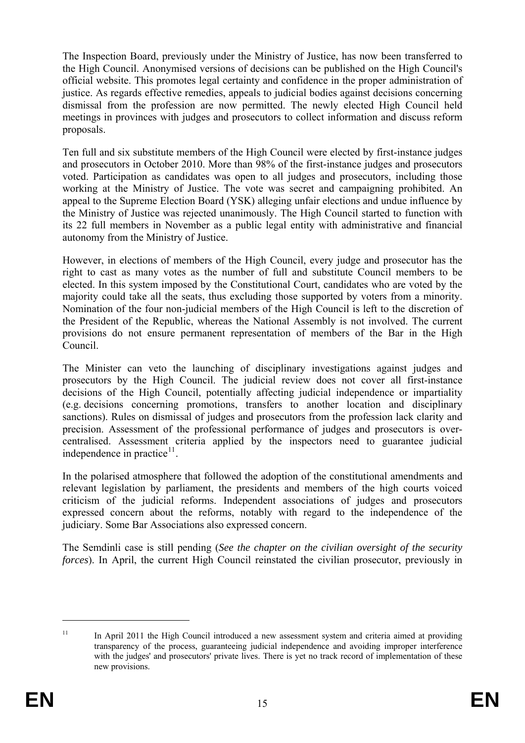The Inspection Board, previously under the Ministry of Justice, has now been transferred to the High Council. Anonymised versions of decisions can be published on the High Council's official website. This promotes legal certainty and confidence in the proper administration of justice. As regards effective remedies, appeals to judicial bodies against decisions concerning dismissal from the profession are now permitted. The newly elected High Council held meetings in provinces with judges and prosecutors to collect information and discuss reform proposals.

Ten full and six substitute members of the High Council were elected by first-instance judges and prosecutors in October 2010. More than 98% of the first-instance judges and prosecutors voted. Participation as candidates was open to all judges and prosecutors, including those working at the Ministry of Justice. The vote was secret and campaigning prohibited. An appeal to the Supreme Election Board (YSK) alleging unfair elections and undue influence by the Ministry of Justice was rejected unanimously. The High Council started to function with its 22 full members in November as a public legal entity with administrative and financial autonomy from the Ministry of Justice.

However, in elections of members of the High Council, every judge and prosecutor has the right to cast as many votes as the number of full and substitute Council members to be elected. In this system imposed by the Constitutional Court, candidates who are voted by the majority could take all the seats, thus excluding those supported by voters from a minority. Nomination of the four non-judicial members of the High Council is left to the discretion of the President of the Republic, whereas the National Assembly is not involved. The current provisions do not ensure permanent representation of members of the Bar in the High Council.

The Minister can veto the launching of disciplinary investigations against judges and prosecutors by the High Council. The judicial review does not cover all first-instance decisions of the High Council, potentially affecting judicial independence or impartiality (e.g. decisions concerning promotions, transfers to another location and disciplinary sanctions). Rules on dismissal of judges and prosecutors from the profession lack clarity and precision. Assessment of the professional performance of judges and prosecutors is over-centralised. Assessment criteria applied by the inspectors need to guarantee judicial independence in practice[11].

In the polarised atmosphere that followed the adoption of the constitutional amendments and relevant legislation by parliament, the presidents and members of the high courts voiced criticism of the judicial reforms. Independent associations of judges and prosecutors expressed concern about the reforms, notably with regard to the independence of the judiciary. Some Bar Associations also expressed concern.

The Semdinli case is still pending (*See the chapter on the civilian oversight of the security forces*). In April, the current High Council reinstated the civilian prosecutor, previously in

[11] In April 2011 the High Council introduced a new assessment system and criteria aimed at providing transparency of the process, guaranteeing judicial independence and avoiding improper interference with the judges' and prosecutors' private lives. There is yet no track record of implementation of these new provisions.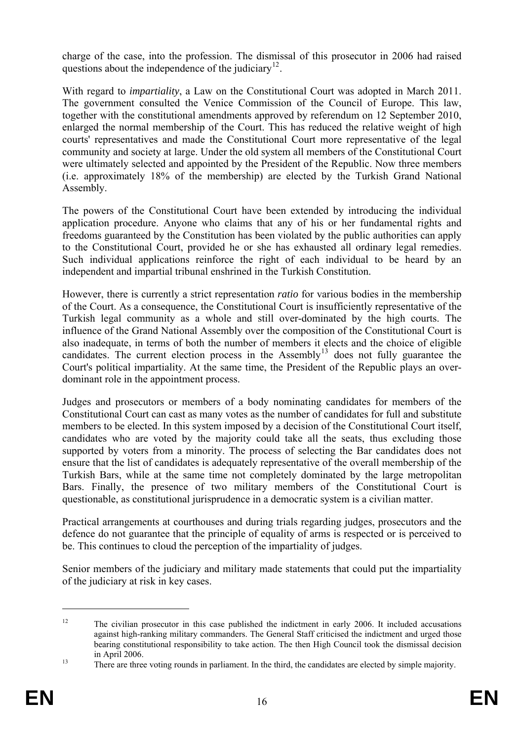charge of the case, into the profession. The dismissal of this prosecutor in 2006 had raised questions about the independence of the judiciary[12].

With regard to *impartiality*, a Law on the Constitutional Court was adopted in March 2011. The government consulted the Venice Commission of the Council of Europe. This law, together with the constitutional amendments approved by referendum on 12 September 2010, enlarged the normal membership of the Court. This has reduced the relative weight of high courts' representatives and made the Constitutional Court more representative of the legal community and society at large. Under the old system all members of the Constitutional Court were ultimately selected and appointed by the President of the Republic. Now three members (i.e. approximately 18% of the membership) are elected by the Turkish Grand National Assembly.

The powers of the Constitutional Court have been extended by introducing the individual application procedure. Anyone who claims that any of his or her fundamental rights and freedoms guaranteed by the Constitution has been violated by the public authorities can apply to the Constitutional Court, provided he or she has exhausted all ordinary legal remedies. Such individual applications reinforce the right of each individual to be heard by an independent and impartial tribunal enshrined in the Turkish Constitution.

However, there is currently a strict representation *ratio* for various bodies in the membership of the Court. As a consequence, the Constitutional Court is insufficiently representative of the Turkish legal community as a whole and still over-dominated by the high courts. The influence of the Grand National Assembly over the composition of the Constitutional Court is also inadequate, in terms of both the number of members it elects and the choice of eligible candidates. The current election process in the Assembly[13] does not fully guarantee the Court's political impartiality. At the same time, the President of the Republic plays an over-dominant role in the appointment process.

Judges and prosecutors or members of a body nominating candidates for members of the Constitutional Court can cast as many votes as the number of candidates for full and substitute members to be elected. In this system imposed by a decision of the Constitutional Court itself, candidates who are voted by the majority could take all the seats, thus excluding those supported by voters from a minority. The process of selecting the Bar candidates does not ensure that the list of candidates is adequately representative of the overall membership of the Turkish Bars, while at the same time not completely dominated by the large metropolitan Bars. Finally, the presence of two military members of the Constitutional Court is questionable, as constitutional jurisprudence in a democratic system is a civilian matter.

Practical arrangements at courthouses and during trials regarding judges, prosecutors and the defence do not guarantee that the principle of equality of arms is respected or is perceived to be. This continues to cloud the perception of the impartiality of judges.

Senior members of the judiciary and military made statements that could put the impartiality of the judiciary at risk in key cases.

---

[12] The civilian prosecutor in this case published the indictment in early 2006. It included accusations against high-ranking military commanders. The General Staff criticised the indictment and urged those bearing constitutional responsibility to take action. The then High Council took the dismissal decision in April 2006.

[13] There are three voting rounds in parliament. In the third, the candidates are elected by simple majority.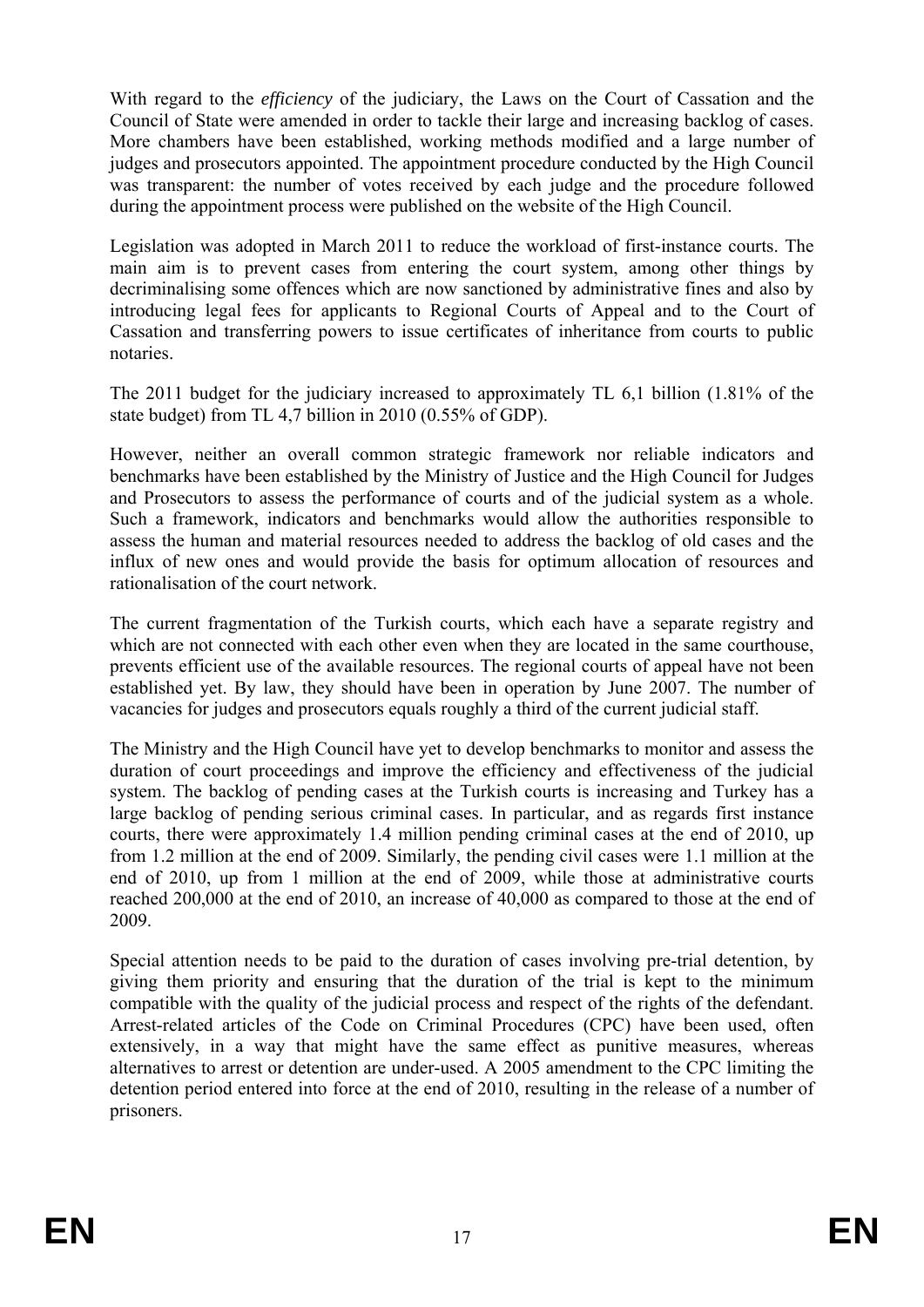With regard to the *efficiency* of the judiciary, the Laws on the Court of Cassation and the Council of State were amended in order to tackle their large and increasing backlog of cases. More chambers have been established, working methods modified and a large number of judges and prosecutors appointed. The appointment procedure conducted by the High Council was transparent: the number of votes received by each judge and the procedure followed during the appointment process were published on the website of the High Council.

Legislation was adopted in March 2011 to reduce the workload of first-instance courts. The main aim is to prevent cases from entering the court system, among other things by decriminalising some offences which are now sanctioned by administrative fines and also by introducing legal fees for applicants to Regional Courts of Appeal and to the Court of Cassation and transferring powers to issue certificates of inheritance from courts to public notaries.

The 2011 budget for the judiciary increased to approximately TL 6,1 billion (1.81% of the state budget) from TL 4,7 billion in 2010 (0.55% of GDP).

However, neither an overall common strategic framework nor reliable indicators and benchmarks have been established by the Ministry of Justice and the High Council for Judges and Prosecutors to assess the performance of courts and of the judicial system as a whole. Such a framework, indicators and benchmarks would allow the authorities responsible to assess the human and material resources needed to address the backlog of old cases and the influx of new ones and would provide the basis for optimum allocation of resources and rationalisation of the court network.

The current fragmentation of the Turkish courts, which each have a separate registry and which are not connected with each other even when they are located in the same courthouse, prevents efficient use of the available resources. The regional courts of appeal have not been established yet. By law, they should have been in operation by June 2007. The number of vacancies for judges and prosecutors equals roughly a third of the current judicial staff.

The Ministry and the High Council have yet to develop benchmarks to monitor and assess the duration of court proceedings and improve the efficiency and effectiveness of the judicial system. The backlog of pending cases at the Turkish courts is increasing and Turkey has a large backlog of pending serious criminal cases. In particular, and as regards first instance courts, there were approximately 1.4 million pending criminal cases at the end of 2010, up from 1.2 million at the end of 2009. Similarly, the pending civil cases were 1.1 million at the end of 2010, up from 1 million at the end of 2009, while those at administrative courts reached 200,000 at the end of 2010, an increase of 40,000 as compared to those at the end of 2009.

Special attention needs to be paid to the duration of cases involving pre-trial detention, by giving them priority and ensuring that the duration of the trial is kept to the minimum compatible with the quality of the judicial process and respect of the rights of the defendant. Arrest-related articles of the Code on Criminal Procedures (CPC) have been used, often extensively, in a way that might have the same effect as punitive measures, whereas alternatives to arrest or detention are under-used. A 2005 amendment to the CPC limiting the detention period entered into force at the end of 2010, resulting in the release of a number of prisoners.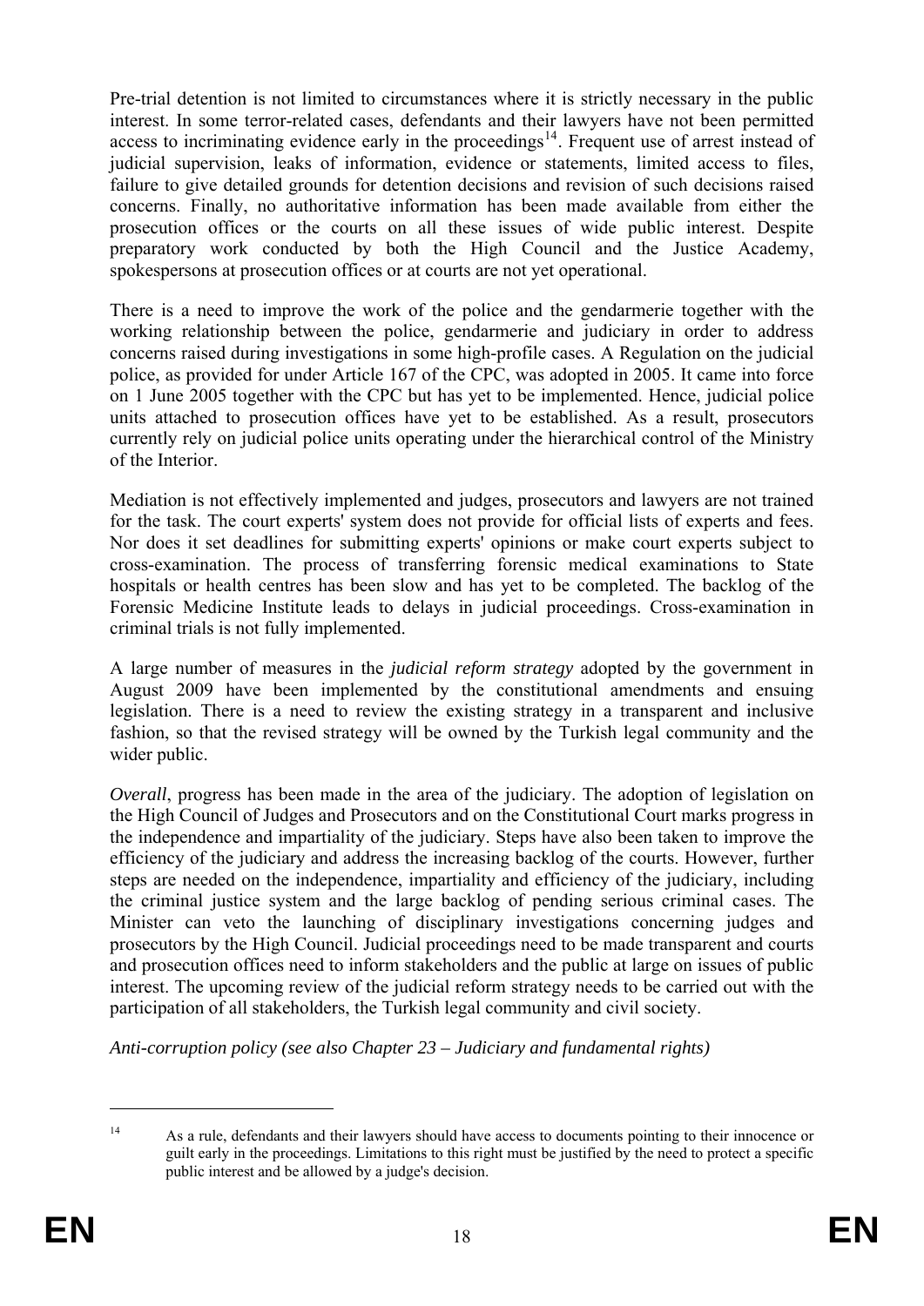Pre-trial detention is not limited to circumstances where it is strictly necessary in the public interest. In some terror-related cases, defendants and their lawyers have not been permitted access to incriminating evidence early in the proceedings[14]. Frequent use of arrest instead of judicial supervision, leaks of information, evidence or statements, limited access to files, failure to give detailed grounds for detention decisions and revision of such decisions raised concerns. Finally, no authoritative information has been made available from either the prosecution offices or the courts on all these issues of wide public interest. Despite preparatory work conducted by both the High Council and the Justice Academy, spokespersons at prosecution offices or at courts are not yet operational.

There is a need to improve the work of the police and the gendarmerie together with the working relationship between the police, gendarmerie and judiciary in order to address concerns raised during investigations in some high-profile cases. A Regulation on the judicial police, as provided for under Article 167 of the CPC, was adopted in 2005. It came into force on 1 June 2005 together with the CPC but has yet to be implemented. Hence, judicial police units attached to prosecution offices have yet to be established. As a result, prosecutors currently rely on judicial police units operating under the hierarchical control of the Ministry of the Interior.

Mediation is not effectively implemented and judges, prosecutors and lawyers are not trained for the task. The court experts' system does not provide for official lists of experts and fees. Nor does it set deadlines for submitting experts' opinions or make court experts subject to cross-examination. The process of transferring forensic medical examinations to State hospitals or health centres has been slow and has yet to be completed. The backlog of the Forensic Medicine Institute leads to delays in judicial proceedings. Cross-examination in criminal trials is not fully implemented.

A large number of measures in the *judicial reform strategy* adopted by the government in August 2009 have been implemented by the constitutional amendments and ensuing legislation. There is a need to review the existing strategy in a transparent and inclusive fashion, so that the revised strategy will be owned by the Turkish legal community and the wider public.

*Overall*, progress has been made in the area of the judiciary. The adoption of legislation on the High Council of Judges and Prosecutors and on the Constitutional Court marks progress in the independence and impartiality of the judiciary. Steps have also been taken to improve the efficiency of the judiciary and address the increasing backlog of the courts. However, further steps are needed on the independence, impartiality and efficiency of the judiciary, including the criminal justice system and the large backlog of pending serious criminal cases. The Minister can veto the launching of disciplinary investigations concerning judges and prosecutors by the High Council. Judicial proceedings need to be made transparent and courts and prosecution offices need to inform stakeholders and the public at large on issues of public interest. The upcoming review of the judicial reform strategy needs to be carried out with the participation of all stakeholders, the Turkish legal community and civil society.

*Anti-corruption policy (see also Chapter 23 – Judiciary and fundamental rights)*

---

[14] As a rule, defendants and their lawyers should have access to documents pointing to their innocence or guilt early in the proceedings. Limitations to this right must be justified by the need to protect a specific public interest and be allowed by a judge's decision.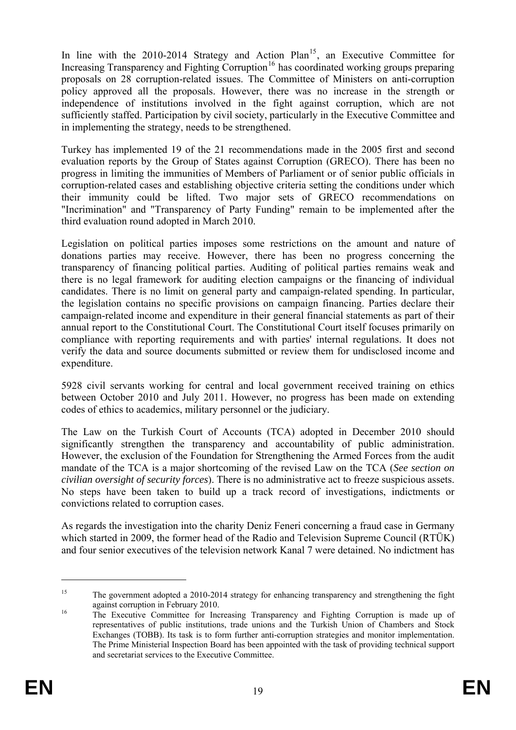In line with the 2010-2014 Strategy and Action Plan[15], an Executive Committee for Increasing Transparency and Fighting Corruption[16] has coordinated working groups preparing proposals on 28 corruption-related issues. The Committee of Ministers on anti-corruption policy approved all the proposals. However, there was no increase in the strength or independence of institutions involved in the fight against corruption, which are not sufficiently staffed. Participation by civil society, particularly in the Executive Committee and in implementing the strategy, needs to be strengthened.

Turkey has implemented 19 of the 21 recommendations made in the 2005 first and second evaluation reports by the Group of States against Corruption (GRECO). There has been no progress in limiting the immunities of Members of Parliament or of senior public officials in corruption-related cases and establishing objective criteria setting the conditions under which their immunity could be lifted. Two major sets of GRECO recommendations on "Incrimination" and "Transparency of Party Funding" remain to be implemented after the third evaluation round adopted in March 2010.

Legislation on political parties imposes some restrictions on the amount and nature of donations parties may receive. However, there has been no progress concerning the transparency of financing political parties. Auditing of political parties remains weak and there is no legal framework for auditing election campaigns or the financing of individual candidates. There is no limit on general party and campaign-related spending. In particular, the legislation contains no specific provisions on campaign financing. Parties declare their campaign-related income and expenditure in their general financial statements as part of their annual report to the Constitutional Court. The Constitutional Court itself focuses primarily on compliance with reporting requirements and with parties' internal regulations. It does not verify the data and source documents submitted or review them for undisclosed income and expenditure.

5928 civil servants working for central and local government received training on ethics between October 2010 and July 2011. However, no progress has been made on extending codes of ethics to academics, military personnel or the judiciary.

The Law on the Turkish Court of Accounts (TCA) adopted in December 2010 should significantly strengthen the transparency and accountability of public administration. However, the exclusion of the Foundation for Strengthening the Armed Forces from the audit mandate of the TCA is a major shortcoming of the revised Law on the TCA (*See section on civilian oversight of security forces*). There is no administrative act to freeze suspicious assets. No steps have been taken to build up a track record of investigations, indictments or convictions related to corruption cases.

As regards the investigation into the charity Deniz Feneri concerning a fraud case in Germany which started in 2009, the former head of the Radio and Television Supreme Council (RTÜK) and four senior executives of the television network Kanal 7 were detained. No indictment has

---

[15] The government adopted a 2010-2014 strategy for enhancing transparency and strengthening the fight against corruption in February 2010.

[16] The Executive Committee for Increasing Transparency and Fighting Corruption is made up of representatives of public institutions, trade unions and the Turkish Union of Chambers and Stock Exchanges (TOBB). Its task is to form further anti-corruption strategies and monitor implementation. The Prime Ministerial Inspection Board has been appointed with the task of providing technical support and secretariat services to the Executive Committee.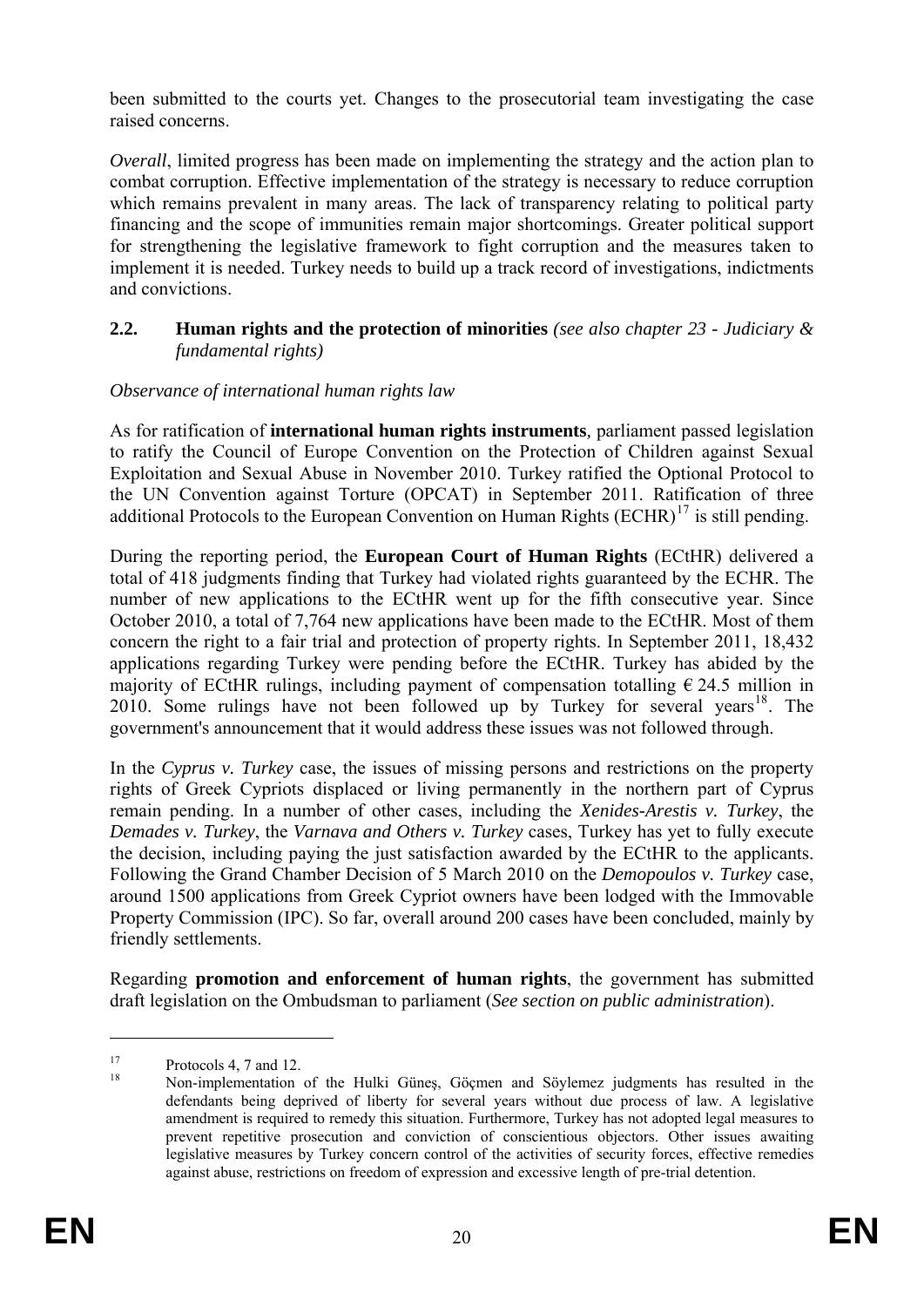been submitted to the courts yet. Changes to the prosecutorial team investigating the case raised concerns.

*Overall*, limited progress has been made on implementing the strategy and the action plan to combat corruption. Effective implementation of the strategy is necessary to reduce corruption which remains prevalent in many areas. The lack of transparency relating to political party financing and the scope of immunities remain major shortcomings. Greater political support for strengthening the legislative framework to fight corruption and the measures taken to implement it is needed. Turkey needs to build up a track record of investigations, indictments and convictions.

## 2.2. Human rights and the protection of minorities *(see also chapter 23 - Judiciary & fundamental rights)*

*Observance of international human rights law*

As for ratification of **international human rights instruments**, parliament passed legislation to ratify the Council of Europe Convention on the Protection of Children against Sexual Exploitation and Sexual Abuse in November 2010. Turkey ratified the Optional Protocol to the UN Convention against Torture (OPCAT) in September 2011. Ratification of three additional Protocols to the European Convention on Human Rights (ECHR)[17] is still pending.

During the reporting period, the **European Court of Human Rights** (ECtHR) delivered a total of 418 judgments finding that Turkey had violated rights guaranteed by the ECHR. The number of new applications to the ECtHR went up for the fifth consecutive year. Since October 2010, a total of 7,764 new applications have been made to the ECtHR. Most of them concern the right to a fair trial and protection of property rights. In September 2011, 18,432 applications regarding Turkey were pending before the ECtHR. Turkey has abided by the majority of ECtHR rulings, including payment of compensation totalling € 24.5 million in 2010. Some rulings have not been followed up by Turkey for several years[18]. The government's announcement that it would address these issues was not followed through.

In the *Cyprus v. Turkey* case, the issues of missing persons and restrictions on the property rights of Greek Cypriots displaced or living permanently in the northern part of Cyprus remain pending. In a number of other cases, including the *Xenides-Arestis v. Turkey*, the *Demades v. Turkey*, the *Varnava and Others v. Turkey* cases, Turkey has yet to fully execute the decision, including paying the just satisfaction awarded by the ECtHR to the applicants. Following the Grand Chamber Decision of 5 March 2010 on the *Demopoulos v. Turkey* case, around 1500 applications from Greek Cypriot owners have been lodged with the Immovable Property Commission (IPC). So far, overall around 200 cases have been concluded, mainly by friendly settlements.

Regarding **promotion and enforcement of human rights**, the government has submitted draft legislation on the Ombudsman to parliament (*See section on public administration*).

---

[17] Protocols 4, 7 and 12.

[18] Non-implementation of the Hulki Güneş, Göçmen and Söylemez judgments has resulted in the defendants being deprived of liberty for several years without due process of law. A legislative amendment is required to remedy this situation. Furthermore, Turkey has not adopted legal measures to prevent repetitive prosecution and conviction of conscientious objectors. Other issues awaiting legislative measures by Turkey concern control of the activities of security forces, effective remedies against abuse, restrictions on freedom of expression and excessive length of pre-trial detention.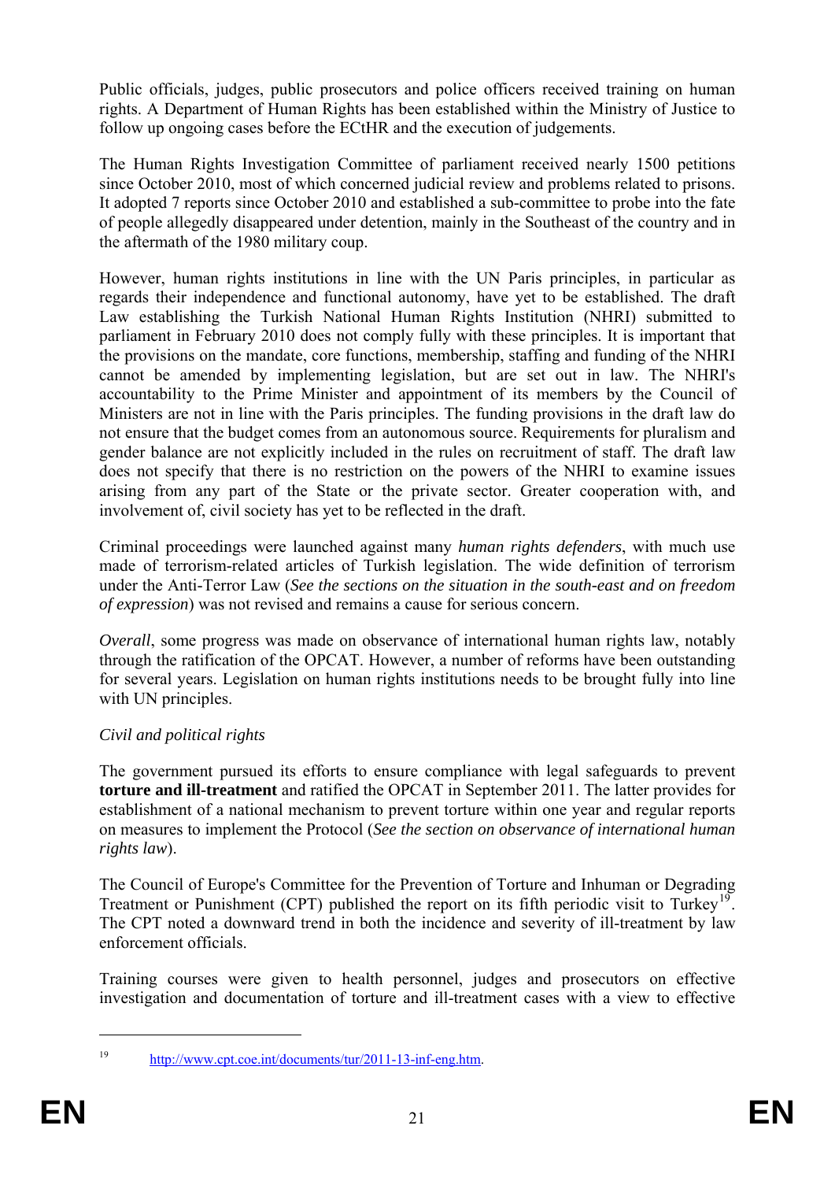Public officials, judges, public prosecutors and police officers received training on human rights. A Department of Human Rights has been established within the Ministry of Justice to follow up ongoing cases before the ECtHR and the execution of judgements.

The Human Rights Investigation Committee of parliament received nearly 1500 petitions since October 2010, most of which concerned judicial review and problems related to prisons. It adopted 7 reports since October 2010 and established a sub-committee to probe into the fate of people allegedly disappeared under detention, mainly in the Southeast of the country and in the aftermath of the 1980 military coup.

However, human rights institutions in line with the UN Paris principles, in particular as regards their independence and functional autonomy, have yet to be established. The draft Law establishing the Turkish National Human Rights Institution (NHRI) submitted to parliament in February 2010 does not comply fully with these principles. It is important that the provisions on the mandate, core functions, membership, staffing and funding of the NHRI cannot be amended by implementing legislation, but are set out in law. The NHRI's accountability to the Prime Minister and appointment of its members by the Council of Ministers are not in line with the Paris principles. The funding provisions in the draft law do not ensure that the budget comes from an autonomous source. Requirements for pluralism and gender balance are not explicitly included in the rules on recruitment of staff. The draft law does not specify that there is no restriction on the powers of the NHRI to examine issues arising from any part of the State or the private sector. Greater cooperation with, and involvement of, civil society has yet to be reflected in the draft.

Criminal proceedings were launched against many *human rights defenders*, with much use made of terrorism-related articles of Turkish legislation. The wide definition of terrorism under the Anti-Terror Law (*See the sections on the situation in the south-east and on freedom of expression*) was not revised and remains a cause for serious concern.

*Overall*, some progress was made on observance of international human rights law, notably through the ratification of the OPCAT. However, a number of reforms have been outstanding for several years. Legislation on human rights institutions needs to be brought fully into line with UN principles.

*Civil and political rights*

The government pursued its efforts to ensure compliance with legal safeguards to prevent **torture and ill-treatment** and ratified the OPCAT in September 2011. The latter provides for establishment of a national mechanism to prevent torture within one year and regular reports on measures to implement the Protocol (*See the section on observance of international human rights law*).

The Council of Europe's Committee for the Prevention of Torture and Inhuman or Degrading Treatment or Punishment (CPT) published the report on its fifth periodic visit to Turkey[19]. The CPT noted a downward trend in both the incidence and severity of ill-treatment by law enforcement officials.

Training courses were given to health personnel, judges and prosecutors on effective investigation and documentation of torture and ill-treatment cases with a view to effective

[19] http://www.cpt.coe.int/documents/tur/2011-13-inf-eng.htm.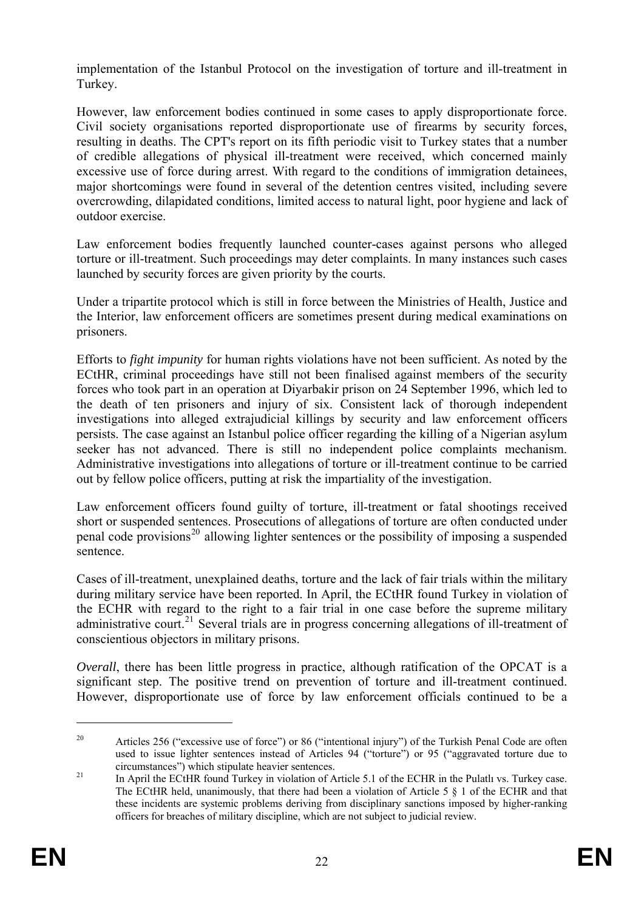implementation of the Istanbul Protocol on the investigation of torture and ill-treatment in Turkey.

However, law enforcement bodies continued in some cases to apply disproportionate force. Civil society organisations reported disproportionate use of firearms by security forces, resulting in deaths. The CPT's report on its fifth periodic visit to Turkey states that a number of credible allegations of physical ill-treatment were received, which concerned mainly excessive use of force during arrest. With regard to the conditions of immigration detainees, major shortcomings were found in several of the detention centres visited, including severe overcrowding, dilapidated conditions, limited access to natural light, poor hygiene and lack of outdoor exercise.

Law enforcement bodies frequently launched counter-cases against persons who alleged torture or ill-treatment. Such proceedings may deter complaints. In many instances such cases launched by security forces are given priority by the courts.

Under a tripartite protocol which is still in force between the Ministries of Health, Justice and the Interior, law enforcement officers are sometimes present during medical examinations on prisoners.

Efforts to *fight impunity* for human rights violations have not been sufficient. As noted by the ECtHR, criminal proceedings have still not been finalised against members of the security forces who took part in an operation at Diyarbakir prison on 24 September 1996, which led to the death of ten prisoners and injury of six. Consistent lack of thorough independent investigations into alleged extrajudicial killings by security and law enforcement officers persists. The case against an Istanbul police officer regarding the killing of a Nigerian asylum seeker has not advanced. There is still no independent police complaints mechanism. Administrative investigations into allegations of torture or ill-treatment continue to be carried out by fellow police officers, putting at risk the impartiality of the investigation.

Law enforcement officers found guilty of torture, ill-treatment or fatal shootings received short or suspended sentences. Prosecutions of allegations of torture are often conducted under penal code provisions[20] allowing lighter sentences or the possibility of imposing a suspended sentence.

Cases of ill-treatment, unexplained deaths, torture and the lack of fair trials within the military during military service have been reported. In April, the ECtHR found Turkey in violation of the ECHR with regard to the right to a fair trial in one case before the supreme military administrative court.[21] Several trials are in progress concerning allegations of ill-treatment of conscientious objectors in military prisons.

*Overall*, there has been little progress in practice, although ratification of the OPCAT is a significant step. The positive trend on prevention of torture and ill-treatment continued. However, disproportionate use of force by law enforcement officials continued to be a

---

[20] Articles 256 ("excessive use of force") or 86 ("intentional injury") of the Turkish Penal Code are often used to issue lighter sentences instead of Articles 94 ("torture") or 95 ("aggravated torture due to circumstances") which stipulate heavier sentences.

[21] In April the ECtHR found Turkey in violation of Article 5.1 of the ECHR in the Pulatlı vs. Turkey case. The ECtHR held, unanimously, that there had been a violation of Article 5 § 1 of the ECHR and that these incidents are systemic problems deriving from disciplinary sanctions imposed by higher-ranking officers for breaches of military discipline, which are not subject to judicial review.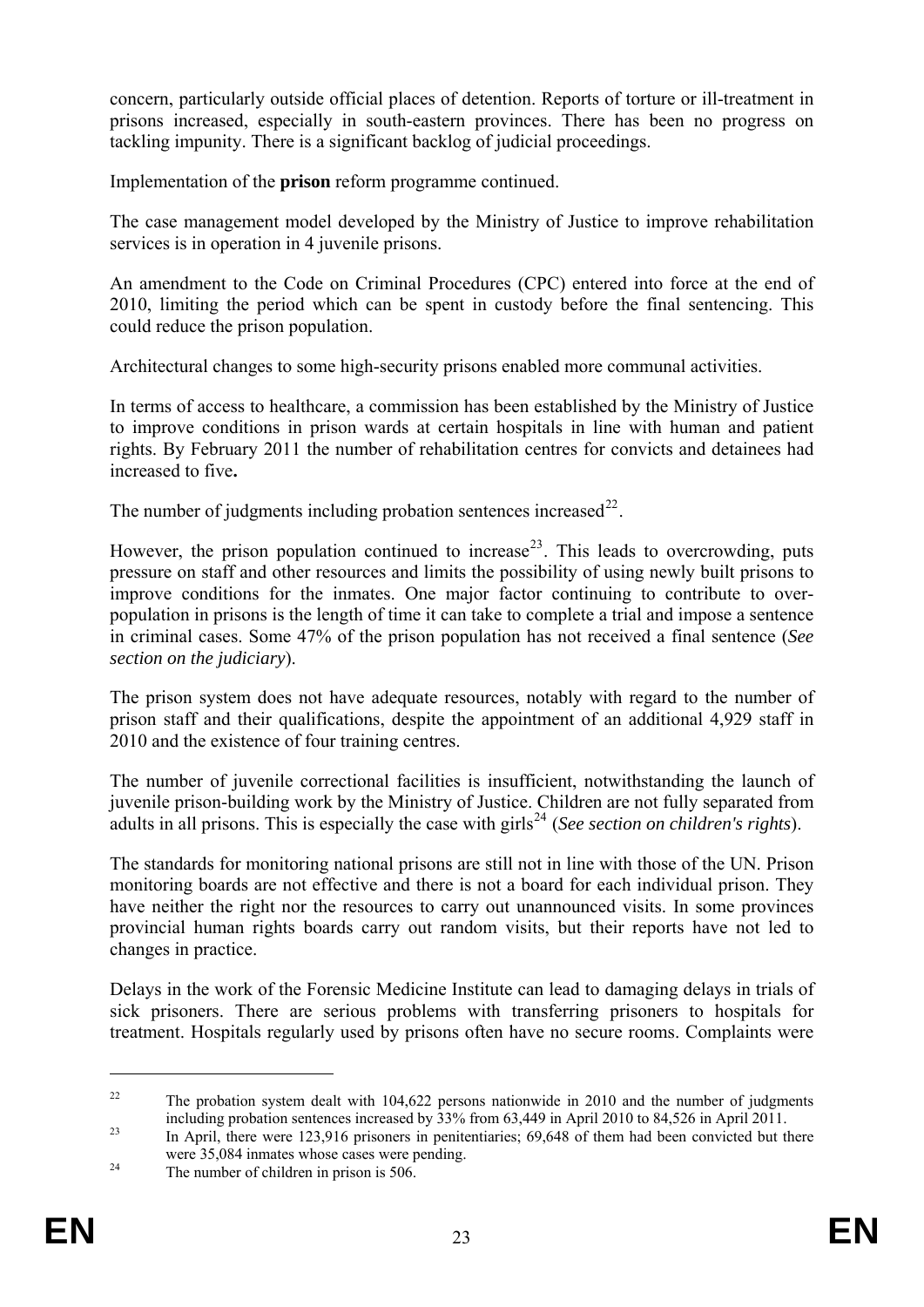concern, particularly outside official places of detention. Reports of torture or ill-treatment in prisons increased, especially in south-eastern provinces. There has been no progress on tackling impunity. There is a significant backlog of judicial proceedings.

Implementation of the **prison** reform programme continued.

The case management model developed by the Ministry of Justice to improve rehabilitation services is in operation in 4 juvenile prisons.

An amendment to the Code on Criminal Procedures (CPC) entered into force at the end of 2010, limiting the period which can be spent in custody before the final sentencing. This could reduce the prison population.

Architectural changes to some high-security prisons enabled more communal activities.

In terms of access to healthcare, a commission has been established by the Ministry of Justice to improve conditions in prison wards at certain hospitals in line with human and patient rights. By February 2011 the number of rehabilitation centres for convicts and detainees had increased to five**.**

The number of judgments including probation sentences increased[22].

However, the prison population continued to increase[23]. This leads to overcrowding, puts pressure on staff and other resources and limits the possibility of using newly built prisons to improve conditions for the inmates. One major factor continuing to contribute to over-population in prisons is the length of time it can take to complete a trial and impose a sentence in criminal cases. Some 47% of the prison population has not received a final sentence (*See section on the judiciary*).

The prison system does not have adequate resources, notably with regard to the number of prison staff and their qualifications, despite the appointment of an additional 4,929 staff in 2010 and the existence of four training centres.

The number of juvenile correctional facilities is insufficient, notwithstanding the launch of juvenile prison-building work by the Ministry of Justice. Children are not fully separated from adults in all prisons. This is especially the case with girls[24] (*See section on children's rights*).

The standards for monitoring national prisons are still not in line with those of the UN. Prison monitoring boards are not effective and there is not a board for each individual prison. They have neither the right nor the resources to carry out unannounced visits. In some provinces provincial human rights boards carry out random visits, but their reports have not led to changes in practice.

Delays in the work of the Forensic Medicine Institute can lead to damaging delays in trials of sick prisoners. There are serious problems with transferring prisoners to hospitals for treatment. Hospitals regularly used by prisons often have no secure rooms. Complaints were

---

[22] The probation system dealt with 104,622 persons nationwide in 2010 and the number of judgments including probation sentences increased by 33% from 63,449 in April 2010 to 84,526 in April 2011.

[23] In April, there were 123,916 prisoners in penitentiaries; 69,648 of them had been convicted but there were 35,084 inmates whose cases were pending.

[24] The number of children in prison is 506.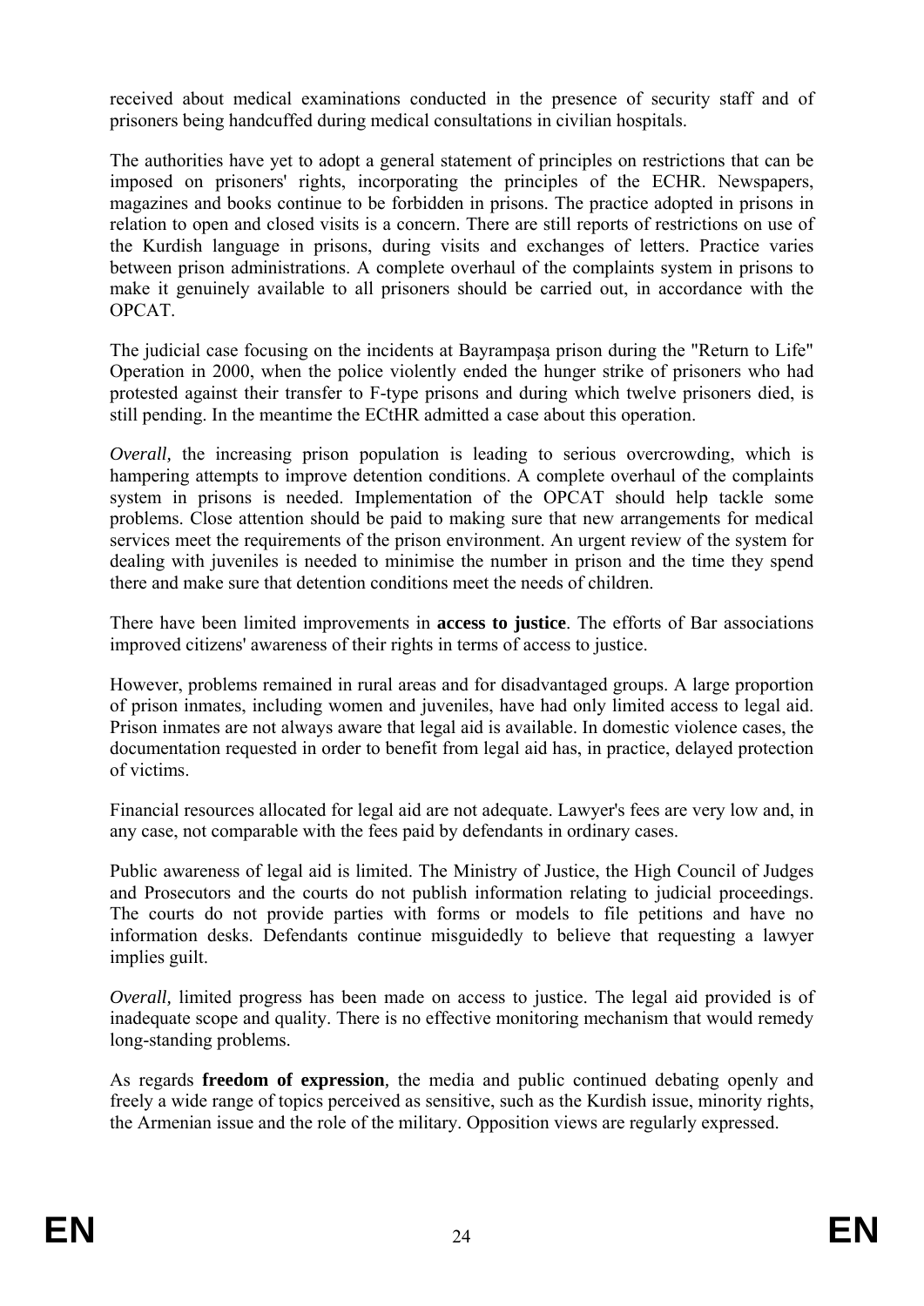received about medical examinations conducted in the presence of security staff and of prisoners being handcuffed during medical consultations in civilian hospitals.

The authorities have yet to adopt a general statement of principles on restrictions that can be imposed on prisoners' rights, incorporating the principles of the ECHR. Newspapers, magazines and books continue to be forbidden in prisons. The practice adopted in prisons in relation to open and closed visits is a concern. There are still reports of restrictions on use of the Kurdish language in prisons, during visits and exchanges of letters. Practice varies between prison administrations. A complete overhaul of the complaints system in prisons to make it genuinely available to all prisoners should be carried out, in accordance with the OPCAT.

The judicial case focusing on the incidents at Bayrampaşa prison during the "Return to Life" Operation in 2000, when the police violently ended the hunger strike of prisoners who had protested against their transfer to F-type prisons and during which twelve prisoners died, is still pending. In the meantime the ECtHR admitted a case about this operation.

*Overall,* the increasing prison population is leading to serious overcrowding, which is hampering attempts to improve detention conditions. A complete overhaul of the complaints system in prisons is needed. Implementation of the OPCAT should help tackle some problems. Close attention should be paid to making sure that new arrangements for medical services meet the requirements of the prison environment. An urgent review of the system for dealing with juveniles is needed to minimise the number in prison and the time they spend there and make sure that detention conditions meet the needs of children.

There have been limited improvements in **access to justice**. The efforts of Bar associations improved citizens' awareness of their rights in terms of access to justice.

However, problems remained in rural areas and for disadvantaged groups. A large proportion of prison inmates, including women and juveniles, have had only limited access to legal aid. Prison inmates are not always aware that legal aid is available. In domestic violence cases, the documentation requested in order to benefit from legal aid has, in practice, delayed protection of victims.

Financial resources allocated for legal aid are not adequate. Lawyer's fees are very low and, in any case, not comparable with the fees paid by defendants in ordinary cases.

Public awareness of legal aid is limited. The Ministry of Justice, the High Council of Judges and Prosecutors and the courts do not publish information relating to judicial proceedings. The courts do not provide parties with forms or models to file petitions and have no information desks. Defendants continue misguidedly to believe that requesting a lawyer implies guilt.

*Overall,* limited progress has been made on access to justice. The legal aid provided is of inadequate scope and quality. There is no effective monitoring mechanism that would remedy long-standing problems.

As regards **freedom of expression**, the media and public continued debating openly and freely a wide range of topics perceived as sensitive, such as the Kurdish issue, minority rights, the Armenian issue and the role of the military. Opposition views are regularly expressed.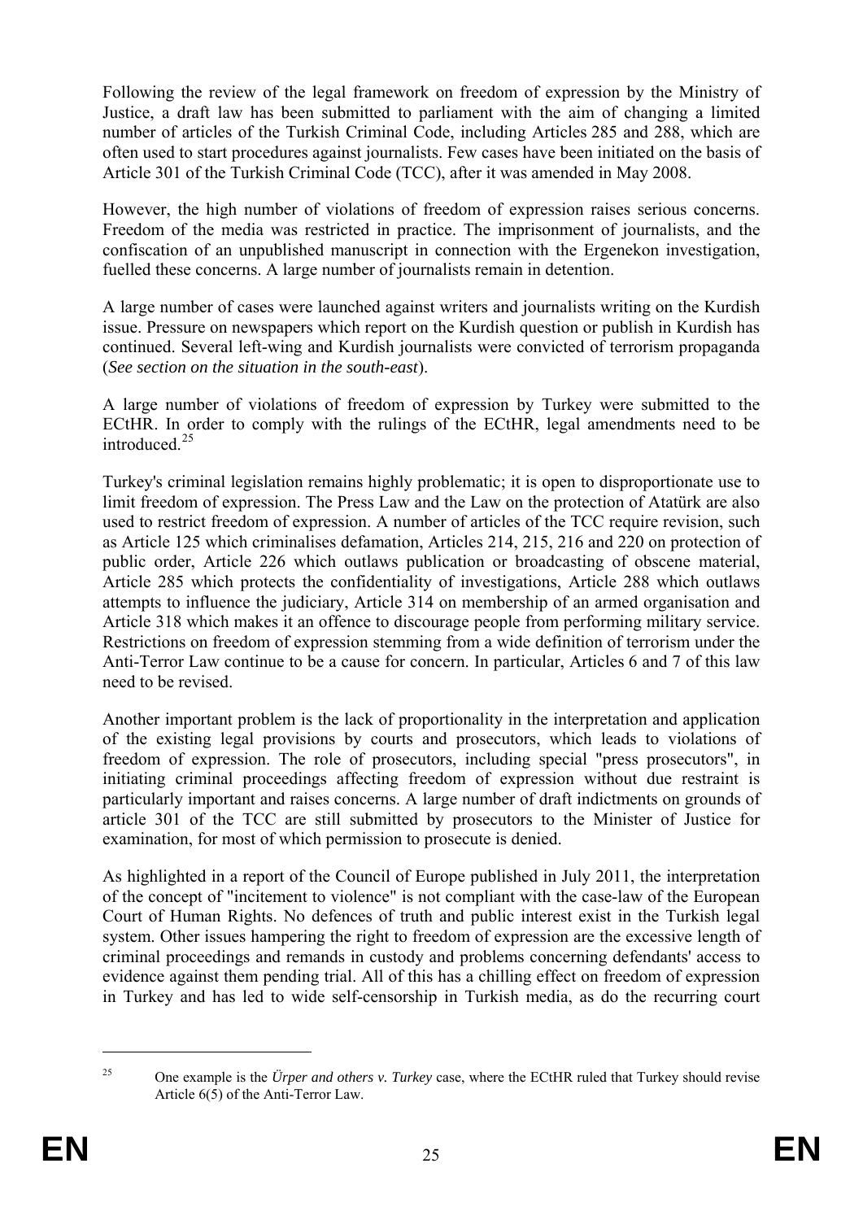Following the review of the legal framework on freedom of expression by the Ministry of Justice, a draft law has been submitted to parliament with the aim of changing a limited number of articles of the Turkish Criminal Code, including Articles 285 and 288, which are often used to start procedures against journalists. Few cases have been initiated on the basis of Article 301 of the Turkish Criminal Code (TCC), after it was amended in May 2008.

However, the high number of violations of freedom of expression raises serious concerns. Freedom of the media was restricted in practice. The imprisonment of journalists, and the confiscation of an unpublished manuscript in connection with the Ergenekon investigation, fuelled these concerns. A large number of journalists remain in detention.

A large number of cases were launched against writers and journalists writing on the Kurdish issue. Pressure on newspapers which report on the Kurdish question or publish in Kurdish has continued. Several left-wing and Kurdish journalists were convicted of terrorism propaganda (*See section on the situation in the south-east*).

A large number of violations of freedom of expression by Turkey were submitted to the ECtHR. In order to comply with the rulings of the ECtHR, legal amendments need to be introduced.[25]

Turkey's criminal legislation remains highly problematic; it is open to disproportionate use to limit freedom of expression. The Press Law and the Law on the protection of Atatürk are also used to restrict freedom of expression. A number of articles of the TCC require revision, such as Article 125 which criminalises defamation, Articles 214, 215, 216 and 220 on protection of public order, Article 226 which outlaws publication or broadcasting of obscene material, Article 285 which protects the confidentiality of investigations, Article 288 which outlaws attempts to influence the judiciary, Article 314 on membership of an armed organisation and Article 318 which makes it an offence to discourage people from performing military service. Restrictions on freedom of expression stemming from a wide definition of terrorism under the Anti-Terror Law continue to be a cause for concern. In particular, Articles 6 and 7 of this law need to be revised.

Another important problem is the lack of proportionality in the interpretation and application of the existing legal provisions by courts and prosecutors, which leads to violations of freedom of expression. The role of prosecutors, including special "press prosecutors", in initiating criminal proceedings affecting freedom of expression without due restraint is particularly important and raises concerns. A large number of draft indictments on grounds of article 301 of the TCC are still submitted by prosecutors to the Minister of Justice for examination, for most of which permission to prosecute is denied.

As highlighted in a report of the Council of Europe published in July 2011, the interpretation of the concept of "incitement to violence" is not compliant with the case-law of the European Court of Human Rights. No defences of truth and public interest exist in the Turkish legal system. Other issues hampering the right to freedom of expression are the excessive length of criminal proceedings and remands in custody and problems concerning defendants' access to evidence against them pending trial. All of this has a chilling effect on freedom of expression in Turkey and has led to wide self-censorship in Turkish media, as do the recurring court

[25] One example is the *Ürper and others v. Turkey* case, where the ECtHR ruled that Turkey should revise Article 6(5) of the Anti-Terror Law.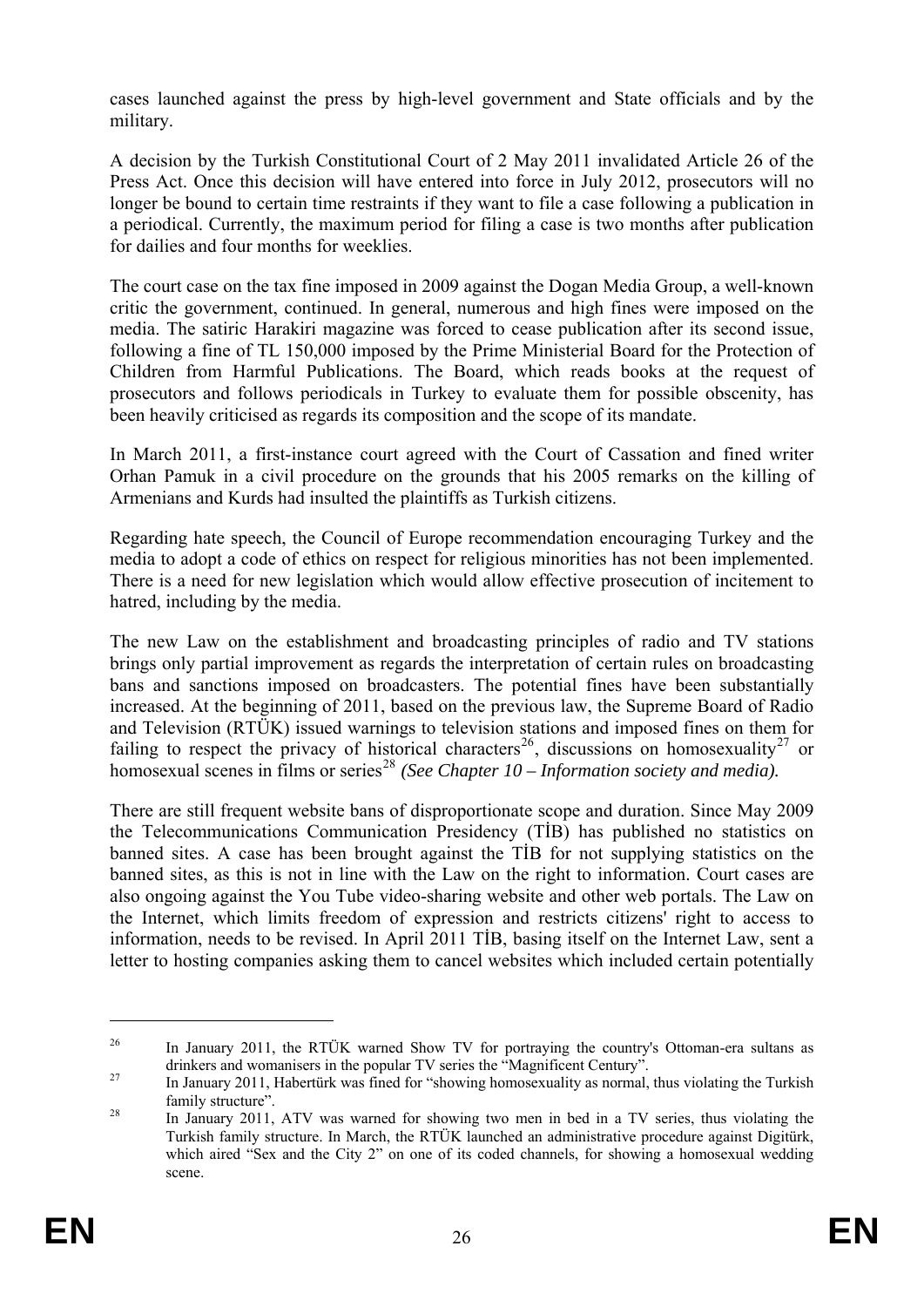cases launched against the press by high-level government and State officials and by the military.

A decision by the Turkish Constitutional Court of 2 May 2011 invalidated Article 26 of the Press Act. Once this decision will have entered into force in July 2012, prosecutors will no longer be bound to certain time restraints if they want to file a case following a publication in a periodical. Currently, the maximum period for filing a case is two months after publication for dailies and four months for weeklies.

The court case on the tax fine imposed in 2009 against the Dogan Media Group, a well-known critic the government, continued. In general, numerous and high fines were imposed on the media. The satiric Harakiri magazine was forced to cease publication after its second issue, following a fine of TL 150,000 imposed by the Prime Ministerial Board for the Protection of Children from Harmful Publications. The Board, which reads books at the request of prosecutors and follows periodicals in Turkey to evaluate them for possible obscenity, has been heavily criticised as regards its composition and the scope of its mandate.

In March 2011, a first-instance court agreed with the Court of Cassation and fined writer Orhan Pamuk in a civil procedure on the grounds that his 2005 remarks on the killing of Armenians and Kurds had insulted the plaintiffs as Turkish citizens.

Regarding hate speech, the Council of Europe recommendation encouraging Turkey and the media to adopt a code of ethics on respect for religious minorities has not been implemented. There is a need for new legislation which would allow effective prosecution of incitement to hatred, including by the media.

The new Law on the establishment and broadcasting principles of radio and TV stations brings only partial improvement as regards the interpretation of certain rules on broadcasting bans and sanctions imposed on broadcasters. The potential fines have been substantially increased. At the beginning of 2011, based on the previous law, the Supreme Board of Radio and Television (RTÜK) issued warnings to television stations and imposed fines on them for failing to respect the privacy of historical characters[26], discussions on homosexuality[27] or homosexual scenes in films or series[28] *(See Chapter 10 – Information society and media).*

There are still frequent website bans of disproportionate scope and duration. Since May 2009 the Telecommunications Communication Presidency (TİB) has published no statistics on banned sites. A case has been brought against the TİB for not supplying statistics on the banned sites, as this is not in line with the Law on the right to information. Court cases are also ongoing against the You Tube video-sharing website and other web portals. The Law on the Internet, which limits freedom of expression and restricts citizens' right to access to information, needs to be revised. In April 2011 TİB, basing itself on the Internet Law, sent a letter to hosting companies asking them to cancel websites which included certain potentially

---

[26] In January 2011, the RTÜK warned Show TV for portraying the country's Ottoman-era sultans as drinkers and womanisers in the popular TV series the "Magnificent Century".

[27] In January 2011, Habertürk was fined for "showing homosexuality as normal, thus violating the Turkish family structure".

[28] In January 2011, ATV was warned for showing two men in bed in a TV series, thus violating the Turkish family structure. In March, the RTÜK launched an administrative procedure against Digitürk, which aired "Sex and the City 2" on one of its coded channels, for showing a homosexual wedding scene.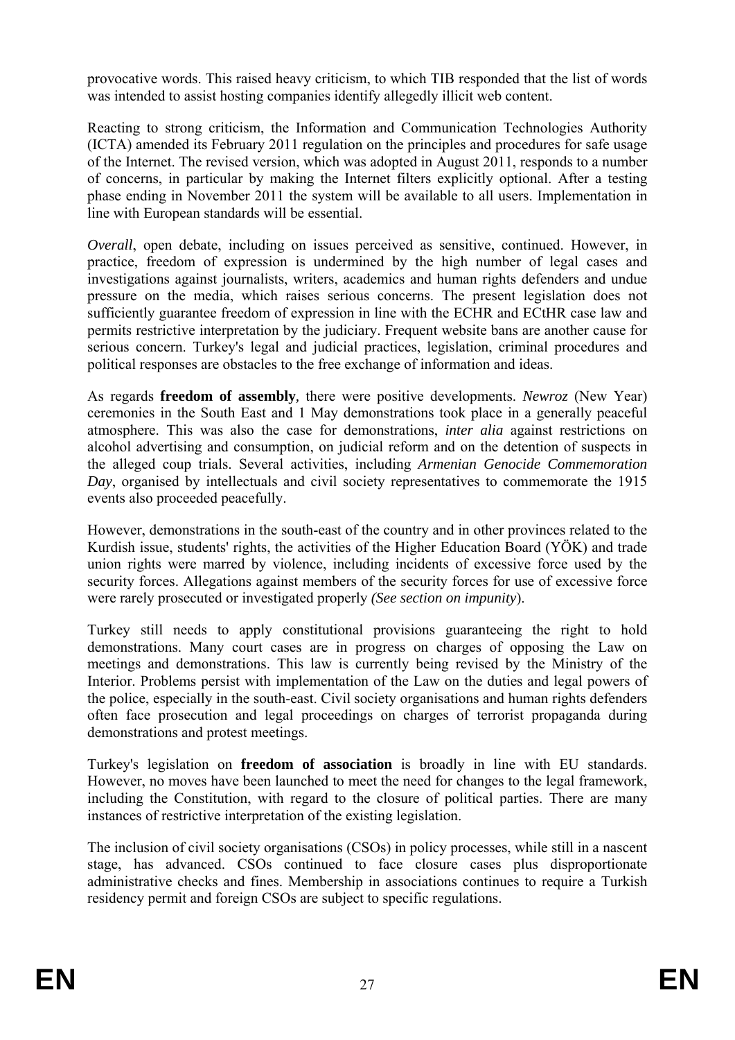provocative words. This raised heavy criticism, to which TIB responded that the list of words was intended to assist hosting companies identify allegedly illicit web content.

Reacting to strong criticism, the Information and Communication Technologies Authority (ICTA) amended its February 2011 regulation on the principles and procedures for safe usage of the Internet. The revised version, which was adopted in August 2011, responds to a number of concerns, in particular by making the Internet filters explicitly optional. After a testing phase ending in November 2011 the system will be available to all users. Implementation in line with European standards will be essential.

*Overall*, open debate, including on issues perceived as sensitive, continued. However, in practice, freedom of expression is undermined by the high number of legal cases and investigations against journalists, writers, academics and human rights defenders and undue pressure on the media, which raises serious concerns. The present legislation does not sufficiently guarantee freedom of expression in line with the ECHR and ECtHR case law and permits restrictive interpretation by the judiciary. Frequent website bans are another cause for serious concern. Turkey's legal and judicial practices, legislation, criminal procedures and political responses are obstacles to the free exchange of information and ideas.

As regards **freedom of assembly**, there were positive developments. *Newroz* (New Year) ceremonies in the South East and 1 May demonstrations took place in a generally peaceful atmosphere. This was also the case for demonstrations, *inter alia* against restrictions on alcohol advertising and consumption, on judicial reform and on the detention of suspects in the alleged coup trials. Several activities, including *Armenian Genocide Commemoration Day*, organised by intellectuals and civil society representatives to commemorate the 1915 events also proceeded peacefully.

However, demonstrations in the south-east of the country and in other provinces related to the Kurdish issue, students' rights, the activities of the Higher Education Board (YÖK) and trade union rights were marred by violence, including incidents of excessive force used by the security forces. Allegations against members of the security forces for use of excessive force were rarely prosecuted or investigated properly *(See section on impunity*).

Turkey still needs to apply constitutional provisions guaranteeing the right to hold demonstrations. Many court cases are in progress on charges of opposing the Law on meetings and demonstrations. This law is currently being revised by the Ministry of the Interior. Problems persist with implementation of the Law on the duties and legal powers of the police, especially in the south-east. Civil society organisations and human rights defenders often face prosecution and legal proceedings on charges of terrorist propaganda during demonstrations and protest meetings.

Turkey's legislation on **freedom of association** is broadly in line with EU standards. However, no moves have been launched to meet the need for changes to the legal framework, including the Constitution, with regard to the closure of political parties. There are many instances of restrictive interpretation of the existing legislation.

The inclusion of civil society organisations (CSOs) in policy processes, while still in a nascent stage, has advanced. CSOs continued to face closure cases plus disproportionate administrative checks and fines. Membership in associations continues to require a Turkish residency permit and foreign CSOs are subject to specific regulations.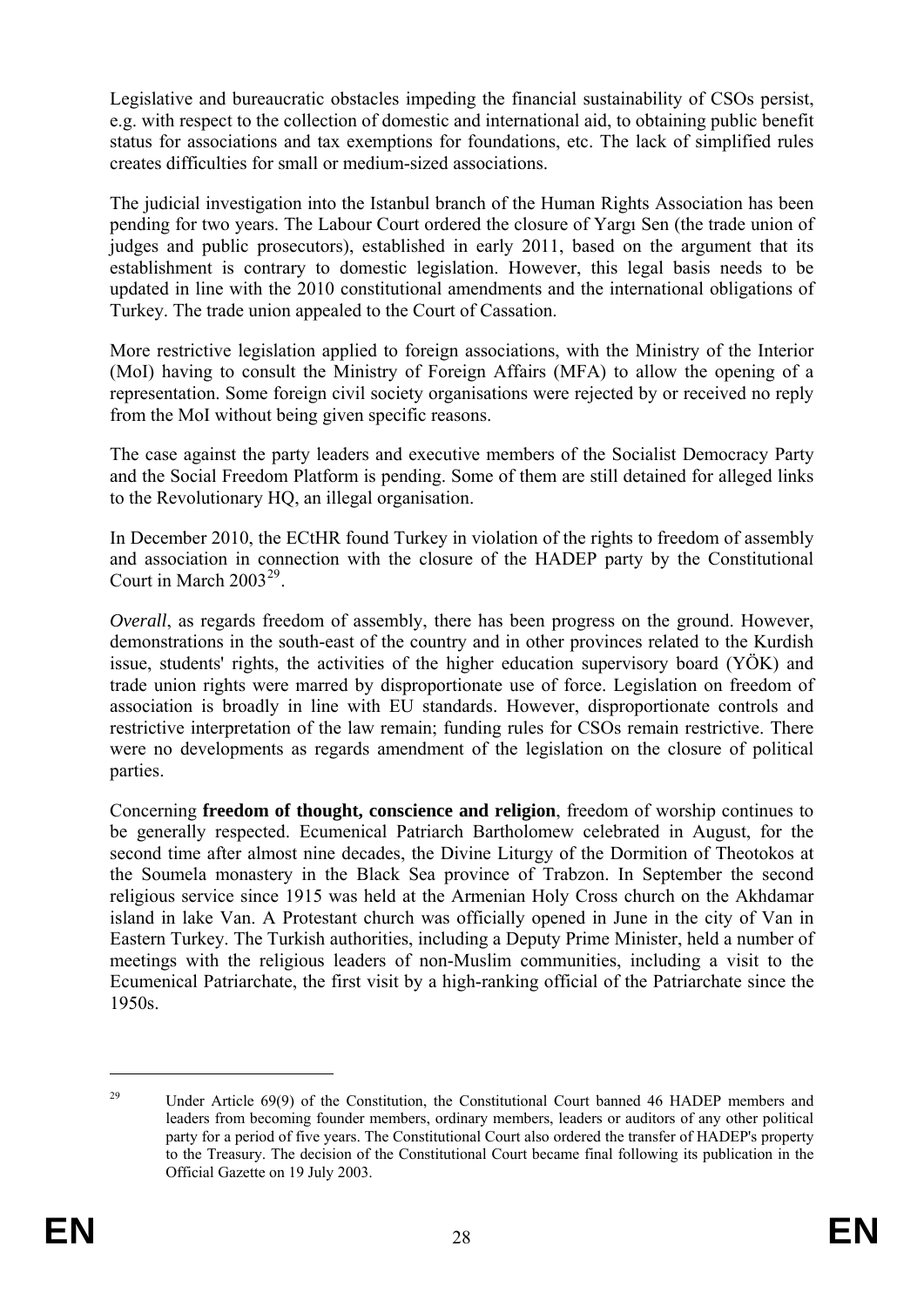Legislative and bureaucratic obstacles impeding the financial sustainability of CSOs persist, e.g. with respect to the collection of domestic and international aid, to obtaining public benefit status for associations and tax exemptions for foundations, etc. The lack of simplified rules creates difficulties for small or medium-sized associations.

The judicial investigation into the Istanbul branch of the Human Rights Association has been pending for two years. The Labour Court ordered the closure of Yargı Sen (the trade union of judges and public prosecutors), established in early 2011, based on the argument that its establishment is contrary to domestic legislation. However, this legal basis needs to be updated in line with the 2010 constitutional amendments and the international obligations of Turkey. The trade union appealed to the Court of Cassation.

More restrictive legislation applied to foreign associations, with the Ministry of the Interior (MoI) having to consult the Ministry of Foreign Affairs (MFA) to allow the opening of a representation. Some foreign civil society organisations were rejected by or received no reply from the MoI without being given specific reasons.

The case against the party leaders and executive members of the Socialist Democracy Party and the Social Freedom Platform is pending. Some of them are still detained for alleged links to the Revolutionary HQ, an illegal organisation.

In December 2010, the ECtHR found Turkey in violation of the rights to freedom of assembly and association in connection with the closure of the HADEP party by the Constitutional Court in March 2003[29].

*Overall*, as regards freedom of assembly, there has been progress on the ground. However, demonstrations in the south-east of the country and in other provinces related to the Kurdish issue, students' rights, the activities of the higher education supervisory board (YÖK) and trade union rights were marred by disproportionate use of force. Legislation on freedom of association is broadly in line with EU standards. However, disproportionate controls and restrictive interpretation of the law remain; funding rules for CSOs remain restrictive. There were no developments as regards amendment of the legislation on the closure of political parties.

Concerning **freedom of thought, conscience and religion**, freedom of worship continues to be generally respected. Ecumenical Patriarch Bartholomew celebrated in August, for the second time after almost nine decades, the Divine Liturgy of the Dormition of Theotokos at the Soumela monastery in the Black Sea province of Trabzon. In September the second religious service since 1915 was held at the Armenian Holy Cross church on the Akhdamar island in lake Van. A Protestant church was officially opened in June in the city of Van in Eastern Turkey. The Turkish authorities, including a Deputy Prime Minister, held a number of meetings with the religious leaders of non-Muslim communities, including a visit to the Ecumenical Patriarchate, the first visit by a high-ranking official of the Patriarchate since the 1950s.

---

[29] Under Article 69(9) of the Constitution, the Constitutional Court banned 46 HADEP members and leaders from becoming founder members, ordinary members, leaders or auditors of any other political party for a period of five years. The Constitutional Court also ordered the transfer of HADEP's property to the Treasury. The decision of the Constitutional Court became final following its publication in the Official Gazette on 19 July 2003.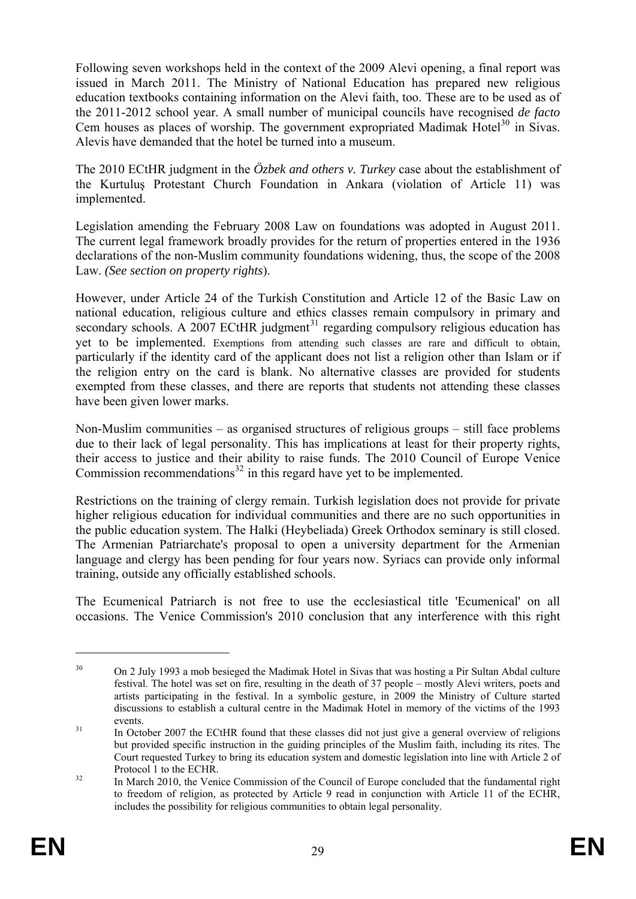Following seven workshops held in the context of the 2009 Alevi opening, a final report was issued in March 2011. The Ministry of National Education has prepared new religious education textbooks containing information on the Alevi faith, too. These are to be used as of the 2011-2012 school year. A small number of municipal councils have recognised *de facto* Cem houses as places of worship. The government expropriated Madimak Hotel[30] in Sivas. Alevis have demanded that the hotel be turned into a museum.

The 2010 ECtHR judgment in the *Özbek and others v. Turkey* case about the establishment of the Kurtuluş Protestant Church Foundation in Ankara (violation of Article 11) was implemented.

Legislation amending the February 2008 Law on foundations was adopted in August 2011. The current legal framework broadly provides for the return of properties entered in the 1936 declarations of the non-Muslim community foundations widening, thus, the scope of the 2008 Law. *(See section on property rights*).

However, under Article 24 of the Turkish Constitution and Article 12 of the Basic Law on national education, religious culture and ethics classes remain compulsory in primary and secondary schools. A 2007 ECtHR judgment[31] regarding compulsory religious education has yet to be implemented. Exemptions from attending such classes are rare and difficult to obtain, particularly if the identity card of the applicant does not list a religion other than Islam or if the religion entry on the card is blank. No alternative classes are provided for students exempted from these classes, and there are reports that students not attending these classes have been given lower marks.

Non-Muslim communities – as organised structures of religious groups – still face problems due to their lack of legal personality. This has implications at least for their property rights, their access to justice and their ability to raise funds. The 2010 Council of Europe Venice Commission recommendations[32] in this regard have yet to be implemented.

Restrictions on the training of clergy remain. Turkish legislation does not provide for private higher religious education for individual communities and there are no such opportunities in the public education system. The Halki (Heybeliada) Greek Orthodox seminary is still closed. The Armenian Patriarchate's proposal to open a university department for the Armenian language and clergy has been pending for four years now. Syriacs can provide only informal training, outside any officially established schools.

The Ecumenical Patriarch is not free to use the ecclesiastical title 'Ecumenical' on all occasions. The Venice Commission's 2010 conclusion that any interference with this right

---

[30] On 2 July 1993 a mob besieged the Madimak Hotel in Sivas that was hosting a Pir Sultan Abdal culture festival. The hotel was set on fire, resulting in the death of 37 people – mostly Alevi writers, poets and artists participating in the festival. In a symbolic gesture, in 2009 the Ministry of Culture started discussions to establish a cultural centre in the Madimak Hotel in memory of the victims of the 1993 events.

[31] In October 2007 the ECtHR found that these classes did not just give a general overview of religions but provided specific instruction in the guiding principles of the Muslim faith, including its rites. The Court requested Turkey to bring its education system and domestic legislation into line with Article 2 of Protocol 1 to the ECHR.

[32] In March 2010, the Venice Commission of the Council of Europe concluded that the fundamental right to freedom of religion, as protected by Article 9 read in conjunction with Article 11 of the ECHR, includes the possibility for religious communities to obtain legal personality.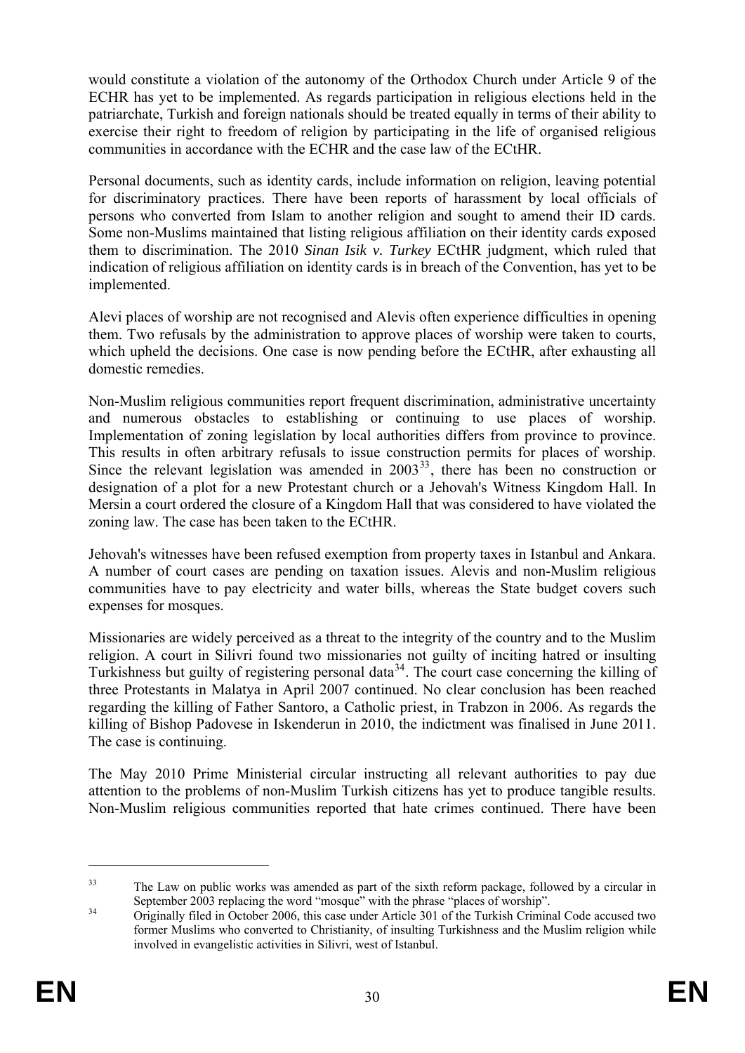would constitute a violation of the autonomy of the Orthodox Church under Article 9 of the ECHR has yet to be implemented. As regards participation in religious elections held in the patriarchate, Turkish and foreign nationals should be treated equally in terms of their ability to exercise their right to freedom of religion by participating in the life of organised religious communities in accordance with the ECHR and the case law of the ECtHR.

Personal documents, such as identity cards, include information on religion, leaving potential for discriminatory practices. There have been reports of harassment by local officials of persons who converted from Islam to another religion and sought to amend their ID cards. Some non-Muslims maintained that listing religious affiliation on their identity cards exposed them to discrimination. The 2010 ***Sinan Isik v. Turkey*** ECtHR judgment, which ruled that indication of religious affiliation on identity cards is in breach of the Convention, has yet to be implemented.

Alevi places of worship are not recognised and Alevis often experience difficulties in opening them. Two refusals by the administration to approve places of worship were taken to courts, which upheld the decisions. One case is now pending before the ECtHR, after exhausting all domestic remedies.

Non-Muslim religious communities report frequent discrimination, administrative uncertainty and numerous obstacles to establishing or continuing to use places of worship. Implementation of zoning legislation by local authorities differs from province to province. This results in often arbitrary refusals to issue construction permits for places of worship. Since the relevant legislation was amended in 2003[33], there has been no construction or designation of a plot for a new Protestant church or a Jehovah's Witness Kingdom Hall. In Mersin a court ordered the closure of a Kingdom Hall that was considered to have violated the zoning law. The case has been taken to the ECtHR.

Jehovah's witnesses have been refused exemption from property taxes in Istanbul and Ankara. A number of court cases are pending on taxation issues. Alevis and non-Muslim religious communities have to pay electricity and water bills, whereas the State budget covers such expenses for mosques.

Missionaries are widely perceived as a threat to the integrity of the country and to the Muslim religion. A court in Silivri found two missionaries not guilty of inciting hatred or insulting Turkishness but guilty of registering personal data[34]. The court case concerning the killing of three Protestants in Malatya in April 2007 continued. No clear conclusion has been reached regarding the killing of Father Santoro, a Catholic priest, in Trabzon in 2006. As regards the killing of Bishop Padovese in Iskenderun in 2010, the indictment was finalised in June 2011. The case is continuing.

The May 2010 Prime Ministerial circular instructing all relevant authorities to pay due attention to the problems of non-Muslim Turkish citizens has yet to produce tangible results. Non-Muslim religious communities reported that hate crimes continued. There have been

---

[33] The Law on public works was amended as part of the sixth reform package, followed by a circular in September 2003 replacing the word "mosque" with the phrase "places of worship".

[34] Originally filed in October 2006, this case under Article 301 of the Turkish Criminal Code accused two former Muslims who converted to Christianity, of insulting Turkishness and the Muslim religion while involved in evangelistic activities in Silivri, west of Istanbul.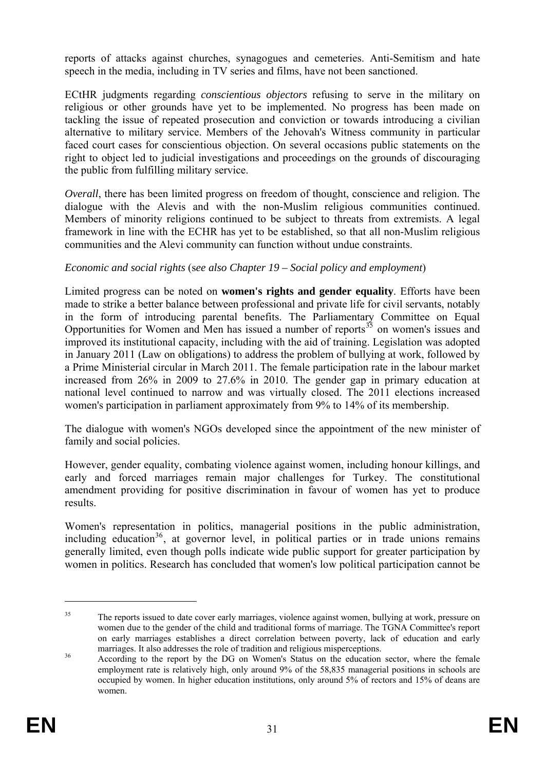reports of attacks against churches, synagogues and cemeteries. Anti-Semitism and hate speech in the media, including in TV series and films, have not been sanctioned.

ECtHR judgments regarding *conscientious objectors* refusing to serve in the military on religious or other grounds have yet to be implemented. No progress has been made on tackling the issue of repeated prosecution and conviction or towards introducing a civilian alternative to military service. Members of the Jehovah's Witness community in particular faced court cases for conscientious objection. On several occasions public statements on the right to object led to judicial investigations and proceedings on the grounds of discouraging the public from fulfilling military service.

*Overall*, there has been limited progress on freedom of thought, conscience and religion. The dialogue with the Alevis and with the non-Muslim religious communities continued. Members of minority religions continued to be subject to threats from extremists. A legal framework in line with the ECHR has yet to be established, so that all non-Muslim religious communities and the Alevi community can function without undue constraints.

*Economic and social rights* (*see also Chapter 19 – Social policy and employment*)

Limited progress can be noted on **women's rights and gender equality**. Efforts have been made to strike a better balance between professional and private life for civil servants, notably in the form of introducing parental benefits. The Parliamentary Committee on Equal Opportunities for Women and Men has issued a number of reports[35] on women's issues and improved its institutional capacity, including with the aid of training. Legislation was adopted in January 2011 (Law on obligations) to address the problem of bullying at work, followed by a Prime Ministerial circular in March 2011. The female participation rate in the labour market increased from 26% in 2009 to 27.6% in 2010. The gender gap in primary education at national level continued to narrow and was virtually closed. The 2011 elections increased women's participation in parliament approximately from 9% to 14% of its membership.

The dialogue with women's NGOs developed since the appointment of the new minister of family and social policies.

However, gender equality, combating violence against women, including honour killings, and early and forced marriages remain major challenges for Turkey. The constitutional amendment providing for positive discrimination in favour of women has yet to produce results.

Women's representation in politics, managerial positions in the public administration, including education[36], at governor level, in political parties or in trade unions remains generally limited, even though polls indicate wide public support for greater participation by women in politics. Research has concluded that women's low political participation cannot be

---

[35] The reports issued to date cover early marriages, violence against women, bullying at work, pressure on women due to the gender of the child and traditional forms of marriage. The TGNA Committee's report on early marriages establishes a direct correlation between poverty, lack of education and early marriages. It also addresses the role of tradition and religious misperceptions.

[36] According to the report by the DG on Women's Status on the education sector, where the female employment rate is relatively high, only around 9% of the 58,835 managerial positions in schools are occupied by women. In higher education institutions, only around 5% of rectors and 15% of deans are women.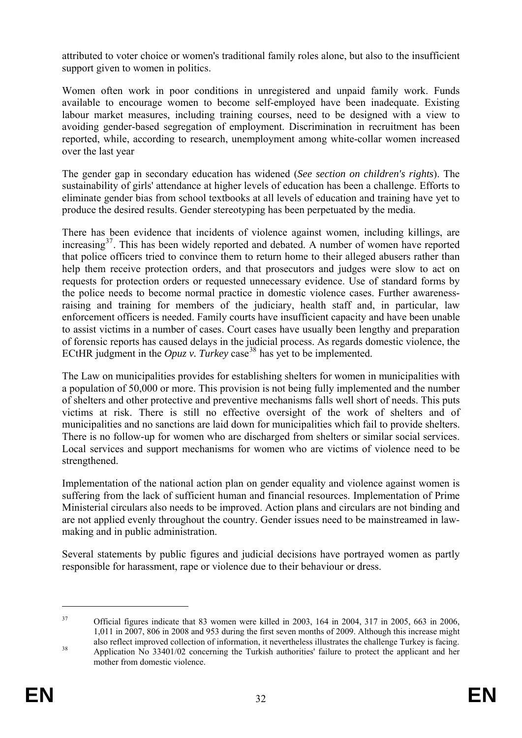attributed to voter choice or women's traditional family roles alone, but also to the insufficient support given to women in politics.

Women often work in poor conditions in unregistered and unpaid family work. Funds available to encourage women to become self-employed have been inadequate. Existing labour market measures, including training courses, need to be designed with a view to avoiding gender-based segregation of employment. Discrimination in recruitment has been reported, while, according to research, unemployment among white-collar women increased over the last year

The gender gap in secondary education has widened (*See section on children's rights*). The sustainability of girls' attendance at higher levels of education has been a challenge. Efforts to eliminate gender bias from school textbooks at all levels of education and training have yet to produce the desired results. Gender stereotyping has been perpetuated by the media.

There has been evidence that incidents of violence against women, including killings, are increasing[37]. This has been widely reported and debated. A number of women have reported that police officers tried to convince them to return home to their alleged abusers rather than help them receive protection orders, and that prosecutors and judges were slow to act on requests for protection orders or requested unnecessary evidence. Use of standard forms by the police needs to become normal practice in domestic violence cases. Further awareness-raising and training for members of the judiciary, health staff and, in particular, law enforcement officers is needed. Family courts have insufficient capacity and have been unable to assist victims in a number of cases. Court cases have usually been lengthy and preparation of forensic reports has caused delays in the judicial process. As regards domestic violence, the ECtHR judgment in the *Opuz v. Turkey* case[38] has yet to be implemented.

The Law on municipalities provides for establishing shelters for women in municipalities with a population of 50,000 or more. This provision is not being fully implemented and the number of shelters and other protective and preventive mechanisms falls well short of needs. This puts victims at risk. There is still no effective oversight of the work of shelters and of municipalities and no sanctions are laid down for municipalities which fail to provide shelters. There is no follow-up for women who are discharged from shelters or similar social services. Local services and support mechanisms for women who are victims of violence need to be strengthened.

Implementation of the national action plan on gender equality and violence against women is suffering from the lack of sufficient human and financial resources. Implementation of Prime Ministerial circulars also needs to be improved. Action plans and circulars are not binding and are not applied evenly throughout the country. Gender issues need to be mainstreamed in law-making and in public administration.

Several statements by public figures and judicial decisions have portrayed women as partly responsible for harassment, rape or violence due to their behaviour or dress.

---

[37] Official figures indicate that 83 women were killed in 2003, 164 in 2004, 317 in 2005, 663 in 2006, 1,011 in 2007, 806 in 2008 and 953 during the first seven months of 2009. Although this increase might also reflect improved collection of information, it nevertheless illustrates the challenge Turkey is facing.

[38] Application No 33401/02 concerning the Turkish authorities' failure to protect the applicant and her mother from domestic violence.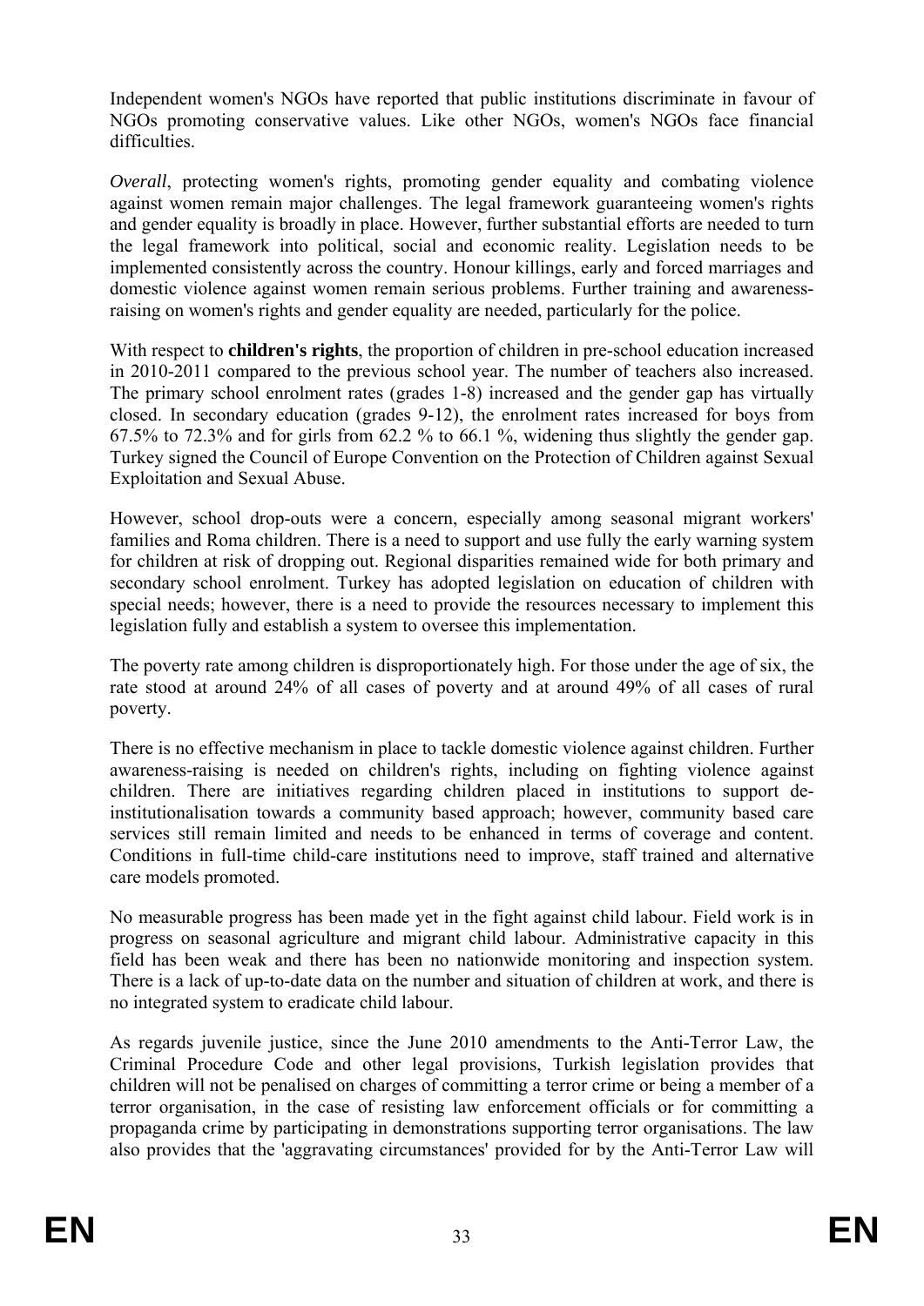Independent women's NGOs have reported that public institutions discriminate in favour of NGOs promoting conservative values. Like other NGOs, women's NGOs face financial difficulties.

*Overall*, protecting women's rights, promoting gender equality and combating violence against women remain major challenges. The legal framework guaranteeing women's rights and gender equality is broadly in place. However, further substantial efforts are needed to turn the legal framework into political, social and economic reality. Legislation needs to be implemented consistently across the country. Honour killings, early and forced marriages and domestic violence against women remain serious problems. Further training and awareness-raising on women's rights and gender equality are needed, particularly for the police.

With respect to **children's rights**, the proportion of children in pre-school education increased in 2010-2011 compared to the previous school year. The number of teachers also increased. The primary school enrolment rates (grades 1-8) increased and the gender gap has virtually closed. In secondary education (grades 9-12), the enrolment rates increased for boys from 67.5% to 72.3% and for girls from 62.2 % to 66.1 %, widening thus slightly the gender gap. Turkey signed the Council of Europe Convention on the Protection of Children against Sexual Exploitation and Sexual Abuse.

However, school drop-outs were a concern, especially among seasonal migrant workers' families and Roma children. There is a need to support and use fully the early warning system for children at risk of dropping out. Regional disparities remained wide for both primary and secondary school enrolment. Turkey has adopted legislation on education of children with special needs; however, there is a need to provide the resources necessary to implement this legislation fully and establish a system to oversee this implementation.

The poverty rate among children is disproportionately high. For those under the age of six, the rate stood at around 24% of all cases of poverty and at around 49% of all cases of rural poverty.

There is no effective mechanism in place to tackle domestic violence against children. Further awareness-raising is needed on children's rights, including on fighting violence against children. There are initiatives regarding children placed in institutions to support de-institutionalisation towards a community based approach; however, community based care services still remain limited and needs to be enhanced in terms of coverage and content. Conditions in full-time child-care institutions need to improve, staff trained and alternative care models promoted.

No measurable progress has been made yet in the fight against child labour. Field work is in progress on seasonal agriculture and migrant child labour. Administrative capacity in this field has been weak and there has been no nationwide monitoring and inspection system. There is a lack of up-to-date data on the number and situation of children at work, and there is no integrated system to eradicate child labour.

As regards juvenile justice, since the June 2010 amendments to the Anti-Terror Law, the Criminal Procedure Code and other legal provisions, Turkish legislation provides that children will not be penalised on charges of committing a terror crime or being a member of a terror organisation, in the case of resisting law enforcement officials or for committing a propaganda crime by participating in demonstrations supporting terror organisations. The law also provides that the 'aggravating circumstances' provided for by the Anti-Terror Law will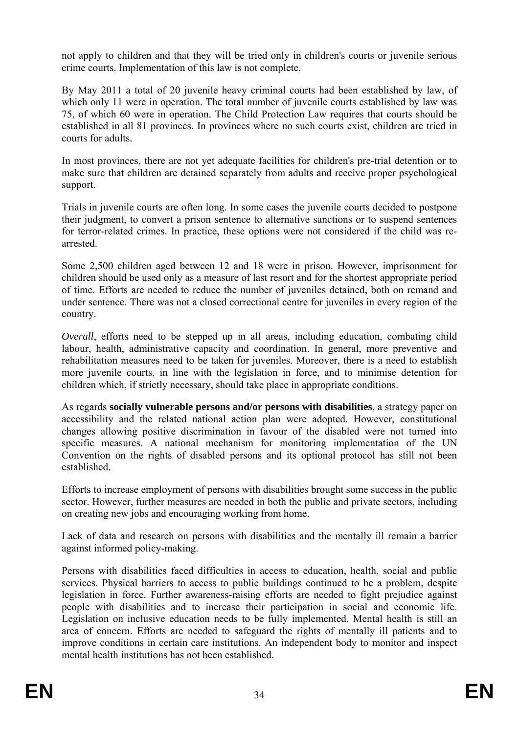not apply to children and that they will be tried only in children's courts or juvenile serious crime courts. Implementation of this law is not complete.

By May 2011 a total of 20 juvenile heavy criminal courts had been established by law, of which only 11 were in operation. The total number of juvenile courts established by law was 75, of which 60 were in operation. The Child Protection Law requires that courts should be established in all 81 provinces. In provinces where no such courts exist, children are tried in courts for adults.

In most provinces, there are not yet adequate facilities for children's pre-trial detention or to make sure that children are detained separately from adults and receive proper psychological support.

Trials in juvenile courts are often long. In some cases the juvenile courts decided to postpone their judgment, to convert a prison sentence to alternative sanctions or to suspend sentences for terror-related crimes. In practice, these options were not considered if the child was re-arrested.

Some 2,500 children aged between 12 and 18 were in prison. However, imprisonment for children should be used only as a measure of last resort and for the shortest appropriate period of time. Efforts are needed to reduce the number of juveniles detained, both on remand and under sentence. There was not a closed correctional centre for juveniles in every region of the country.

*Overall*, efforts need to be stepped up in all areas, including education, combating child labour, health, administrative capacity and coordination. In general, more preventive and rehabilitation measures need to be taken for juveniles. Moreover, there is a need to establish more juvenile courts, in line with the legislation in force, and to minimise detention for children which, if strictly necessary, should take place in appropriate conditions.

As regards **socially vulnerable persons and/or persons with disabilities**, a strategy paper on accessibility and the related national action plan were adopted. However, constitutional changes allowing positive discrimination in favour of the disabled were not turned into specific measures. A national mechanism for monitoring implementation of the UN Convention on the rights of disabled persons and its optional protocol has still not been established.

Efforts to increase employment of persons with disabilities brought some success in the public sector. However, further measures are needed in both the public and private sectors, including on creating new jobs and encouraging working from home.

Lack of data and research on persons with disabilities and the mentally ill remain a barrier against informed policy-making.

Persons with disabilities faced difficulties in access to education, health, social and public services. Physical barriers to access to public buildings continued to be a problem, despite legislation in force. Further awareness-raising efforts are needed to fight prejudice against people with disabilities and to increase their participation in social and economic life. Legislation on inclusive education needs to be fully implemented. Mental health is still an area of concern. Efforts are needed to safeguard the rights of mentally ill patients and to improve conditions in certain care institutions. An independent body to monitor and inspect mental health institutions has not been established.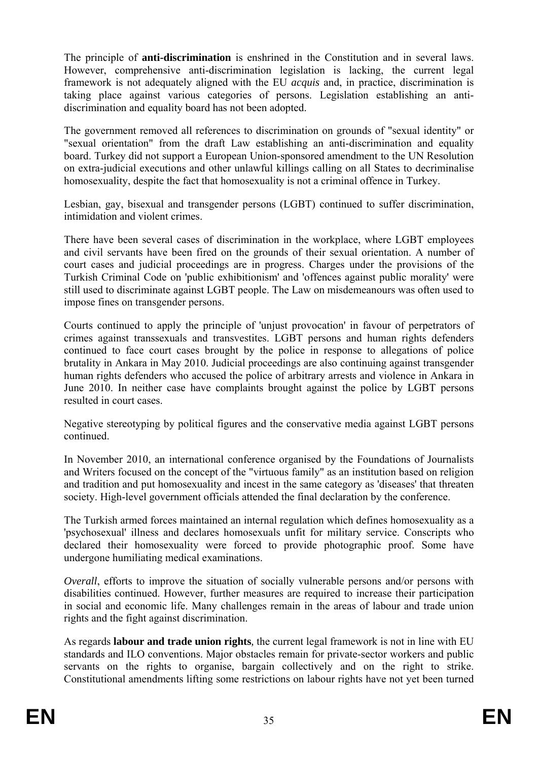The principle of **anti-discrimination** is enshrined in the Constitution and in several laws. However, comprehensive anti-discrimination legislation is lacking, the current legal framework is not adequately aligned with the EU *acquis* and, in practice, discrimination is taking place against various categories of persons. Legislation establishing an anti-discrimination and equality board has not been adopted.

The government removed all references to discrimination on grounds of "sexual identity" or "sexual orientation" from the draft Law establishing an anti-discrimination and equality board. Turkey did not support a European Union-sponsored amendment to the UN Resolution on extra-judicial executions and other unlawful killings calling on all States to decriminalise homosexuality, despite the fact that homosexuality is not a criminal offence in Turkey.

Lesbian, gay, bisexual and transgender persons (LGBT) continued to suffer discrimination, intimidation and violent crimes.

There have been several cases of discrimination in the workplace, where LGBT employees and civil servants have been fired on the grounds of their sexual orientation. A number of court cases and judicial proceedings are in progress. Charges under the provisions of the Turkish Criminal Code on 'public exhibitionism' and 'offences against public morality' were still used to discriminate against LGBT people. The Law on misdemeanours was often used to impose fines on transgender persons.

Courts continued to apply the principle of 'unjust provocation' in favour of perpetrators of crimes against transsexuals and transvestites. LGBT persons and human rights defenders continued to face court cases brought by the police in response to allegations of police brutality in Ankara in May 2010. Judicial proceedings are also continuing against transgender human rights defenders who accused the police of arbitrary arrests and violence in Ankara in June 2010. In neither case have complaints brought against the police by LGBT persons resulted in court cases.

Negative stereotyping by political figures and the conservative media against LGBT persons continued.

In November 2010, an international conference organised by the Foundations of Journalists and Writers focused on the concept of the "virtuous family" as an institution based on religion and tradition and put homosexuality and incest in the same category as 'diseases' that threaten society. High-level government officials attended the final declaration by the conference.

The Turkish armed forces maintained an internal regulation which defines homosexuality as a 'psychosexual' illness and declares homosexuals unfit for military service. Conscripts who declared their homosexuality were forced to provide photographic proof. Some have undergone humiliating medical examinations.

*Overall*, efforts to improve the situation of socially vulnerable persons and/or persons with disabilities continued. However, further measures are required to increase their participation in social and economic life. Many challenges remain in the areas of labour and trade union rights and the fight against discrimination.

As regards **labour and trade union rights**, the current legal framework is not in line with EU standards and ILO conventions. Major obstacles remain for private-sector workers and public servants on the rights to organise, bargain collectively and on the right to strike. Constitutional amendments lifting some restrictions on labour rights have not yet been turned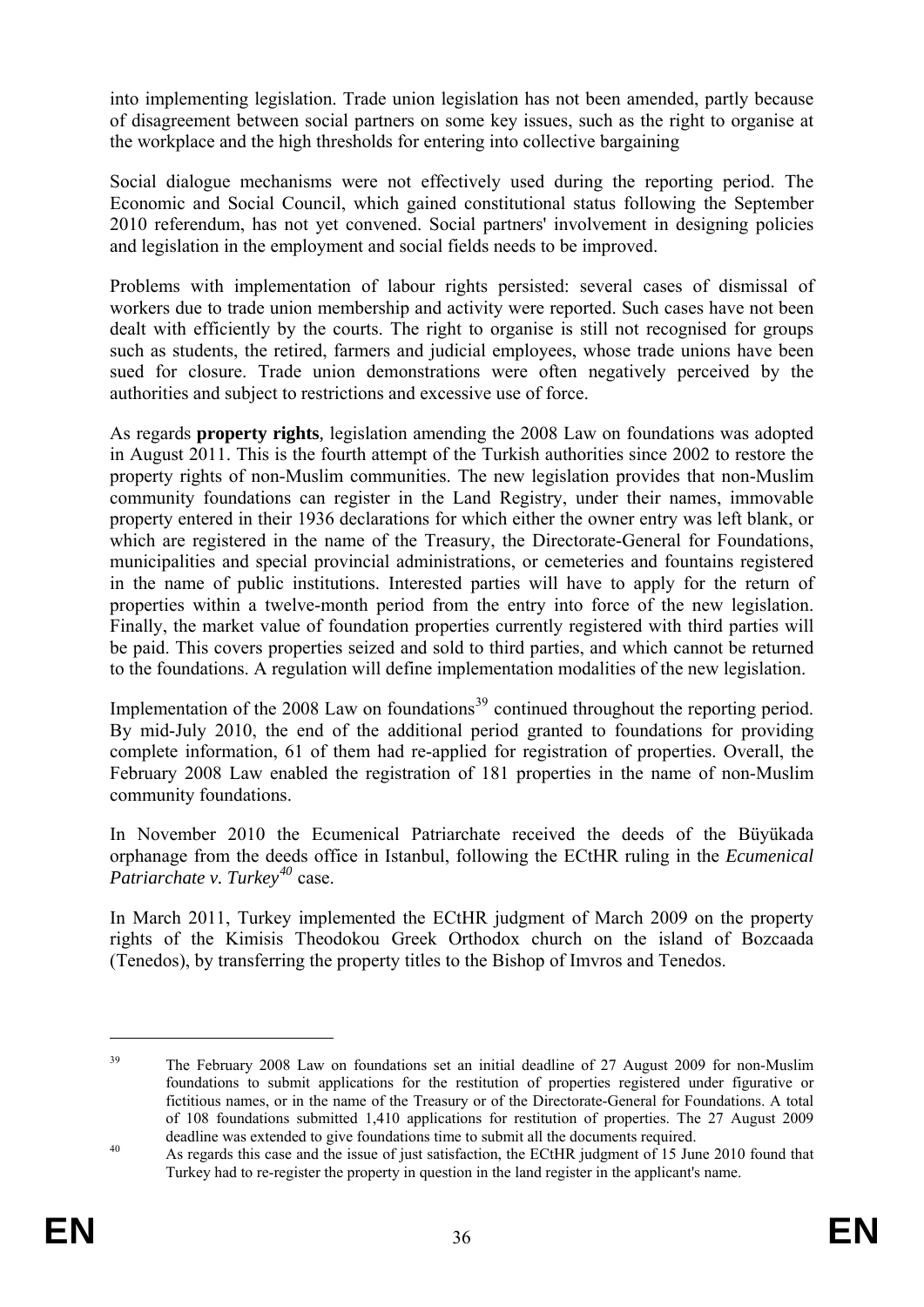into implementing legislation. Trade union legislation has not been amended, partly because of disagreement between social partners on some key issues, such as the right to organise at the workplace and the high thresholds for entering into collective bargaining

Social dialogue mechanisms were not effectively used during the reporting period. The Economic and Social Council, which gained constitutional status following the September 2010 referendum, has not yet convened. Social partners' involvement in designing policies and legislation in the employment and social fields needs to be improved.

Problems with implementation of labour rights persisted: several cases of dismissal of workers due to trade union membership and activity were reported. Such cases have not been dealt with efficiently by the courts. The right to organise is still not recognised for groups such as students, the retired, farmers and judicial employees, whose trade unions have been sued for closure. Trade union demonstrations were often negatively perceived by the authorities and subject to restrictions and excessive use of force.

As regards **property rights**, legislation amending the 2008 Law on foundations was adopted in August 2011. This is the fourth attempt of the Turkish authorities since 2002 to restore the property rights of non-Muslim communities. The new legislation provides that non-Muslim community foundations can register in the Land Registry, under their names, immovable property entered in their 1936 declarations for which either the owner entry was left blank, or which are registered in the name of the Treasury, the Directorate-General for Foundations, municipalities and special provincial administrations, or cemeteries and fountains registered in the name of public institutions. Interested parties will have to apply for the return of properties within a twelve-month period from the entry into force of the new legislation. Finally, the market value of foundation properties currently registered with third parties will be paid. This covers properties seized and sold to third parties, and which cannot be returned to the foundations. A regulation will define implementation modalities of the new legislation.

Implementation of the 2008 Law on foundations[39] continued throughout the reporting period. By mid-July 2010, the end of the additional period granted to foundations for providing complete information, 61 of them had re-applied for registration of properties. Overall, the February 2008 Law enabled the registration of 181 properties in the name of non-Muslim community foundations.

In November 2010 the Ecumenical Patriarchate received the deeds of the Büyükada orphanage from the deeds office in Istanbul, following the ECtHR ruling in the *Ecumenical Patriarchate v. Turkey*[40] case.

In March 2011, Turkey implemented the ECtHR judgment of March 2009 on the property rights of the Kimisis Theodokou Greek Orthodox church on the island of Bozcaada (Tenedos), by transferring the property titles to the Bishop of Imvros and Tenedos.

---

[39] The February 2008 Law on foundations set an initial deadline of 27 August 2009 for non-Muslim foundations to submit applications for the restitution of properties registered under figurative or fictitious names, or in the name of the Treasury or of the Directorate-General for Foundations. A total of 108 foundations submitted 1,410 applications for restitution of properties. The 27 August 2009 deadline was extended to give foundations time to submit all the documents required.

[40] As regards this case and the issue of just satisfaction, the ECtHR judgment of 15 June 2010 found that Turkey had to re-register the property in question in the land register in the applicant's name.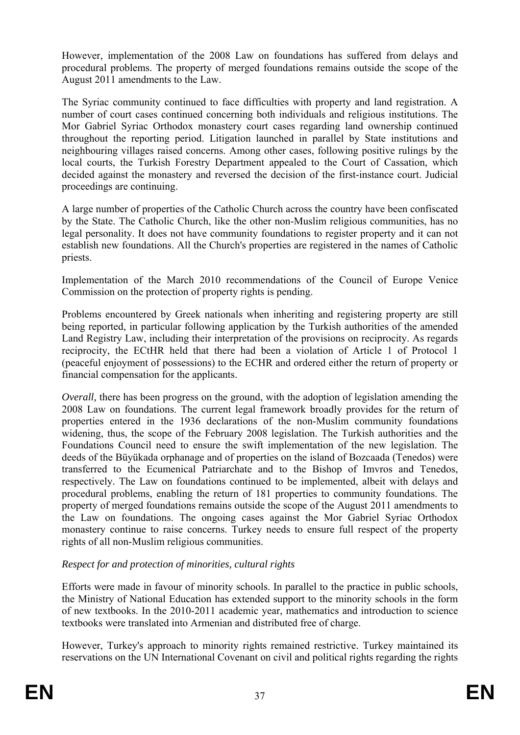However, implementation of the 2008 Law on foundations has suffered from delays and procedural problems. The property of merged foundations remains outside the scope of the August 2011 amendments to the Law.

The Syriac community continued to face difficulties with property and land registration. A number of court cases continued concerning both individuals and religious institutions. The Mor Gabriel Syriac Orthodox monastery court cases regarding land ownership continued throughout the reporting period. Litigation launched in parallel by State institutions and neighbouring villages raised concerns. Among other cases, following positive rulings by the local courts, the Turkish Forestry Department appealed to the Court of Cassation, which decided against the monastery and reversed the decision of the first-instance court. Judicial proceedings are continuing.

A large number of properties of the Catholic Church across the country have been confiscated by the State. The Catholic Church, like the other non-Muslim religious communities, has no legal personality. It does not have community foundations to register property and it can not establish new foundations. All the Church's properties are registered in the names of Catholic priests.

Implementation of the March 2010 recommendations of the Council of Europe Venice Commission on the protection of property rights is pending.

Problems encountered by Greek nationals when inheriting and registering property are still being reported, in particular following application by the Turkish authorities of the amended Land Registry Law, including their interpretation of the provisions on reciprocity. As regards reciprocity, the ECtHR held that there had been a violation of Article 1 of Protocol 1 (peaceful enjoyment of possessions) to the ECHR and ordered either the return of property or financial compensation for the applicants.

*Overall,* there has been progress on the ground, with the adoption of legislation amending the 2008 Law on foundations. The current legal framework broadly provides for the return of properties entered in the 1936 declarations of the non-Muslim community foundations widening, thus, the scope of the February 2008 legislation. The Turkish authorities and the Foundations Council need to ensure the swift implementation of the new legislation. The deeds of the Büyükada orphanage and of properties on the island of Bozcaada (Tenedos) were transferred to the Ecumenical Patriarchate and to the Bishop of Imvros and Tenedos, respectively. The Law on foundations continued to be implemented, albeit with delays and procedural problems, enabling the return of 181 properties to community foundations. The property of merged foundations remains outside the scope of the August 2011 amendments to the Law on foundations. The ongoing cases against the Mor Gabriel Syriac Orthodox monastery continue to raise concerns. Turkey needs to ensure full respect of the property rights of all non-Muslim religious communities.

*Respect for and protection of minorities, cultural rights*

Efforts were made in favour of minority schools. In parallel to the practice in public schools, the Ministry of National Education has extended support to the minority schools in the form of new textbooks. In the 2010-2011 academic year, mathematics and introduction to science textbooks were translated into Armenian and distributed free of charge.

However, Turkey's approach to minority rights remained restrictive. Turkey maintained its reservations on the UN International Covenant on civil and political rights regarding the rights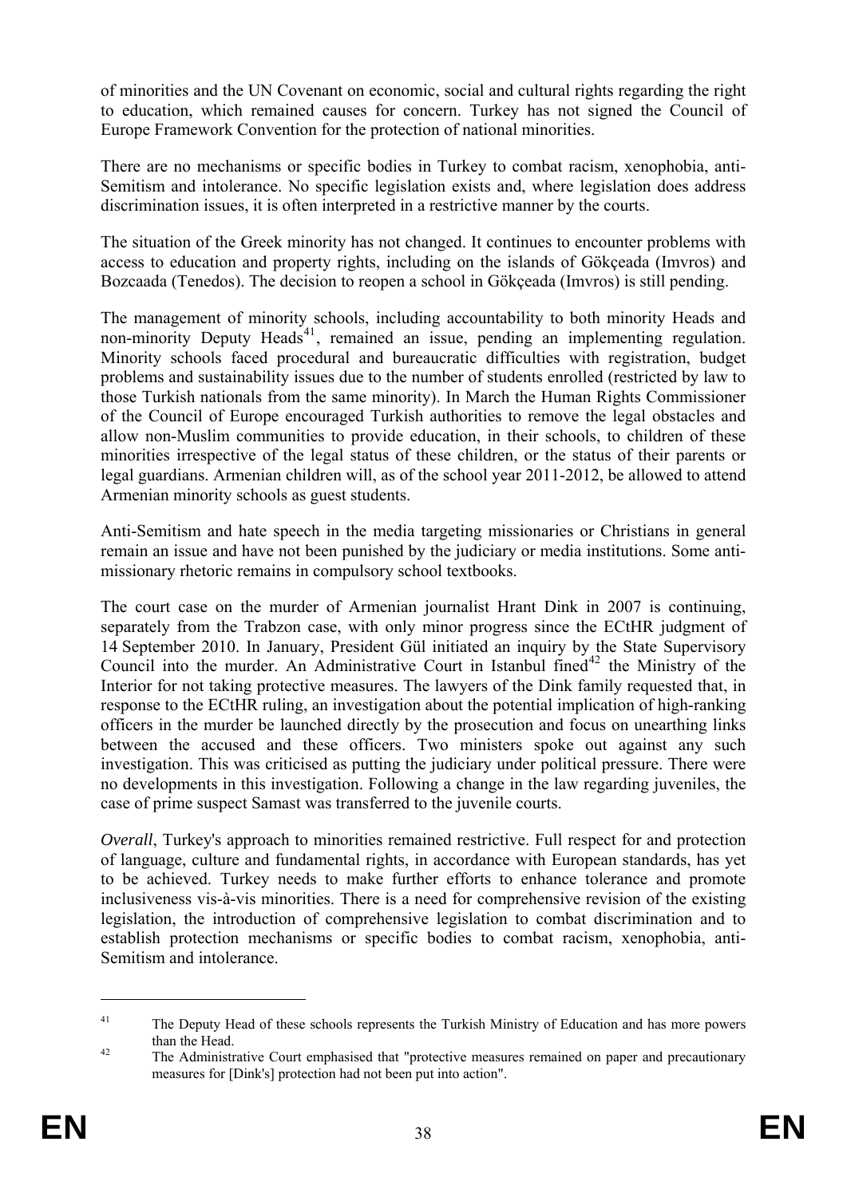of minorities and the UN Covenant on economic, social and cultural rights regarding the right to education, which remained causes for concern. Turkey has not signed the Council of Europe Framework Convention for the protection of national minorities.

There are no mechanisms or specific bodies in Turkey to combat racism, xenophobia, anti-Semitism and intolerance. No specific legislation exists and, where legislation does address discrimination issues, it is often interpreted in a restrictive manner by the courts.

The situation of the Greek minority has not changed. It continues to encounter problems with access to education and property rights, including on the islands of Gökçeada (Imvros) and Bozcaada (Tenedos). The decision to reopen a school in Gökçeada (Imvros) is still pending.

The management of minority schools, including accountability to both minority Heads and non-minority Deputy Heads[41], remained an issue, pending an implementing regulation. Minority schools faced procedural and bureaucratic difficulties with registration, budget problems and sustainability issues due to the number of students enrolled (restricted by law to those Turkish nationals from the same minority). In March the Human Rights Commissioner of the Council of Europe encouraged Turkish authorities to remove the legal obstacles and allow non-Muslim communities to provide education, in their schools, to children of these minorities irrespective of the legal status of these children, or the status of their parents or legal guardians. Armenian children will, as of the school year 2011-2012, be allowed to attend Armenian minority schools as guest students.

Anti-Semitism and hate speech in the media targeting missionaries or Christians in general remain an issue and have not been punished by the judiciary or media institutions. Some anti-missionary rhetoric remains in compulsory school textbooks.

The court case on the murder of Armenian journalist Hrant Dink in 2007 is continuing, separately from the Trabzon case, with only minor progress since the ECtHR judgment of 14 September 2010. In January, President Gül initiated an inquiry by the State Supervisory Council into the murder. An Administrative Court in Istanbul fined[42] the Ministry of the Interior for not taking protective measures. The lawyers of the Dink family requested that, in response to the ECtHR ruling, an investigation about the potential implication of high-ranking officers in the murder be launched directly by the prosecution and focus on unearthing links between the accused and these officers. Two ministers spoke out against any such investigation. This was criticised as putting the judiciary under political pressure. There were no developments in this investigation. Following a change in the law regarding juveniles, the case of prime suspect Samast was transferred to the juvenile courts.

*Overall*, Turkey's approach to minorities remained restrictive. Full respect for and protection of language, culture and fundamental rights, in accordance with European standards, has yet to be achieved. Turkey needs to make further efforts to enhance tolerance and promote inclusiveness vis-à-vis minorities. There is a need for comprehensive revision of the existing legislation, the introduction of comprehensive legislation to combat discrimination and to establish protection mechanisms or specific bodies to combat racism, xenophobia, anti-Semitism and intolerance.

---

[41] The Deputy Head of these schools represents the Turkish Ministry of Education and has more powers than the Head.

[42] The Administrative Court emphasised that "protective measures remained on paper and precautionary measures for [Dink's] protection had not been put into action".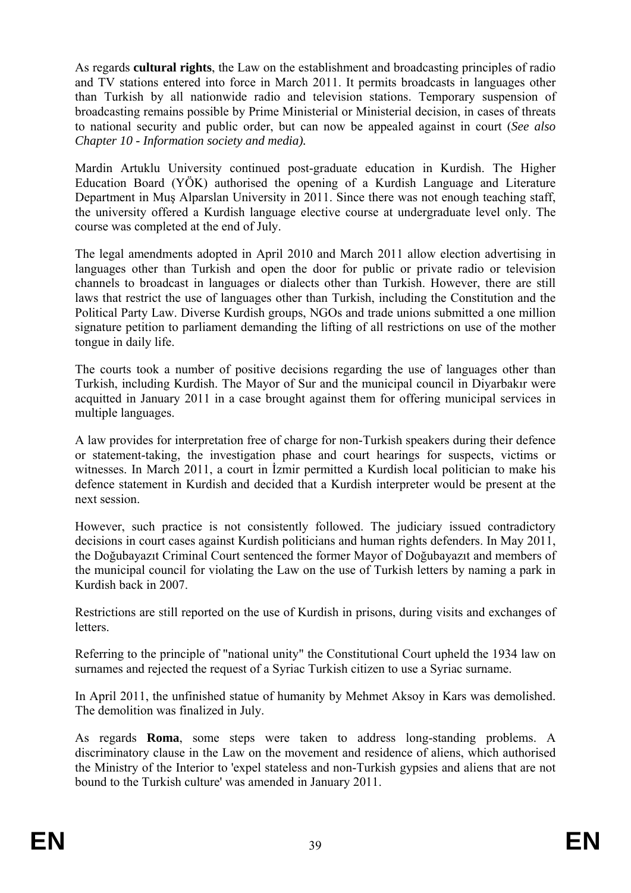As regards **cultural rights**, the Law on the establishment and broadcasting principles of radio and TV stations entered into force in March 2011. It permits broadcasts in languages other than Turkish by all nationwide radio and television stations. Temporary suspension of broadcasting remains possible by Prime Ministerial or Ministerial decision, in cases of threats to national security and public order, but can now be appealed against in court (*See also Chapter 10 - Information society and media).*

Mardin Artuklu University continued post-graduate education in Kurdish. The Higher Education Board (YÖK) authorised the opening of a Kurdish Language and Literature Department in Muş Alparslan University in 2011. Since there was not enough teaching staff, the university offered a Kurdish language elective course at undergraduate level only. The course was completed at the end of July.

The legal amendments adopted in April 2010 and March 2011 allow election advertising in languages other than Turkish and open the door for public or private radio or television channels to broadcast in languages or dialects other than Turkish. However, there are still laws that restrict the use of languages other than Turkish, including the Constitution and the Political Party Law. Diverse Kurdish groups, NGOs and trade unions submitted a one million signature petition to parliament demanding the lifting of all restrictions on use of the mother tongue in daily life.

The courts took a number of positive decisions regarding the use of languages other than Turkish, including Kurdish. The Mayor of Sur and the municipal council in Diyarbakır were acquitted in January 2011 in a case brought against them for offering municipal services in multiple languages.

A law provides for interpretation free of charge for non-Turkish speakers during their defence or statement-taking, the investigation phase and court hearings for suspects, victims or witnesses. In March 2011, a court in İzmir permitted a Kurdish local politician to make his defence statement in Kurdish and decided that a Kurdish interpreter would be present at the next session.

However, such practice is not consistently followed. The judiciary issued contradictory decisions in court cases against Kurdish politicians and human rights defenders. In May 2011, the Doğubayazıt Criminal Court sentenced the former Mayor of Doğubayazıt and members of the municipal council for violating the Law on the use of Turkish letters by naming a park in Kurdish back in 2007.

Restrictions are still reported on the use of Kurdish in prisons, during visits and exchanges of letters.

Referring to the principle of "national unity" the Constitutional Court upheld the 1934 law on surnames and rejected the request of a Syriac Turkish citizen to use a Syriac surname.

In April 2011, the unfinished statue of humanity by Mehmet Aksoy in Kars was demolished. The demolition was finalized in July.

As regards **Roma**, some steps were taken to address long-standing problems. A discriminatory clause in the Law on the movement and residence of aliens, which authorised the Ministry of the Interior to 'expel stateless and non-Turkish gypsies and aliens that are not bound to the Turkish culture' was amended in January 2011.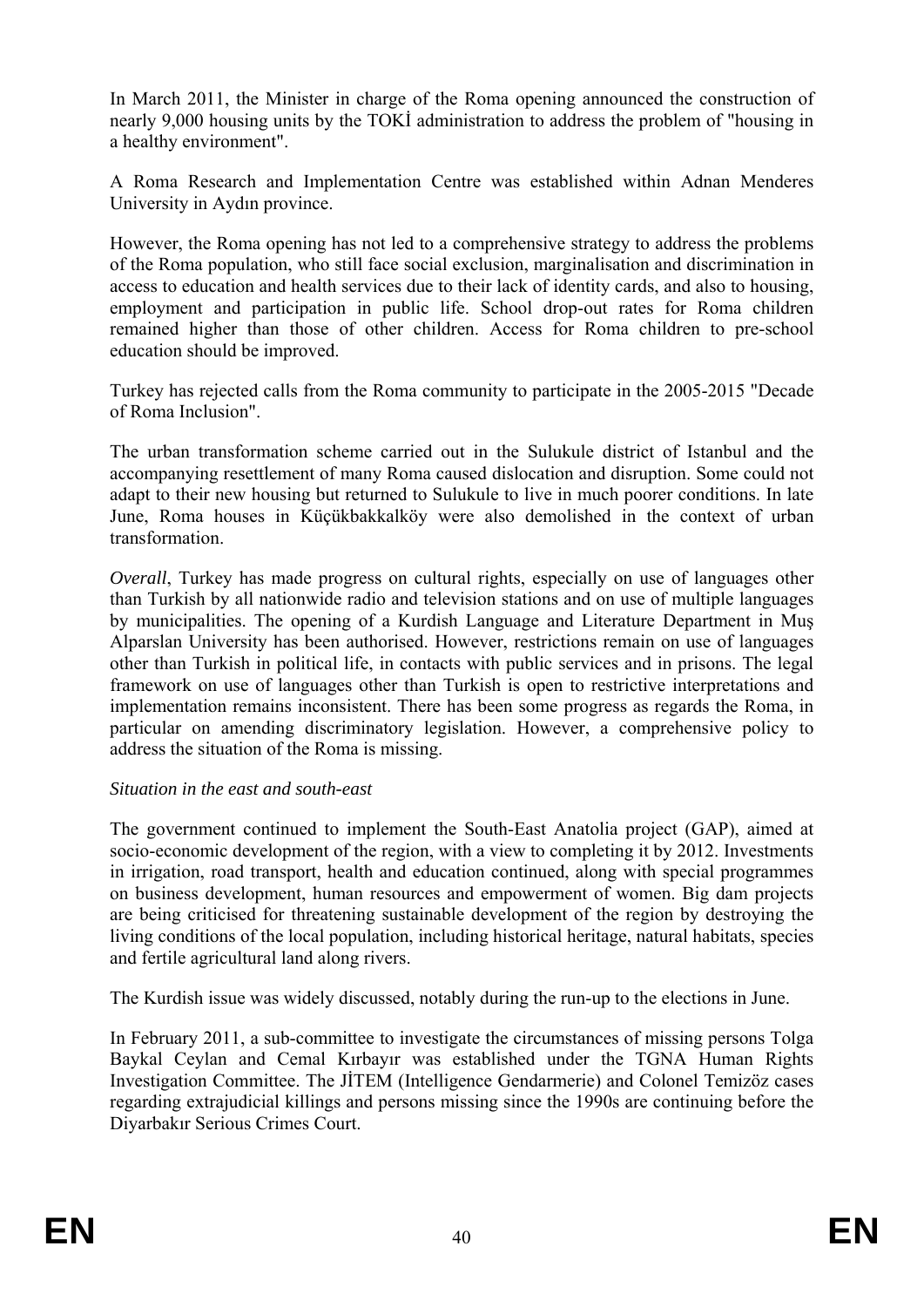In March 2011, the Minister in charge of the Roma opening announced the construction of nearly 9,000 housing units by the TOKİ administration to address the problem of "housing in a healthy environment".

A Roma Research and Implementation Centre was established within Adnan Menderes University in Aydın province.

However, the Roma opening has not led to a comprehensive strategy to address the problems of the Roma population, who still face social exclusion, marginalisation and discrimination in access to education and health services due to their lack of identity cards, and also to housing, employment and participation in public life. School drop-out rates for Roma children remained higher than those of other children. Access for Roma children to pre-school education should be improved.

Turkey has rejected calls from the Roma community to participate in the 2005-2015 "Decade of Roma Inclusion".

The urban transformation scheme carried out in the Sulukule district of Istanbul and the accompanying resettlement of many Roma caused dislocation and disruption. Some could not adapt to their new housing but returned to Sulukule to live in much poorer conditions. In late June, Roma houses in Küçükbakkalköy were also demolished in the context of urban transformation.

*Overall*, Turkey has made progress on cultural rights, especially on use of languages other than Turkish by all nationwide radio and television stations and on use of multiple languages by municipalities. The opening of a Kurdish Language and Literature Department in Muş Alparslan University has been authorised. However, restrictions remain on use of languages other than Turkish in political life, in contacts with public services and in prisons. The legal framework on use of languages other than Turkish is open to restrictive interpretations and implementation remains inconsistent. There has been some progress as regards the Roma, in particular on amending discriminatory legislation. However, a comprehensive policy to address the situation of the Roma is missing.

*Situation in the east and south-east*

The government continued to implement the South-East Anatolia project (GAP), aimed at socio-economic development of the region, with a view to completing it by 2012. Investments in irrigation, road transport, health and education continued, along with special programmes on business development, human resources and empowerment of women. Big dam projects are being criticised for threatening sustainable development of the region by destroying the living conditions of the local population, including historical heritage, natural habitats, species and fertile agricultural land along rivers.

The Kurdish issue was widely discussed, notably during the run-up to the elections in June.

In February 2011, a sub-committee to investigate the circumstances of missing persons Tolga Baykal Ceylan and Cemal Kırbayır was established under the TGNA Human Rights Investigation Committee. The JİTEM (Intelligence Gendarmerie) and Colonel Temizöz cases regarding extrajudicial killings and persons missing since the 1990s are continuing before the Diyarbakır Serious Crimes Court.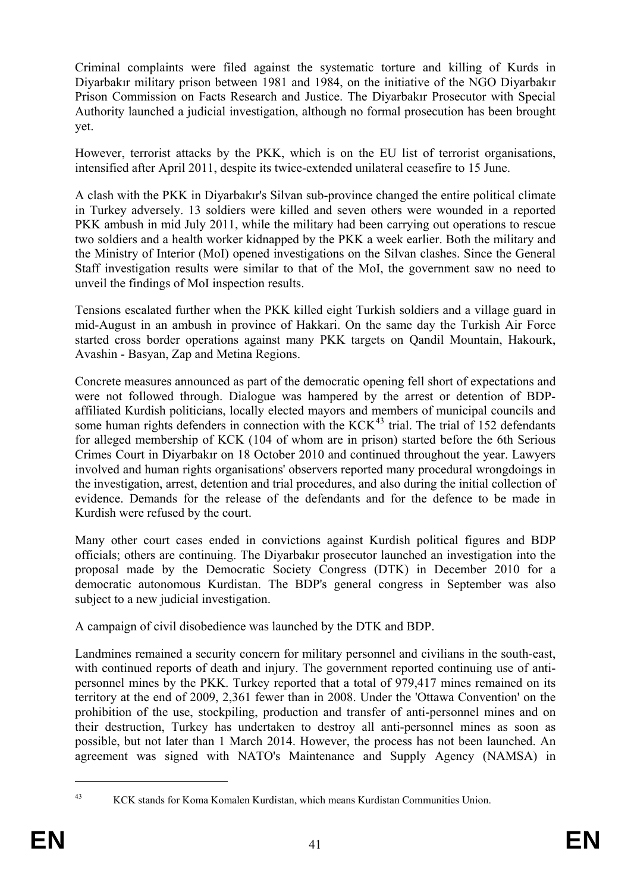Criminal complaints were filed against the systematic torture and killing of Kurds in Diyarbakır military prison between 1981 and 1984, on the initiative of the NGO Diyarbakır Prison Commission on Facts Research and Justice. The Diyarbakır Prosecutor with Special Authority launched a judicial investigation, although no formal prosecution has been brought yet.

However, terrorist attacks by the PKK, which is on the EU list of terrorist organisations, intensified after April 2011, despite its twice-extended unilateral ceasefire to 15 June.

A clash with the PKK in Diyarbakır's Silvan sub-province changed the entire political climate in Turkey adversely. 13 soldiers were killed and seven others were wounded in a reported PKK ambush in mid July 2011, while the military had been carrying out operations to rescue two soldiers and a health worker kidnapped by the PKK a week earlier. Both the military and the Ministry of Interior (MoI) opened investigations on the Silvan clashes. Since the General Staff investigation results were similar to that of the MoI, the government saw no need to unveil the findings of MoI inspection results.

Tensions escalated further when the PKK killed eight Turkish soldiers and a village guard in mid-August in an ambush in province of Hakkari. On the same day the Turkish Air Force started cross border operations against many PKK targets on Qandil Mountain, Hakourk, Avashin - Basyan, Zap and Metina Regions.

Concrete measures announced as part of the democratic opening fell short of expectations and were not followed through. Dialogue was hampered by the arrest or detention of BDP-affiliated Kurdish politicians, locally elected mayors and members of municipal councils and some human rights defenders in connection with the KCK[43] trial. The trial of 152 defendants for alleged membership of KCK (104 of whom are in prison) started before the 6th Serious Crimes Court in Diyarbakır on 18 October 2010 and continued throughout the year. Lawyers involved and human rights organisations' observers reported many procedural wrongdoings in the investigation, arrest, detention and trial procedures, and also during the initial collection of evidence. Demands for the release of the defendants and for the defence to be made in Kurdish were refused by the court.

Many other court cases ended in convictions against Kurdish political figures and BDP officials; others are continuing. The Diyarbakır prosecutor launched an investigation into the proposal made by the Democratic Society Congress (DTK) in December 2010 for a democratic autonomous Kurdistan. The BDP's general congress in September was also subject to a new judicial investigation.

A campaign of civil disobedience was launched by the DTK and BDP.

Landmines remained a security concern for military personnel and civilians in the south-east, with continued reports of death and injury. The government reported continuing use of anti-personnel mines by the PKK. Turkey reported that a total of 979,417 mines remained on its territory at the end of 2009, 2,361 fewer than in 2008. Under the 'Ottawa Convention' on the prohibition of the use, stockpiling, production and transfer of anti-personnel mines and on their destruction, Turkey has undertaken to destroy all anti-personnel mines as soon as possible, but not later than 1 March 2014. However, the process has not been launched. An agreement was signed with NATO's Maintenance and Supply Agency (NAMSA) in

[43] KCK stands for Koma Komalen Kurdistan, which means Kurdistan Communities Union.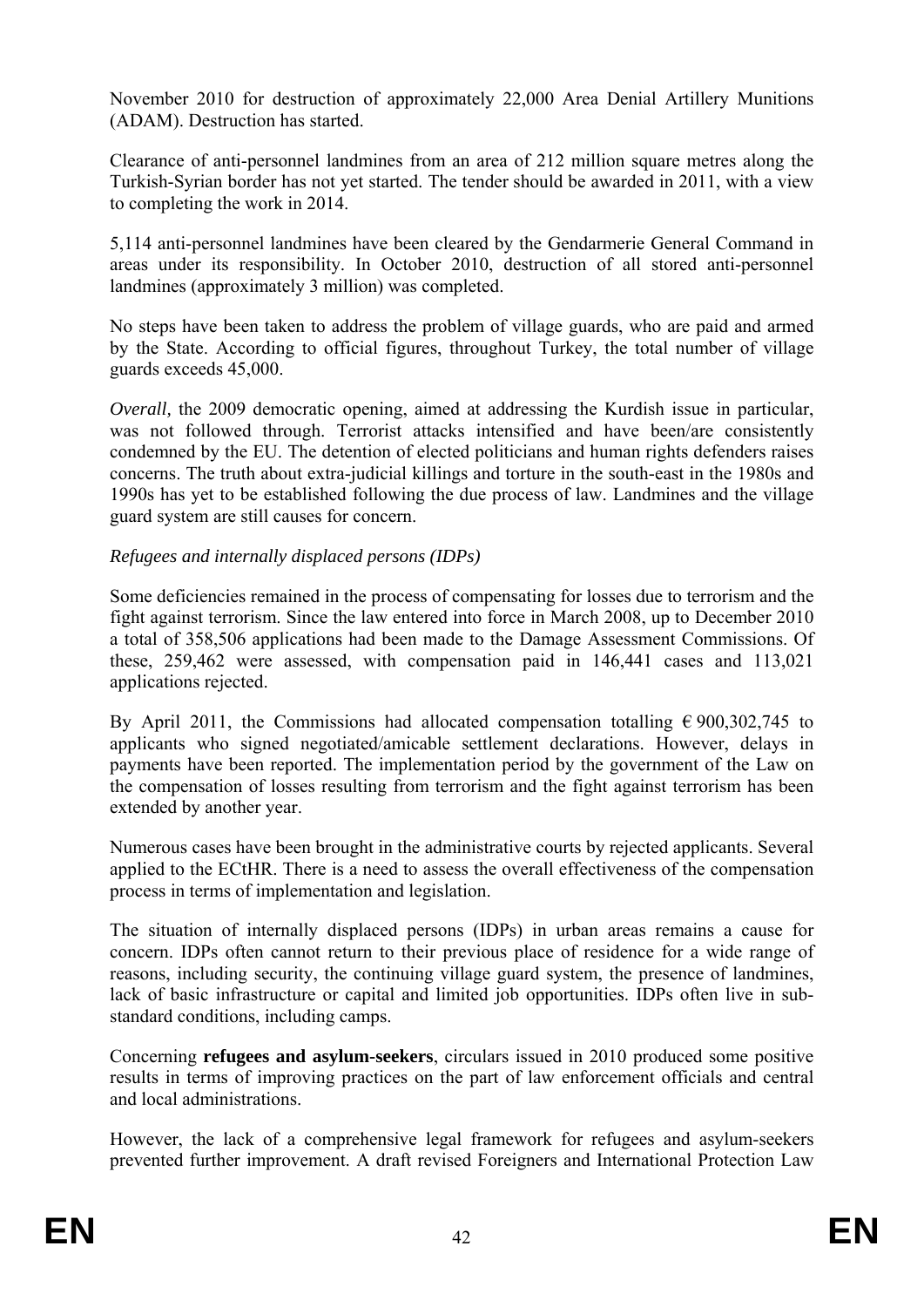November 2010 for destruction of approximately 22,000 Area Denial Artillery Munitions (ADAM). Destruction has started.

Clearance of anti-personnel landmines from an area of 212 million square metres along the Turkish-Syrian border has not yet started. The tender should be awarded in 2011, with a view to completing the work in 2014.

5,114 anti-personnel landmines have been cleared by the Gendarmerie General Command in areas under its responsibility. In October 2010, destruction of all stored anti-personnel landmines (approximately 3 million) was completed.

No steps have been taken to address the problem of village guards, who are paid and armed by the State. According to official figures, throughout Turkey, the total number of village guards exceeds 45,000.

*Overall,* the 2009 democratic opening, aimed at addressing the Kurdish issue in particular, was not followed through. Terrorist attacks intensified and have been/are consistently condemned by the EU. The detention of elected politicians and human rights defenders raises concerns. The truth about extra-judicial killings and torture in the south-east in the 1980s and 1990s has yet to be established following the due process of law. Landmines and the village guard system are still causes for concern.

*Refugees and internally displaced persons (IDPs)*

Some deficiencies remained in the process of compensating for losses due to terrorism and the fight against terrorism. Since the law entered into force in March 2008, up to December 2010 a total of 358,506 applications had been made to the Damage Assessment Commissions. Of these, 259,462 were assessed, with compensation paid in 146,441 cases and 113,021 applications rejected.

By April 2011, the Commissions had allocated compensation totalling € 900,302,745 to applicants who signed negotiated/amicable settlement declarations. However, delays in payments have been reported. The implementation period by the government of the Law on the compensation of losses resulting from terrorism and the fight against terrorism has been extended by another year.

Numerous cases have been brought in the administrative courts by rejected applicants. Several applied to the ECtHR. There is a need to assess the overall effectiveness of the compensation process in terms of implementation and legislation.

The situation of internally displaced persons (IDPs) in urban areas remains a cause for concern. IDPs often cannot return to their previous place of residence for a wide range of reasons, including security, the continuing village guard system, the presence of landmines, lack of basic infrastructure or capital and limited job opportunities. IDPs often live in sub-standard conditions, including camps.

Concerning **refugees and asylum-seekers**, circulars issued in 2010 produced some positive results in terms of improving practices on the part of law enforcement officials and central and local administrations.

However, the lack of a comprehensive legal framework for refugees and asylum-seekers prevented further improvement. A draft revised Foreigners and International Protection Law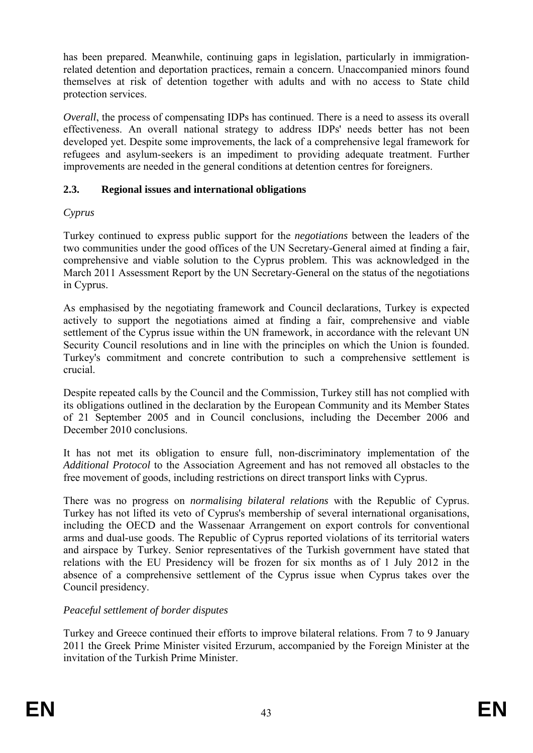has been prepared. Meanwhile, continuing gaps in legislation, particularly in immigration-related detention and deportation practices, remain a concern. Unaccompanied minors found themselves at risk of detention together with adults and with no access to State child protection services.

*Overall*, the process of compensating IDPs has continued. There is a need to assess its overall effectiveness. An overall national strategy to address IDPs' needs better has not been developed yet. Despite some improvements, the lack of a comprehensive legal framework for refugees and asylum-seekers is an impediment to providing adequate treatment. Further improvements are needed in the general conditions at detention centres for foreigners.

## 2.3. Regional issues and international obligations

*Cyprus*

Turkey continued to express public support for the *negotiations* between the leaders of the two communities under the good offices of the UN Secretary-General aimed at finding a fair, comprehensive and viable solution to the Cyprus problem. This was acknowledged in the March 2011 Assessment Report by the UN Secretary-General on the status of the negotiations in Cyprus.

As emphasised by the negotiating framework and Council declarations, Turkey is expected actively to support the negotiations aimed at finding a fair, comprehensive and viable settlement of the Cyprus issue within the UN framework, in accordance with the relevant UN Security Council resolutions and in line with the principles on which the Union is founded. Turkey's commitment and concrete contribution to such a comprehensive settlement is crucial.

Despite repeated calls by the Council and the Commission, Turkey still has not complied with its obligations outlined in the declaration by the European Community and its Member States of 21 September 2005 and in Council conclusions, including the December 2006 and December 2010 conclusions.

It has not met its obligation to ensure full, non-discriminatory implementation of the *Additional Protocol* to the Association Agreement and has not removed all obstacles to the free movement of goods, including restrictions on direct transport links with Cyprus.

There was no progress on *normalising bilateral relations* with the Republic of Cyprus. Turkey has not lifted its veto of Cyprus's membership of several international organisations, including the OECD and the Wassenaar Arrangement on export controls for conventional arms and dual-use goods. The Republic of Cyprus reported violations of its territorial waters and airspace by Turkey. Senior representatives of the Turkish government have stated that relations with the EU Presidency will be frozen for six months as of 1 July 2012 in the absence of a comprehensive settlement of the Cyprus issue when Cyprus takes over the Council presidency.

*Peaceful settlement of border disputes*

Turkey and Greece continued their efforts to improve bilateral relations. From 7 to 9 January 2011 the Greek Prime Minister visited Erzurum, accompanied by the Foreign Minister at the invitation of the Turkish Prime Minister.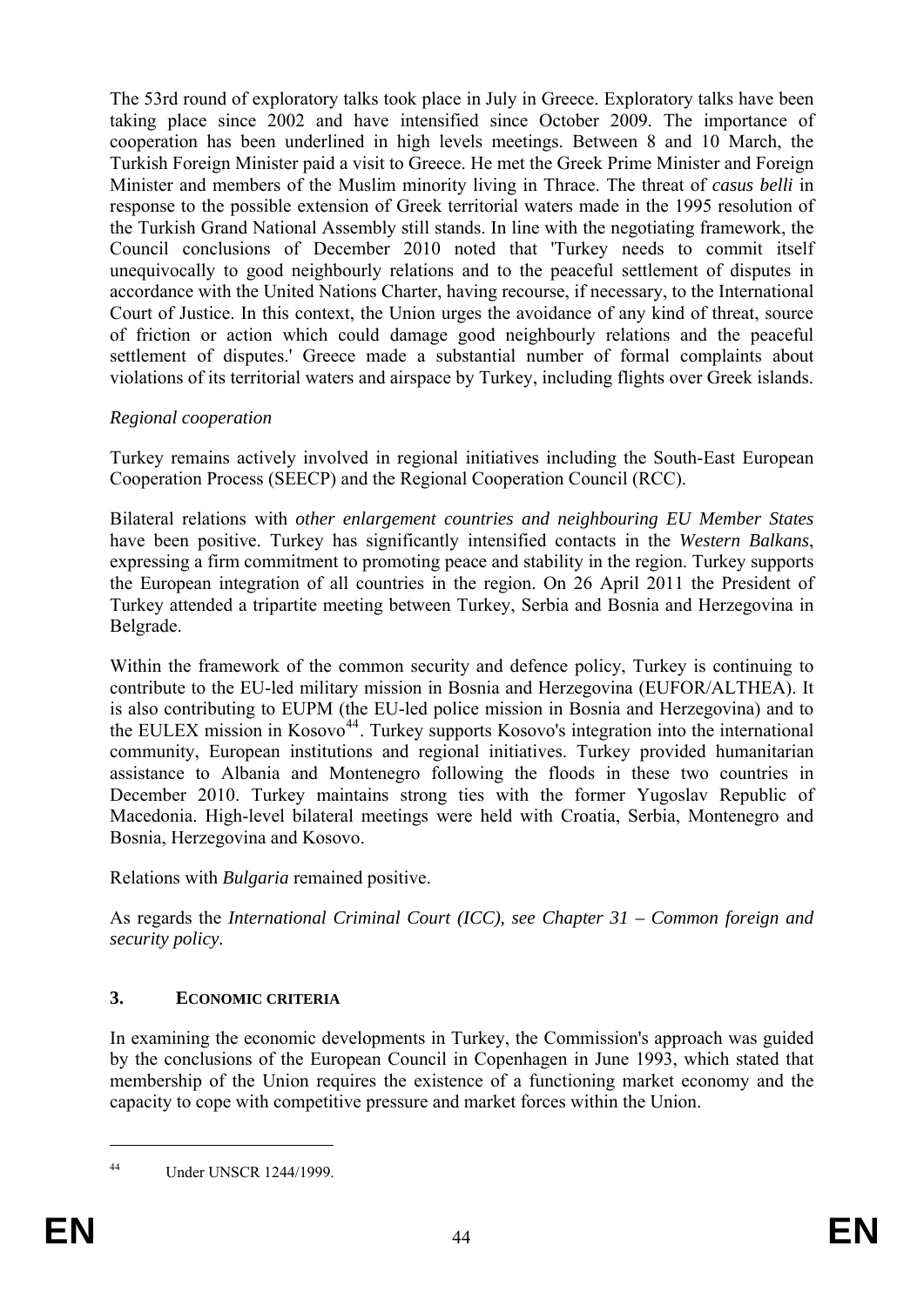The 53rd round of exploratory talks took place in July in Greece. Exploratory talks have been taking place since 2002 and have intensified since October 2009. The importance of cooperation has been underlined in high levels meetings. Between 8 and 10 March, the Turkish Foreign Minister paid a visit to Greece. He met the Greek Prime Minister and Foreign Minister and members of the Muslim minority living in Thrace. The threat of *casus belli* in response to the possible extension of Greek territorial waters made in the 1995 resolution of the Turkish Grand National Assembly still stands. In line with the negotiating framework, the Council conclusions of December 2010 noted that 'Turkey needs to commit itself unequivocally to good neighbourly relations and to the peaceful settlement of disputes in accordance with the United Nations Charter, having recourse, if necessary, to the International Court of Justice. In this context, the Union urges the avoidance of any kind of threat, source of friction or action which could damage good neighbourly relations and the peaceful settlement of disputes.' Greece made a substantial number of formal complaints about violations of its territorial waters and airspace by Turkey, including flights over Greek islands.

*Regional cooperation*

Turkey remains actively involved in regional initiatives including the South-East European Cooperation Process (SEECP) and the Regional Cooperation Council (RCC).

Bilateral relations with *other enlargement countries and neighbouring EU Member States* have been positive. Turkey has significantly intensified contacts in the *Western Balkans*, expressing a firm commitment to promoting peace and stability in the region. Turkey supports the European integration of all countries in the region. On 26 April 2011 the President of Turkey attended a tripartite meeting between Turkey, Serbia and Bosnia and Herzegovina in Belgrade.

Within the framework of the common security and defence policy, Turkey is continuing to contribute to the EU-led military mission in Bosnia and Herzegovina (EUFOR/ALTHEA). It is also contributing to EUPM (the EU-led police mission in Bosnia and Herzegovina) and to the EULEX mission in Kosovo[44]. Turkey supports Kosovo's integration into the international community, European institutions and regional initiatives. Turkey provided humanitarian assistance to Albania and Montenegro following the floods in these two countries in December 2010. Turkey maintains strong ties with the former Yugoslav Republic of Macedonia. High-level bilateral meetings were held with Croatia, Serbia, Montenegro and Bosnia, Herzegovina and Kosovo.

Relations with *Bulgaria* remained positive.

As regards the *International Criminal Court (ICC), see Chapter 31 – Common foreign and security policy.*

## 3. ECONOMIC CRITERIA

In examining the economic developments in Turkey, the Commission's approach was guided by the conclusions of the European Council in Copenhagen in June 1993, which stated that membership of the Union requires the existence of a functioning market economy and the capacity to cope with competitive pressure and market forces within the Union.

---

[44] Under UNSCR 1244/1999.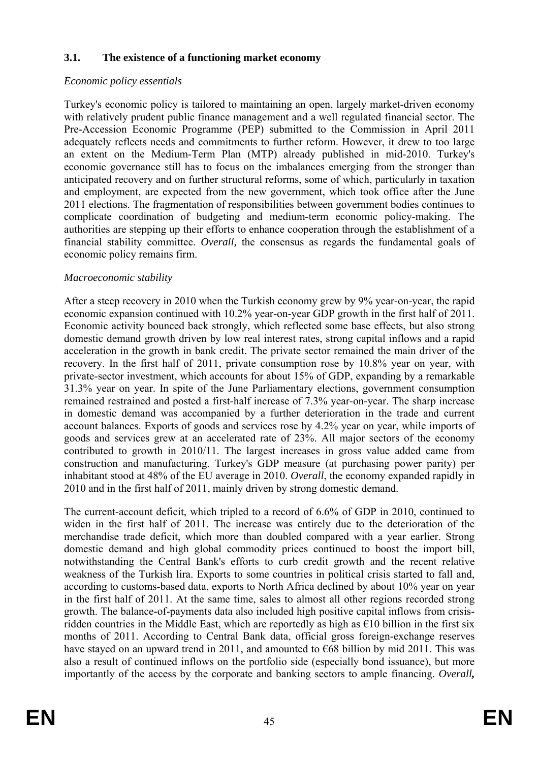### 3.1. The existence of a functioning market economy

*Economic policy essentials*

Turkey's economic policy is tailored to maintaining an open, largely market-driven economy with relatively prudent public finance management and a well regulated financial sector. The Pre-Accession Economic Programme (PEP) submitted to the Commission in April 2011 adequately reflects needs and commitments to further reform. However, it drew to too large an extent on the Medium-Term Plan (MTP) already published in mid-2010. Turkey's economic governance still has to focus on the imbalances emerging from the stronger than anticipated recovery and on further structural reforms, some of which, particularly in taxation and employment, are expected from the new government, which took office after the June 2011 elections. The fragmentation of responsibilities between government bodies continues to complicate coordination of budgeting and medium-term economic policy-making. The authorities are stepping up their efforts to enhance cooperation through the establishment of a financial stability committee. *Overall,* the consensus as regards the fundamental goals of economic policy remains firm.

*Macroeconomic stability*

After a steep recovery in 2010 when the Turkish economy grew by 9% year-on-year, the rapid economic expansion continued with 10.2% year-on-year GDP growth in the first half of 2011. Economic activity bounced back strongly, which reflected some base effects, but also strong domestic demand growth driven by low real interest rates, strong capital inflows and a rapid acceleration in the growth in bank credit. The private sector remained the main driver of the recovery. In the first half of 2011, private consumption rose by 10.8% year on year, with private-sector investment, which accounts for about 15% of GDP, expanding by a remarkable 31.3% year on year. In spite of the June Parliamentary elections, government consumption remained restrained and posted a first-half increase of 7.3% year-on-year. The sharp increase in domestic demand was accompanied by a further deterioration in the trade and current account balances. Exports of goods and services rose by 4.2% year on year, while imports of goods and services grew at an accelerated rate of 23%. All major sectors of the economy contributed to growth in 2010/11. The largest increases in gross value added came from construction and manufacturing. Turkey's GDP measure (at purchasing power parity) per inhabitant stood at 48% of the EU average in 2010. *Overall*, the economy expanded rapidly in 2010 and in the first half of 2011, mainly driven by strong domestic demand.

The current-account deficit, which tripled to a record of 6.6% of GDP in 2010, continued to widen in the first half of 2011. The increase was entirely due to the deterioration of the merchandise trade deficit, which more than doubled compared with a year earlier. Strong domestic demand and high global commodity prices continued to boost the import bill, notwithstanding the Central Bank's efforts to curb credit growth and the recent relative weakness of the Turkish lira. Exports to some countries in political crisis started to fall and, according to customs-based data, exports to North Africa declined by about 10% year on year in the first half of 2011. At the same time, sales to almost all other regions recorded strong growth. The balance-of-payments data also included high positive capital inflows from crisis-ridden countries in the Middle East, which are reportedly as high as €10 billion in the first six months of 2011. According to Central Bank data, official gross foreign-exchange reserves have stayed on an upward trend in 2011, and amounted to €68 billion by mid 2011. This was also a result of continued inflows on the portfolio side (especially bond issuance), but more importantly of the access by the corporate and banking sectors to ample financing. ***Overall,***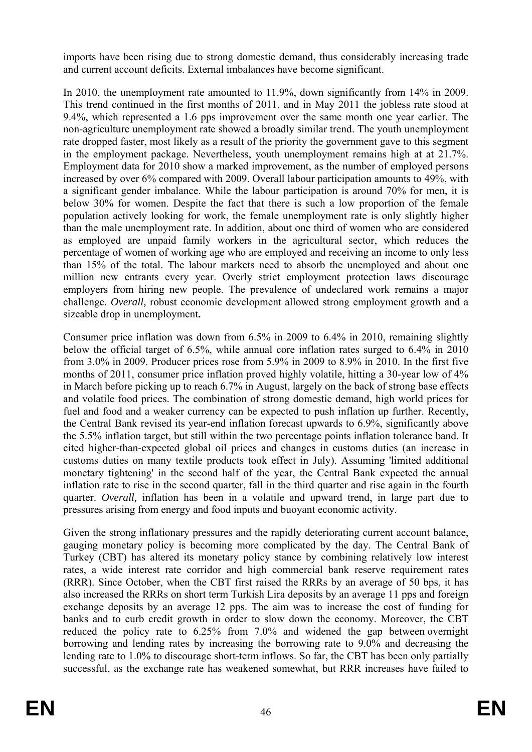imports have been rising due to strong domestic demand, thus considerably increasing trade and current account deficits. External imbalances have become significant.

In 2010, the unemployment rate amounted to 11.9%, down significantly from 14% in 2009. This trend continued in the first months of 2011, and in May 2011 the jobless rate stood at 9.4%, which represented a 1.6 pps improvement over the same month one year earlier. The non-agriculture unemployment rate showed a broadly similar trend. The youth unemployment rate dropped faster, most likely as a result of the priority the government gave to this segment in the employment package. Nevertheless, youth unemployment remains high at at 21.7%. Employment data for 2010 show a marked improvement, as the number of employed persons increased by over 6% compared with 2009. Overall labour participation amounts to 49%, with a significant gender imbalance. While the labour participation is around 70% for men, it is below 30% for women. Despite the fact that there is such a low proportion of the female population actively looking for work, the female unemployment rate is only slightly higher than the male unemployment rate. In addition, about one third of women who are considered as employed are unpaid family workers in the agricultural sector, which reduces the percentage of women of working age who are employed and receiving an income to only less than 15% of the total. The labour markets need to absorb the unemployed and about one million new entrants every year. Overly strict employment protection laws discourage employers from hiring new people. The prevalence of undeclared work remains a major challenge. *Overall,* robust economic development allowed strong employment growth and a sizeable drop in unemployment**.**

Consumer price inflation was down from 6.5% in 2009 to 6.4% in 2010, remaining slightly below the official target of 6.5%, while annual core inflation rates surged to 6.4% in 2010 from 3.0% in 2009. Producer prices rose from 5.9% in 2009 to 8.9% in 2010. In the first five months of 2011, consumer price inflation proved highly volatile, hitting a 30-year low of 4% in March before picking up to reach 6.7% in August, largely on the back of strong base effects and volatile food prices. The combination of strong domestic demand, high world prices for fuel and food and a weaker currency can be expected to push inflation up further. Recently, the Central Bank revised its year-end inflation forecast upwards to 6.9%, significantly above the 5.5% inflation target, but still within the two percentage points inflation tolerance band. It cited higher-than-expected global oil prices and changes in customs duties (an increase in customs duties on many textile products took effect in July). Assuming 'limited additional monetary tightening' in the second half of the year, the Central Bank expected the annual inflation rate to rise in the second quarter, fall in the third quarter and rise again in the fourth quarter. *Overall,* inflation has been in a volatile and upward trend, in large part due to pressures arising from energy and food inputs and buoyant economic activity.

Given the strong inflationary pressures and the rapidly deteriorating current account balance, gauging monetary policy is becoming more complicated by the day. The Central Bank of Turkey (CBT) has altered its monetary policy stance by combining relatively low interest rates, a wide interest rate corridor and high commercial bank reserve requirement rates (RRR). Since October, when the CBT first raised the RRRs by an average of 50 bps, it has also increased the RRRs on short term Turkish Lira deposits by an average 11 pps and foreign exchange deposits by an average 12 pps. The aim was to increase the cost of funding for banks and to curb credit growth in order to slow down the economy. Moreover, the CBT reduced the policy rate to 6.25% from 7.0% and widened the gap between overnight borrowing and lending rates by increasing the borrowing rate to 9.0% and decreasing the lending rate to 1.0% to discourage short-term inflows. So far, the CBT has been only partially successful, as the exchange rate has weakened somewhat, but RRR increases have failed to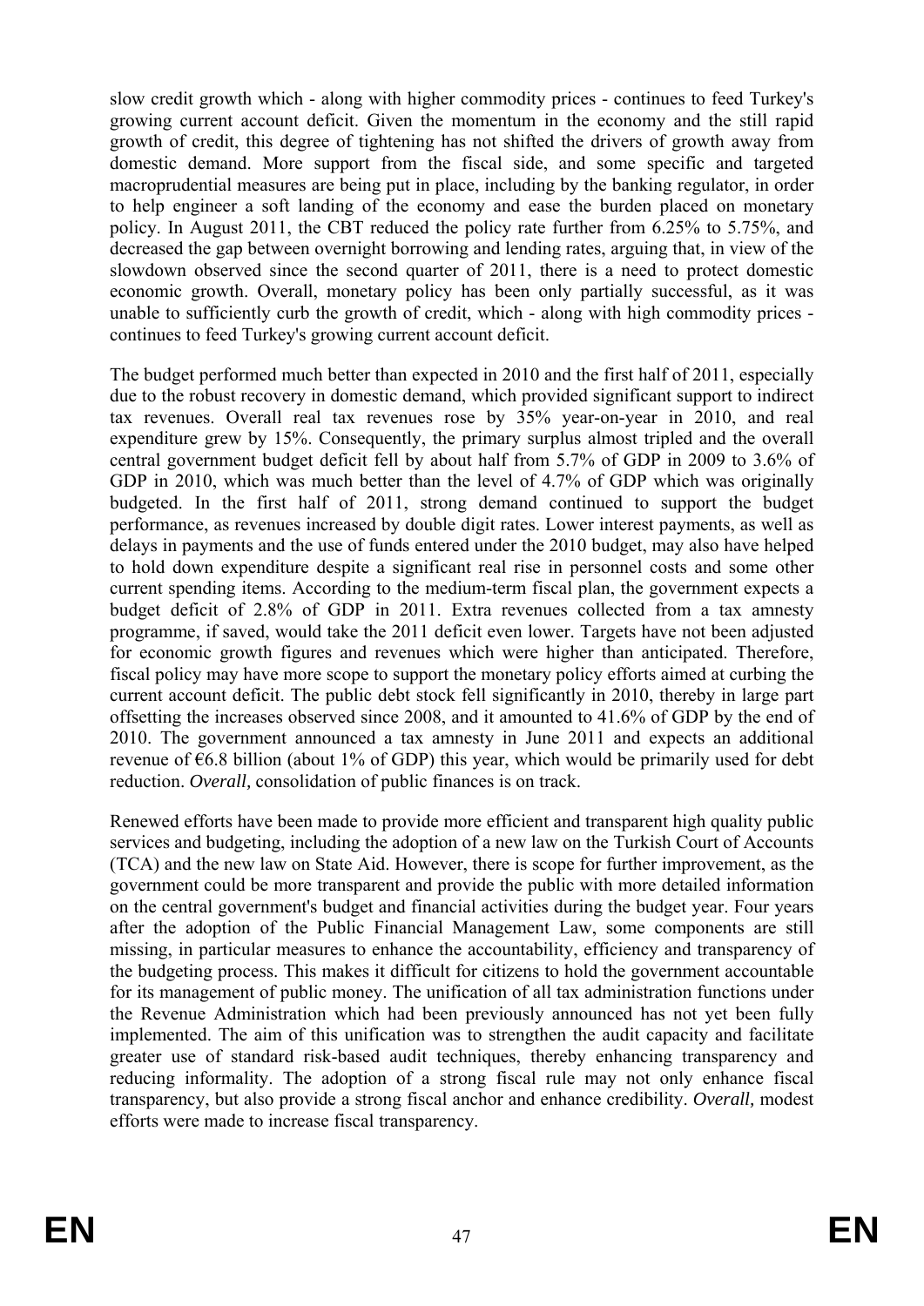slow credit growth which - along with higher commodity prices - continues to feed Turkey's growing current account deficit. Given the momentum in the economy and the still rapid growth of credit, this degree of tightening has not shifted the drivers of growth away from domestic demand. More support from the fiscal side, and some specific and targeted macroprudential measures are being put in place, including by the banking regulator, in order to help engineer a soft landing of the economy and ease the burden placed on monetary policy. In August 2011, the CBT reduced the policy rate further from 6.25% to 5.75%, and decreased the gap between overnight borrowing and lending rates, arguing that, in view of the slowdown observed since the second quarter of 2011, there is a need to protect domestic economic growth. Overall, monetary policy has been only partially successful, as it was unable to sufficiently curb the growth of credit, which - along with high commodity prices - continues to feed Turkey's growing current account deficit.

The budget performed much better than expected in 2010 and the first half of 2011, especially due to the robust recovery in domestic demand, which provided significant support to indirect tax revenues. Overall real tax revenues rose by 35% year-on-year in 2010, and real expenditure grew by 15%. Consequently, the primary surplus almost tripled and the overall central government budget deficit fell by about half from 5.7% of GDP in 2009 to 3.6% of GDP in 2010, which was much better than the level of 4.7% of GDP which was originally budgeted. In the first half of 2011, strong demand continued to support the budget performance, as revenues increased by double digit rates. Lower interest payments, as well as delays in payments and the use of funds entered under the 2010 budget, may also have helped to hold down expenditure despite a significant real rise in personnel costs and some other current spending items. According to the medium-term fiscal plan, the government expects a budget deficit of 2.8% of GDP in 2011. Extra revenues collected from a tax amnesty programme, if saved, would take the 2011 deficit even lower. Targets have not been adjusted for economic growth figures and revenues which were higher than anticipated. Therefore, fiscal policy may have more scope to support the monetary policy efforts aimed at curbing the current account deficit. The public debt stock fell significantly in 2010, thereby in large part offsetting the increases observed since 2008, and it amounted to 41.6% of GDP by the end of 2010. The government announced a tax amnesty in June 2011 and expects an additional revenue of €6.8 billion (about 1% of GDP) this year, which would be primarily used for debt reduction. *Overall,* consolidation of public finances is on track.

Renewed efforts have been made to provide more efficient and transparent high quality public services and budgeting, including the adoption of a new law on the Turkish Court of Accounts (TCA) and the new law on State Aid. However, there is scope for further improvement, as the government could be more transparent and provide the public with more detailed information on the central government's budget and financial activities during the budget year. Four years after the adoption of the Public Financial Management Law, some components are still missing, in particular measures to enhance the accountability, efficiency and transparency of the budgeting process. This makes it difficult for citizens to hold the government accountable for its management of public money. The unification of all tax administration functions under the Revenue Administration which had been previously announced has not yet been fully implemented. The aim of this unification was to strengthen the audit capacity and facilitate greater use of standard risk-based audit techniques, thereby enhancing transparency and reducing informality. The adoption of a strong fiscal rule may not only enhance fiscal transparency, but also provide a strong fiscal anchor and enhance credibility. *Overall,* modest efforts were made to increase fiscal transparency.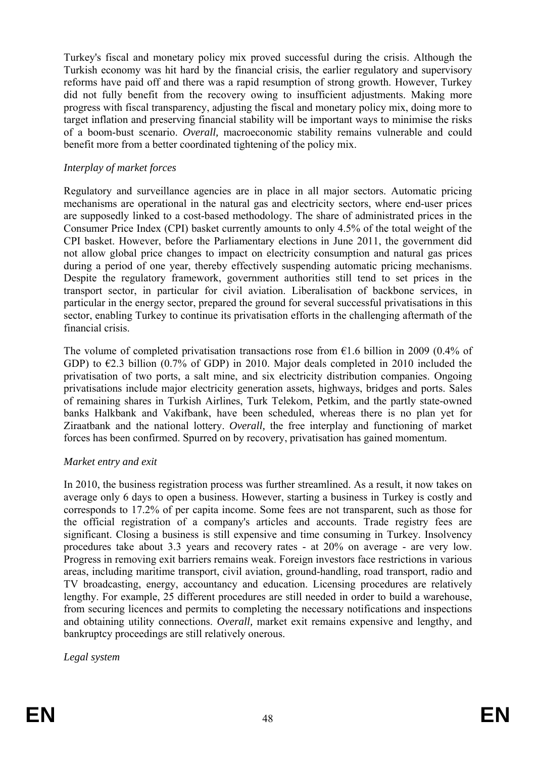Turkey's fiscal and monetary policy mix proved successful during the crisis. Although the Turkish economy was hit hard by the financial crisis, the earlier regulatory and supervisory reforms have paid off and there was a rapid resumption of strong growth. However, Turkey did not fully benefit from the recovery owing to insufficient adjustments. Making more progress with fiscal transparency, adjusting the fiscal and monetary policy mix, doing more to target inflation and preserving financial stability will be important ways to minimise the risks of a boom-bust scenario. *Overall,* macroeconomic stability remains vulnerable and could benefit more from a better coordinated tightening of the policy mix.

*Interplay of market forces*

Regulatory and surveillance agencies are in place in all major sectors. Automatic pricing mechanisms are operational in the natural gas and electricity sectors, where end-user prices are supposedly linked to a cost-based methodology. The share of administrated prices in the Consumer Price Index (CPI) basket currently amounts to only 4.5% of the total weight of the CPI basket. However, before the Parliamentary elections in June 2011, the government did not allow global price changes to impact on electricity consumption and natural gas prices during a period of one year, thereby effectively suspending automatic pricing mechanisms. Despite the regulatory framework, government authorities still tend to set prices in the transport sector, in particular for civil aviation. Liberalisation of backbone services, in particular in the energy sector, prepared the ground for several successful privatisations in this sector, enabling Turkey to continue its privatisation efforts in the challenging aftermath of the financial crisis.

The volume of completed privatisation transactions rose from €1.6 billion in 2009 (0.4% of GDP) to €2.3 billion (0.7% of GDP) in 2010. Major deals completed in 2010 included the privatisation of two ports, a salt mine, and six electricity distribution companies. Ongoing privatisations include major electricity generation assets, highways, bridges and ports. Sales of remaining shares in Turkish Airlines, Turk Telekom, Petkim, and the partly state-owned banks Halkbank and Vakifbank, have been scheduled, whereas there is no plan yet for Ziraatbank and the national lottery. *Overall,* the free interplay and functioning of market forces has been confirmed. Spurred on by recovery, privatisation has gained momentum.

*Market entry and exit*

In 2010, the business registration process was further streamlined. As a result, it now takes on average only 6 days to open a business. However, starting a business in Turkey is costly and corresponds to 17.2% of per capita income. Some fees are not transparent, such as those for the official registration of a company's articles and accounts. Trade registry fees are significant. Closing a business is still expensive and time consuming in Turkey. Insolvency procedures take about 3.3 years and recovery rates - at 20% on average - are very low. Progress in removing exit barriers remains weak. Foreign investors face restrictions in various areas, including maritime transport, civil aviation, ground-handling, road transport, radio and TV broadcasting, energy, accountancy and education. Licensing procedures are relatively lengthy. For example, 25 different procedures are still needed in order to build a warehouse, from securing licences and permits to completing the necessary notifications and inspections and obtaining utility connections. *Overall,* market exit remains expensive and lengthy, and bankruptcy proceedings are still relatively onerous.

*Legal system*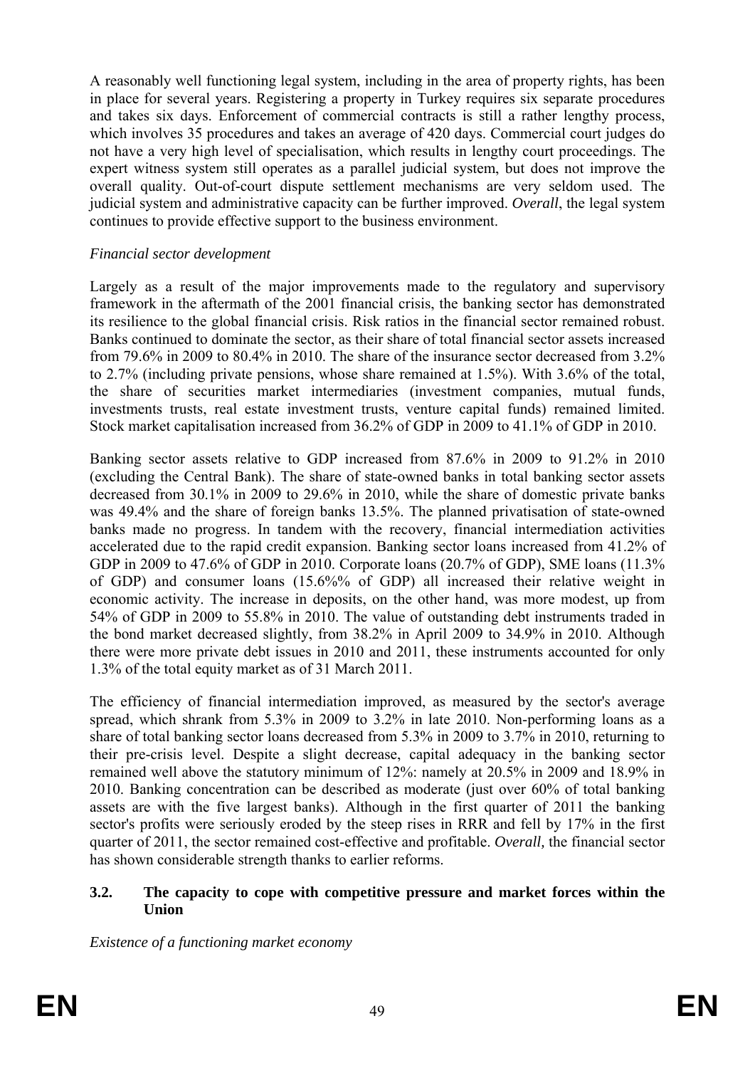A reasonably well functioning legal system, including in the area of property rights, has been in place for several years. Registering a property in Turkey requires six separate procedures and takes six days. Enforcement of commercial contracts is still a rather lengthy process, which involves 35 procedures and takes an average of 420 days. Commercial court judges do not have a very high level of specialisation, which results in lengthy court proceedings. The expert witness system still operates as a parallel judicial system, but does not improve the overall quality. Out-of-court dispute settlement mechanisms are very seldom used. The judicial system and administrative capacity can be further improved. *Overall*, the legal system continues to provide effective support to the business environment.

*Financial sector development*

Largely as a result of the major improvements made to the regulatory and supervisory framework in the aftermath of the 2001 financial crisis, the banking sector has demonstrated its resilience to the global financial crisis. Risk ratios in the financial sector remained robust. Banks continued to dominate the sector, as their share of total financial sector assets increased from 79.6% in 2009 to 80.4% in 2010. The share of the insurance sector decreased from 3.2% to 2.7% (including private pensions, whose share remained at 1.5%). With 3.6% of the total, the share of securities market intermediaries (investment companies, mutual funds, investments trusts, real estate investment trusts, venture capital funds) remained limited. Stock market capitalisation increased from 36.2% of GDP in 2009 to 41.1% of GDP in 2010.

Banking sector assets relative to GDP increased from 87.6% in 2009 to 91.2% in 2010 (excluding the Central Bank). The share of state-owned banks in total banking sector assets decreased from 30.1% in 2009 to 29.6% in 2010, while the share of domestic private banks was 49.4% and the share of foreign banks 13.5%. The planned privatisation of state-owned banks made no progress. In tandem with the recovery, financial intermediation activities accelerated due to the rapid credit expansion. Banking sector loans increased from 41.2% of GDP in 2009 to 47.6% of GDP in 2010. Corporate loans (20.7% of GDP), SME loans (11.3% of GDP) and consumer loans (15.6%% of GDP) all increased their relative weight in economic activity. The increase in deposits, on the other hand, was more modest, up from 54% of GDP in 2009 to 55.8% in 2010. The value of outstanding debt instruments traded in the bond market decreased slightly, from 38.2% in April 2009 to 34.9% in 2010. Although there were more private debt issues in 2010 and 2011, these instruments accounted for only 1.3% of the total equity market as of 31 March 2011.

The efficiency of financial intermediation improved, as measured by the sector's average spread, which shrank from 5.3% in 2009 to 3.2% in late 2010. Non-performing loans as a share of total banking sector loans decreased from 5.3% in 2009 to 3.7% in 2010, returning to their pre-crisis level. Despite a slight decrease, capital adequacy in the banking sector remained well above the statutory minimum of 12%: namely at 20.5% in 2009 and 18.9% in 2010. Banking concentration can be described as moderate (just over 60% of total banking assets are with the five largest banks). Although in the first quarter of 2011 the banking sector's profits were seriously eroded by the steep rises in RRR and fell by 17% in the first quarter of 2011, the sector remained cost-effective and profitable. *Overall,* the financial sector has shown considerable strength thanks to earlier reforms.

### 3.2. The capacity to cope with competitive pressure and market forces within the Union

*Existence of a functioning market economy*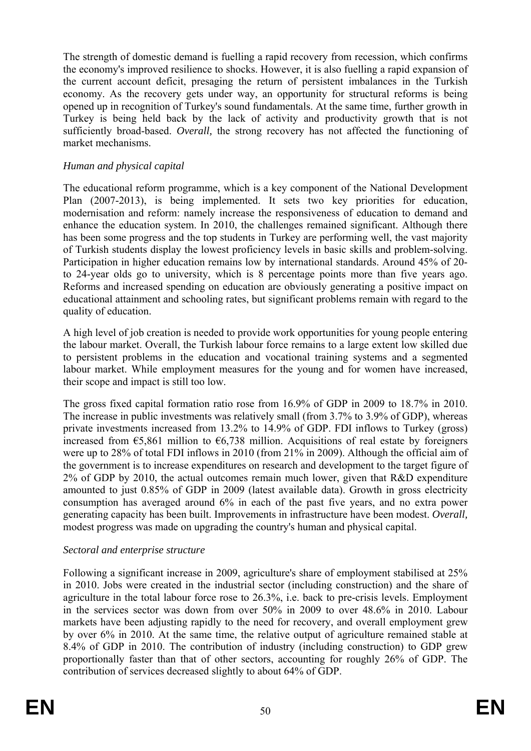The strength of domestic demand is fuelling a rapid recovery from recession, which confirms the economy's improved resilience to shocks. However, it is also fuelling a rapid expansion of the current account deficit, presaging the return of persistent imbalances in the Turkish economy. As the recovery gets under way, an opportunity for structural reforms is being opened up in recognition of Turkey's sound fundamentals. At the same time, further growth in Turkey is being held back by the lack of activity and productivity growth that is not sufficiently broad-based. *Overall,* the strong recovery has not affected the functioning of market mechanisms.

*Human and physical capital*

The educational reform programme, which is a key component of the National Development Plan (2007-2013), is being implemented. It sets two key priorities for education, modernisation and reform: namely increase the responsiveness of education to demand and enhance the education system. In 2010, the challenges remained significant. Although there has been some progress and the top students in Turkey are performing well, the vast majority of Turkish students display the lowest proficiency levels in basic skills and problem-solving. Participation in higher education remains low by international standards. Around 45% of 20- to 24-year olds go to university, which is 8 percentage points more than five years ago. Reforms and increased spending on education are obviously generating a positive impact on educational attainment and schooling rates, but significant problems remain with regard to the quality of education.

A high level of job creation is needed to provide work opportunities for young people entering the labour market. Overall, the Turkish labour force remains to a large extent low skilled due to persistent problems in the education and vocational training systems and a segmented labour market. While employment measures for the young and for women have increased, their scope and impact is still too low.

The gross fixed capital formation ratio rose from 16.9% of GDP in 2009 to 18.7% in 2010. The increase in public investments was relatively small (from 3.7% to 3.9% of GDP), whereas private investments increased from 13.2% to 14.9% of GDP. FDI inflows to Turkey (gross) increased from €5,861 million to €6,738 million. Acquisitions of real estate by foreigners were up to 28% of total FDI inflows in 2010 (from 21% in 2009). Although the official aim of the government is to increase expenditures on research and development to the target figure of 2% of GDP by 2010, the actual outcomes remain much lower, given that R&D expenditure amounted to just 0.85% of GDP in 2009 (latest available data). Growth in gross electricity consumption has averaged around 6% in each of the past five years, and no extra power generating capacity has been built. Improvements in infrastructure have been modest. *Overall,* modest progress was made on upgrading the country's human and physical capital.

*Sectoral and enterprise structure*

Following a significant increase in 2009, agriculture's share of employment stabilised at 25% in 2010. Jobs were created in the industrial sector (including construction) and the share of agriculture in the total labour force rose to 26.3%, i.e. back to pre-crisis levels. Employment in the services sector was down from over 50% in 2009 to over 48.6% in 2010. Labour markets have been adjusting rapidly to the need for recovery, and overall employment grew by over 6% in 2010. At the same time, the relative output of agriculture remained stable at 8.4% of GDP in 2010. The contribution of industry (including construction) to GDP grew proportionally faster than that of other sectors, accounting for roughly 26% of GDP. The contribution of services decreased slightly to about 64% of GDP.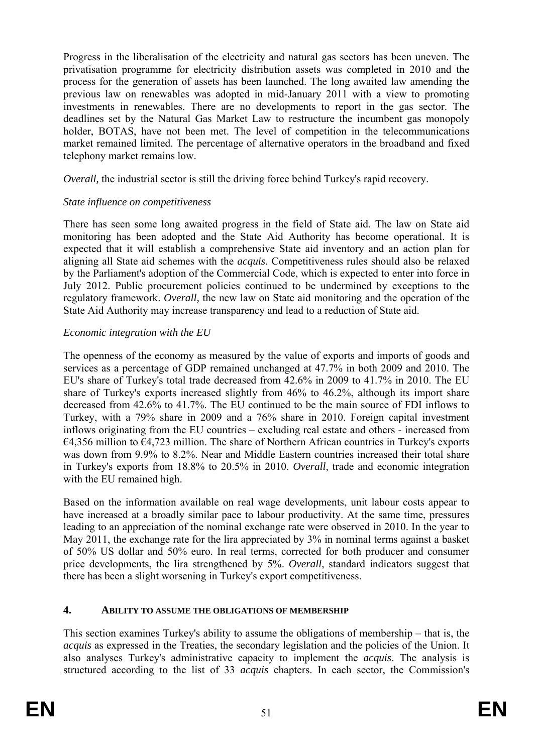Progress in the liberalisation of the electricity and natural gas sectors has been uneven. The privatisation programme for electricity distribution assets was completed in 2010 and the process for the generation of assets has been launched. The long awaited law amending the previous law on renewables was adopted in mid-January 2011 with a view to promoting investments in renewables. There are no developments to report in the gas sector. The deadlines set by the Natural Gas Market Law to restructure the incumbent gas monopoly holder, BOTAS, have not been met. The level of competition in the telecommunications market remained limited. The percentage of alternative operators in the broadband and fixed telephony market remains low.

*Overall,* the industrial sector is still the driving force behind Turkey's rapid recovery.

*State influence on competitiveness*

There has seen some long awaited progress in the field of State aid. The law on State aid monitoring has been adopted and the State Aid Authority has become operational. It is expected that it will establish a comprehensive State aid inventory and an action plan for aligning all State aid schemes with the *acquis*. Competitiveness rules should also be relaxed by the Parliament's adoption of the Commercial Code, which is expected to enter into force in July 2012. Public procurement policies continued to be undermined by exceptions to the regulatory framework. *Overall,* the new law on State aid monitoring and the operation of the State Aid Authority may increase transparency and lead to a reduction of State aid.

*Economic integration with the EU*

The openness of the economy as measured by the value of exports and imports of goods and services as a percentage of GDP remained unchanged at 47.7% in both 2009 and 2010. The EU's share of Turkey's total trade decreased from 42.6% in 2009 to 41.7% in 2010. The EU share of Turkey's exports increased slightly from 46% to 46.2%, although its import share decreased from 42.6% to 41.7%. The EU continued to be the main source of FDI inflows to Turkey, with a 79% share in 2009 and a 76% share in 2010. Foreign capital investment inflows originating from the EU countries – excluding real estate and others - increased from €4,356 million to €4,723 million. The share of Northern African countries in Turkey's exports was down from 9.9% to 8.2%. Near and Middle Eastern countries increased their total share in Turkey's exports from 18.8% to 20.5% in 2010. *Overall,* trade and economic integration with the EU remained high.

Based on the information available on real wage developments, unit labour costs appear to have increased at a broadly similar pace to labour productivity. At the same time, pressures leading to an appreciation of the nominal exchange rate were observed in 2010. In the year to May 2011, the exchange rate for the lira appreciated by 3% in nominal terms against a basket of 50% US dollar and 50% euro. In real terms, corrected for both producer and consumer price developments, the lira strengthened by 5%. *Overall*, standard indicators suggest that there has been a slight worsening in Turkey's export competitiveness.

## 4. ABILITY TO ASSUME THE OBLIGATIONS OF MEMBERSHIP

This section examines Turkey's ability to assume the obligations of membership – that is, the *acquis* as expressed in the Treaties, the secondary legislation and the policies of the Union. It also analyses Turkey's administrative capacity to implement the *acquis*. The analysis is structured according to the list of 33 *acquis* chapters. In each sector, the Commission's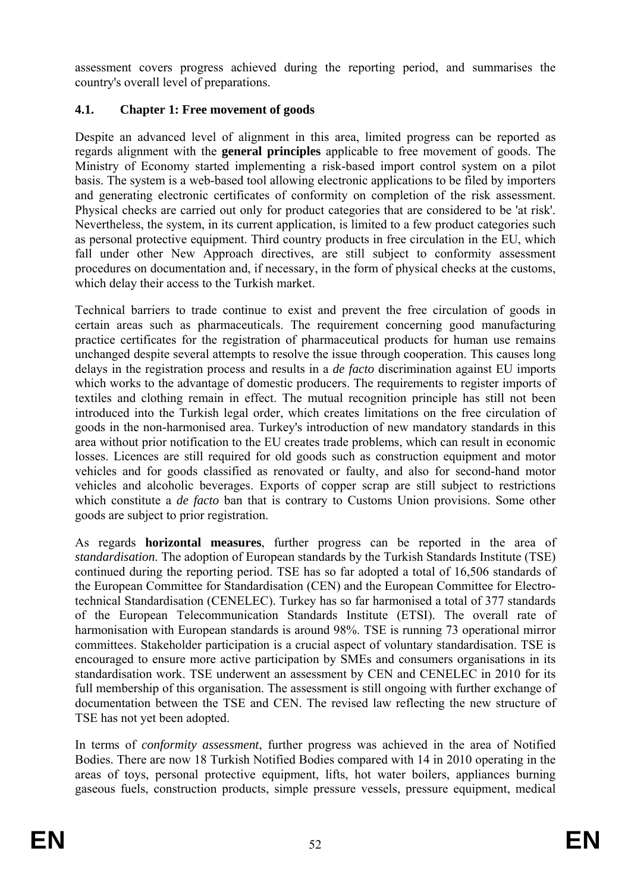assessment covers progress achieved during the reporting period, and summarises the country's overall level of preparations.

### 4.1. Chapter 1: Free movement of goods

Despite an advanced level of alignment in this area, limited progress can be reported as regards alignment with the **general principles** applicable to free movement of goods. The Ministry of Economy started implementing a risk-based import control system on a pilot basis. The system is a web-based tool allowing electronic applications to be filed by importers and generating electronic certificates of conformity on completion of the risk assessment. Physical checks are carried out only for product categories that are considered to be 'at risk'. Nevertheless, the system, in its current application, is limited to a few product categories such as personal protective equipment. Third country products in free circulation in the EU, which fall under other New Approach directives, are still subject to conformity assessment procedures on documentation and, if necessary, in the form of physical checks at the customs, which delay their access to the Turkish market.

Technical barriers to trade continue to exist and prevent the free circulation of goods in certain areas such as pharmaceuticals. The requirement concerning good manufacturing practice certificates for the registration of pharmaceutical products for human use remains unchanged despite several attempts to resolve the issue through cooperation. This causes long delays in the registration process and results in a *de facto* discrimination against EU imports which works to the advantage of domestic producers. The requirements to register imports of textiles and clothing remain in effect. The mutual recognition principle has still not been introduced into the Turkish legal order, which creates limitations on the free circulation of goods in the non-harmonised area. Turkey's introduction of new mandatory standards in this area without prior notification to the EU creates trade problems, which can result in economic losses. Licences are still required for old goods such as construction equipment and motor vehicles and for goods classified as renovated or faulty, and also for second-hand motor vehicles and alcoholic beverages. Exports of copper scrap are still subject to restrictions which constitute a *de facto* ban that is contrary to Customs Union provisions. Some other goods are subject to prior registration.

As regards **horizontal measures**, further progress can be reported in the area of *standardisation*. The adoption of European standards by the Turkish Standards Institute (TSE) continued during the reporting period. TSE has so far adopted a total of 16,506 standards of the European Committee for Standardisation (CEN) and the European Committee for Electro-technical Standardisation (CENELEC). Turkey has so far harmonised a total of 377 standards of the European Telecommunication Standards Institute (ETSI). The overall rate of harmonisation with European standards is around 98%. TSE is running 73 operational mirror committees. Stakeholder participation is a crucial aspect of voluntary standardisation. TSE is encouraged to ensure more active participation by SMEs and consumers organisations in its standardisation work. TSE underwent an assessment by CEN and CENELEC in 2010 for its full membership of this organisation. The assessment is still ongoing with further exchange of documentation between the TSE and CEN. The revised law reflecting the new structure of TSE has not yet been adopted.

In terms of *conformity assessment*, further progress was achieved in the area of Notified Bodies. There are now 18 Turkish Notified Bodies compared with 14 in 2010 operating in the areas of toys, personal protective equipment, lifts, hot water boilers, appliances burning gaseous fuels, construction products, simple pressure vessels, pressure equipment, medical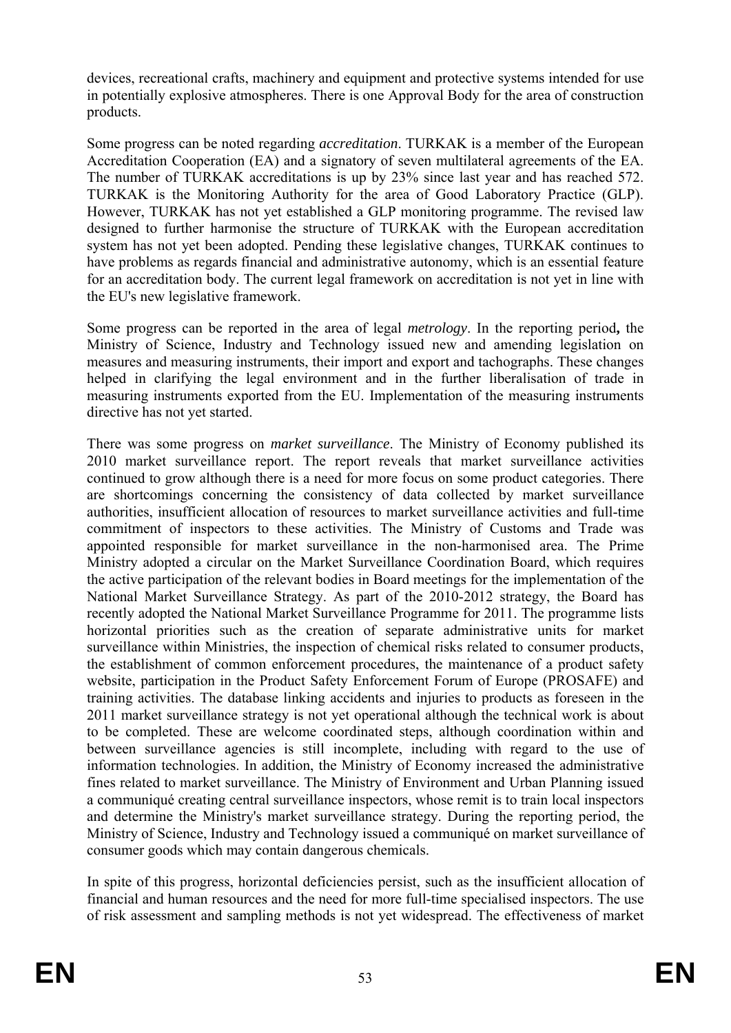devices, recreational crafts, machinery and equipment and protective systems intended for use in potentially explosive atmospheres. There is one Approval Body for the area of construction products.

Some progress can be noted regarding *accreditation*. TURKAK is a member of the European Accreditation Cooperation (EA) and a signatory of seven multilateral agreements of the EA. The number of TURKAK accreditations is up by 23% since last year and has reached 572. TURKAK is the Monitoring Authority for the area of Good Laboratory Practice (GLP). However, TURKAK has not yet established a GLP monitoring programme. The revised law designed to further harmonise the structure of TURKAK with the European accreditation system has not yet been adopted. Pending these legislative changes, TURKAK continues to have problems as regards financial and administrative autonomy, which is an essential feature for an accreditation body. The current legal framework on accreditation is not yet in line with the EU's new legislative framework.

Some progress can be reported in the area of legal *metrology*. In the reporting period**,** the Ministry of Science, Industry and Technology issued new and amending legislation on measures and measuring instruments, their import and export and tachographs. These changes helped in clarifying the legal environment and in the further liberalisation of trade in measuring instruments exported from the EU. Implementation of the measuring instruments directive has not yet started.

There was some progress on *market surveillance*. The Ministry of Economy published its 2010 market surveillance report. The report reveals that market surveillance activities continued to grow although there is a need for more focus on some product categories. There are shortcomings concerning the consistency of data collected by market surveillance authorities, insufficient allocation of resources to market surveillance activities and full-time commitment of inspectors to these activities. The Ministry of Customs and Trade was appointed responsible for market surveillance in the non-harmonised area. The Prime Ministry adopted a circular on the Market Surveillance Coordination Board, which requires the active participation of the relevant bodies in Board meetings for the implementation of the National Market Surveillance Strategy. As part of the 2010-2012 strategy, the Board has recently adopted the National Market Surveillance Programme for 2011. The programme lists horizontal priorities such as the creation of separate administrative units for market surveillance within Ministries, the inspection of chemical risks related to consumer products, the establishment of common enforcement procedures, the maintenance of a product safety website, participation in the Product Safety Enforcement Forum of Europe (PROSAFE) and training activities. The database linking accidents and injuries to products as foreseen in the 2011 market surveillance strategy is not yet operational although the technical work is about to be completed. These are welcome coordinated steps, although coordination within and between surveillance agencies is still incomplete, including with regard to the use of information technologies. In addition, the Ministry of Economy increased the administrative fines related to market surveillance. The Ministry of Environment and Urban Planning issued a communiqué creating central surveillance inspectors, whose remit is to train local inspectors and determine the Ministry's market surveillance strategy. During the reporting period, the Ministry of Science, Industry and Technology issued a communiqué on market surveillance of consumer goods which may contain dangerous chemicals.

In spite of this progress, horizontal deficiencies persist, such as the insufficient allocation of financial and human resources and the need for more full-time specialised inspectors. The use of risk assessment and sampling methods is not yet widespread. The effectiveness of market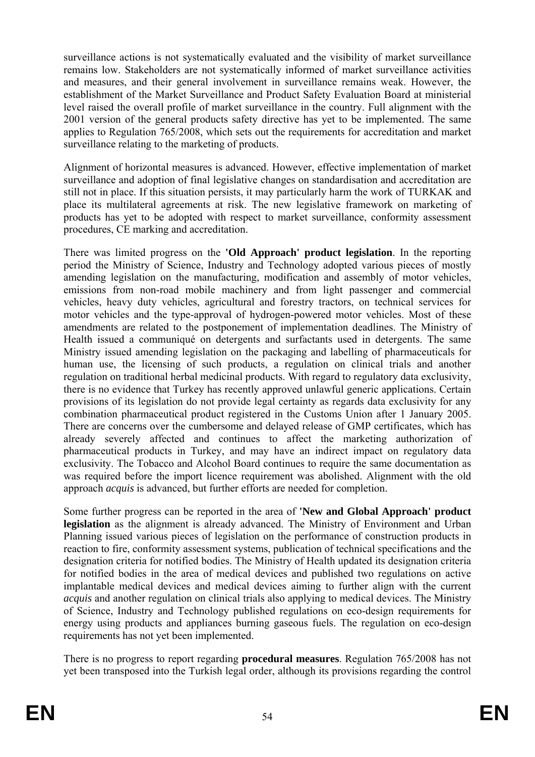surveillance actions is not systematically evaluated and the visibility of market surveillance remains low. Stakeholders are not systematically informed of market surveillance activities and measures, and their general involvement in surveillance remains weak. However, the establishment of the Market Surveillance and Product Safety Evaluation Board at ministerial level raised the overall profile of market surveillance in the country. Full alignment with the 2001 version of the general products safety directive has yet to be implemented. The same applies to Regulation 765/2008, which sets out the requirements for accreditation and market surveillance relating to the marketing of products.

Alignment of horizontal measures is advanced. However, effective implementation of market surveillance and adoption of final legislative changes on standardisation and accreditation are still not in place. If this situation persists, it may particularly harm the work of TURKAK and place its multilateral agreements at risk. The new legislative framework on marketing of products has yet to be adopted with respect to market surveillance, conformity assessment procedures, CE marking and accreditation.

There was limited progress on the **'Old Approach' product legislation**. In the reporting period the Ministry of Science, Industry and Technology adopted various pieces of mostly amending legislation on the manufacturing, modification and assembly of motor vehicles, emissions from non-road mobile machinery and from light passenger and commercial vehicles, heavy duty vehicles, agricultural and forestry tractors, on technical services for motor vehicles and the type-approval of hydrogen-powered motor vehicles. Most of these amendments are related to the postponement of implementation deadlines. The Ministry of Health issued a communiqué on detergents and surfactants used in detergents. The same Ministry issued amending legislation on the packaging and labelling of pharmaceuticals for human use, the licensing of such products, a regulation on clinical trials and another regulation on traditional herbal medicinal products. With regard to regulatory data exclusivity, there is no evidence that Turkey has recently approved unlawful generic applications. Certain provisions of its legislation do not provide legal certainty as regards data exclusivity for any combination pharmaceutical product registered in the Customs Union after 1 January 2005. There are concerns over the cumbersome and delayed release of GMP certificates, which has already severely affected and continues to affect the marketing authorization of pharmaceutical products in Turkey, and may have an indirect impact on regulatory data exclusivity. The Tobacco and Alcohol Board continues to require the same documentation as was required before the import licence requirement was abolished. Alignment with the old approach *acquis* is advanced, but further efforts are needed for completion.

Some further progress can be reported in the area of **'New and Global Approach' product legislation** as the alignment is already advanced. The Ministry of Environment and Urban Planning issued various pieces of legislation on the performance of construction products in reaction to fire, conformity assessment systems, publication of technical specifications and the designation criteria for notified bodies. The Ministry of Health updated its designation criteria for notified bodies in the area of medical devices and published two regulations on active implantable medical devices and medical devices aiming to further align with the current *acquis* and another regulation on clinical trials also applying to medical devices. The Ministry of Science, Industry and Technology published regulations on eco-design requirements for energy using products and appliances burning gaseous fuels. The regulation on eco-design requirements has not yet been implemented.

There is no progress to report regarding **procedural measures**. Regulation 765/2008 has not yet been transposed into the Turkish legal order, although its provisions regarding the control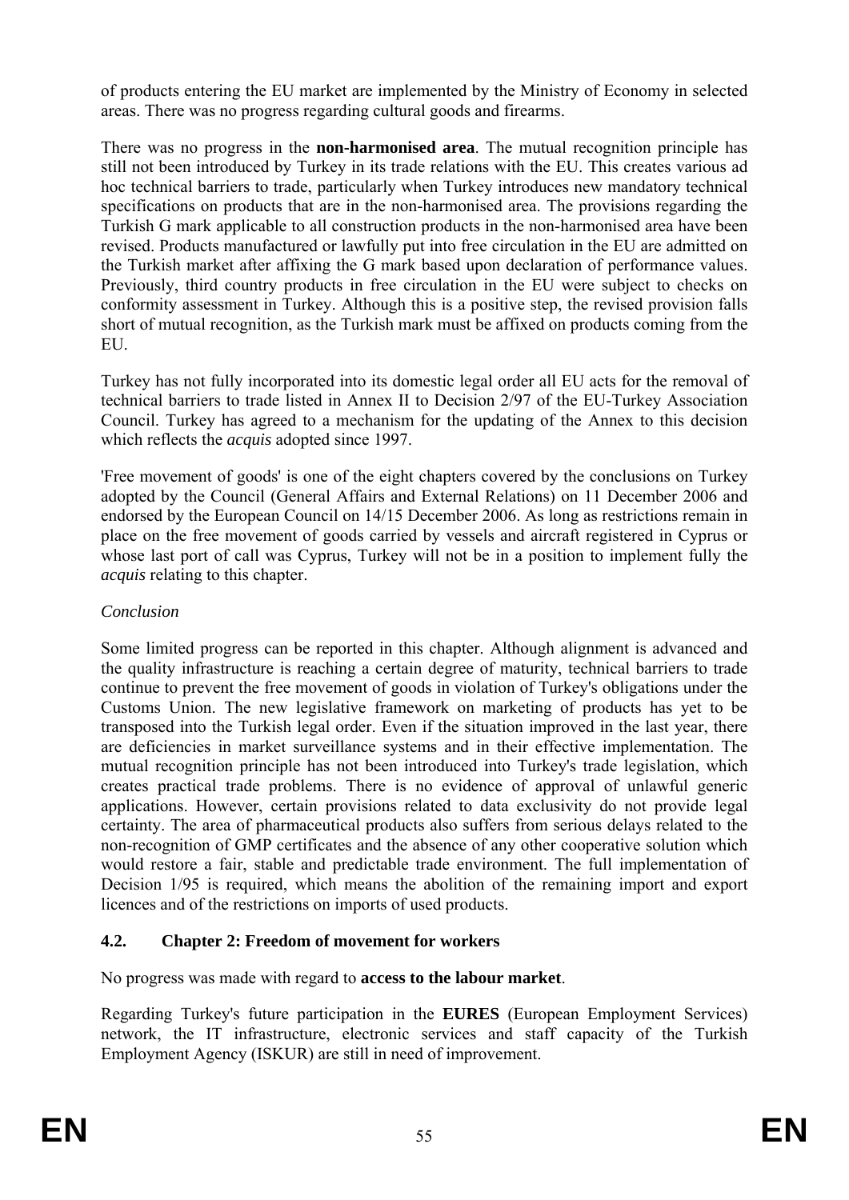of products entering the EU market are implemented by the Ministry of Economy in selected areas. There was no progress regarding cultural goods and firearms.

There was no progress in the **non-harmonised area**. The mutual recognition principle has still not been introduced by Turkey in its trade relations with the EU. This creates various ad hoc technical barriers to trade, particularly when Turkey introduces new mandatory technical specifications on products that are in the non-harmonised area. The provisions regarding the Turkish G mark applicable to all construction products in the non-harmonised area have been revised. Products manufactured or lawfully put into free circulation in the EU are admitted on the Turkish market after affixing the G mark based upon declaration of performance values. Previously, third country products in free circulation in the EU were subject to checks on conformity assessment in Turkey. Although this is a positive step, the revised provision falls short of mutual recognition, as the Turkish mark must be affixed on products coming from the EU.

Turkey has not fully incorporated into its domestic legal order all EU acts for the removal of technical barriers to trade listed in Annex II to Decision 2/97 of the EU-Turkey Association Council. Turkey has agreed to a mechanism for the updating of the Annex to this decision which reflects the *acquis* adopted since 1997.

'Free movement of goods' is one of the eight chapters covered by the conclusions on Turkey adopted by the Council (General Affairs and External Relations) on 11 December 2006 and endorsed by the European Council on 14/15 December 2006. As long as restrictions remain in place on the free movement of goods carried by vessels and aircraft registered in Cyprus or whose last port of call was Cyprus, Turkey will not be in a position to implement fully the *acquis* relating to this chapter.

*Conclusion*

Some limited progress can be reported in this chapter. Although alignment is advanced and the quality infrastructure is reaching a certain degree of maturity, technical barriers to trade continue to prevent the free movement of goods in violation of Turkey's obligations under the Customs Union. The new legislative framework on marketing of products has yet to be transposed into the Turkish legal order. Even if the situation improved in the last year, there are deficiencies in market surveillance systems and in their effective implementation. The mutual recognition principle has not been introduced into Turkey's trade legislation, which creates practical trade problems. There is no evidence of approval of unlawful generic applications. However, certain provisions related to data exclusivity do not provide legal certainty. The area of pharmaceutical products also suffers from serious delays related to the non-recognition of GMP certificates and the absence of any other cooperative solution which would restore a fair, stable and predictable trade environment. The full implementation of Decision 1/95 is required, which means the abolition of the remaining import and export licences and of the restrictions on imports of used products.

### 4.2. Chapter 2: Freedom of movement for workers

No progress was made with regard to **access to the labour market**.

Regarding Turkey's future participation in the **EURES** (European Employment Services) network, the IT infrastructure, electronic services and staff capacity of the Turkish Employment Agency (ISKUR) are still in need of improvement.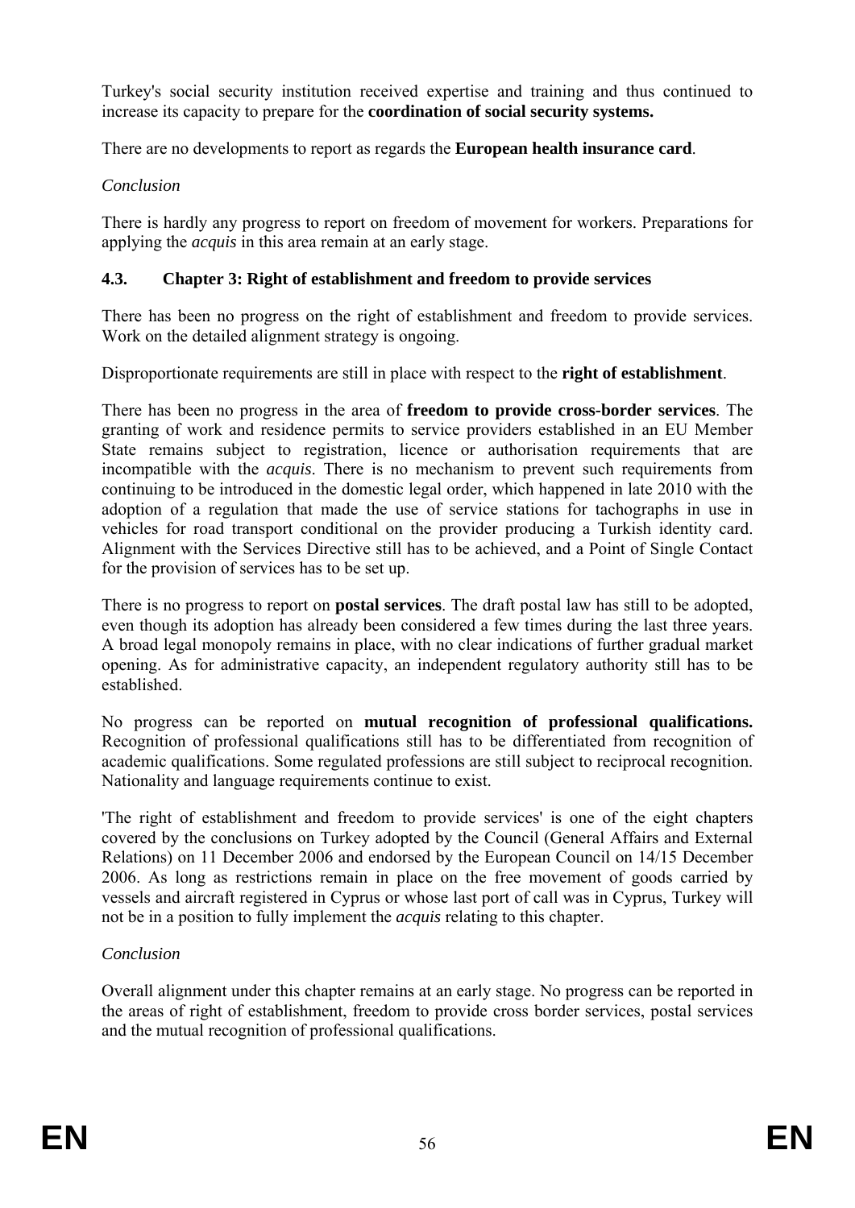Turkey's social security institution received expertise and training and thus continued to increase its capacity to prepare for the **coordination of social security systems.**

There are no developments to report as regards the **European health insurance card**.

*Conclusion*

There is hardly any progress to report on freedom of movement for workers. Preparations for applying the *acquis* in this area remain at an early stage.

### 4.3. Chapter 3: Right of establishment and freedom to provide services

There has been no progress on the right of establishment and freedom to provide services. Work on the detailed alignment strategy is ongoing.

Disproportionate requirements are still in place with respect to the **right of establishment**.

There has been no progress in the area of **freedom to provide cross-border services**. The granting of work and residence permits to service providers established in an EU Member State remains subject to registration, licence or authorisation requirements that are incompatible with the *acquis*. There is no mechanism to prevent such requirements from continuing to be introduced in the domestic legal order, which happened in late 2010 with the adoption of a regulation that made the use of service stations for tachographs in use in vehicles for road transport conditional on the provider producing a Turkish identity card. Alignment with the Services Directive still has to be achieved, and a Point of Single Contact for the provision of services has to be set up.

There is no progress to report on **postal services**. The draft postal law has still to be adopted, even though its adoption has already been considered a few times during the last three years. A broad legal monopoly remains in place, with no clear indications of further gradual market opening. As for administrative capacity, an independent regulatory authority still has to be established.

No progress can be reported on **mutual recognition of professional qualifications.** Recognition of professional qualifications still has to be differentiated from recognition of academic qualifications. Some regulated professions are still subject to reciprocal recognition. Nationality and language requirements continue to exist.

'The right of establishment and freedom to provide services' is one of the eight chapters covered by the conclusions on Turkey adopted by the Council (General Affairs and External Relations) on 11 December 2006 and endorsed by the European Council on 14/15 December 2006. As long as restrictions remain in place on the free movement of goods carried by vessels and aircraft registered in Cyprus or whose last port of call was in Cyprus, Turkey will not be in a position to fully implement the *acquis* relating to this chapter.

*Conclusion*

Overall alignment under this chapter remains at an early stage. No progress can be reported in the areas of right of establishment, freedom to provide cross border services, postal services and the mutual recognition of professional qualifications.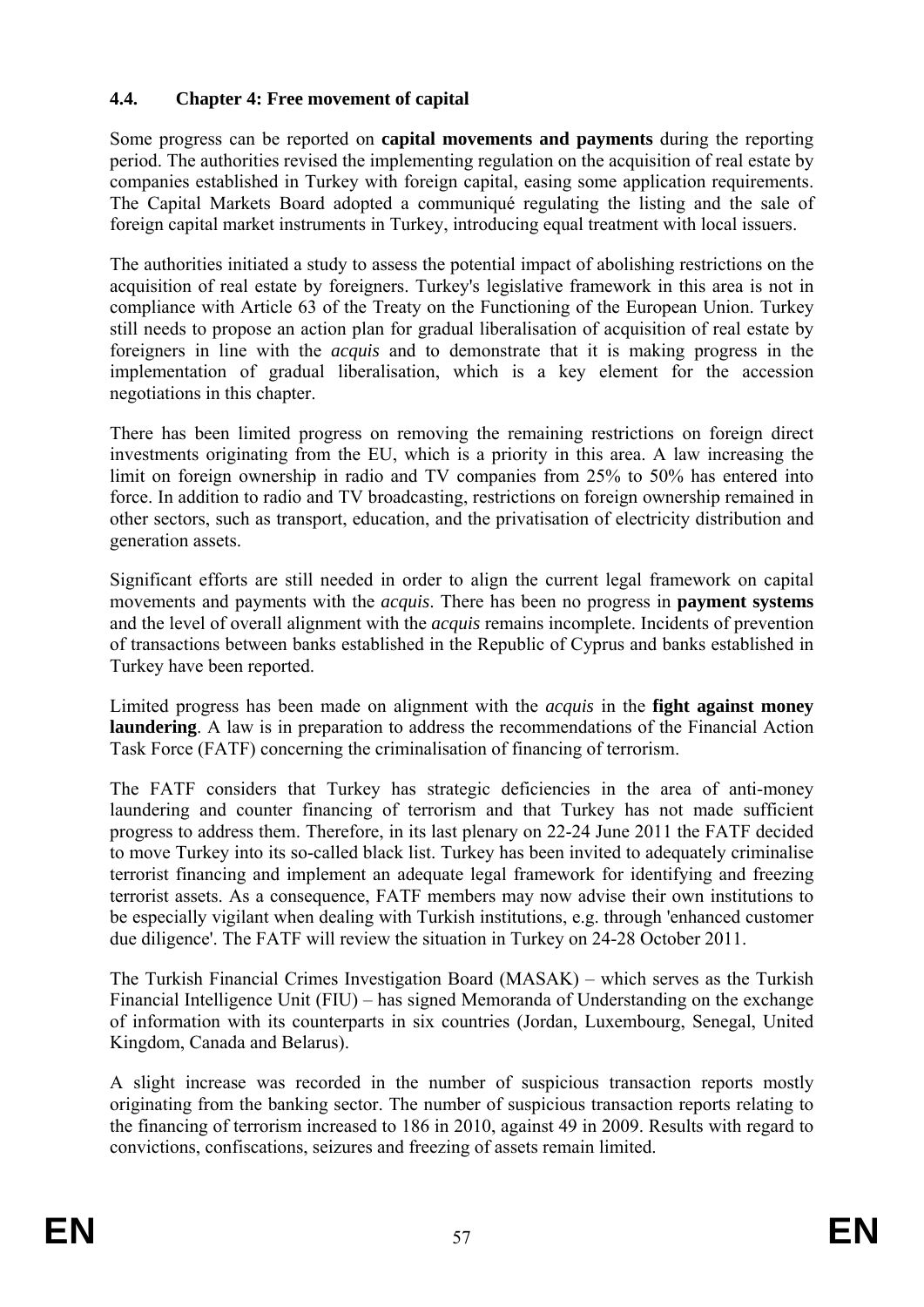### 4.4. Chapter 4: Free movement of capital

Some progress can be reported on **capital movements and payments** during the reporting period. The authorities revised the implementing regulation on the acquisition of real estate by companies established in Turkey with foreign capital, easing some application requirements. The Capital Markets Board adopted a communiqué regulating the listing and the sale of foreign capital market instruments in Turkey, introducing equal treatment with local issuers.

The authorities initiated a study to assess the potential impact of abolishing restrictions on the acquisition of real estate by foreigners. Turkey's legislative framework in this area is not in compliance with Article 63 of the Treaty on the Functioning of the European Union. Turkey still needs to propose an action plan for gradual liberalisation of acquisition of real estate by foreigners in line with the *acquis* and to demonstrate that it is making progress in the implementation of gradual liberalisation, which is a key element for the accession negotiations in this chapter.

There has been limited progress on removing the remaining restrictions on foreign direct investments originating from the EU, which is a priority in this area. A law increasing the limit on foreign ownership in radio and TV companies from 25% to 50% has entered into force. In addition to radio and TV broadcasting, restrictions on foreign ownership remained in other sectors, such as transport, education, and the privatisation of electricity distribution and generation assets.

Significant efforts are still needed in order to align the current legal framework on capital movements and payments with the *acquis*. There has been no progress in **payment systems** and the level of overall alignment with the *acquis* remains incomplete. Incidents of prevention of transactions between banks established in the Republic of Cyprus and banks established in Turkey have been reported.

Limited progress has been made on alignment with the *acquis* in the **fight against money laundering**. A law is in preparation to address the recommendations of the Financial Action Task Force (FATF) concerning the criminalisation of financing of terrorism.

The FATF considers that Turkey has strategic deficiencies in the area of anti-money laundering and counter financing of terrorism and that Turkey has not made sufficient progress to address them. Therefore, in its last plenary on 22-24 June 2011 the FATF decided to move Turkey into its so-called black list. Turkey has been invited to adequately criminalise terrorist financing and implement an adequate legal framework for identifying and freezing terrorist assets. As a consequence, FATF members may now advise their own institutions to be especially vigilant when dealing with Turkish institutions, e.g. through 'enhanced customer due diligence'. The FATF will review the situation in Turkey on 24-28 October 2011.

The Turkish Financial Crimes Investigation Board (MASAK) – which serves as the Turkish Financial Intelligence Unit (FIU) – has signed Memoranda of Understanding on the exchange of information with its counterparts in six countries (Jordan, Luxembourg, Senegal, United Kingdom, Canada and Belarus).

A slight increase was recorded in the number of suspicious transaction reports mostly originating from the banking sector. The number of suspicious transaction reports relating to the financing of terrorism increased to 186 in 2010, against 49 in 2009. Results with regard to convictions, confiscations, seizures and freezing of assets remain limited.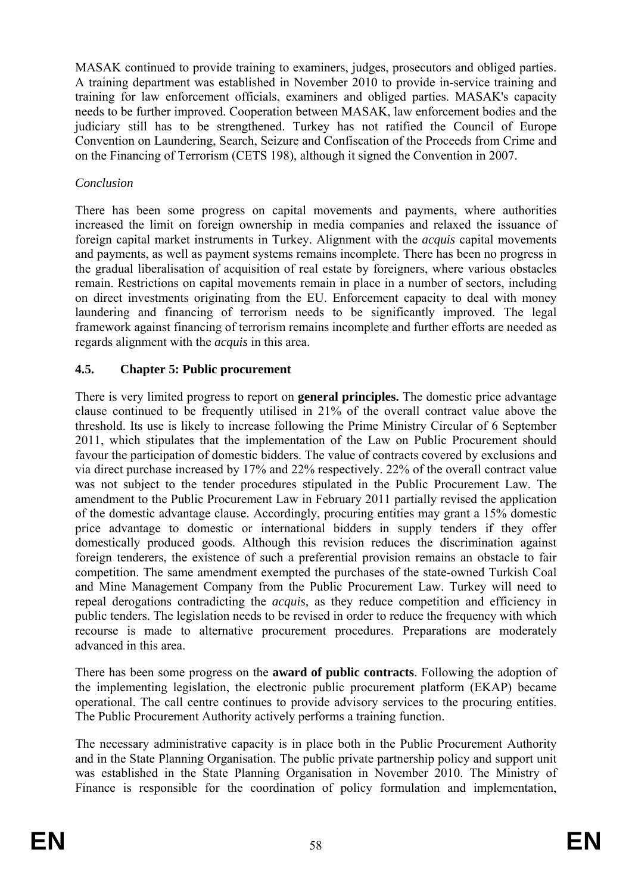MASAK continued to provide training to examiners, judges, prosecutors and obliged parties. A training department was established in November 2010 to provide in-service training and training for law enforcement officials, examiners and obliged parties. MASAK's capacity needs to be further improved. Cooperation between MASAK, law enforcement bodies and the judiciary still has to be strengthened. Turkey has not ratified the Council of Europe Convention on Laundering, Search, Seizure and Confiscation of the Proceeds from Crime and on the Financing of Terrorism (CETS 198), although it signed the Convention in 2007.

*Conclusion*

There has been some progress on capital movements and payments, where authorities increased the limit on foreign ownership in media companies and relaxed the issuance of foreign capital market instruments in Turkey. Alignment with the *acquis* capital movements and payments, as well as payment systems remains incomplete. There has been no progress in the gradual liberalisation of acquisition of real estate by foreigners, where various obstacles remain. Restrictions on capital movements remain in place in a number of sectors, including on direct investments originating from the EU. Enforcement capacity to deal with money laundering and financing of terrorism needs to be significantly improved. The legal framework against financing of terrorism remains incomplete and further efforts are needed as regards alignment with the *acquis* in this area.

### 4.5. Chapter 5: Public procurement

There is very limited progress to report on **general principles.** The domestic price advantage clause continued to be frequently utilised in 21% of the overall contract value above the threshold. Its use is likely to increase following the Prime Ministry Circular of 6 September 2011, which stipulates that the implementation of the Law on Public Procurement should favour the participation of domestic bidders. The value of contracts covered by exclusions and via direct purchase increased by 17% and 22% respectively. 22% of the overall contract value was not subject to the tender procedures stipulated in the Public Procurement Law. The amendment to the Public Procurement Law in February 2011 partially revised the application of the domestic advantage clause. Accordingly, procuring entities may grant a 15% domestic price advantage to domestic or international bidders in supply tenders if they offer domestically produced goods. Although this revision reduces the discrimination against foreign tenderers, the existence of such a preferential provision remains an obstacle to fair competition. The same amendment exempted the purchases of the state-owned Turkish Coal and Mine Management Company from the Public Procurement Law. Turkey will need to repeal derogations contradicting the *acquis,* as they reduce competition and efficiency in public tenders. The legislation needs to be revised in order to reduce the frequency with which recourse is made to alternative procurement procedures. Preparations are moderately advanced in this area.

There has been some progress on the **award of public contracts**. Following the adoption of the implementing legislation, the electronic public procurement platform (EKAP) became operational. The call centre continues to provide advisory services to the procuring entities. The Public Procurement Authority actively performs a training function.

The necessary administrative capacity is in place both in the Public Procurement Authority and in the State Planning Organisation. The public private partnership policy and support unit was established in the State Planning Organisation in November 2010. The Ministry of Finance is responsible for the coordination of policy formulation and implementation,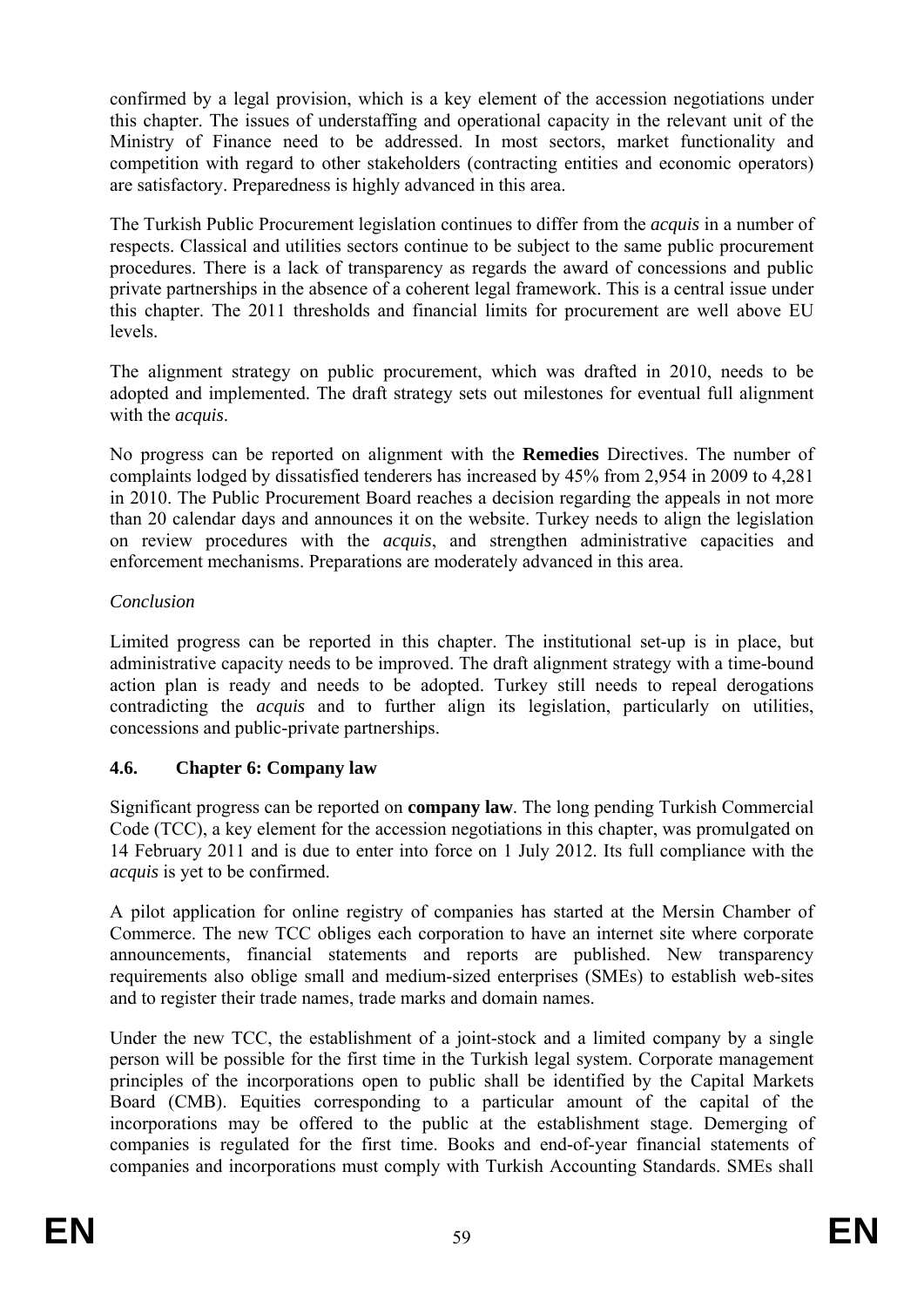confirmed by a legal provision, which is a key element of the accession negotiations under this chapter. The issues of understaffing and operational capacity in the relevant unit of the Ministry of Finance need to be addressed. In most sectors, market functionality and competition with regard to other stakeholders (contracting entities and economic operators) are satisfactory. Preparedness is highly advanced in this area.

The Turkish Public Procurement legislation continues to differ from the *acquis* in a number of respects. Classical and utilities sectors continue to be subject to the same public procurement procedures. There is a lack of transparency as regards the award of concessions and public private partnerships in the absence of a coherent legal framework. This is a central issue under this chapter. The 2011 thresholds and financial limits for procurement are well above EU levels.

The alignment strategy on public procurement, which was drafted in 2010, needs to be adopted and implemented. The draft strategy sets out milestones for eventual full alignment with the *acquis*.

No progress can be reported on alignment with the **Remedies** Directives. The number of complaints lodged by dissatisfied tenderers has increased by 45% from 2,954 in 2009 to 4,281 in 2010. The Public Procurement Board reaches a decision regarding the appeals in not more than 20 calendar days and announces it on the website. Turkey needs to align the legislation on review procedures with the *acquis*, and strengthen administrative capacities and enforcement mechanisms. Preparations are moderately advanced in this area.

*Conclusion*

Limited progress can be reported in this chapter. The institutional set-up is in place, but administrative capacity needs to be improved. The draft alignment strategy with a time-bound action plan is ready and needs to be adopted. Turkey still needs to repeal derogations contradicting the *acquis* and to further align its legislation, particularly on utilities, concessions and public-private partnerships.

### 4.6. Chapter 6: Company law

Significant progress can be reported on **company law**. The long pending Turkish Commercial Code (TCC), a key element for the accession negotiations in this chapter, was promulgated on 14 February 2011 and is due to enter into force on 1 July 2012. Its full compliance with the *acquis* is yet to be confirmed.

A pilot application for online registry of companies has started at the Mersin Chamber of Commerce. The new TCC obliges each corporation to have an internet site where corporate announcements, financial statements and reports are published. New transparency requirements also oblige small and medium-sized enterprises (SMEs) to establish web-sites and to register their trade names, trade marks and domain names.

Under the new TCC, the establishment of a joint-stock and a limited company by a single person will be possible for the first time in the Turkish legal system. Corporate management principles of the incorporations open to public shall be identified by the Capital Markets Board (CMB). Equities corresponding to a particular amount of the capital of the incorporations may be offered to the public at the establishment stage. Demerging of companies is regulated for the first time. Books and end-of-year financial statements of companies and incorporations must comply with Turkish Accounting Standards. SMEs shall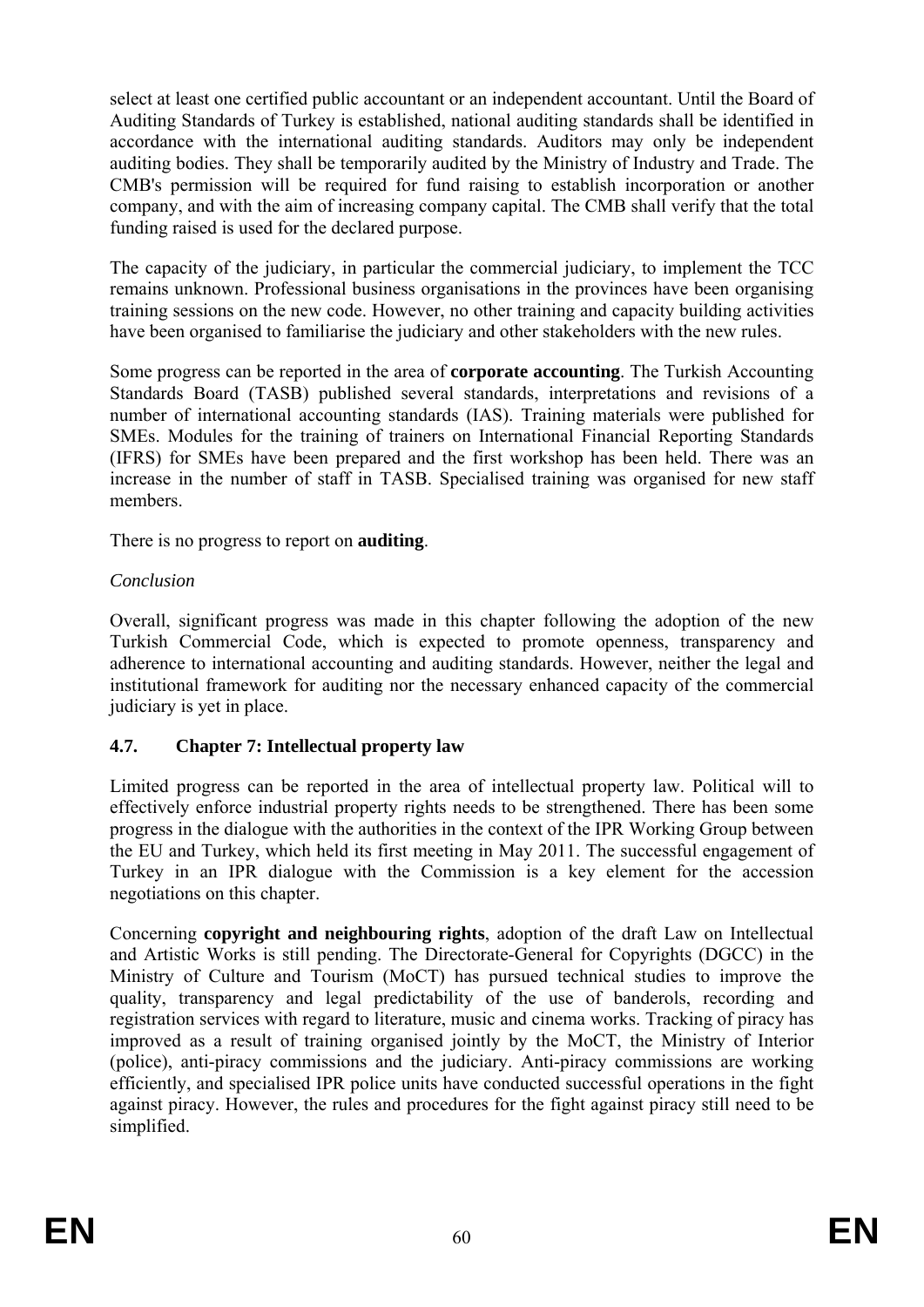select at least one certified public accountant or an independent accountant. Until the Board of Auditing Standards of Turkey is established, national auditing standards shall be identified in accordance with the international auditing standards. Auditors may only be independent auditing bodies. They shall be temporarily audited by the Ministry of Industry and Trade. The CMB's permission will be required for fund raising to establish incorporation or another company, and with the aim of increasing company capital. The CMB shall verify that the total funding raised is used for the declared purpose.

The capacity of the judiciary, in particular the commercial judiciary, to implement the TCC remains unknown. Professional business organisations in the provinces have been organising training sessions on the new code. However, no other training and capacity building activities have been organised to familiarise the judiciary and other stakeholders with the new rules.

Some progress can be reported in the area of **corporate accounting**. The Turkish Accounting Standards Board (TASB) published several standards, interpretations and revisions of a number of international accounting standards (IAS). Training materials were published for SMEs. Modules for the training of trainers on International Financial Reporting Standards (IFRS) for SMEs have been prepared and the first workshop has been held. There was an increase in the number of staff in TASB. Specialised training was organised for new staff members.

There is no progress to report on **auditing**.

*Conclusion*

Overall, significant progress was made in this chapter following the adoption of the new Turkish Commercial Code, which is expected to promote openness, transparency and adherence to international accounting and auditing standards. However, neither the legal and institutional framework for auditing nor the necessary enhanced capacity of the commercial judiciary is yet in place.

### 4.7. Chapter 7: Intellectual property law

Limited progress can be reported in the area of intellectual property law. Political will to effectively enforce industrial property rights needs to be strengthened. There has been some progress in the dialogue with the authorities in the context of the IPR Working Group between the EU and Turkey, which held its first meeting in May 2011. The successful engagement of Turkey in an IPR dialogue with the Commission is a key element for the accession negotiations on this chapter.

Concerning **copyright and neighbouring rights**, adoption of the draft Law on Intellectual and Artistic Works is still pending. The Directorate-General for Copyrights (DGCC) in the Ministry of Culture and Tourism (MoCT) has pursued technical studies to improve the quality, transparency and legal predictability of the use of banderols, recording and registration services with regard to literature, music and cinema works. Tracking of piracy has improved as a result of training organised jointly by the MoCT, the Ministry of Interior (police), anti-piracy commissions and the judiciary. Anti-piracy commissions are working efficiently, and specialised IPR police units have conducted successful operations in the fight against piracy. However, the rules and procedures for the fight against piracy still need to be simplified.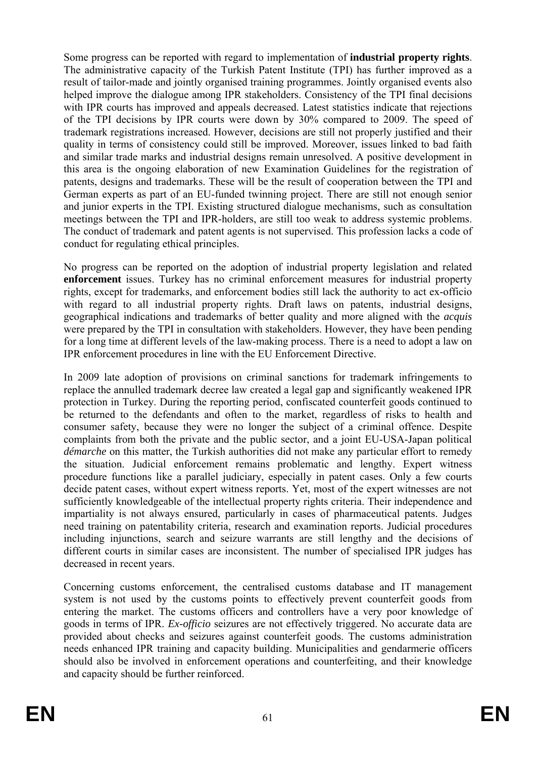Some progress can be reported with regard to implementation of **industrial property rights**. The administrative capacity of the Turkish Patent Institute (TPI) has further improved as a result of tailor-made and jointly organised training programmes. Jointly organised events also helped improve the dialogue among IPR stakeholders. Consistency of the TPI final decisions with IPR courts has improved and appeals decreased. Latest statistics indicate that rejections of the TPI decisions by IPR courts were down by 30% compared to 2009. The speed of trademark registrations increased. However, decisions are still not properly justified and their quality in terms of consistency could still be improved. Moreover, issues linked to bad faith and similar trade marks and industrial designs remain unresolved. A positive development in this area is the ongoing elaboration of new Examination Guidelines for the registration of patents, designs and trademarks. These will be the result of cooperation between the TPI and German experts as part of an EU-funded twinning project. There are still not enough senior and junior experts in the TPI. Existing structured dialogue mechanisms, such as consultation meetings between the TPI and IPR-holders, are still too weak to address systemic problems. The conduct of trademark and patent agents is not supervised. This profession lacks a code of conduct for regulating ethical principles.

No progress can be reported on the adoption of industrial property legislation and related **enforcement** issues. Turkey has no criminal enforcement measures for industrial property rights, except for trademarks, and enforcement bodies still lack the authority to act ex-officio with regard to all industrial property rights. Draft laws on patents, industrial designs, geographical indications and trademarks of better quality and more aligned with the *acquis* were prepared by the TPI in consultation with stakeholders. However, they have been pending for a long time at different levels of the law-making process. There is a need to adopt a law on IPR enforcement procedures in line with the EU Enforcement Directive.

In 2009 late adoption of provisions on criminal sanctions for trademark infringements to replace the annulled trademark decree law created a legal gap and significantly weakened IPR protection in Turkey. During the reporting period, confiscated counterfeit goods continued to be returned to the defendants and often to the market, regardless of risks to health and consumer safety, because they were no longer the subject of a criminal offence. Despite complaints from both the private and the public sector, and a joint EU-USA-Japan political *démarche* on this matter, the Turkish authorities did not make any particular effort to remedy the situation. Judicial enforcement remains problematic and lengthy. Expert witness procedure functions like a parallel judiciary, especially in patent cases. Only a few courts decide patent cases, without expert witness reports. Yet, most of the expert witnesses are not sufficiently knowledgeable of the intellectual property rights criteria. Their independence and impartiality is not always ensured, particularly in cases of pharmaceutical patents. Judges need training on patentability criteria, research and examination reports. Judicial procedures including injunctions, search and seizure warrants are still lengthy and the decisions of different courts in similar cases are inconsistent. The number of specialised IPR judges has decreased in recent years.

Concerning customs enforcement, the centralised customs database and IT management system is not used by the customs points to effectively prevent counterfeit goods from entering the market. The customs officers and controllers have a very poor knowledge of goods in terms of IPR. *Ex-officio* seizures are not effectively triggered. No accurate data are provided about checks and seizures against counterfeit goods. The customs administration needs enhanced IPR training and capacity building. Municipalities and gendarmerie officers should also be involved in enforcement operations and counterfeiting, and their knowledge and capacity should be further reinforced.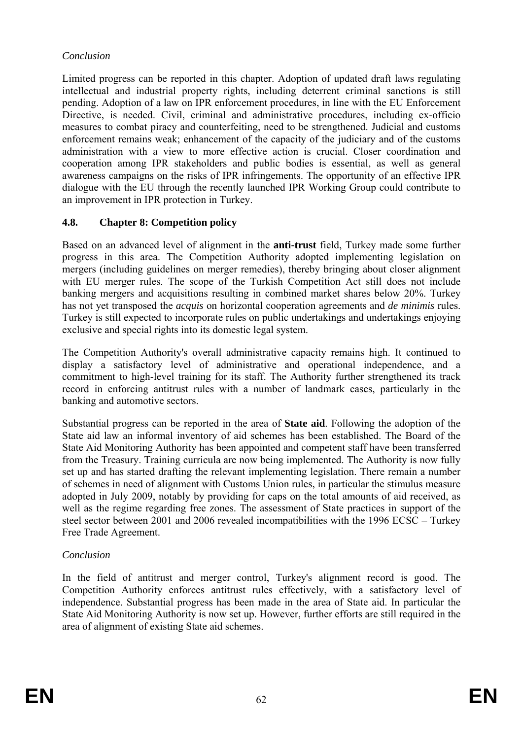*Conclusion*

Limited progress can be reported in this chapter. Adoption of updated draft laws regulating intellectual and industrial property rights, including deterrent criminal sanctions is still pending. Adoption of a law on IPR enforcement procedures, in line with the EU Enforcement Directive, is needed. Civil, criminal and administrative procedures, including ex-officio measures to combat piracy and counterfeiting, need to be strengthened. Judicial and customs enforcement remains weak; enhancement of the capacity of the judiciary and of the customs administration with a view to more effective action is crucial. Closer coordination and cooperation among IPR stakeholders and public bodies is essential, as well as general awareness campaigns on the risks of IPR infringements. The opportunity of an effective IPR dialogue with the EU through the recently launched IPR Working Group could contribute to an improvement in IPR protection in Turkey.

### 4.8. Chapter 8: Competition policy

Based on an advanced level of alignment in the **anti-trust** field, Turkey made some further progress in this area. The Competition Authority adopted implementing legislation on mergers (including guidelines on merger remedies), thereby bringing about closer alignment with EU merger rules. The scope of the Turkish Competition Act still does not include banking mergers and acquisitions resulting in combined market shares below 20%. Turkey has not yet transposed the *acquis* on horizontal cooperation agreements and *de minimis* rules. Turkey is still expected to incorporate rules on public undertakings and undertakings enjoying exclusive and special rights into its domestic legal system.

The Competition Authority's overall administrative capacity remains high. It continued to display a satisfactory level of administrative and operational independence, and a commitment to high-level training for its staff. The Authority further strengthened its track record in enforcing antitrust rules with a number of landmark cases, particularly in the banking and automotive sectors.

Substantial progress can be reported in the area of **State aid**. Following the adoption of the State aid law an informal inventory of aid schemes has been established. The Board of the State Aid Monitoring Authority has been appointed and competent staff have been transferred from the Treasury. Training curricula are now being implemented. The Authority is now fully set up and has started drafting the relevant implementing legislation. There remain a number of schemes in need of alignment with Customs Union rules, in particular the stimulus measure adopted in July 2009, notably by providing for caps on the total amounts of aid received, as well as the regime regarding free zones. The assessment of State practices in support of the steel sector between 2001 and 2006 revealed incompatibilities with the 1996 ECSC – Turkey Free Trade Agreement.

*Conclusion*

In the field of antitrust and merger control, Turkey's alignment record is good. The Competition Authority enforces antitrust rules effectively, with a satisfactory level of independence. Substantial progress has been made in the area of State aid. In particular the State Aid Monitoring Authority is now set up. However, further efforts are still required in the area of alignment of existing State aid schemes.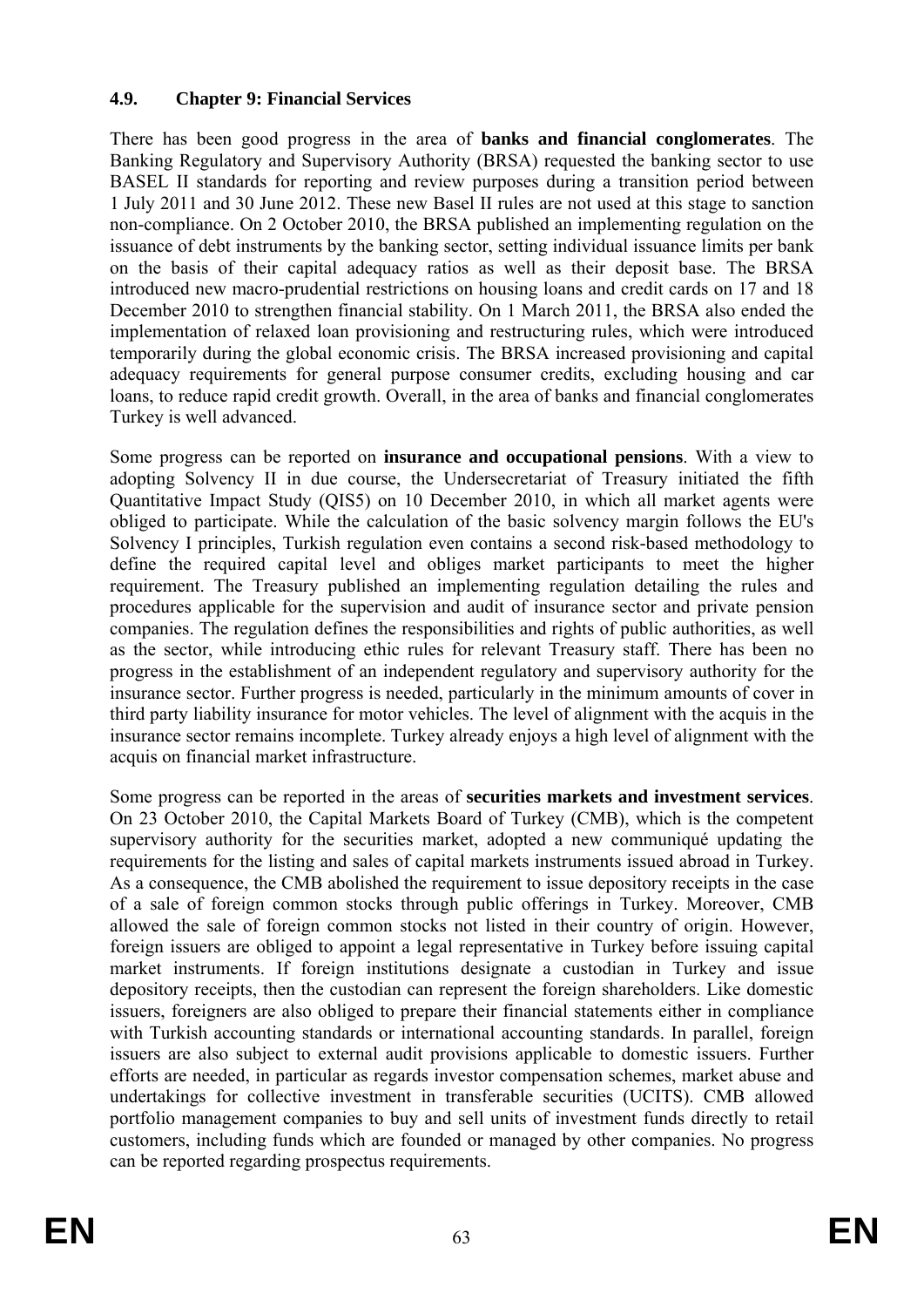### 4.9. Chapter 9: Financial Services

There has been good progress in the area of **banks and financial conglomerates**. The Banking Regulatory and Supervisory Authority (BRSA) requested the banking sector to use BASEL II standards for reporting and review purposes during a transition period between 1 July 2011 and 30 June 2012. These new Basel II rules are not used at this stage to sanction non-compliance. On 2 October 2010, the BRSA published an implementing regulation on the issuance of debt instruments by the banking sector, setting individual issuance limits per bank on the basis of their capital adequacy ratios as well as their deposit base. The BRSA introduced new macro-prudential restrictions on housing loans and credit cards on 17 and 18 December 2010 to strengthen financial stability. On 1 March 2011, the BRSA also ended the implementation of relaxed loan provisioning and restructuring rules, which were introduced temporarily during the global economic crisis. The BRSA increased provisioning and capital adequacy requirements for general purpose consumer credits, excluding housing and car loans, to reduce rapid credit growth. Overall, in the area of banks and financial conglomerates Turkey is well advanced.

Some progress can be reported on **insurance and occupational pensions**. With a view to adopting Solvency II in due course, the Undersecretariat of Treasury initiated the fifth Quantitative Impact Study (QIS5) on 10 December 2010, in which all market agents were obliged to participate. While the calculation of the basic solvency margin follows the EU's Solvency I principles, Turkish regulation even contains a second risk-based methodology to define the required capital level and obliges market participants to meet the higher requirement. The Treasury published an implementing regulation detailing the rules and procedures applicable for the supervision and audit of insurance sector and private pension companies. The regulation defines the responsibilities and rights of public authorities, as well as the sector, while introducing ethic rules for relevant Treasury staff. There has been no progress in the establishment of an independent regulatory and supervisory authority for the insurance sector. Further progress is needed, particularly in the minimum amounts of cover in third party liability insurance for motor vehicles. The level of alignment with the acquis in the insurance sector remains incomplete. Turkey already enjoys a high level of alignment with the acquis on financial market infrastructure.

Some progress can be reported in the areas of **securities markets and investment services**. On 23 October 2010, the Capital Markets Board of Turkey (CMB), which is the competent supervisory authority for the securities market, adopted a new communiqué updating the requirements for the listing and sales of capital markets instruments issued abroad in Turkey. As a consequence, the CMB abolished the requirement to issue depository receipts in the case of a sale of foreign common stocks through public offerings in Turkey. Moreover, CMB allowed the sale of foreign common stocks not listed in their country of origin. However, foreign issuers are obliged to appoint a legal representative in Turkey before issuing capital market instruments. If foreign institutions designate a custodian in Turkey and issue depository receipts, then the custodian can represent the foreign shareholders. Like domestic issuers, foreigners are also obliged to prepare their financial statements either in compliance with Turkish accounting standards or international accounting standards. In parallel, foreign issuers are also subject to external audit provisions applicable to domestic issuers. Further efforts are needed, in particular as regards investor compensation schemes, market abuse and undertakings for collective investment in transferable securities (UCITS). CMB allowed portfolio management companies to buy and sell units of investment funds directly to retail customers, including funds which are founded or managed by other companies. No progress can be reported regarding prospectus requirements.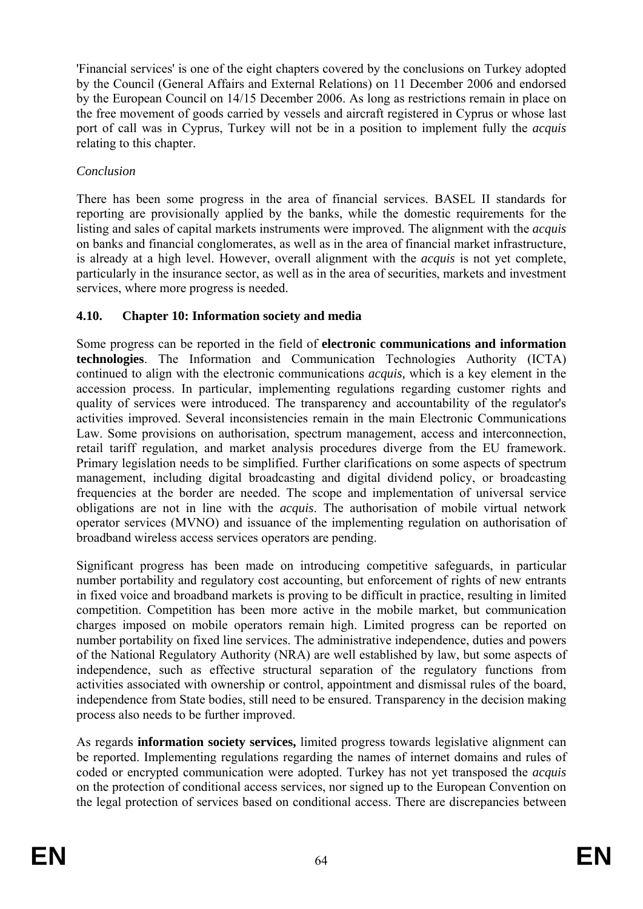'Financial services' is one of the eight chapters covered by the conclusions on Turkey adopted by the Council (General Affairs and External Relations) on 11 December 2006 and endorsed by the European Council on 14/15 December 2006. As long as restrictions remain in place on the free movement of goods carried by vessels and aircraft registered in Cyprus or whose last port of call was in Cyprus, Turkey will not be in a position to implement fully the *acquis* relating to this chapter.

*Conclusion*

There has been some progress in the area of financial services. BASEL II standards for reporting are provisionally applied by the banks, while the domestic requirements for the listing and sales of capital markets instruments were improved. The alignment with the *acquis* on banks and financial conglomerates, as well as in the area of financial market infrastructure, is already at a high level. However, overall alignment with the *acquis* is not yet complete, particularly in the insurance sector, as well as in the area of securities, markets and investment services, where more progress is needed.

### 4.10. Chapter 10: Information society and media

Some progress can be reported in the field of **electronic communications and information technologies**. The Information and Communication Technologies Authority (ICTA) continued to align with the electronic communications *acquis,* which is a key element in the accession process. In particular, implementing regulations regarding customer rights and quality of services were introduced. The transparency and accountability of the regulator's activities improved. Several inconsistencies remain in the main Electronic Communications Law. Some provisions on authorisation, spectrum management, access and interconnection, retail tariff regulation, and market analysis procedures diverge from the EU framework. Primary legislation needs to be simplified. Further clarifications on some aspects of spectrum management, including digital broadcasting and digital dividend policy, or broadcasting frequencies at the border are needed. The scope and implementation of universal service obligations are not in line with the *acquis*. The authorisation of mobile virtual network operator services (MVNO) and issuance of the implementing regulation on authorisation of broadband wireless access services operators are pending.

Significant progress has been made on introducing competitive safeguards, in particular number portability and regulatory cost accounting, but enforcement of rights of new entrants in fixed voice and broadband markets is proving to be difficult in practice, resulting in limited competition. Competition has been more active in the mobile market, but communication charges imposed on mobile operators remain high. Limited progress can be reported on number portability on fixed line services. The administrative independence, duties and powers of the National Regulatory Authority (NRA) are well established by law, but some aspects of independence, such as effective structural separation of the regulatory functions from activities associated with ownership or control, appointment and dismissal rules of the board, independence from State bodies, still need to be ensured. Transparency in the decision making process also needs to be further improved.

As regards **information society services,** limited progress towards legislative alignment can be reported. Implementing regulations regarding the names of internet domains and rules of coded or encrypted communication were adopted. Turkey has not yet transposed the *acquis* on the protection of conditional access services, nor signed up to the European Convention on the legal protection of services based on conditional access. There are discrepancies between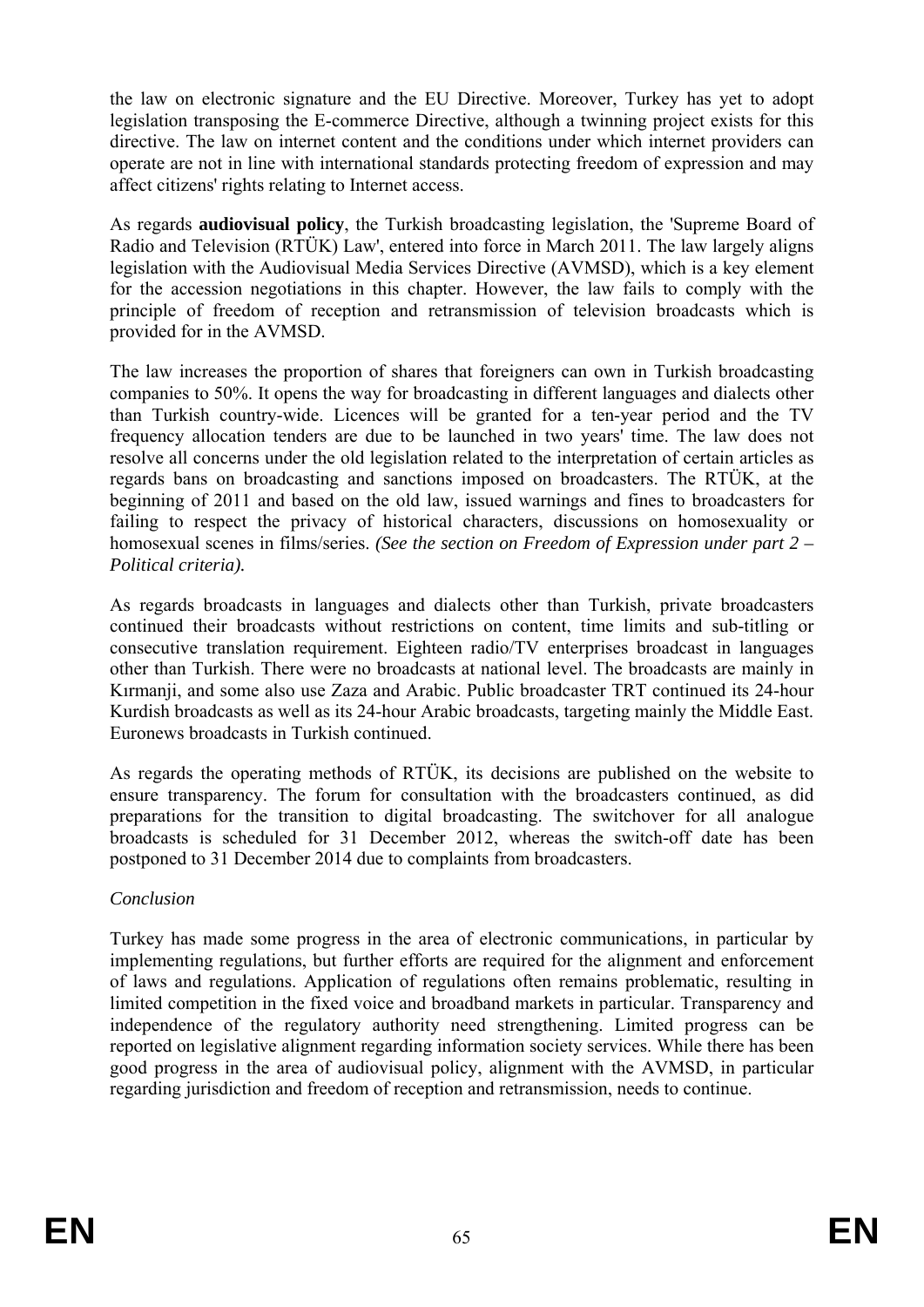the law on electronic signature and the EU Directive. Moreover, Turkey has yet to adopt legislation transposing the E-commerce Directive, although a twinning project exists for this directive. The law on internet content and the conditions under which internet providers can operate are not in line with international standards protecting freedom of expression and may affect citizens' rights relating to Internet access.

As regards **audiovisual policy**, the Turkish broadcasting legislation, the 'Supreme Board of Radio and Television (RTÜK) Law', entered into force in March 2011. The law largely aligns legislation with the Audiovisual Media Services Directive (AVMSD), which is a key element for the accession negotiations in this chapter. However, the law fails to comply with the principle of freedom of reception and retransmission of television broadcasts which is provided for in the AVMSD.

The law increases the proportion of shares that foreigners can own in Turkish broadcasting companies to 50%. It opens the way for broadcasting in different languages and dialects other than Turkish country-wide. Licences will be granted for a ten-year period and the TV frequency allocation tenders are due to be launched in two years' time. The law does not resolve all concerns under the old legislation related to the interpretation of certain articles as regards bans on broadcasting and sanctions imposed on broadcasters. The RTÜK, at the beginning of 2011 and based on the old law, issued warnings and fines to broadcasters for failing to respect the privacy of historical characters, discussions on homosexuality or homosexual scenes in films/series. *(See the section on Freedom of Expression under part 2 – Political criteria).*

As regards broadcasts in languages and dialects other than Turkish, private broadcasters continued their broadcasts without restrictions on content, time limits and sub-titling or consecutive translation requirement. Eighteen radio/TV enterprises broadcast in languages other than Turkish. There were no broadcasts at national level. The broadcasts are mainly in Kırmanji, and some also use Zaza and Arabic. Public broadcaster TRT continued its 24-hour Kurdish broadcasts as well as its 24-hour Arabic broadcasts, targeting mainly the Middle East. Euronews broadcasts in Turkish continued.

As regards the operating methods of RTÜK, its decisions are published on the website to ensure transparency. The forum for consultation with the broadcasters continued, as did preparations for the transition to digital broadcasting. The switchover for all analogue broadcasts is scheduled for 31 December 2012, whereas the switch-off date has been postponed to 31 December 2014 due to complaints from broadcasters.

*Conclusion*

Turkey has made some progress in the area of electronic communications, in particular by implementing regulations, but further efforts are required for the alignment and enforcement of laws and regulations. Application of regulations often remains problematic, resulting in limited competition in the fixed voice and broadband markets in particular. Transparency and independence of the regulatory authority need strengthening. Limited progress can be reported on legislative alignment regarding information society services. While there has been good progress in the area of audiovisual policy, alignment with the AVMSD, in particular regarding jurisdiction and freedom of reception and retransmission, needs to continue.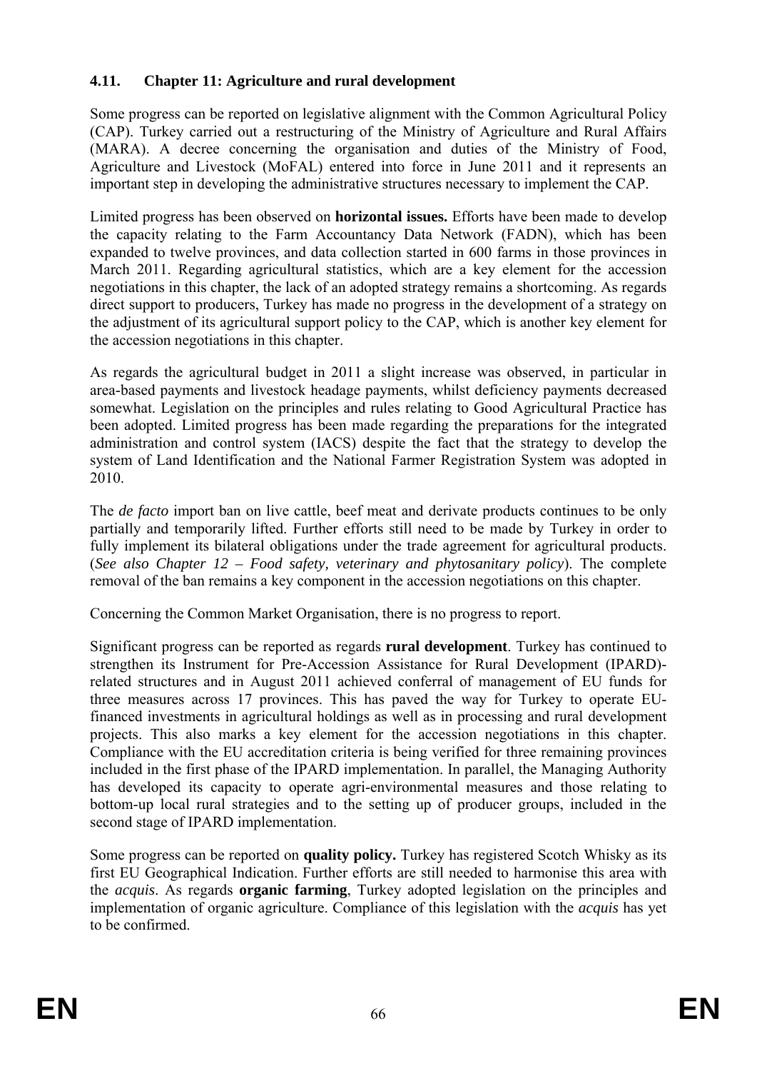### 4.11. Chapter 11: Agriculture and rural development

Some progress can be reported on legislative alignment with the Common Agricultural Policy (CAP). Turkey carried out a restructuring of the Ministry of Agriculture and Rural Affairs (MARA). A decree concerning the organisation and duties of the Ministry of Food, Agriculture and Livestock (MoFAL) entered into force in June 2011 and it represents an important step in developing the administrative structures necessary to implement the CAP.

Limited progress has been observed on **horizontal issues.** Efforts have been made to develop the capacity relating to the Farm Accountancy Data Network (FADN), which has been expanded to twelve provinces, and data collection started in 600 farms in those provinces in March 2011. Regarding agricultural statistics, which are a key element for the accession negotiations in this chapter, the lack of an adopted strategy remains a shortcoming. As regards direct support to producers, Turkey has made no progress in the development of a strategy on the adjustment of its agricultural support policy to the CAP, which is another key element for the accession negotiations in this chapter.

As regards the agricultural budget in 2011 a slight increase was observed, in particular in area-based payments and livestock headage payments, whilst deficiency payments decreased somewhat. Legislation on the principles and rules relating to Good Agricultural Practice has been adopted. Limited progress has been made regarding the preparations for the integrated administration and control system (IACS) despite the fact that the strategy to develop the system of Land Identification and the National Farmer Registration System was adopted in 2010.

The *de facto* import ban on live cattle, beef meat and derivate products continues to be only partially and temporarily lifted. Further efforts still need to be made by Turkey in order to fully implement its bilateral obligations under the trade agreement for agricultural products. (*See also Chapter 12 – Food safety, veterinary and phytosanitary policy*). The complete removal of the ban remains a key component in the accession negotiations on this chapter.

Concerning the Common Market Organisation, there is no progress to report.

Significant progress can be reported as regards **rural development**. Turkey has continued to strengthen its Instrument for Pre-Accession Assistance for Rural Development (IPARD)-related structures and in August 2011 achieved conferral of management of EU funds for three measures across 17 provinces. This has paved the way for Turkey to operate EU-financed investments in agricultural holdings as well as in processing and rural development projects. This also marks a key element for the accession negotiations in this chapter. Compliance with the EU accreditation criteria is being verified for three remaining provinces included in the first phase of the IPARD implementation. In parallel, the Managing Authority has developed its capacity to operate agri-environmental measures and those relating to bottom-up local rural strategies and to the setting up of producer groups, included in the second stage of IPARD implementation.

Some progress can be reported on **quality policy.** Turkey has registered Scotch Whisky as its first EU Geographical Indication. Further efforts are still needed to harmonise this area with the *acquis*. As regards **organic farming**, Turkey adopted legislation on the principles and implementation of organic agriculture. Compliance of this legislation with the *acquis* has yet to be confirmed.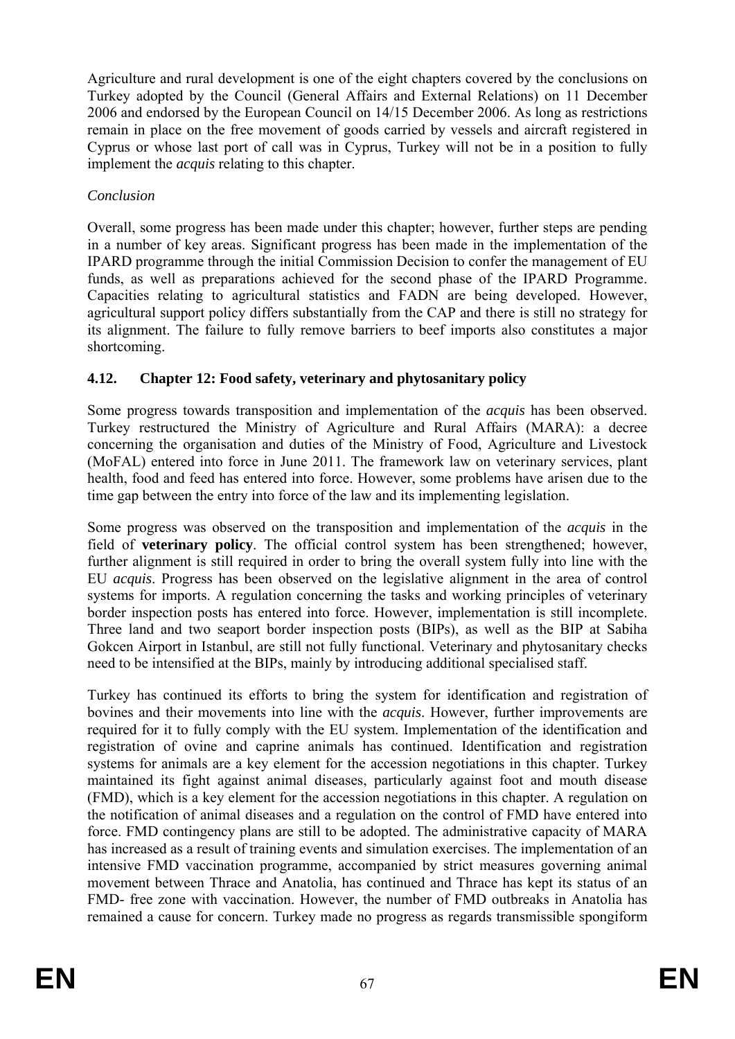Agriculture and rural development is one of the eight chapters covered by the conclusions on Turkey adopted by the Council (General Affairs and External Relations) on 11 December 2006 and endorsed by the European Council on 14/15 December 2006. As long as restrictions remain in place on the free movement of goods carried by vessels and aircraft registered in Cyprus or whose last port of call was in Cyprus, Turkey will not be in a position to fully implement the *acquis* relating to this chapter.

*Conclusion*

Overall, some progress has been made under this chapter; however, further steps are pending in a number of key areas. Significant progress has been made in the implementation of the IPARD programme through the initial Commission Decision to confer the management of EU funds, as well as preparations achieved for the second phase of the IPARD Programme. Capacities relating to agricultural statistics and FADN are being developed. However, agricultural support policy differs substantially from the CAP and there is still no strategy for its alignment. The failure to fully remove barriers to beef imports also constitutes a major shortcoming.

### 4.12. Chapter 12: Food safety, veterinary and phytosanitary policy

Some progress towards transposition and implementation of the *acquis* has been observed. Turkey restructured the Ministry of Agriculture and Rural Affairs (MARA): a decree concerning the organisation and duties of the Ministry of Food, Agriculture and Livestock (MoFAL) entered into force in June 2011. The framework law on veterinary services, plant health, food and feed has entered into force. However, some problems have arisen due to the time gap between the entry into force of the law and its implementing legislation.

Some progress was observed on the transposition and implementation of the *acquis* in the field of **veterinary policy**. The official control system has been strengthened; however, further alignment is still required in order to bring the overall system fully into line with the EU *acquis*. Progress has been observed on the legislative alignment in the area of control systems for imports. A regulation concerning the tasks and working principles of veterinary border inspection posts has entered into force. However, implementation is still incomplete. Three land and two seaport border inspection posts (BIPs), as well as the BIP at Sabiha Gokcen Airport in Istanbul, are still not fully functional. Veterinary and phytosanitary checks need to be intensified at the BIPs, mainly by introducing additional specialised staff.

Turkey has continued its efforts to bring the system for identification and registration of bovines and their movements into line with the *acquis*. However, further improvements are required for it to fully comply with the EU system. Implementation of the identification and registration of ovine and caprine animals has continued. Identification and registration systems for animals are a key element for the accession negotiations in this chapter. Turkey maintained its fight against animal diseases, particularly against foot and mouth disease (FMD), which is a key element for the accession negotiations in this chapter. A regulation on the notification of animal diseases and a regulation on the control of FMD have entered into force. FMD contingency plans are still to be adopted. The administrative capacity of MARA has increased as a result of training events and simulation exercises. The implementation of an intensive FMD vaccination programme, accompanied by strict measures governing animal movement between Thrace and Anatolia, has continued and Thrace has kept its status of an FMD- free zone with vaccination. However, the number of FMD outbreaks in Anatolia has remained a cause for concern. Turkey made no progress as regards transmissible spongiform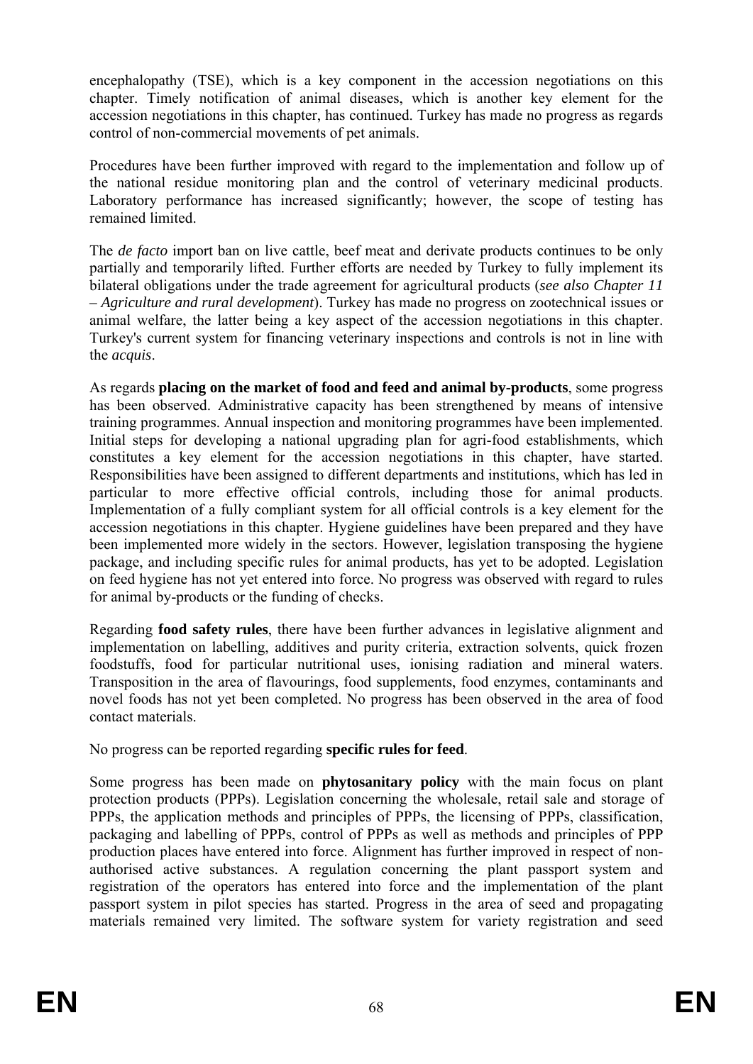encephalopathy (TSE), which is a key component in the accession negotiations on this chapter. Timely notification of animal diseases, which is another key element for the accession negotiations in this chapter, has continued. Turkey has made no progress as regards control of non-commercial movements of pet animals.

Procedures have been further improved with regard to the implementation and follow up of the national residue monitoring plan and the control of veterinary medicinal products. Laboratory performance has increased significantly; however, the scope of testing has remained limited.

The *de facto* import ban on live cattle, beef meat and derivate products continues to be only partially and temporarily lifted. Further efforts are needed by Turkey to fully implement its bilateral obligations under the trade agreement for agricultural products (*see also Chapter 11 – Agriculture and rural development*). Turkey has made no progress on zootechnical issues or animal welfare, the latter being a key aspect of the accession negotiations in this chapter. Turkey's current system for financing veterinary inspections and controls is not in line with the *acquis*.

As regards **placing on the market of food and feed and animal by-products**, some progress has been observed. Administrative capacity has been strengthened by means of intensive training programmes. Annual inspection and monitoring programmes have been implemented. Initial steps for developing a national upgrading plan for agri-food establishments, which constitutes a key element for the accession negotiations in this chapter, have started. Responsibilities have been assigned to different departments and institutions, which has led in particular to more effective official controls, including those for animal products. Implementation of a fully compliant system for all official controls is a key element for the accession negotiations in this chapter. Hygiene guidelines have been prepared and they have been implemented more widely in the sectors. However, legislation transposing the hygiene package, and including specific rules for animal products, has yet to be adopted. Legislation on feed hygiene has not yet entered into force. No progress was observed with regard to rules for animal by-products or the funding of checks.

Regarding **food safety rules**, there have been further advances in legislative alignment and implementation on labelling, additives and purity criteria, extraction solvents, quick frozen foodstuffs, food for particular nutritional uses, ionising radiation and mineral waters. Transposition in the area of flavourings, food supplements, food enzymes, contaminants and novel foods has not yet been completed. No progress has been observed in the area of food contact materials.

No progress can be reported regarding **specific rules for feed**.

Some progress has been made on **phytosanitary policy** with the main focus on plant protection products (PPPs). Legislation concerning the wholesale, retail sale and storage of PPPs, the application methods and principles of PPPs, the licensing of PPPs, classification, packaging and labelling of PPPs, control of PPPs as well as methods and principles of PPP production places have entered into force. Alignment has further improved in respect of non-authorised active substances. A regulation concerning the plant passport system and registration of the operators has entered into force and the implementation of the plant passport system in pilot species has started. Progress in the area of seed and propagating materials remained very limited. The software system for variety registration and seed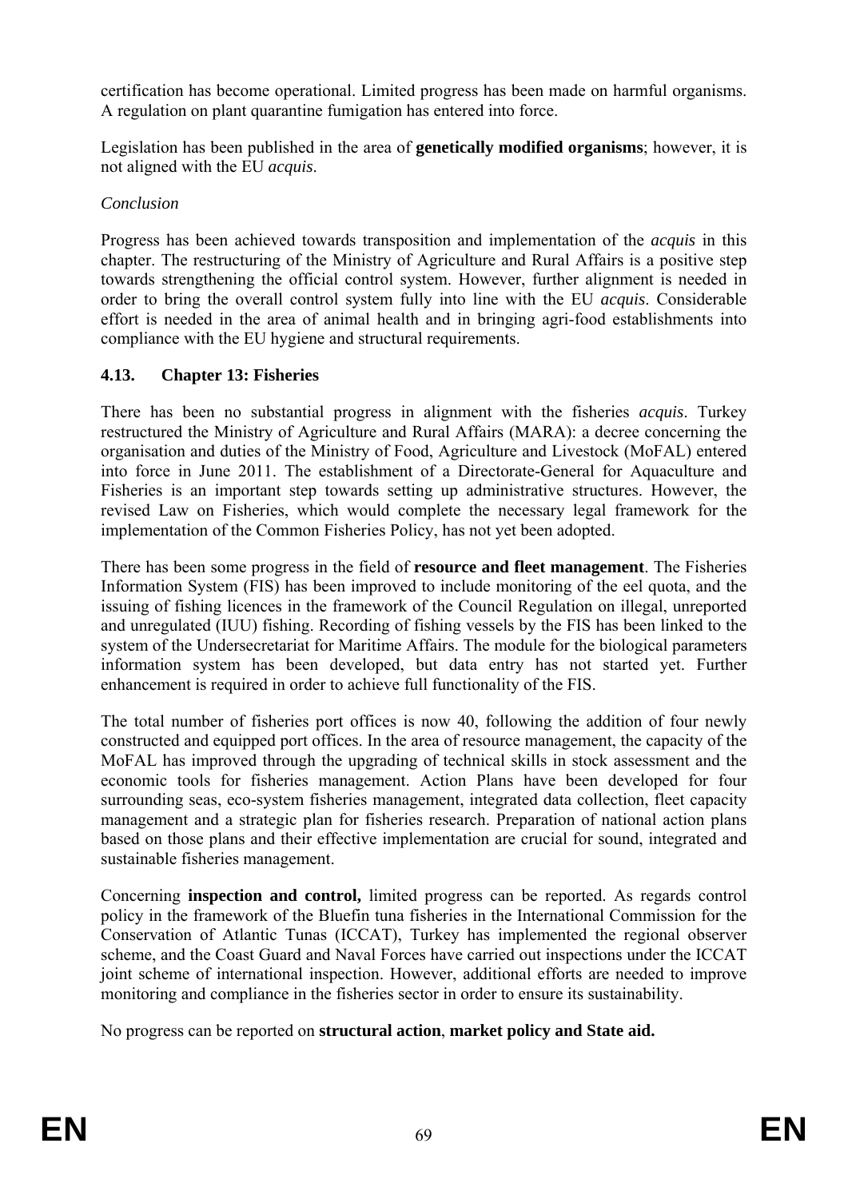certification has become operational. Limited progress has been made on harmful organisms. A regulation on plant quarantine fumigation has entered into force.

Legislation has been published in the area of **genetically modified organisms**; however, it is not aligned with the EU *acquis*.

*Conclusion*

Progress has been achieved towards transposition and implementation of the *acquis* in this chapter. The restructuring of the Ministry of Agriculture and Rural Affairs is a positive step towards strengthening the official control system. However, further alignment is needed in order to bring the overall control system fully into line with the EU *acquis*. Considerable effort is needed in the area of animal health and in bringing agri-food establishments into compliance with the EU hygiene and structural requirements.

### 4.13. Chapter 13: Fisheries

There has been no substantial progress in alignment with the fisheries *acquis*. Turkey restructured the Ministry of Agriculture and Rural Affairs (MARA): a decree concerning the organisation and duties of the Ministry of Food, Agriculture and Livestock (MoFAL) entered into force in June 2011. The establishment of a Directorate-General for Aquaculture and Fisheries is an important step towards setting up administrative structures. However, the revised Law on Fisheries, which would complete the necessary legal framework for the implementation of the Common Fisheries Policy, has not yet been adopted.

There has been some progress in the field of **resource and fleet management**. The Fisheries Information System (FIS) has been improved to include monitoring of the eel quota, and the issuing of fishing licences in the framework of the Council Regulation on illegal, unreported and unregulated (IUU) fishing. Recording of fishing vessels by the FIS has been linked to the system of the Undersecretariat for Maritime Affairs. The module for the biological parameters information system has been developed, but data entry has not started yet. Further enhancement is required in order to achieve full functionality of the FIS.

The total number of fisheries port offices is now 40, following the addition of four newly constructed and equipped port offices. In the area of resource management, the capacity of the MoFAL has improved through the upgrading of technical skills in stock assessment and the economic tools for fisheries management. Action Plans have been developed for four surrounding seas, eco-system fisheries management, integrated data collection, fleet capacity management and a strategic plan for fisheries research. Preparation of national action plans based on those plans and their effective implementation are crucial for sound, integrated and sustainable fisheries management.

Concerning **inspection and control,** limited progress can be reported. As regards control policy in the framework of the Bluefin tuna fisheries in the International Commission for the Conservation of Atlantic Tunas (ICCAT), Turkey has implemented the regional observer scheme, and the Coast Guard and Naval Forces have carried out inspections under the ICCAT joint scheme of international inspection. However, additional efforts are needed to improve monitoring and compliance in the fisheries sector in order to ensure its sustainability.

No progress can be reported on **structural action**, **market policy and State aid.**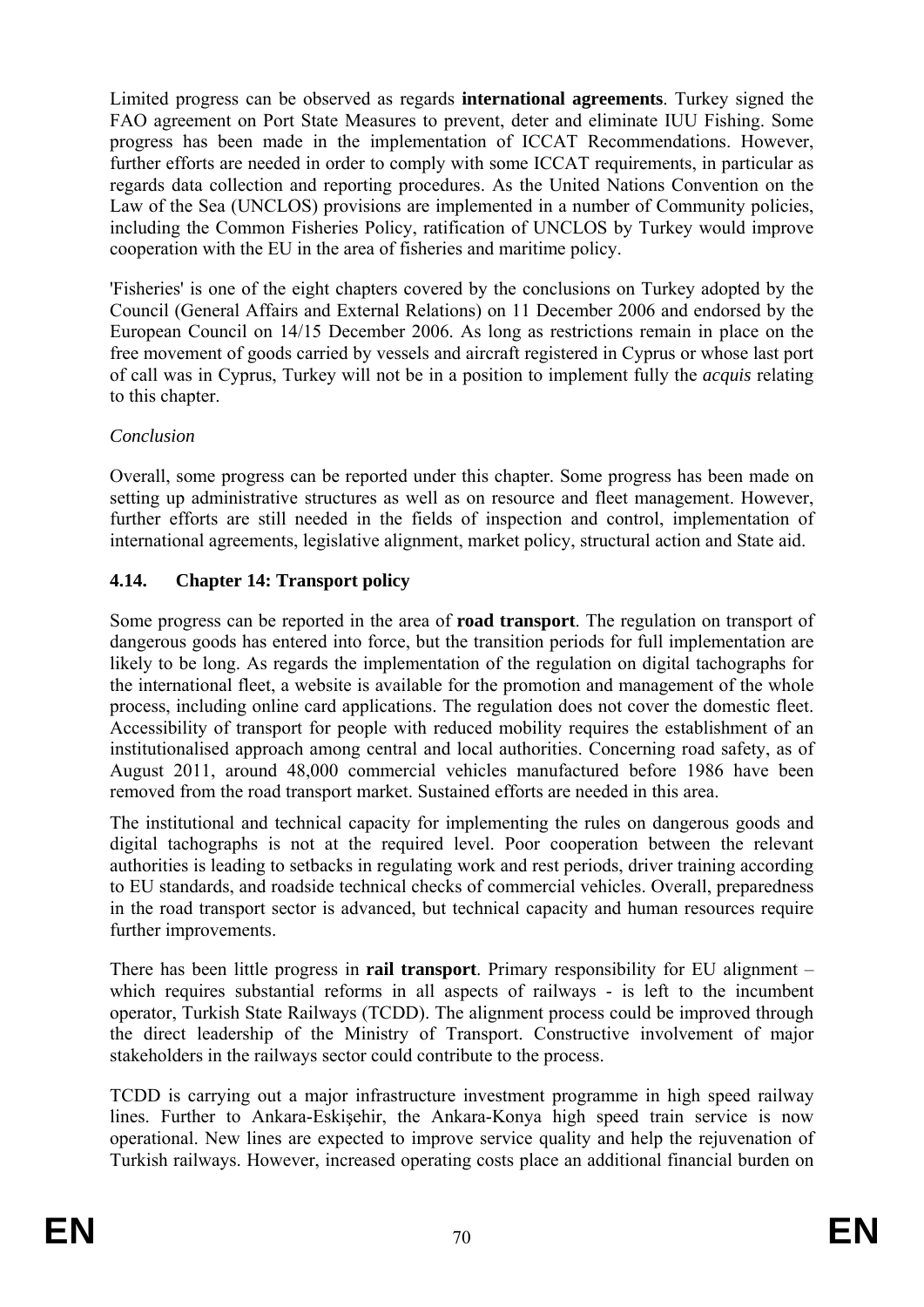Limited progress can be observed as regards **international agreements**. Turkey signed the FAO agreement on Port State Measures to prevent, deter and eliminate IUU Fishing. Some progress has been made in the implementation of ICCAT Recommendations. However, further efforts are needed in order to comply with some ICCAT requirements, in particular as regards data collection and reporting procedures. As the United Nations Convention on the Law of the Sea (UNCLOS) provisions are implemented in a number of Community policies, including the Common Fisheries Policy, ratification of UNCLOS by Turkey would improve cooperation with the EU in the area of fisheries and maritime policy.

'Fisheries' is one of the eight chapters covered by the conclusions on Turkey adopted by the Council (General Affairs and External Relations) on 11 December 2006 and endorsed by the European Council on 14/15 December 2006. As long as restrictions remain in place on the free movement of goods carried by vessels and aircraft registered in Cyprus or whose last port of call was in Cyprus, Turkey will not be in a position to implement fully the *acquis* relating to this chapter.

*Conclusion*

Overall, some progress can be reported under this chapter. Some progress has been made on setting up administrative structures as well as on resource and fleet management. However, further efforts are still needed in the fields of inspection and control, implementation of international agreements, legislative alignment, market policy, structural action and State aid.

### 4.14. Chapter 14: Transport policy

Some progress can be reported in the area of **road transport**. The regulation on transport of dangerous goods has entered into force, but the transition periods for full implementation are likely to be long. As regards the implementation of the regulation on digital tachographs for the international fleet, a website is available for the promotion and management of the whole process, including online card applications. The regulation does not cover the domestic fleet. Accessibility of transport for people with reduced mobility requires the establishment of an institutionalised approach among central and local authorities. Concerning road safety, as of August 2011, around 48,000 commercial vehicles manufactured before 1986 have been removed from the road transport market. Sustained efforts are needed in this area.

The institutional and technical capacity for implementing the rules on dangerous goods and digital tachographs is not at the required level. Poor cooperation between the relevant authorities is leading to setbacks in regulating work and rest periods, driver training according to EU standards, and roadside technical checks of commercial vehicles. Overall, preparedness in the road transport sector is advanced, but technical capacity and human resources require further improvements.

There has been little progress in **rail transport**. Primary responsibility for EU alignment – which requires substantial reforms in all aspects of railways - is left to the incumbent operator, Turkish State Railways (TCDD). The alignment process could be improved through the direct leadership of the Ministry of Transport. Constructive involvement of major stakeholders in the railways sector could contribute to the process.

TCDD is carrying out a major infrastructure investment programme in high speed railway lines. Further to Ankara-Eskişehir, the Ankara-Konya high speed train service is now operational. New lines are expected to improve service quality and help the rejuvenation of Turkish railways. However, increased operating costs place an additional financial burden on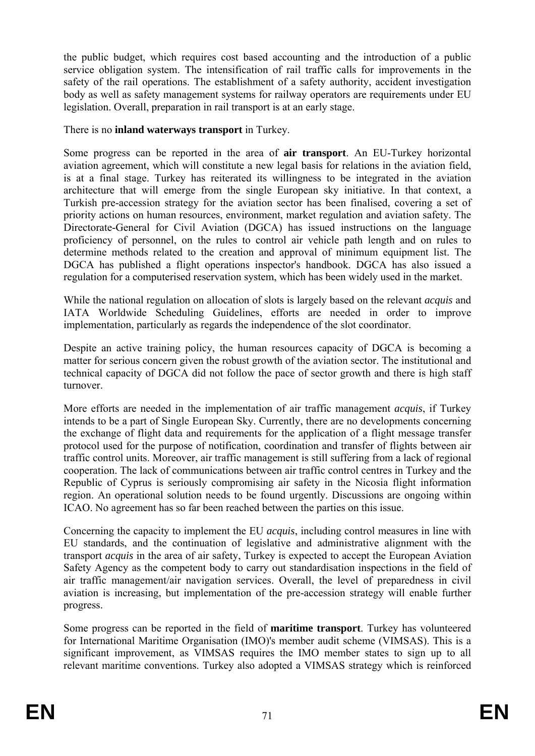the public budget, which requires cost based accounting and the introduction of a public service obligation system. The intensification of rail traffic calls for improvements in the safety of the rail operations. The establishment of a safety authority, accident investigation body as well as safety management systems for railway operators are requirements under EU legislation. Overall, preparation in rail transport is at an early stage.

There is no **inland waterways transport** in Turkey.

Some progress can be reported in the area of **air transport**. An EU-Turkey horizontal aviation agreement, which will constitute a new legal basis for relations in the aviation field, is at a final stage. Turkey has reiterated its willingness to be integrated in the aviation architecture that will emerge from the single European sky initiative. In that context, a Turkish pre-accession strategy for the aviation sector has been finalised, covering a set of priority actions on human resources, environment, market regulation and aviation safety. The Directorate-General for Civil Aviation (DGCA) has issued instructions on the language proficiency of personnel, on the rules to control air vehicle path length and on rules to determine methods related to the creation and approval of minimum equipment list. The DGCA has published a flight operations inspector's handbook. DGCA has also issued a regulation for a computerised reservation system, which has been widely used in the market.

While the national regulation on allocation of slots is largely based on the relevant *acquis* and IATA Worldwide Scheduling Guidelines, efforts are needed in order to improve implementation, particularly as regards the independence of the slot coordinator.

Despite an active training policy, the human resources capacity of DGCA is becoming a matter for serious concern given the robust growth of the aviation sector. The institutional and technical capacity of DGCA did not follow the pace of sector growth and there is high staff turnover.

More efforts are needed in the implementation of air traffic management *acquis*, if Turkey intends to be a part of Single European Sky. Currently, there are no developments concerning the exchange of flight data and requirements for the application of a flight message transfer protocol used for the purpose of notification, coordination and transfer of flights between air traffic control units. Moreover, air traffic management is still suffering from a lack of regional cooperation. The lack of communications between air traffic control centres in Turkey and the Republic of Cyprus is seriously compromising air safety in the Nicosia flight information region. An operational solution needs to be found urgently. Discussions are ongoing within ICAO. No agreement has so far been reached between the parties on this issue.

Concerning the capacity to implement the EU *acquis*, including control measures in line with EU standards, and the continuation of legislative and administrative alignment with the transport *acquis* in the area of air safety, Turkey is expected to accept the European Aviation Safety Agency as the competent body to carry out standardisation inspections in the field of air traffic management/air navigation services. Overall, the level of preparedness in civil aviation is increasing, but implementation of the pre-accession strategy will enable further progress.

Some progress can be reported in the field of **maritime transport**. Turkey has volunteered for International Maritime Organisation (IMO)'s member audit scheme (VIMSAS). This is a significant improvement, as VIMSAS requires the IMO member states to sign up to all relevant maritime conventions. Turkey also adopted a VIMSAS strategy which is reinforced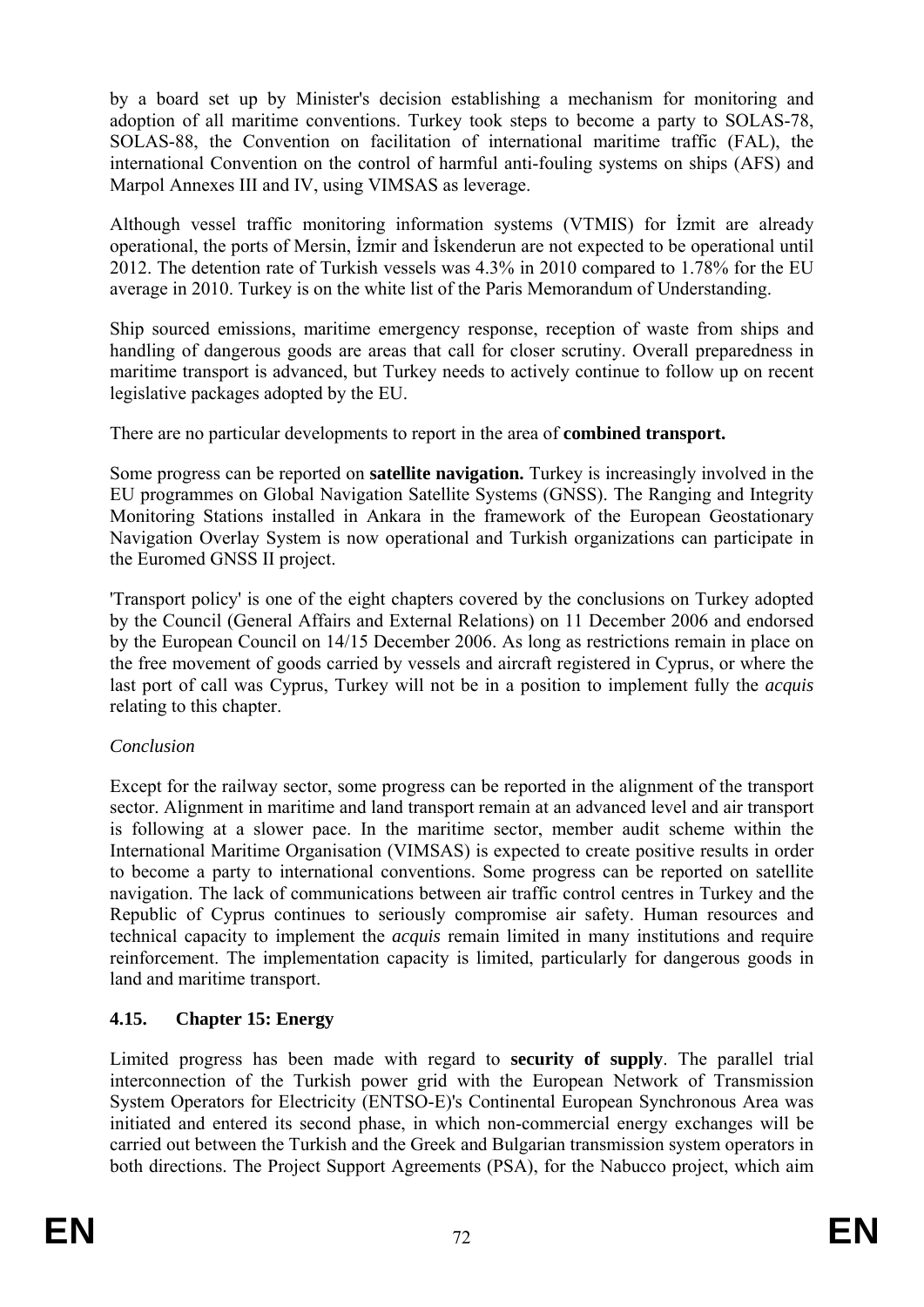by a board set up by Minister's decision establishing a mechanism for monitoring and adoption of all maritime conventions. Turkey took steps to become a party to SOLAS-78, SOLAS-88, the Convention on facilitation of international maritime traffic (FAL), the international Convention on the control of harmful anti-fouling systems on ships (AFS) and Marpol Annexes III and IV, using VIMSAS as leverage.

Although vessel traffic monitoring information systems (VTMIS) for İzmit are already operational, the ports of Mersin, İzmir and İskenderun are not expected to be operational until 2012. The detention rate of Turkish vessels was 4.3% in 2010 compared to 1.78% for the EU average in 2010. Turkey is on the white list of the Paris Memorandum of Understanding.

Ship sourced emissions, maritime emergency response, reception of waste from ships and handling of dangerous goods are areas that call for closer scrutiny. Overall preparedness in maritime transport is advanced, but Turkey needs to actively continue to follow up on recent legislative packages adopted by the EU.

There are no particular developments to report in the area of **combined transport.**

Some progress can be reported on **satellite navigation.** Turkey is increasingly involved in the EU programmes on Global Navigation Satellite Systems (GNSS). The Ranging and Integrity Monitoring Stations installed in Ankara in the framework of the European Geostationary Navigation Overlay System is now operational and Turkish organizations can participate in the Euromed GNSS II project.

'Transport policy' is one of the eight chapters covered by the conclusions on Turkey adopted by the Council (General Affairs and External Relations) on 11 December 2006 and endorsed by the European Council on 14/15 December 2006. As long as restrictions remain in place on the free movement of goods carried by vessels and aircraft registered in Cyprus, or where the last port of call was Cyprus, Turkey will not be in a position to implement fully the *acquis* relating to this chapter.

*Conclusion*

Except for the railway sector, some progress can be reported in the alignment of the transport sector. Alignment in maritime and land transport remain at an advanced level and air transport is following at a slower pace. In the maritime sector, member audit scheme within the International Maritime Organisation (VIMSAS) is expected to create positive results in order to become a party to international conventions. Some progress can be reported on satellite navigation. The lack of communications between air traffic control centres in Turkey and the Republic of Cyprus continues to seriously compromise air safety. Human resources and technical capacity to implement the *acquis* remain limited in many institutions and require reinforcement. The implementation capacity is limited, particularly for dangerous goods in land and maritime transport.

### 4.15. Chapter 15: Energy

Limited progress has been made with regard to **security of supply**. The parallel trial interconnection of the Turkish power grid with the European Network of Transmission System Operators for Electricity (ENTSO-E)'s Continental European Synchronous Area was initiated and entered its second phase, in which non-commercial energy exchanges will be carried out between the Turkish and the Greek and Bulgarian transmission system operators in both directions. The Project Support Agreements (PSA), for the Nabucco project, which aim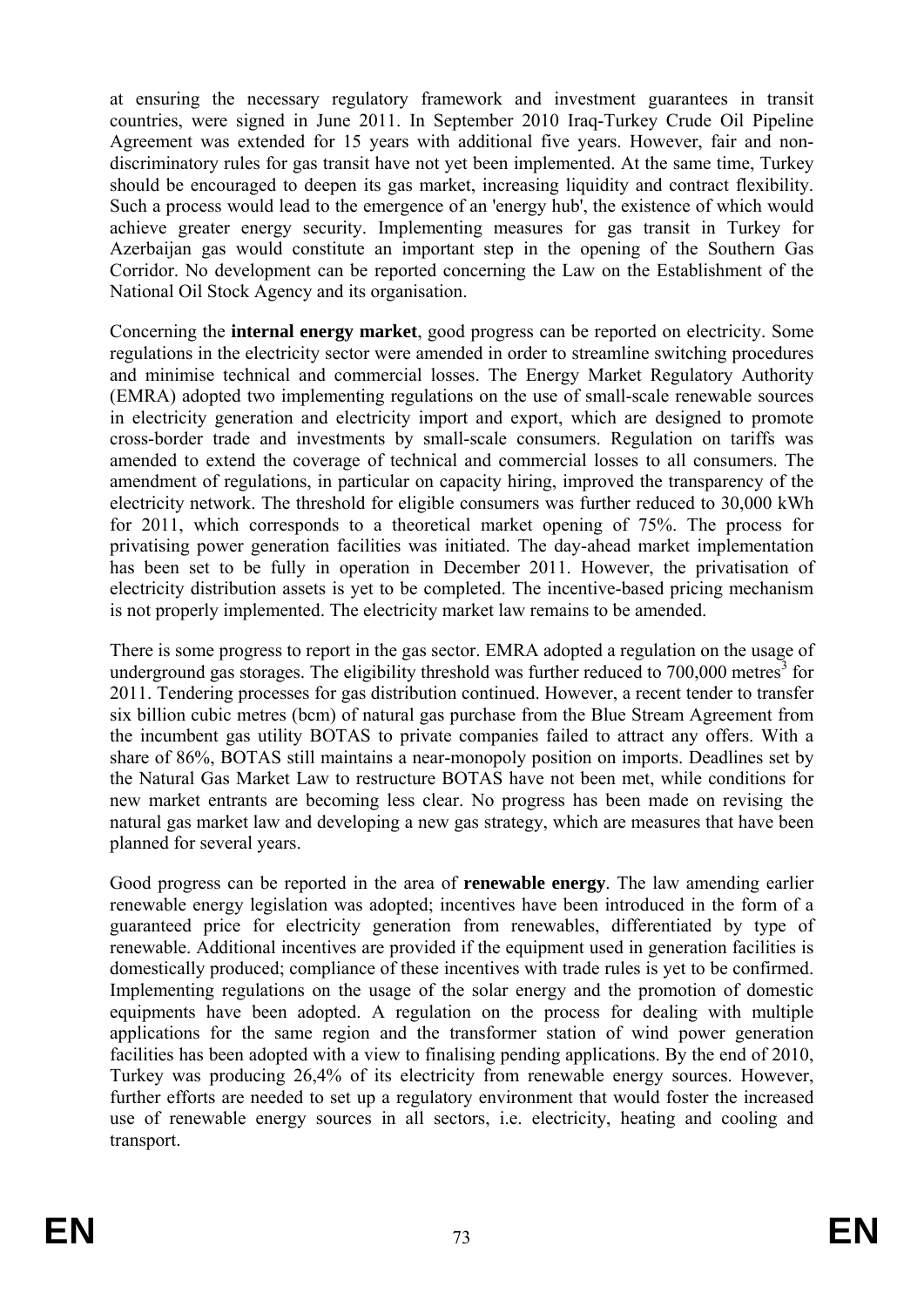at ensuring the necessary regulatory framework and investment guarantees in transit countries, were signed in June 2011. In September 2010 Iraq-Turkey Crude Oil Pipeline Agreement was extended for 15 years with additional five years. However, fair and non-discriminatory rules for gas transit have not yet been implemented. At the same time, Turkey should be encouraged to deepen its gas market, increasing liquidity and contract flexibility. Such a process would lead to the emergence of an 'energy hub', the existence of which would achieve greater energy security. Implementing measures for gas transit in Turkey for Azerbaijan gas would constitute an important step in the opening of the Southern Gas Corridor. No development can be reported concerning the Law on the Establishment of the National Oil Stock Agency and its organisation.

Concerning the **internal energy market**, good progress can be reported on electricity. Some regulations in the electricity sector were amended in order to streamline switching procedures and minimise technical and commercial losses. The Energy Market Regulatory Authority (EMRA) adopted two implementing regulations on the use of small-scale renewable sources in electricity generation and electricity import and export, which are designed to promote cross-border trade and investments by small-scale consumers. Regulation on tariffs was amended to extend the coverage of technical and commercial losses to all consumers. The amendment of regulations, in particular on capacity hiring, improved the transparency of the electricity network. The threshold for eligible consumers was further reduced to 30,000 kWh for 2011, which corresponds to a theoretical market opening of 75%. The process for privatising power generation facilities was initiated. The day-ahead market implementation has been set to be fully in operation in December 2011. However, the privatisation of electricity distribution assets is yet to be completed. The incentive-based pricing mechanism is not properly implemented. The electricity market law remains to be amended.

There is some progress to report in the gas sector. EMRA adopted a regulation on the usage of underground gas storages. The eligibility threshold was further reduced to 700,000 $metres^3$ for 2011. Tendering processes for gas distribution continued. However, a recent tender to transfer six billion cubic metres (bcm) of natural gas purchase from the Blue Stream Agreement from the incumbent gas utility BOTAS to private companies failed to attract any offers. With a share of 86%, BOTAS still maintains a near-monopoly position on imports. Deadlines set by the Natural Gas Market Law to restructure BOTAS have not been met, while conditions for new market entrants are becoming less clear. No progress has been made on revising the natural gas market law and developing a new gas strategy, which are measures that have been planned for several years.

Good progress can be reported in the area of **renewable energy**. The law amending earlier renewable energy legislation was adopted; incentives have been introduced in the form of a guaranteed price for electricity generation from renewables, differentiated by type of renewable. Additional incentives are provided if the equipment used in generation facilities is domestically produced; compliance of these incentives with trade rules is yet to be confirmed. Implementing regulations on the usage of the solar energy and the promotion of domestic equipments have been adopted. A regulation on the process for dealing with multiple applications for the same region and the transformer station of wind power generation facilities has been adopted with a view to finalising pending applications. By the end of 2010, Turkey was producing 26,4% of its electricity from renewable energy sources. However, further efforts are needed to set up a regulatory environment that would foster the increased use of renewable energy sources in all sectors, i.e. electricity, heating and cooling and transport.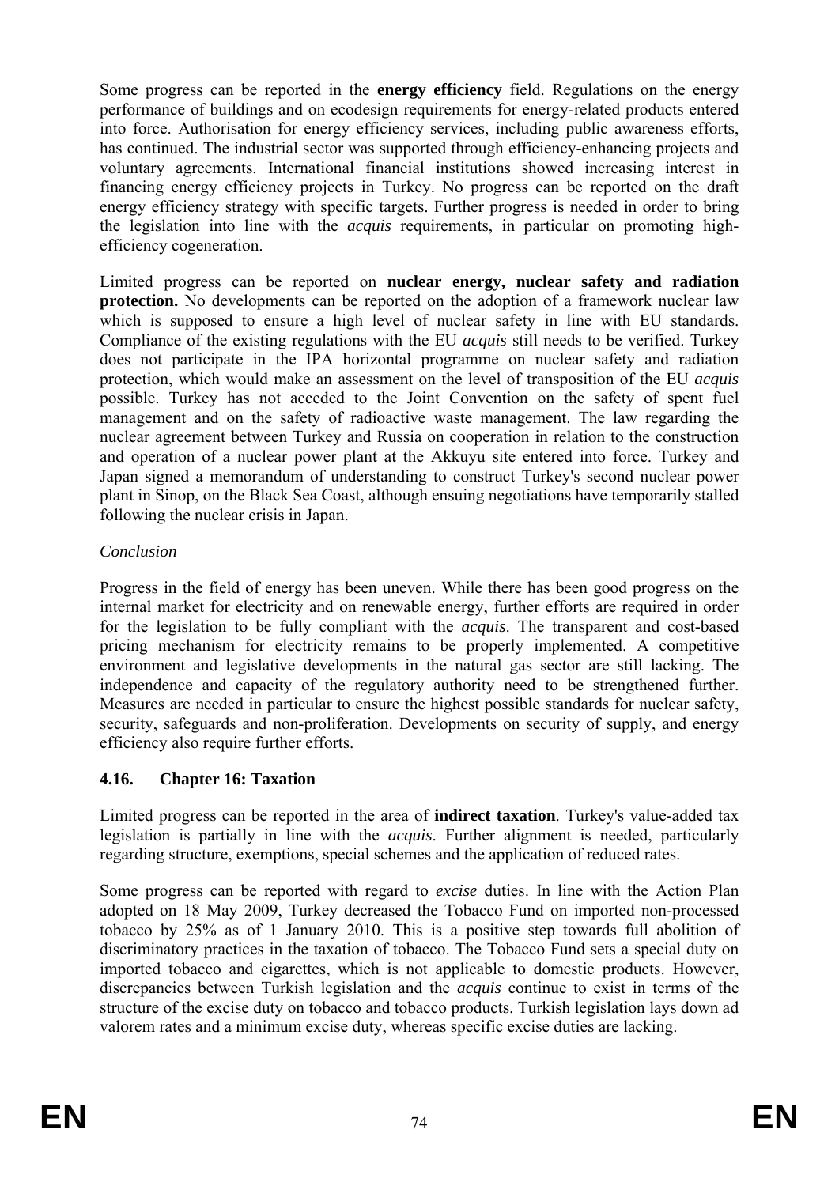Some progress can be reported in the **energy efficiency** field. Regulations on the energy performance of buildings and on ecodesign requirements for energy-related products entered into force. Authorisation for energy efficiency services, including public awareness efforts, has continued. The industrial sector was supported through efficiency-enhancing projects and voluntary agreements. International financial institutions showed increasing interest in financing energy efficiency projects in Turkey. No progress can be reported on the draft energy efficiency strategy with specific targets. Further progress is needed in order to bring the legislation into line with the *acquis* requirements, in particular on promoting high-efficiency cogeneration.

Limited progress can be reported on **nuclear energy, nuclear safety and radiation protection.** No developments can be reported on the adoption of a framework nuclear law which is supposed to ensure a high level of nuclear safety in line with EU standards. Compliance of the existing regulations with the EU *acquis* still needs to be verified. Turkey does not participate in the IPA horizontal programme on nuclear safety and radiation protection, which would make an assessment on the level of transposition of the EU *acquis* possible. Turkey has not acceded to the Joint Convention on the safety of spent fuel management and on the safety of radioactive waste management. The law regarding the nuclear agreement between Turkey and Russia on cooperation in relation to the construction and operation of a nuclear power plant at the Akkuyu site entered into force. Turkey and Japan signed a memorandum of understanding to construct Turkey's second nuclear power plant in Sinop, on the Black Sea Coast, although ensuing negotiations have temporarily stalled following the nuclear crisis in Japan.

*Conclusion*

Progress in the field of energy has been uneven. While there has been good progress on the internal market for electricity and on renewable energy, further efforts are required in order for the legislation to be fully compliant with the *acquis*. The transparent and cost-based pricing mechanism for electricity remains to be properly implemented. A competitive environment and legislative developments in the natural gas sector are still lacking. The independence and capacity of the regulatory authority need to be strengthened further. Measures are needed in particular to ensure the highest possible standards for nuclear safety, security, safeguards and non-proliferation. Developments on security of supply, and energy efficiency also require further efforts.

### 4.16. Chapter 16: Taxation

Limited progress can be reported in the area of **indirect taxation**. Turkey's value-added tax legislation is partially in line with the *acquis*. Further alignment is needed, particularly regarding structure, exemptions, special schemes and the application of reduced rates.

Some progress can be reported with regard to *excise* duties. In line with the Action Plan adopted on 18 May 2009, Turkey decreased the Tobacco Fund on imported non-processed tobacco by 25% as of 1 January 2010. This is a positive step towards full abolition of discriminatory practices in the taxation of tobacco. The Tobacco Fund sets a special duty on imported tobacco and cigarettes, which is not applicable to domestic products. However, discrepancies between Turkish legislation and the *acquis* continue to exist in terms of the structure of the excise duty on tobacco and tobacco products. Turkish legislation lays down ad valorem rates and a minimum excise duty, whereas specific excise duties are lacking.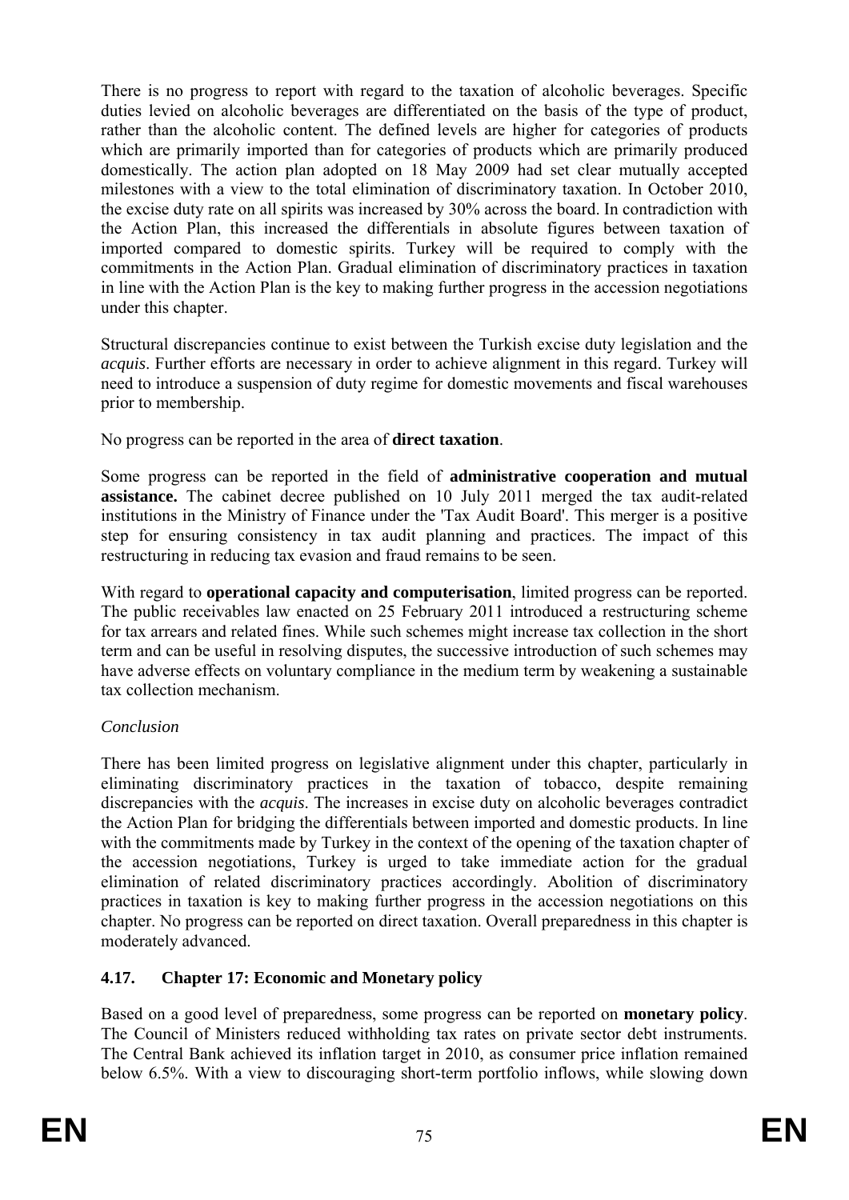There is no progress to report with regard to the taxation of alcoholic beverages. Specific duties levied on alcoholic beverages are differentiated on the basis of the type of product, rather than the alcoholic content. The defined levels are higher for categories of products which are primarily imported than for categories of products which are primarily produced domestically. The action plan adopted on 18 May 2009 had set clear mutually accepted milestones with a view to the total elimination of discriminatory taxation. In October 2010, the excise duty rate on all spirits was increased by 30% across the board. In contradiction with the Action Plan, this increased the differentials in absolute figures between taxation of imported compared to domestic spirits. Turkey will be required to comply with the commitments in the Action Plan. Gradual elimination of discriminatory practices in taxation in line with the Action Plan is the key to making further progress in the accession negotiations under this chapter.

Structural discrepancies continue to exist between the Turkish excise duty legislation and the *acquis*. Further efforts are necessary in order to achieve alignment in this regard. Turkey will need to introduce a suspension of duty regime for domestic movements and fiscal warehouses prior to membership.

No progress can be reported in the area of **direct taxation**.

Some progress can be reported in the field of **administrative cooperation and mutual assistance.** The cabinet decree published on 10 July 2011 merged the tax audit-related institutions in the Ministry of Finance under the 'Tax Audit Board'. This merger is a positive step for ensuring consistency in tax audit planning and practices. The impact of this restructuring in reducing tax evasion and fraud remains to be seen.

With regard to **operational capacity and computerisation**, limited progress can be reported. The public receivables law enacted on 25 February 2011 introduced a restructuring scheme for tax arrears and related fines. While such schemes might increase tax collection in the short term and can be useful in resolving disputes, the successive introduction of such schemes may have adverse effects on voluntary compliance in the medium term by weakening a sustainable tax collection mechanism.

*Conclusion*

There has been limited progress on legislative alignment under this chapter, particularly in eliminating discriminatory practices in the taxation of tobacco, despite remaining discrepancies with the *acquis*. The increases in excise duty on alcoholic beverages contradict the Action Plan for bridging the differentials between imported and domestic products. In line with the commitments made by Turkey in the context of the opening of the taxation chapter of the accession negotiations, Turkey is urged to take immediate action for the gradual elimination of related discriminatory practices accordingly. Abolition of discriminatory practices in taxation is key to making further progress in the accession negotiations on this chapter. No progress can be reported on direct taxation. Overall preparedness in this chapter is moderately advanced.

### 4.17. Chapter 17: Economic and Monetary policy

Based on a good level of preparedness, some progress can be reported on **monetary policy**. The Council of Ministers reduced withholding tax rates on private sector debt instruments. The Central Bank achieved its inflation target in 2010, as consumer price inflation remained below 6.5%. With a view to discouraging short-term portfolio inflows, while slowing down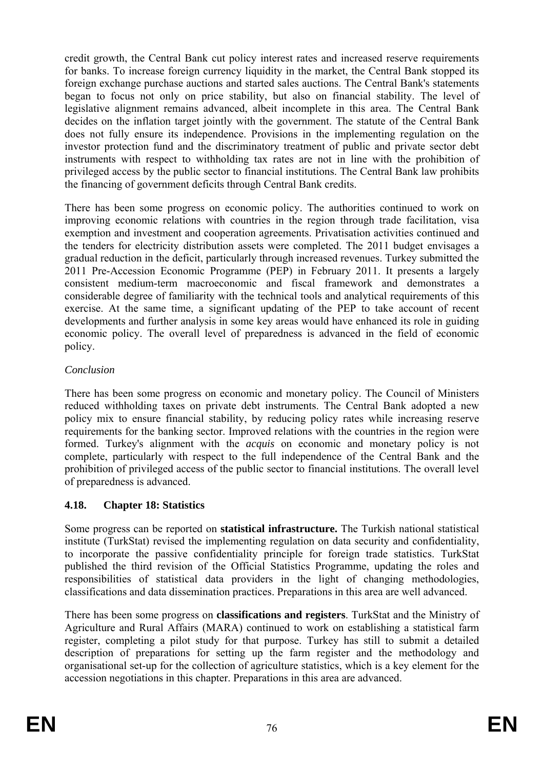credit growth, the Central Bank cut policy interest rates and increased reserve requirements for banks. To increase foreign currency liquidity in the market, the Central Bank stopped its foreign exchange purchase auctions and started sales auctions. The Central Bank's statements began to focus not only on price stability, but also on financial stability. The level of legislative alignment remains advanced, albeit incomplete in this area. The Central Bank decides on the inflation target jointly with the government. The statute of the Central Bank does not fully ensure its independence. Provisions in the implementing regulation on the investor protection fund and the discriminatory treatment of public and private sector debt instruments with respect to withholding tax rates are not in line with the prohibition of privileged access by the public sector to financial institutions. The Central Bank law prohibits the financing of government deficits through Central Bank credits.

There has been some progress on economic policy. The authorities continued to work on improving economic relations with countries in the region through trade facilitation, visa exemption and investment and cooperation agreements. Privatisation activities continued and the tenders for electricity distribution assets were completed. The 2011 budget envisages a gradual reduction in the deficit, particularly through increased revenues. Turkey submitted the 2011 Pre-Accession Economic Programme (PEP) in February 2011. It presents a largely consistent medium-term macroeconomic and fiscal framework and demonstrates a considerable degree of familiarity with the technical tools and analytical requirements of this exercise. At the same time, a significant updating of the PEP to take account of recent developments and further analysis in some key areas would have enhanced its role in guiding economic policy. The overall level of preparedness is advanced in the field of economic policy.

*Conclusion*

There has been some progress on economic and monetary policy. The Council of Ministers reduced withholding taxes on private debt instruments. The Central Bank adopted a new policy mix to ensure financial stability, by reducing policy rates while increasing reserve requirements for the banking sector. Improved relations with the countries in the region were formed. Turkey's alignment with the *acquis* on economic and monetary policy is not complete, particularly with respect to the full independence of the Central Bank and the prohibition of privileged access of the public sector to financial institutions. The overall level of preparedness is advanced.

## 4.18. Chapter 18: Statistics

Some progress can be reported on **statistical infrastructure.** The Turkish national statistical institute (TurkStat) revised the implementing regulation on data security and confidentiality, to incorporate the passive confidentiality principle for foreign trade statistics. TurkStat published the third revision of the Official Statistics Programme, updating the roles and responsibilities of statistical data providers in the light of changing methodologies, classifications and data dissemination practices. Preparations in this area are well advanced.

There has been some progress on **classifications and registers**. TurkStat and the Ministry of Agriculture and Rural Affairs (MARA) continued to work on establishing a statistical farm register, completing a pilot study for that purpose. Turkey has still to submit a detailed description of preparations for setting up the farm register and the methodology and organisational set-up for the collection of agriculture statistics, which is a key element for the accession negotiations in this chapter. Preparations in this area are advanced.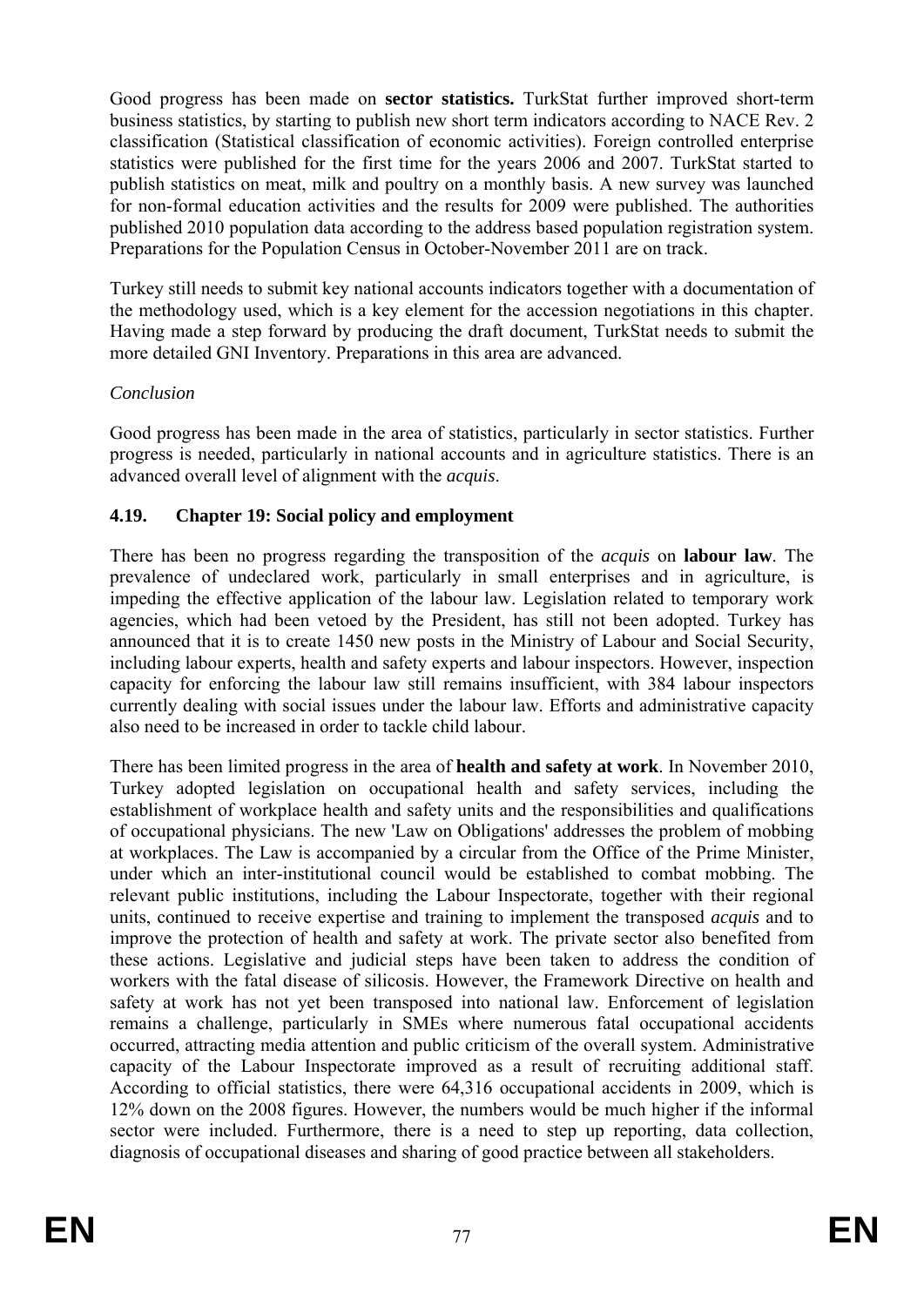Good progress has been made on **sector statistics.** TurkStat further improved short-term business statistics, by starting to publish new short term indicators according to NACE Rev. 2 classification (Statistical classification of economic activities). Foreign controlled enterprise statistics were published for the first time for the years 2006 and 2007. TurkStat started to publish statistics on meat, milk and poultry on a monthly basis. A new survey was launched for non-formal education activities and the results for 2009 were published. The authorities published 2010 population data according to the address based population registration system. Preparations for the Population Census in October-November 2011 are on track.

Turkey still needs to submit key national accounts indicators together with a documentation of the methodology used, which is a key element for the accession negotiations in this chapter. Having made a step forward by producing the draft document, TurkStat needs to submit the more detailed GNI Inventory. Preparations in this area are advanced.

*Conclusion*

Good progress has been made in the area of statistics, particularly in sector statistics. Further progress is needed, particularly in national accounts and in agriculture statistics. There is an advanced overall level of alignment with the *acquis*.

### 4.19. Chapter 19: Social policy and employment

There has been no progress regarding the transposition of the *acquis* on **labour law**. The prevalence of undeclared work, particularly in small enterprises and in agriculture, is impeding the effective application of the labour law. Legislation related to temporary work agencies, which had been vetoed by the President, has still not been adopted. Turkey has announced that it is to create 1450 new posts in the Ministry of Labour and Social Security, including labour experts, health and safety experts and labour inspectors. However, inspection capacity for enforcing the labour law still remains insufficient, with 384 labour inspectors currently dealing with social issues under the labour law. Efforts and administrative capacity also need to be increased in order to tackle child labour.

There has been limited progress in the area of **health and safety at work**. In November 2010, Turkey adopted legislation on occupational health and safety services, including the establishment of workplace health and safety units and the responsibilities and qualifications of occupational physicians. The new 'Law on Obligations' addresses the problem of mobbing at workplaces. The Law is accompanied by a circular from the Office of the Prime Minister, under which an inter-institutional council would be established to combat mobbing. The relevant public institutions, including the Labour Inspectorate, together with their regional units, continued to receive expertise and training to implement the transposed *acquis* and to improve the protection of health and safety at work. The private sector also benefited from these actions. Legislative and judicial steps have been taken to address the condition of workers with the fatal disease of silicosis. However, the Framework Directive on health and safety at work has not yet been transposed into national law. Enforcement of legislation remains a challenge, particularly in SMEs where numerous fatal occupational accidents occurred, attracting media attention and public criticism of the overall system. Administrative capacity of the Labour Inspectorate improved as a result of recruiting additional staff. According to official statistics, there were 64,316 occupational accidents in 2009, which is 12% down on the 2008 figures. However, the numbers would be much higher if the informal sector were included. Furthermore, there is a need to step up reporting, data collection, diagnosis of occupational diseases and sharing of good practice between all stakeholders.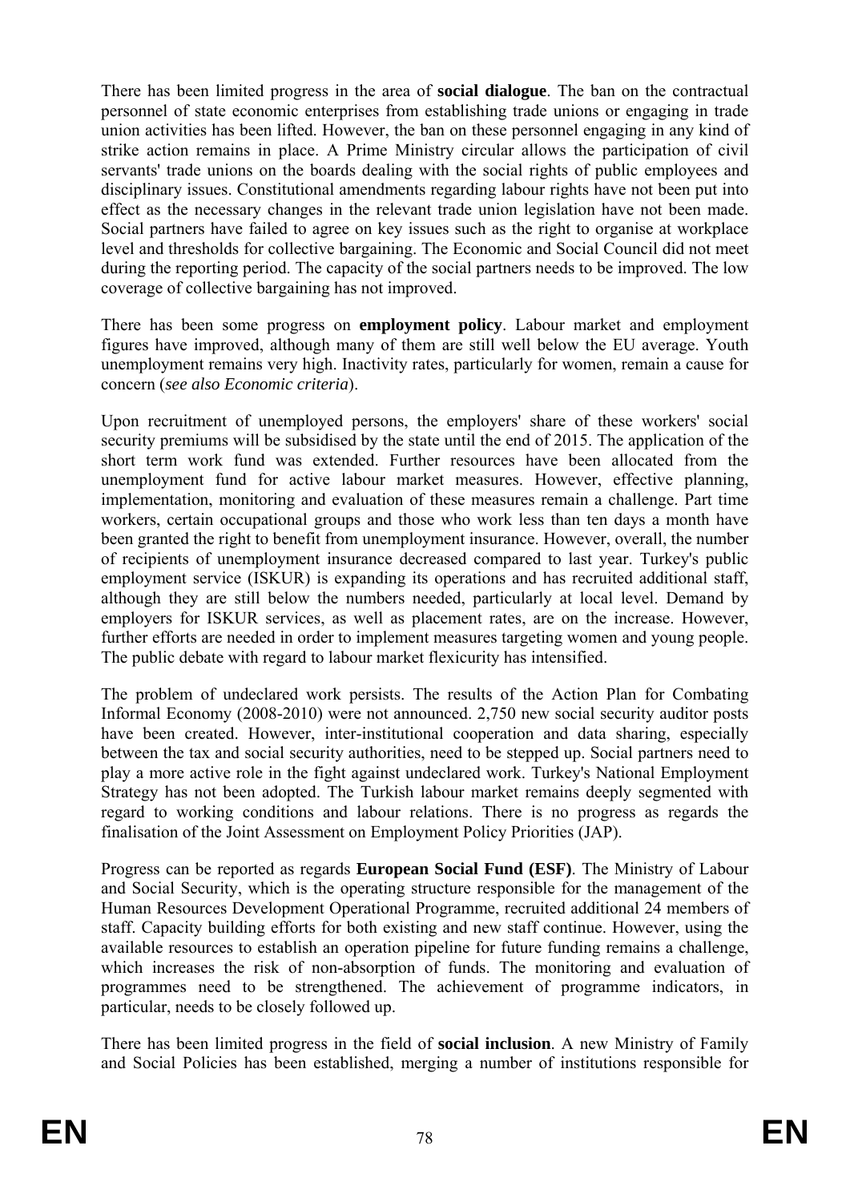There has been limited progress in the area of **social dialogue**. The ban on the contractual personnel of state economic enterprises from establishing trade unions or engaging in trade union activities has been lifted. However, the ban on these personnel engaging in any kind of strike action remains in place. A Prime Ministry circular allows the participation of civil servants' trade unions on the boards dealing with the social rights of public employees and disciplinary issues. Constitutional amendments regarding labour rights have not been put into effect as the necessary changes in the relevant trade union legislation have not been made. Social partners have failed to agree on key issues such as the right to organise at workplace level and thresholds for collective bargaining. The Economic and Social Council did not meet during the reporting period. The capacity of the social partners needs to be improved. The low coverage of collective bargaining has not improved.

There has been some progress on **employment policy**. Labour market and employment figures have improved, although many of them are still well below the EU average. Youth unemployment remains very high. Inactivity rates, particularly for women, remain a cause for concern (*see also Economic criteria*).

Upon recruitment of unemployed persons, the employers' share of these workers' social security premiums will be subsidised by the state until the end of 2015. The application of the short term work fund was extended. Further resources have been allocated from the unemployment fund for active labour market measures. However, effective planning, implementation, monitoring and evaluation of these measures remain a challenge. Part time workers, certain occupational groups and those who work less than ten days a month have been granted the right to benefit from unemployment insurance. However, overall, the number of recipients of unemployment insurance decreased compared to last year. Turkey's public employment service (ISKUR) is expanding its operations and has recruited additional staff, although they are still below the numbers needed, particularly at local level. Demand by employers for ISKUR services, as well as placement rates, are on the increase. However, further efforts are needed in order to implement measures targeting women and young people. The public debate with regard to labour market flexicurity has intensified.

The problem of undeclared work persists. The results of the Action Plan for Combating Informal Economy (2008-2010) were not announced. 2,750 new social security auditor posts have been created. However, inter-institutional cooperation and data sharing, especially between the tax and social security authorities, need to be stepped up. Social partners need to play a more active role in the fight against undeclared work. Turkey's National Employment Strategy has not been adopted. The Turkish labour market remains deeply segmented with regard to working conditions and labour relations. There is no progress as regards the finalisation of the Joint Assessment on Employment Policy Priorities (JAP).

Progress can be reported as regards **European Social Fund (ESF)**. The Ministry of Labour and Social Security, which is the operating structure responsible for the management of the Human Resources Development Operational Programme, recruited additional 24 members of staff. Capacity building efforts for both existing and new staff continue. However, using the available resources to establish an operation pipeline for future funding remains a challenge, which increases the risk of non-absorption of funds. The monitoring and evaluation of programmes need to be strengthened. The achievement of programme indicators, in particular, needs to be closely followed up.

There has been limited progress in the field of **social inclusion**. A new Ministry of Family and Social Policies has been established, merging a number of institutions responsible for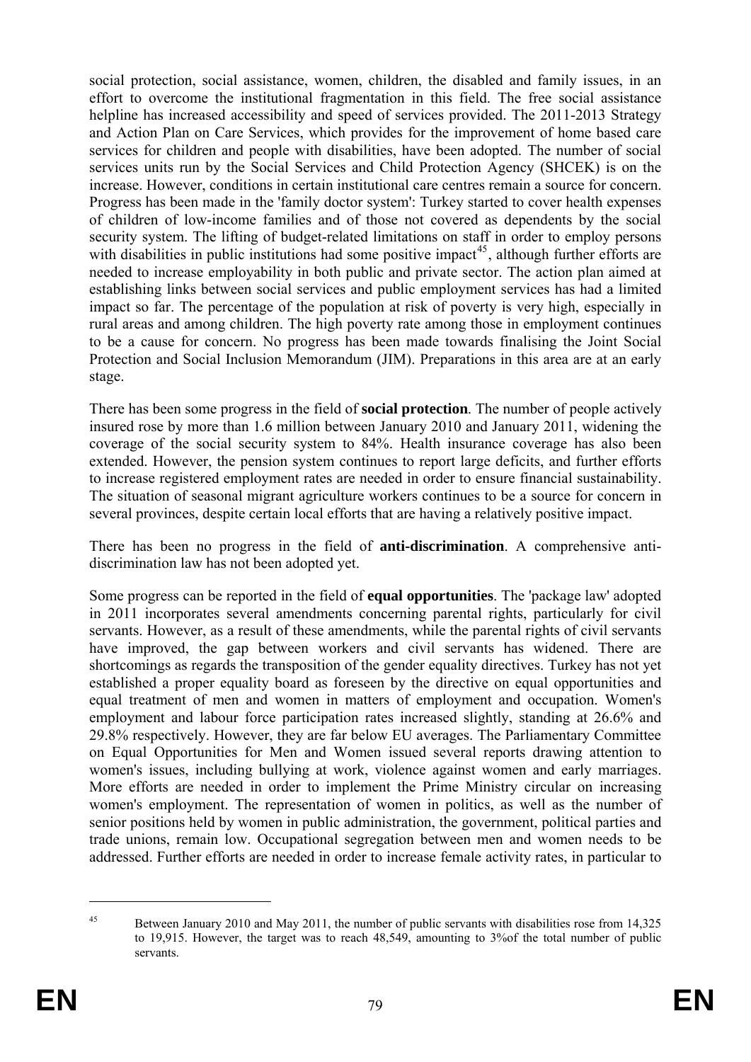social protection, social assistance, women, children, the disabled and family issues, in an effort to overcome the institutional fragmentation in this field. The free social assistance helpline has increased accessibility and speed of services provided. The 2011-2013 Strategy and Action Plan on Care Services, which provides for the improvement of home based care services for children and people with disabilities, have been adopted. The number of social services units run by the Social Services and Child Protection Agency (SHCEK) is on the increase. However, conditions in certain institutional care centres remain a source for concern. Progress has been made in the 'family doctor system': Turkey started to cover health expenses of children of low-income families and of those not covered as dependents by the social security system. The lifting of budget-related limitations on staff in order to employ persons with disabilities in public institutions had some positive impact[45], although further efforts are needed to increase employability in both public and private sector. The action plan aimed at establishing links between social services and public employment services has had a limited impact so far. The percentage of the population at risk of poverty is very high, especially in rural areas and among children. The high poverty rate among those in employment continues to be a cause for concern. No progress has been made towards finalising the Joint Social Protection and Social Inclusion Memorandum (JIM). Preparations in this area are at an early stage.

There has been some progress in the field of **social protection**. The number of people actively insured rose by more than 1.6 million between January 2010 and January 2011, widening the coverage of the social security system to 84%. Health insurance coverage has also been extended. However, the pension system continues to report large deficits, and further efforts to increase registered employment rates are needed in order to ensure financial sustainability. The situation of seasonal migrant agriculture workers continues to be a source for concern in several provinces, despite certain local efforts that are having a relatively positive impact.

There has been no progress in the field of **anti-discrimination**. A comprehensive anti-discrimination law has not been adopted yet.

Some progress can be reported in the field of **equal opportunities**. The 'package law' adopted in 2011 incorporates several amendments concerning parental rights, particularly for civil servants. However, as a result of these amendments, while the parental rights of civil servants have improved, the gap between workers and civil servants has widened. There are shortcomings as regards the transposition of the gender equality directives. Turkey has not yet established a proper equality board as foreseen by the directive on equal opportunities and equal treatment of men and women in matters of employment and occupation. Women's employment and labour force participation rates increased slightly, standing at 26.6% and 29.8% respectively. However, they are far below EU averages. The Parliamentary Committee on Equal Opportunities for Men and Women issued several reports drawing attention to women's issues, including bullying at work, violence against women and early marriages. More efforts are needed in order to implement the Prime Ministry circular on increasing women's employment. The representation of women in politics, as well as the number of senior positions held by women in public administration, the government, political parties and trade unions, remain low. Occupational segregation between men and women needs to be addressed. Further efforts are needed in order to increase female activity rates, in particular to

[45] Between January 2010 and May 2011, the number of public servants with disabilities rose from 14,325 to 19,915. However, the target was to reach 48,549, amounting to 3%of the total number of public servants.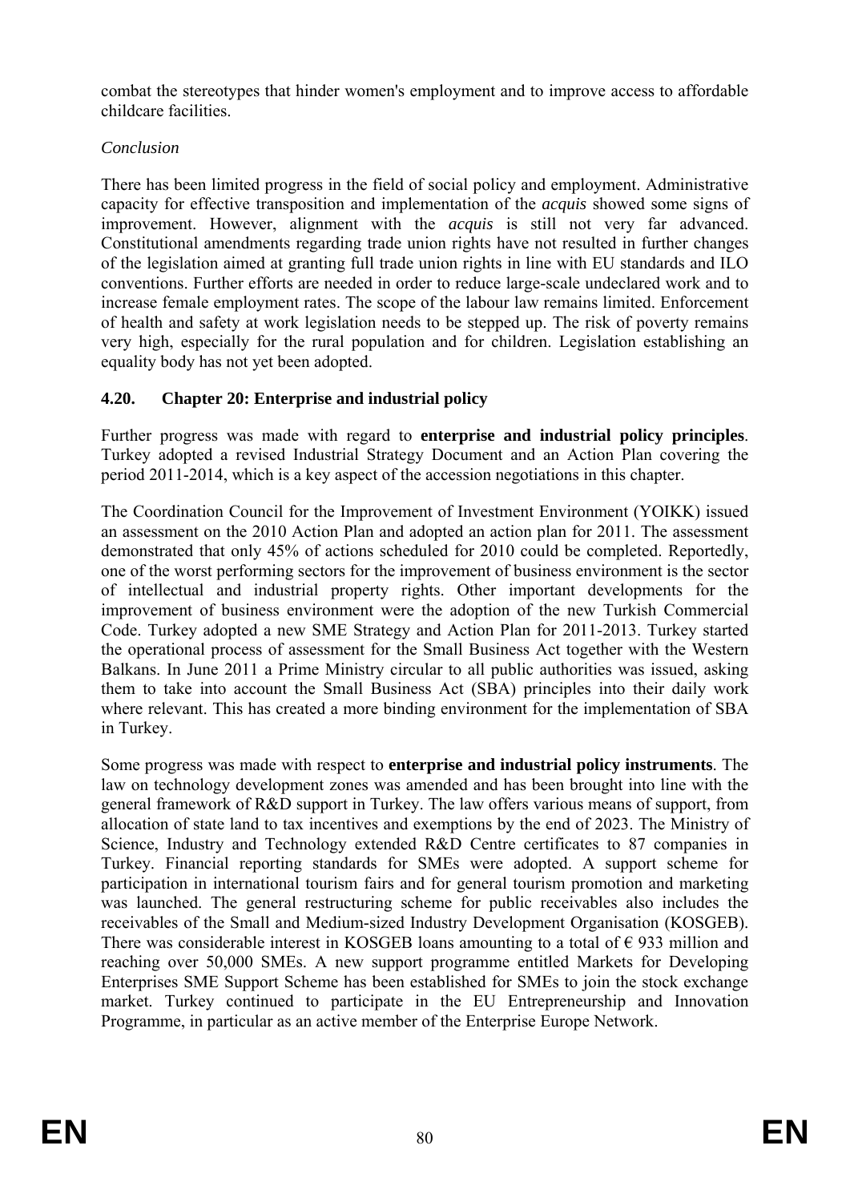combat the stereotypes that hinder women's employment and to improve access to affordable childcare facilities.

*Conclusion*

There has been limited progress in the field of social policy and employment. Administrative capacity for effective transposition and implementation of the *acquis* showed some signs of improvement. However, alignment with the *acquis* is still not very far advanced. Constitutional amendments regarding trade union rights have not resulted in further changes of the legislation aimed at granting full trade union rights in line with EU standards and ILO conventions. Further efforts are needed in order to reduce large-scale undeclared work and to increase female employment rates. The scope of the labour law remains limited. Enforcement of health and safety at work legislation needs to be stepped up. The risk of poverty remains very high, especially for the rural population and for children. Legislation establishing an equality body has not yet been adopted.

### 4.20. Chapter 20: Enterprise and industrial policy

Further progress was made with regard to **enterprise and industrial policy principles**. Turkey adopted a revised Industrial Strategy Document and an Action Plan covering the period 2011-2014, which is a key aspect of the accession negotiations in this chapter.

The Coordination Council for the Improvement of Investment Environment (YOIKK) issued an assessment on the 2010 Action Plan and adopted an action plan for 2011. The assessment demonstrated that only 45% of actions scheduled for 2010 could be completed. Reportedly, one of the worst performing sectors for the improvement of business environment is the sector of intellectual and industrial property rights. Other important developments for the improvement of business environment were the adoption of the new Turkish Commercial Code. Turkey adopted a new SME Strategy and Action Plan for 2011-2013. Turkey started the operational process of assessment for the Small Business Act together with the Western Balkans. In June 2011 a Prime Ministry circular to all public authorities was issued, asking them to take into account the Small Business Act (SBA) principles into their daily work where relevant. This has created a more binding environment for the implementation of SBA in Turkey.

Some progress was made with respect to **enterprise and industrial policy instruments**. The law on technology development zones was amended and has been brought into line with the general framework of R&D support in Turkey. The law offers various means of support, from allocation of state land to tax incentives and exemptions by the end of 2023. The Ministry of Science, Industry and Technology extended R&D Centre certificates to 87 companies in Turkey. Financial reporting standards for SMEs were adopted. A support scheme for participation in international tourism fairs and for general tourism promotion and marketing was launched. The general restructuring scheme for public receivables also includes the receivables of the Small and Medium-sized Industry Development Organisation (KOSGEB). There was considerable interest in KOSGEB loans amounting to a total of € 933 million and reaching over 50,000 SMEs. A new support programme entitled Markets for Developing Enterprises SME Support Scheme has been established for SMEs to join the stock exchange market. Turkey continued to participate in the EU Entrepreneurship and Innovation Programme, in particular as an active member of the Enterprise Europe Network.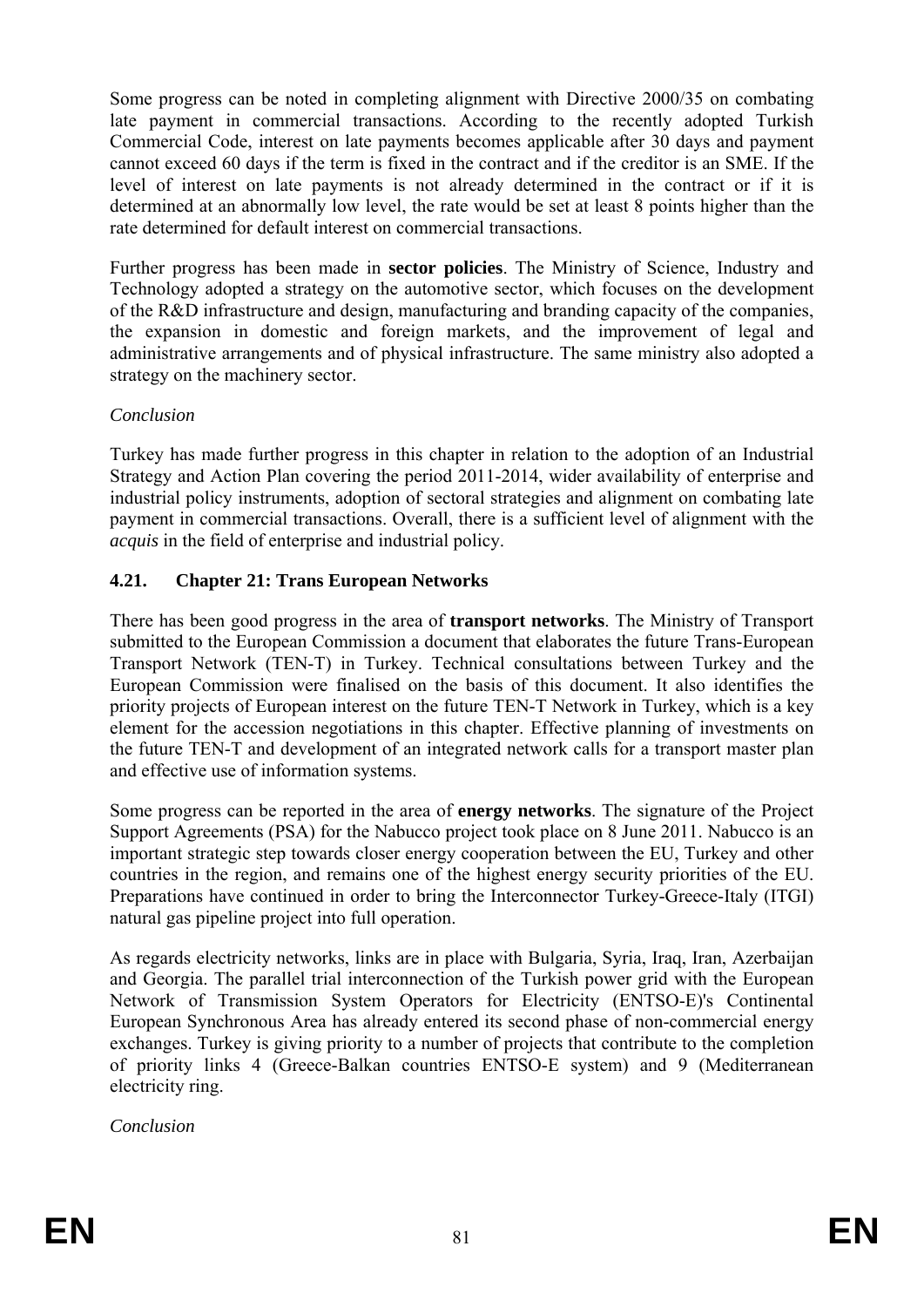Some progress can be noted in completing alignment with Directive 2000/35 on combating late payment in commercial transactions. According to the recently adopted Turkish Commercial Code, interest on late payments becomes applicable after 30 days and payment cannot exceed 60 days if the term is fixed in the contract and if the creditor is an SME. If the level of interest on late payments is not already determined in the contract or if it is determined at an abnormally low level, the rate would be set at least 8 points higher than the rate determined for default interest on commercial transactions.

Further progress has been made in **sector policies**. The Ministry of Science, Industry and Technology adopted a strategy on the automotive sector, which focuses on the development of the R&D infrastructure and design, manufacturing and branding capacity of the companies, the expansion in domestic and foreign markets, and the improvement of legal and administrative arrangements and of physical infrastructure. The same ministry also adopted a strategy on the machinery sector.

*Conclusion*

Turkey has made further progress in this chapter in relation to the adoption of an Industrial Strategy and Action Plan covering the period 2011-2014, wider availability of enterprise and industrial policy instruments, adoption of sectoral strategies and alignment on combating late payment in commercial transactions. Overall, there is a sufficient level of alignment with the *acquis* in the field of enterprise and industrial policy.

### 4.21. Chapter 21: Trans European Networks

There has been good progress in the area of **transport networks**. The Ministry of Transport submitted to the European Commission a document that elaborates the future Trans-European Transport Network (TEN-T) in Turkey. Technical consultations between Turkey and the European Commission were finalised on the basis of this document. It also identifies the priority projects of European interest on the future TEN-T Network in Turkey, which is a key element for the accession negotiations in this chapter. Effective planning of investments on the future TEN-T and development of an integrated network calls for a transport master plan and effective use of information systems.

Some progress can be reported in the area of **energy networks**. The signature of the Project Support Agreements (PSA) for the Nabucco project took place on 8 June 2011. Nabucco is an important strategic step towards closer energy cooperation between the EU, Turkey and other countries in the region, and remains one of the highest energy security priorities of the EU. Preparations have continued in order to bring the Interconnector Turkey-Greece-Italy (ITGI) natural gas pipeline project into full operation.

As regards electricity networks, links are in place with Bulgaria, Syria, Iraq, Iran, Azerbaijan and Georgia. The parallel trial interconnection of the Turkish power grid with the European Network of Transmission System Operators for Electricity (ENTSO-E)'s Continental European Synchronous Area has already entered its second phase of non-commercial energy exchanges. Turkey is giving priority to a number of projects that contribute to the completion of priority links 4 (Greece-Balkan countries ENTSO-E system) and 9 (Mediterranean electricity ring.

*Conclusion*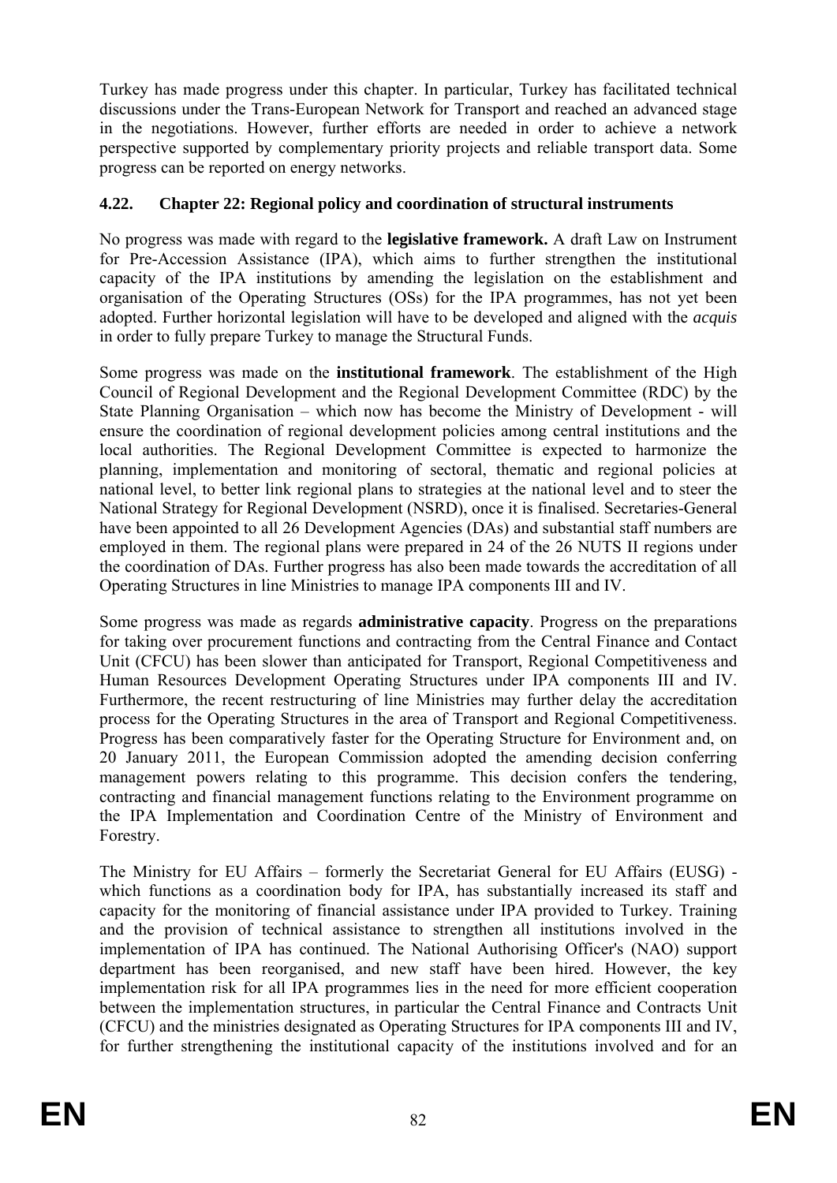Turkey has made progress under this chapter. In particular, Turkey has facilitated technical discussions under the Trans-European Network for Transport and reached an advanced stage in the negotiations. However, further efforts are needed in order to achieve a network perspective supported by complementary priority projects and reliable transport data. Some progress can be reported on energy networks.

### 4.22. Chapter 22: Regional policy and coordination of structural instruments

No progress was made with regard to the **legislative framework.** A draft Law on Instrument for Pre-Accession Assistance (IPA), which aims to further strengthen the institutional capacity of the IPA institutions by amending the legislation on the establishment and organisation of the Operating Structures (OSs) for the IPA programmes, has not yet been adopted. Further horizontal legislation will have to be developed and aligned with the *acquis* in order to fully prepare Turkey to manage the Structural Funds.

Some progress was made on the **institutional framework**. The establishment of the High Council of Regional Development and the Regional Development Committee (RDC) by the State Planning Organisation – which now has become the Ministry of Development - will ensure the coordination of regional development policies among central institutions and the local authorities. The Regional Development Committee is expected to harmonize the planning, implementation and monitoring of sectoral, thematic and regional policies at national level, to better link regional plans to strategies at the national level and to steer the National Strategy for Regional Development (NSRD), once it is finalised. Secretaries-General have been appointed to all 26 Development Agencies (DAs) and substantial staff numbers are employed in them. The regional plans were prepared in 24 of the 26 NUTS II regions under the coordination of DAs. Further progress has also been made towards the accreditation of all Operating Structures in line Ministries to manage IPA components III and IV.

Some progress was made as regards **administrative capacity**. Progress on the preparations for taking over procurement functions and contracting from the Central Finance and Contact Unit (CFCU) has been slower than anticipated for Transport, Regional Competitiveness and Human Resources Development Operating Structures under IPA components III and IV. Furthermore, the recent restructuring of line Ministries may further delay the accreditation process for the Operating Structures in the area of Transport and Regional Competitiveness. Progress has been comparatively faster for the Operating Structure for Environment and, on 20 January 2011, the European Commission adopted the amending decision conferring management powers relating to this programme. This decision confers the tendering, contracting and financial management functions relating to the Environment programme on the IPA Implementation and Coordination Centre of the Ministry of Environment and Forestry.

The Ministry for EU Affairs – formerly the Secretariat General for EU Affairs (EUSG) - which functions as a coordination body for IPA, has substantially increased its staff and capacity for the monitoring of financial assistance under IPA provided to Turkey. Training and the provision of technical assistance to strengthen all institutions involved in the implementation of IPA has continued. The National Authorising Officer's (NAO) support department has been reorganised, and new staff have been hired. However, the key implementation risk for all IPA programmes lies in the need for more efficient cooperation between the implementation structures, in particular the Central Finance and Contracts Unit (CFCU) and the ministries designated as Operating Structures for IPA components III and IV, for further strengthening the institutional capacity of the institutions involved and for an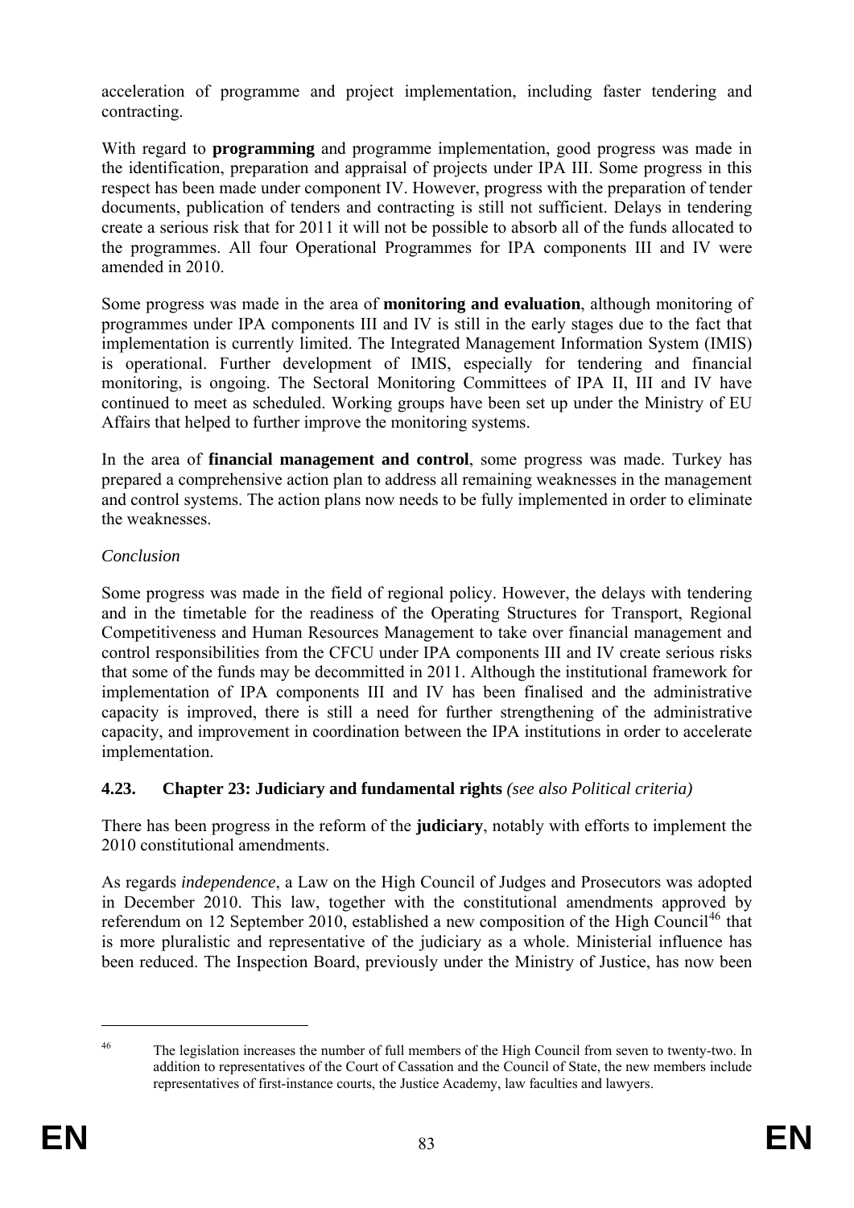acceleration of programme and project implementation, including faster tendering and contracting.

With regard to **programming** and programme implementation, good progress was made in the identification, preparation and appraisal of projects under IPA III. Some progress in this respect has been made under component IV. However, progress with the preparation of tender documents, publication of tenders and contracting is still not sufficient. Delays in tendering create a serious risk that for 2011 it will not be possible to absorb all of the funds allocated to the programmes. All four Operational Programmes for IPA components III and IV were amended in 2010.

Some progress was made in the area of **monitoring and evaluation**, although monitoring of programmes under IPA components III and IV is still in the early stages due to the fact that implementation is currently limited. The Integrated Management Information System (IMIS) is operational. Further development of IMIS, especially for tendering and financial monitoring, is ongoing. The Sectoral Monitoring Committees of IPA II, III and IV have continued to meet as scheduled. Working groups have been set up under the Ministry of EU Affairs that helped to further improve the monitoring systems.

In the area of **financial management and control**, some progress was made. Turkey has prepared a comprehensive action plan to address all remaining weaknesses in the management and control systems. The action plans now needs to be fully implemented in order to eliminate the weaknesses.

*Conclusion*

Some progress was made in the field of regional policy. However, the delays with tendering and in the timetable for the readiness of the Operating Structures for Transport, Regional Competitiveness and Human Resources Management to take over financial management and control responsibilities from the CFCU under IPA components III and IV create serious risks that some of the funds may be decommitted in 2011. Although the institutional framework for implementation of IPA components III and IV has been finalised and the administrative capacity is improved, there is still a need for further strengthening of the administrative capacity, and improvement in coordination between the IPA institutions in order to accelerate implementation.

### 4.23. Chapter 23: Judiciary and fundamental rights *(see also Political criteria)*

There has been progress in the reform of the **judiciary**, notably with efforts to implement the 2010 constitutional amendments.

As regards *independence*, a Law on the High Council of Judges and Prosecutors was adopted in December 2010. This law, together with the constitutional amendments approved by referendum on 12 September 2010, established a new composition of the High Council[46] that is more pluralistic and representative of the judiciary as a whole. Ministerial influence has been reduced. The Inspection Board, previously under the Ministry of Justice, has now been

[46] The legislation increases the number of full members of the High Council from seven to twenty-two. In addition to representatives of the Court of Cassation and the Council of State, the new members include representatives of first-instance courts, the Justice Academy, law faculties and lawyers.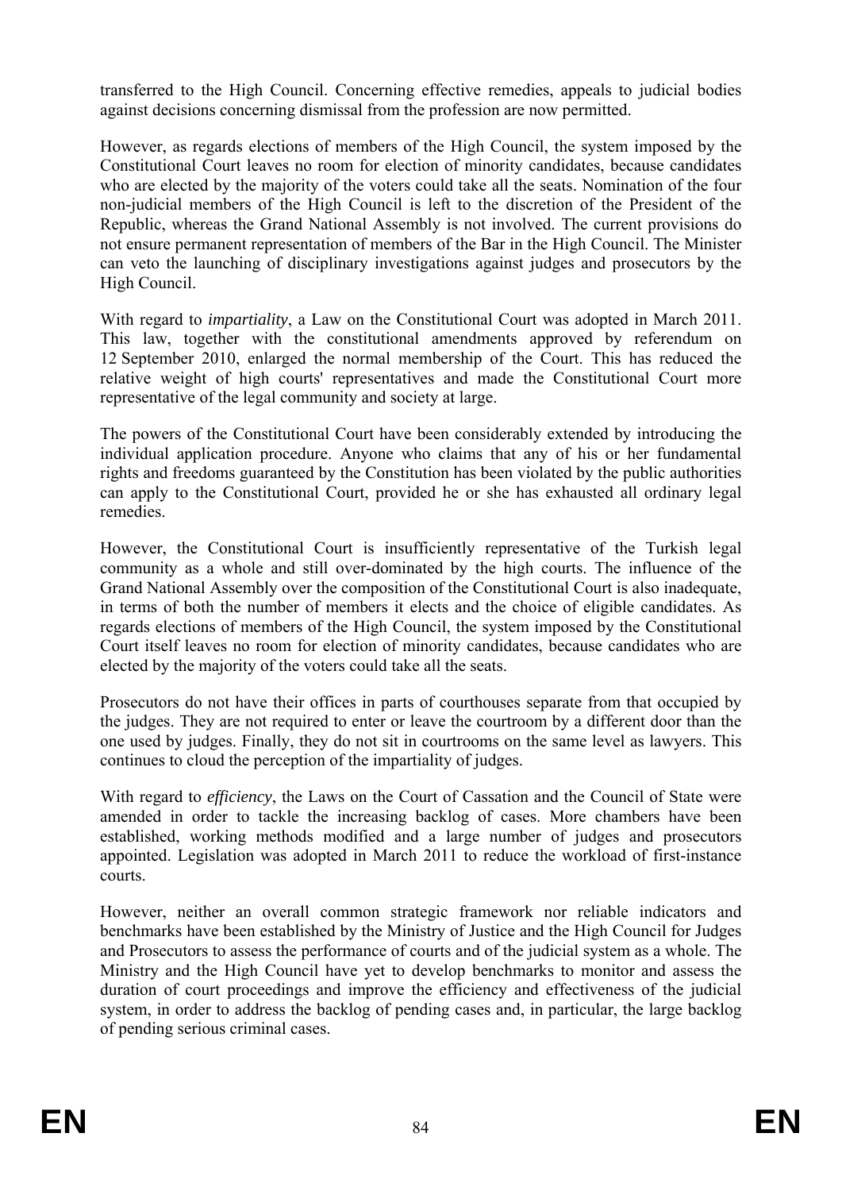transferred to the High Council. Concerning effective remedies, appeals to judicial bodies against decisions concerning dismissal from the profession are now permitted.

However, as regards elections of members of the High Council, the system imposed by the Constitutional Court leaves no room for election of minority candidates, because candidates who are elected by the majority of the voters could take all the seats. Nomination of the four non-judicial members of the High Council is left to the discretion of the President of the Republic, whereas the Grand National Assembly is not involved. The current provisions do not ensure permanent representation of members of the Bar in the High Council. The Minister can veto the launching of disciplinary investigations against judges and prosecutors by the High Council.

With regard to *impartiality*, a Law on the Constitutional Court was adopted in March 2011. This law, together with the constitutional amendments approved by referendum on 12 September 2010, enlarged the normal membership of the Court. This has reduced the relative weight of high courts' representatives and made the Constitutional Court more representative of the legal community and society at large.

The powers of the Constitutional Court have been considerably extended by introducing the individual application procedure. Anyone who claims that any of his or her fundamental rights and freedoms guaranteed by the Constitution has been violated by the public authorities can apply to the Constitutional Court, provided he or she has exhausted all ordinary legal remedies.

However, the Constitutional Court is insufficiently representative of the Turkish legal community as a whole and still over-dominated by the high courts. The influence of the Grand National Assembly over the composition of the Constitutional Court is also inadequate, in terms of both the number of members it elects and the choice of eligible candidates. As regards elections of members of the High Council, the system imposed by the Constitutional Court itself leaves no room for election of minority candidates, because candidates who are elected by the majority of the voters could take all the seats.

Prosecutors do not have their offices in parts of courthouses separate from that occupied by the judges. They are not required to enter or leave the courtroom by a different door than the one used by judges. Finally, they do not sit in courtrooms on the same level as lawyers. This continues to cloud the perception of the impartiality of judges.

With regard to *efficiency*, the Laws on the Court of Cassation and the Council of State were amended in order to tackle the increasing backlog of cases. More chambers have been established, working methods modified and a large number of judges and prosecutors appointed. Legislation was adopted in March 2011 to reduce the workload of first-instance courts.

However, neither an overall common strategic framework nor reliable indicators and benchmarks have been established by the Ministry of Justice and the High Council for Judges and Prosecutors to assess the performance of courts and of the judicial system as a whole. The Ministry and the High Council have yet to develop benchmarks to monitor and assess the duration of court proceedings and improve the efficiency and effectiveness of the judicial system, in order to address the backlog of pending cases and, in particular, the large backlog of pending serious criminal cases.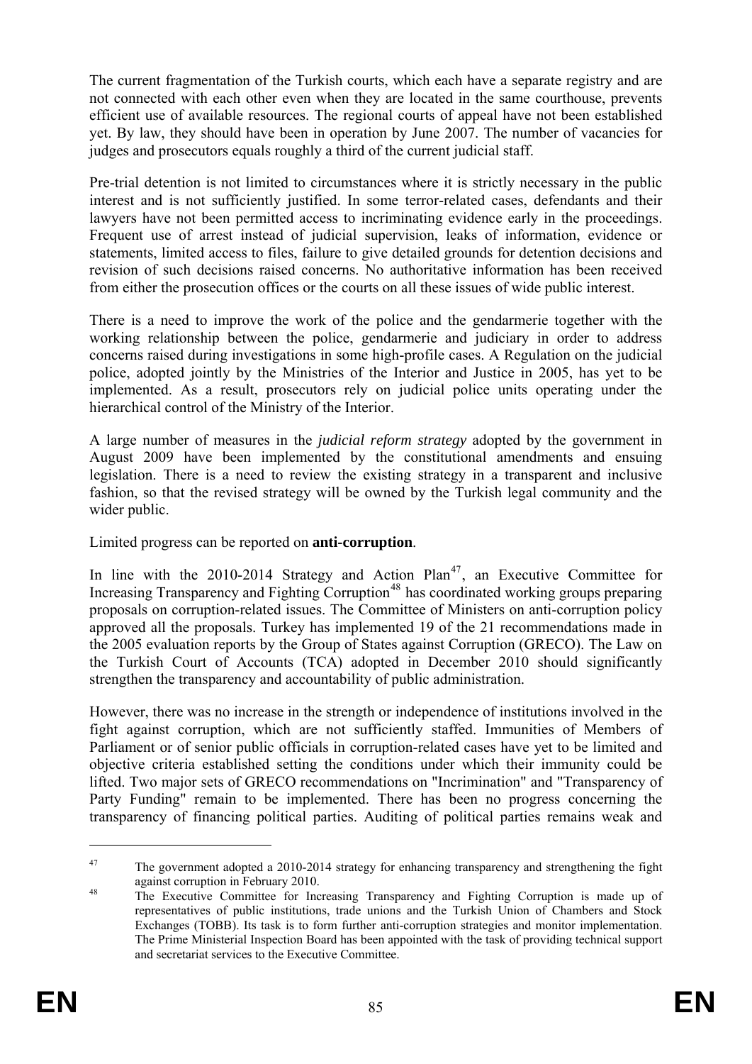The current fragmentation of the Turkish courts, which each have a separate registry and are not connected with each other even when they are located in the same courthouse, prevents efficient use of available resources. The regional courts of appeal have not been established yet. By law, they should have been in operation by June 2007. The number of vacancies for judges and prosecutors equals roughly a third of the current judicial staff.

Pre-trial detention is not limited to circumstances where it is strictly necessary in the public interest and is not sufficiently justified. In some terror-related cases, defendants and their lawyers have not been permitted access to incriminating evidence early in the proceedings. Frequent use of arrest instead of judicial supervision, leaks of information, evidence or statements, limited access to files, failure to give detailed grounds for detention decisions and revision of such decisions raised concerns. No authoritative information has been received from either the prosecution offices or the courts on all these issues of wide public interest.

There is a need to improve the work of the police and the gendarmerie together with the working relationship between the police, gendarmerie and judiciary in order to address concerns raised during investigations in some high-profile cases. A Regulation on the judicial police, adopted jointly by the Ministries of the Interior and Justice in 2005, has yet to be implemented. As a result, prosecutors rely on judicial police units operating under the hierarchical control of the Ministry of the Interior.

A large number of measures in the *judicial reform strategy* adopted by the government in August 2009 have been implemented by the constitutional amendments and ensuing legislation. There is a need to review the existing strategy in a transparent and inclusive fashion, so that the revised strategy will be owned by the Turkish legal community and the wider public.

Limited progress can be reported on **anti-corruption**.

In line with the 2010-2014 Strategy and Action Plan[47], an Executive Committee for Increasing Transparency and Fighting Corruption[48] has coordinated working groups preparing proposals on corruption-related issues. The Committee of Ministers on anti-corruption policy approved all the proposals. Turkey has implemented 19 of the 21 recommendations made in the 2005 evaluation reports by the Group of States against Corruption (GRECO). The Law on the Turkish Court of Accounts (TCA) adopted in December 2010 should significantly strengthen the transparency and accountability of public administration.

However, there was no increase in the strength or independence of institutions involved in the fight against corruption, which are not sufficiently staffed. Immunities of Members of Parliament or of senior public officials in corruption-related cases have yet to be limited and objective criteria established setting the conditions under which their immunity could be lifted. Two major sets of GRECO recommendations on "Incrimination" and "Transparency of Party Funding" remain to be implemented. There has been no progress concerning the transparency of financing political parties. Auditing of political parties remains weak and

---

[47] The government adopted a 2010-2014 strategy for enhancing transparency and strengthening the fight against corruption in February 2010.

[48] The Executive Committee for Increasing Transparency and Fighting Corruption is made up of representatives of public institutions, trade unions and the Turkish Union of Chambers and Stock Exchanges (TOBB). Its task is to form further anti-corruption strategies and monitor implementation. The Prime Ministerial Inspection Board has been appointed with the task of providing technical support and secretariat services to the Executive Committee.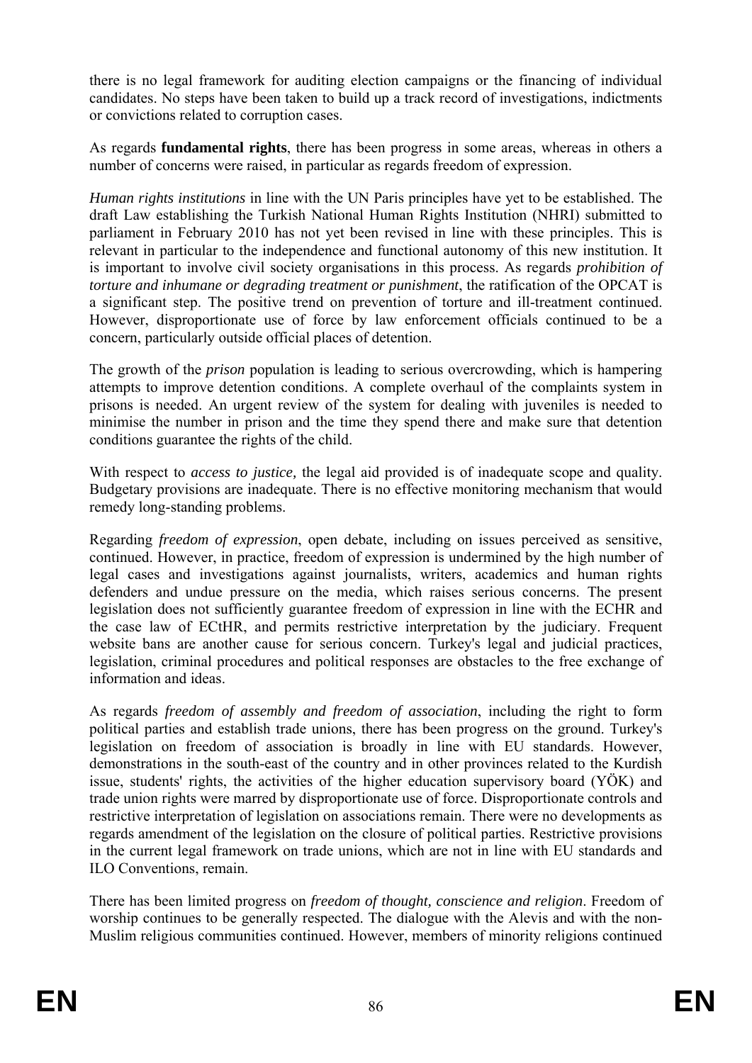there is no legal framework for auditing election campaigns or the financing of individual candidates. No steps have been taken to build up a track record of investigations, indictments or convictions related to corruption cases.

As regards **fundamental rights**, there has been progress in some areas, whereas in others a number of concerns were raised, in particular as regards freedom of expression.

*Human rights institutions* in line with the UN Paris principles have yet to be established. The draft Law establishing the Turkish National Human Rights Institution (NHRI) submitted to parliament in February 2010 has not yet been revised in line with these principles. This is relevant in particular to the independence and functional autonomy of this new institution. It is important to involve civil society organisations in this process. As regards *prohibition of torture and inhumane or degrading treatment or punishment*, the ratification of the OPCAT is a significant step. The positive trend on prevention of torture and ill-treatment continued. However, disproportionate use of force by law enforcement officials continued to be a concern, particularly outside official places of detention.

The growth of the *prison* population is leading to serious overcrowding, which is hampering attempts to improve detention conditions. A complete overhaul of the complaints system in prisons is needed. An urgent review of the system for dealing with juveniles is needed to minimise the number in prison and the time they spend there and make sure that detention conditions guarantee the rights of the child.

With respect to *access to justice,* the legal aid provided is of inadequate scope and quality. Budgetary provisions are inadequate. There is no effective monitoring mechanism that would remedy long-standing problems.

Regarding *freedom of expression*, open debate, including on issues perceived as sensitive, continued. However, in practice, freedom of expression is undermined by the high number of legal cases and investigations against journalists, writers, academics and human rights defenders and undue pressure on the media, which raises serious concerns. The present legislation does not sufficiently guarantee freedom of expression in line with the ECHR and the case law of ECtHR, and permits restrictive interpretation by the judiciary. Frequent website bans are another cause for serious concern. Turkey's legal and judicial practices, legislation, criminal procedures and political responses are obstacles to the free exchange of information and ideas.

As regards *freedom of assembly and freedom of association*, including the right to form political parties and establish trade unions, there has been progress on the ground. Turkey's legislation on freedom of association is broadly in line with EU standards. However, demonstrations in the south-east of the country and in other provinces related to the Kurdish issue, students' rights, the activities of the higher education supervisory board (YÖK) and trade union rights were marred by disproportionate use of force. Disproportionate controls and restrictive interpretation of legislation on associations remain. There were no developments as regards amendment of the legislation on the closure of political parties. Restrictive provisions in the current legal framework on trade unions, which are not in line with EU standards and ILO Conventions, remain.

There has been limited progress on *freedom of thought, conscience and religion*. Freedom of worship continues to be generally respected. The dialogue with the Alevis and with the non-Muslim religious communities continued. However, members of minority religions continued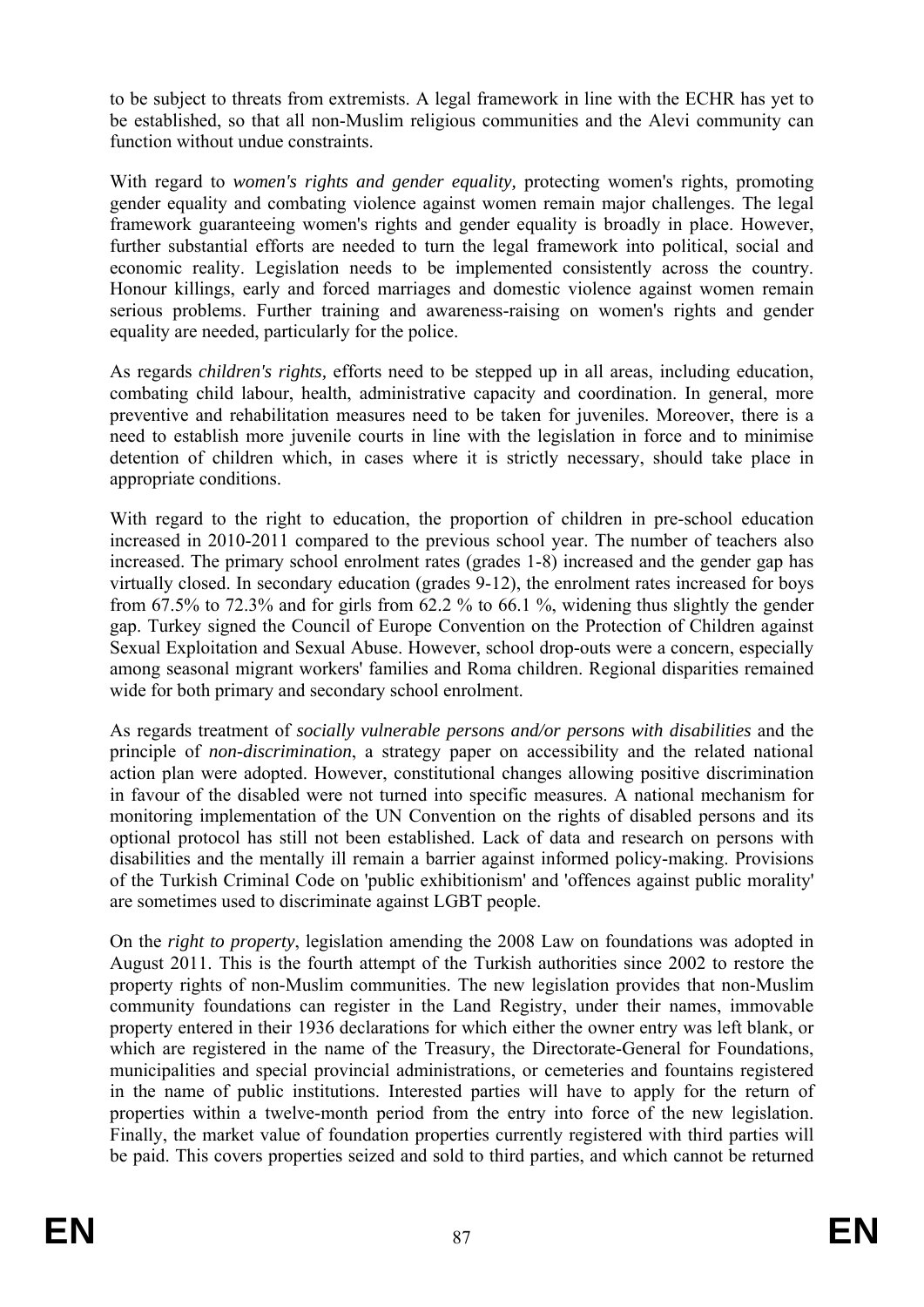to be subject to threats from extremists. A legal framework in line with the ECHR has yet to be established, so that all non-Muslim religious communities and the Alevi community can function without undue constraints.

With regard to *women's rights and gender equality,* protecting women's rights, promoting gender equality and combating violence against women remain major challenges. The legal framework guaranteeing women's rights and gender equality is broadly in place. However, further substantial efforts are needed to turn the legal framework into political, social and economic reality. Legislation needs to be implemented consistently across the country. Honour killings, early and forced marriages and domestic violence against women remain serious problems. Further training and awareness-raising on women's rights and gender equality are needed, particularly for the police.

As regards *children's rights,* efforts need to be stepped up in all areas, including education, combating child labour, health, administrative capacity and coordination. In general, more preventive and rehabilitation measures need to be taken for juveniles. Moreover, there is a need to establish more juvenile courts in line with the legislation in force and to minimise detention of children which, in cases where it is strictly necessary, should take place in appropriate conditions.

With regard to the right to education, the proportion of children in pre-school education increased in 2010-2011 compared to the previous school year. The number of teachers also increased. The primary school enrolment rates (grades 1-8) increased and the gender gap has virtually closed. In secondary education (grades 9-12), the enrolment rates increased for boys from 67.5% to 72.3% and for girls from 62.2 % to 66.1 %, widening thus slightly the gender gap. Turkey signed the Council of Europe Convention on the Protection of Children against Sexual Exploitation and Sexual Abuse. However, school drop-outs were a concern, especially among seasonal migrant workers' families and Roma children. Regional disparities remained wide for both primary and secondary school enrolment.

As regards treatment of *socially vulnerable persons and/or persons with disabilities* and the principle of *non-discrimination*, a strategy paper on accessibility and the related national action plan were adopted. However, constitutional changes allowing positive discrimination in favour of the disabled were not turned into specific measures. A national mechanism for monitoring implementation of the UN Convention on the rights of disabled persons and its optional protocol has still not been established. Lack of data and research on persons with disabilities and the mentally ill remain a barrier against informed policy-making. Provisions of the Turkish Criminal Code on 'public exhibitionism' and 'offences against public morality' are sometimes used to discriminate against LGBT people.

On the *right to property*, legislation amending the 2008 Law on foundations was adopted in August 2011. This is the fourth attempt of the Turkish authorities since 2002 to restore the property rights of non-Muslim communities. The new legislation provides that non-Muslim community foundations can register in the Land Registry, under their names, immovable property entered in their 1936 declarations for which either the owner entry was left blank, or which are registered in the name of the Treasury, the Directorate-General for Foundations, municipalities and special provincial administrations, or cemeteries and fountains registered in the name of public institutions. Interested parties will have to apply for the return of properties within a twelve-month period from the entry into force of the new legislation. Finally, the market value of foundation properties currently registered with third parties will be paid. This covers properties seized and sold to third parties, and which cannot be returned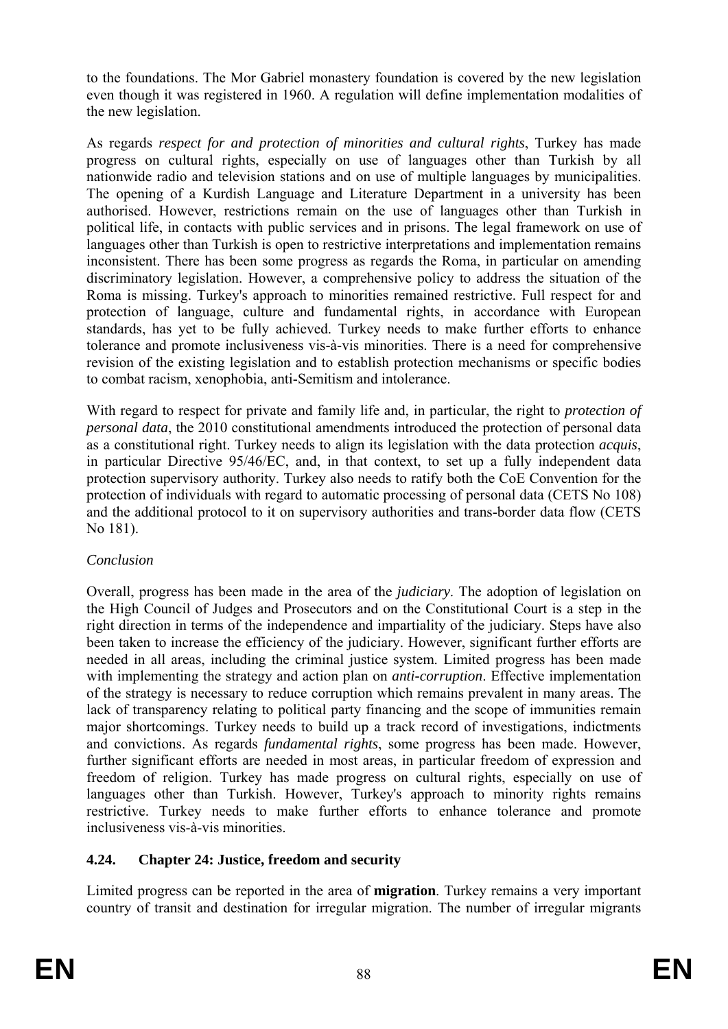to the foundations. The Mor Gabriel monastery foundation is covered by the new legislation even though it was registered in 1960. A regulation will define implementation modalities of the new legislation.

As regards *respect for and protection of minorities and cultural rights*, Turkey has made progress on cultural rights, especially on use of languages other than Turkish by all nationwide radio and television stations and on use of multiple languages by municipalities. The opening of a Kurdish Language and Literature Department in a university has been authorised. However, restrictions remain on the use of languages other than Turkish in political life, in contacts with public services and in prisons. The legal framework on use of languages other than Turkish is open to restrictive interpretations and implementation remains inconsistent. There has been some progress as regards the Roma, in particular on amending discriminatory legislation. However, a comprehensive policy to address the situation of the Roma is missing. Turkey's approach to minorities remained restrictive. Full respect for and protection of language, culture and fundamental rights, in accordance with European standards, has yet to be fully achieved. Turkey needs to make further efforts to enhance tolerance and promote inclusiveness vis-à-vis minorities. There is a need for comprehensive revision of the existing legislation and to establish protection mechanisms or specific bodies to combat racism, xenophobia, anti-Semitism and intolerance.

With regard to respect for private and family life and, in particular, the right to *protection of personal data*, the 2010 constitutional amendments introduced the protection of personal data as a constitutional right. Turkey needs to align its legislation with the data protection *acquis*, in particular Directive 95/46/EC, and, in that context, to set up a fully independent data protection supervisory authority. Turkey also needs to ratify both the CoE Convention for the protection of individuals with regard to automatic processing of personal data (CETS No 108) and the additional protocol to it on supervisory authorities and trans-border data flow (CETS No 181).

*Conclusion*

Overall, progress has been made in the area of the *judiciary*. The adoption of legislation on the High Council of Judges and Prosecutors and on the Constitutional Court is a step in the right direction in terms of the independence and impartiality of the judiciary. Steps have also been taken to increase the efficiency of the judiciary. However, significant further efforts are needed in all areas, including the criminal justice system. Limited progress has been made with implementing the strategy and action plan on *anti-corruption*. Effective implementation of the strategy is necessary to reduce corruption which remains prevalent in many areas. The lack of transparency relating to political party financing and the scope of immunities remain major shortcomings. Turkey needs to build up a track record of investigations, indictments and convictions. As regards *fundamental rights*, some progress has been made. However, further significant efforts are needed in most areas, in particular freedom of expression and freedom of religion. Turkey has made progress on cultural rights, especially on use of languages other than Turkish. However, Turkey's approach to minority rights remains restrictive. Turkey needs to make further efforts to enhance tolerance and promote inclusiveness vis-à-vis minorities.

### 4.24. Chapter 24: Justice, freedom and security

Limited progress can be reported in the area of **migration**. Turkey remains a very important country of transit and destination for irregular migration. The number of irregular migrants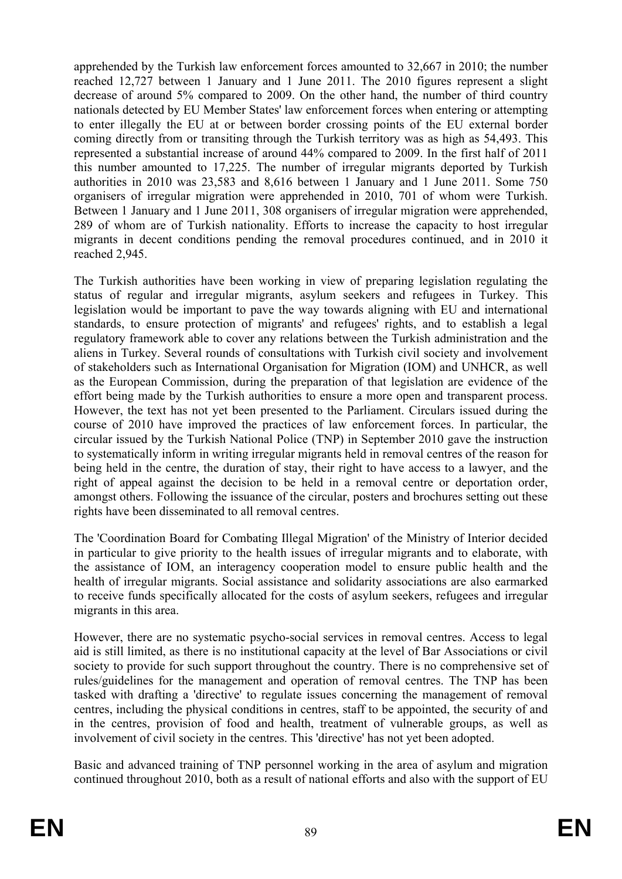apprehended by the Turkish law enforcement forces amounted to 32,667 in 2010; the number reached 12,727 between 1 January and 1 June 2011. The 2010 figures represent a slight decrease of around 5% compared to 2009. On the other hand, the number of third country nationals detected by EU Member States' law enforcement forces when entering or attempting to enter illegally the EU at or between border crossing points of the EU external border coming directly from or transiting through the Turkish territory was as high as 54,493. This represented a substantial increase of around 44% compared to 2009. In the first half of 2011 this number amounted to 17,225. The number of irregular migrants deported by Turkish authorities in 2010 was 23,583 and 8,616 between 1 January and 1 June 2011. Some 750 organisers of irregular migration were apprehended in 2010, 701 of whom were Turkish. Between 1 January and 1 June 2011, 308 organisers of irregular migration were apprehended, 289 of whom are of Turkish nationality. Efforts to increase the capacity to host irregular migrants in decent conditions pending the removal procedures continued, and in 2010 it reached 2,945.

The Turkish authorities have been working in view of preparing legislation regulating the status of regular and irregular migrants, asylum seekers and refugees in Turkey. This legislation would be important to pave the way towards aligning with EU and international standards, to ensure protection of migrants' and refugees' rights, and to establish a legal regulatory framework able to cover any relations between the Turkish administration and the aliens in Turkey. Several rounds of consultations with Turkish civil society and involvement of stakeholders such as International Organisation for Migration (IOM) and UNHCR, as well as the European Commission, during the preparation of that legislation are evidence of the effort being made by the Turkish authorities to ensure a more open and transparent process. However, the text has not yet been presented to the Parliament. Circulars issued during the course of 2010 have improved the practices of law enforcement forces. In particular, the circular issued by the Turkish National Police (TNP) in September 2010 gave the instruction to systematically inform in writing irregular migrants held in removal centres of the reason for being held in the centre, the duration of stay, their right to have access to a lawyer, and the right of appeal against the decision to be held in a removal centre or deportation order, amongst others. Following the issuance of the circular, posters and brochures setting out these rights have been disseminated to all removal centres.

The 'Coordination Board for Combating Illegal Migration' of the Ministry of Interior decided in particular to give priority to the health issues of irregular migrants and to elaborate, with the assistance of IOM, an interagency cooperation model to ensure public health and the health of irregular migrants. Social assistance and solidarity associations are also earmarked to receive funds specifically allocated for the costs of asylum seekers, refugees and irregular migrants in this area.

However, there are no systematic psycho-social services in removal centres. Access to legal aid is still limited, as there is no institutional capacity at the level of Bar Associations or civil society to provide for such support throughout the country. There is no comprehensive set of rules/guidelines for the management and operation of removal centres. The TNP has been tasked with drafting a 'directive' to regulate issues concerning the management of removal centres, including the physical conditions in centres, staff to be appointed, the security of and in the centres, provision of food and health, treatment of vulnerable groups, as well as involvement of civil society in the centres. This 'directive' has not yet been adopted.

Basic and advanced training of TNP personnel working in the area of asylum and migration continued throughout 2010, both as a result of national efforts and also with the support of EU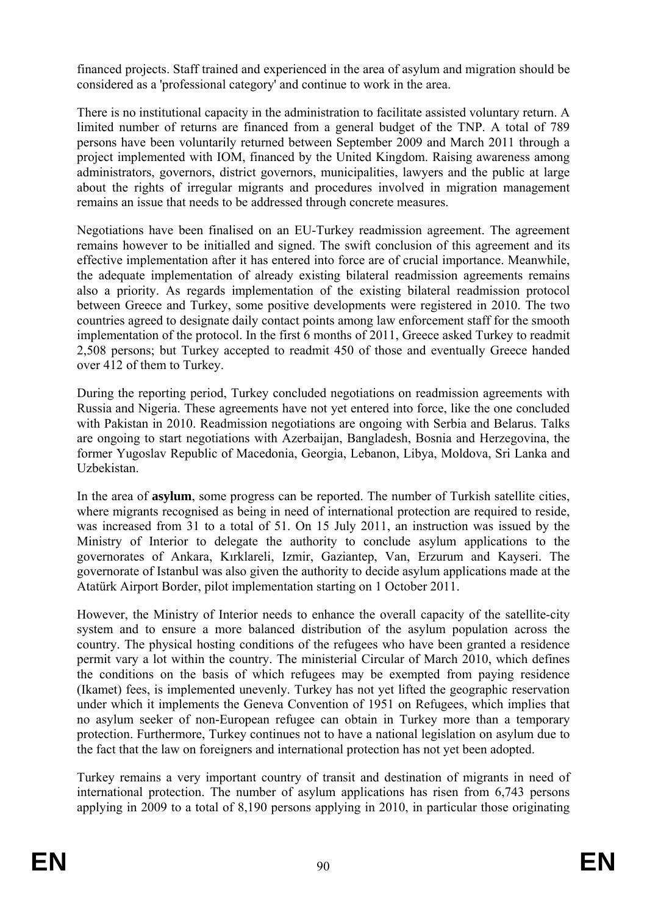financed projects. Staff trained and experienced in the area of asylum and migration should be considered as a 'professional category' and continue to work in the area.

There is no institutional capacity in the administration to facilitate assisted voluntary return. A limited number of returns are financed from a general budget of the TNP. A total of 789 persons have been voluntarily returned between September 2009 and March 2011 through a project implemented with IOM, financed by the United Kingdom. Raising awareness among administrators, governors, district governors, municipalities, lawyers and the public at large about the rights of irregular migrants and procedures involved in migration management remains an issue that needs to be addressed through concrete measures.

Negotiations have been finalised on an EU-Turkey readmission agreement. The agreement remains however to be initialled and signed. The swift conclusion of this agreement and its effective implementation after it has entered into force are of crucial importance. Meanwhile, the adequate implementation of already existing bilateral readmission agreements remains also a priority. As regards implementation of the existing bilateral readmission protocol between Greece and Turkey, some positive developments were registered in 2010. The two countries agreed to designate daily contact points among law enforcement staff for the smooth implementation of the protocol. In the first 6 months of 2011, Greece asked Turkey to readmit 2,508 persons; but Turkey accepted to readmit 450 of those and eventually Greece handed over 412 of them to Turkey.

During the reporting period, Turkey concluded negotiations on readmission agreements with Russia and Nigeria. These agreements have not yet entered into force, like the one concluded with Pakistan in 2010. Readmission negotiations are ongoing with Serbia and Belarus. Talks are ongoing to start negotiations with Azerbaijan, Bangladesh, Bosnia and Herzegovina, the former Yugoslav Republic of Macedonia, Georgia, Lebanon, Libya, Moldova, Sri Lanka and Uzbekistan.

In the area of **asylum**, some progress can be reported. The number of Turkish satellite cities, where migrants recognised as being in need of international protection are required to reside, was increased from 31 to a total of 51. On 15 July 2011, an instruction was issued by the Ministry of Interior to delegate the authority to conclude asylum applications to the governorates of Ankara, Kırklareli, Izmir, Gaziantep, Van, Erzurum and Kayseri. The governorate of Istanbul was also given the authority to decide asylum applications made at the Atatürk Airport Border, pilot implementation starting on 1 October 2011.

However, the Ministry of Interior needs to enhance the overall capacity of the satellite-city system and to ensure a more balanced distribution of the asylum population across the country. The physical hosting conditions of the refugees who have been granted a residence permit vary a lot within the country. The ministerial Circular of March 2010, which defines the conditions on the basis of which refugees may be exempted from paying residence (Ikamet) fees, is implemented unevenly. Turkey has not yet lifted the geographic reservation under which it implements the Geneva Convention of 1951 on Refugees, which implies that no asylum seeker of non-European refugee can obtain in Turkey more than a temporary protection. Furthermore, Turkey continues not to have a national legislation on asylum due to the fact that the law on foreigners and international protection has not yet been adopted.

Turkey remains a very important country of transit and destination of migrants in need of international protection. The number of asylum applications has risen from 6,743 persons applying in 2009 to a total of 8,190 persons applying in 2010, in particular those originating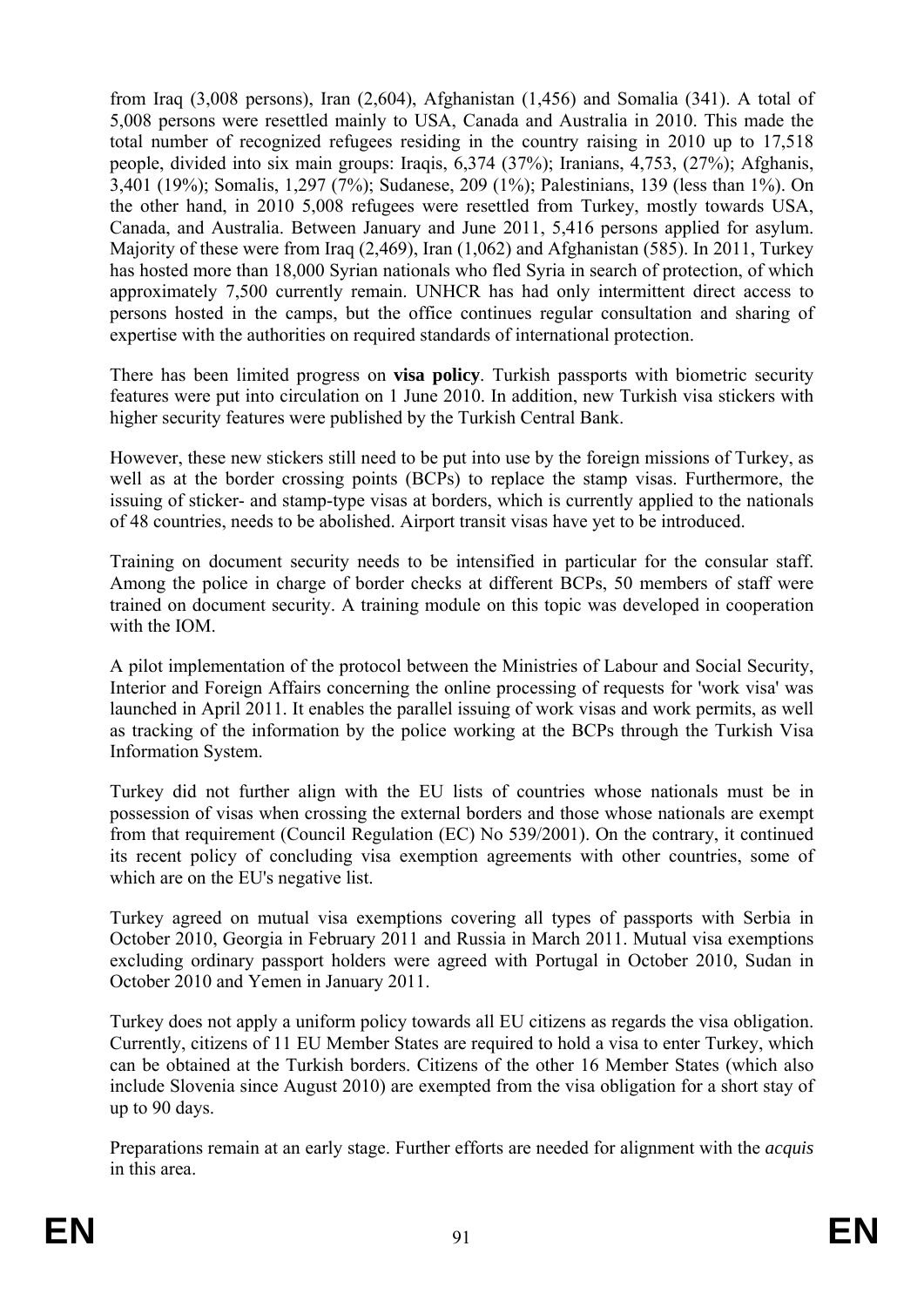from Iraq (3,008 persons), Iran (2,604), Afghanistan (1,456) and Somalia (341). A total of 5,008 persons were resettled mainly to USA, Canada and Australia in 2010. This made the total number of recognized refugees residing in the country raising in 2010 up to 17,518 people, divided into six main groups: Iraqis, 6,374 (37%); Iranians, 4,753, (27%); Afghanis, 3,401 (19%); Somalis, 1,297 (7%); Sudanese, 209 (1%); Palestinians, 139 (less than 1%). On the other hand, in 2010 5,008 refugees were resettled from Turkey, mostly towards USA, Canada, and Australia. Between January and June 2011, 5,416 persons applied for asylum. Majority of these were from Iraq (2,469), Iran (1,062) and Afghanistan (585). In 2011, Turkey has hosted more than 18,000 Syrian nationals who fled Syria in search of protection, of which approximately 7,500 currently remain. UNHCR has had only intermittent direct access to persons hosted in the camps, but the office continues regular consultation and sharing of expertise with the authorities on required standards of international protection.

There has been limited progress on **visa policy**. Turkish passports with biometric security features were put into circulation on 1 June 2010. In addition, new Turkish visa stickers with higher security features were published by the Turkish Central Bank.

However, these new stickers still need to be put into use by the foreign missions of Turkey, as well as at the border crossing points (BCPs) to replace the stamp visas. Furthermore, the issuing of sticker- and stamp-type visas at borders, which is currently applied to the nationals of 48 countries, needs to be abolished. Airport transit visas have yet to be introduced.

Training on document security needs to be intensified in particular for the consular staff. Among the police in charge of border checks at different BCPs, 50 members of staff were trained on document security. A training module on this topic was developed in cooperation with the IOM.

A pilot implementation of the protocol between the Ministries of Labour and Social Security, Interior and Foreign Affairs concerning the online processing of requests for 'work visa' was launched in April 2011. It enables the parallel issuing of work visas and work permits, as well as tracking of the information by the police working at the BCPs through the Turkish Visa Information System.

Turkey did not further align with the EU lists of countries whose nationals must be in possession of visas when crossing the external borders and those whose nationals are exempt from that requirement (Council Regulation (EC) No 539/2001). On the contrary, it continued its recent policy of concluding visa exemption agreements with other countries, some of which are on the EU's negative list.

Turkey agreed on mutual visa exemptions covering all types of passports with Serbia in October 2010, Georgia in February 2011 and Russia in March 2011. Mutual visa exemptions excluding ordinary passport holders were agreed with Portugal in October 2010, Sudan in October 2010 and Yemen in January 2011.

Turkey does not apply a uniform policy towards all EU citizens as regards the visa obligation. Currently, citizens of 11 EU Member States are required to hold a visa to enter Turkey, which can be obtained at the Turkish borders. Citizens of the other 16 Member States (which also include Slovenia since August 2010) are exempted from the visa obligation for a short stay of up to 90 days.

Preparations remain at an early stage. Further efforts are needed for alignment with the *acquis* in this area.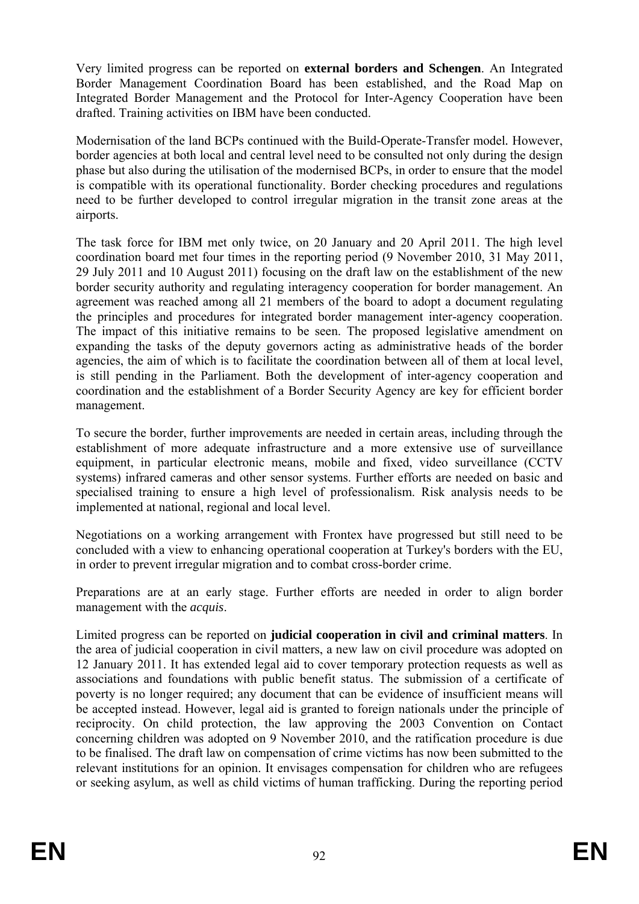Very limited progress can be reported on **external borders and Schengen**. An Integrated Border Management Coordination Board has been established, and the Road Map on Integrated Border Management and the Protocol for Inter-Agency Cooperation have been drafted. Training activities on IBM have been conducted.

Modernisation of the land BCPs continued with the Build-Operate-Transfer model. However, border agencies at both local and central level need to be consulted not only during the design phase but also during the utilisation of the modernised BCPs, in order to ensure that the model is compatible with its operational functionality. Border checking procedures and regulations need to be further developed to control irregular migration in the transit zone areas at the airports.

The task force for IBM met only twice, on 20 January and 20 April 2011. The high level coordination board met four times in the reporting period (9 November 2010, 31 May 2011, 29 July 2011 and 10 August 2011) focusing on the draft law on the establishment of the new border security authority and regulating interagency cooperation for border management. An agreement was reached among all 21 members of the board to adopt a document regulating the principles and procedures for integrated border management inter-agency cooperation. The impact of this initiative remains to be seen. The proposed legislative amendment on expanding the tasks of the deputy governors acting as administrative heads of the border agencies, the aim of which is to facilitate the coordination between all of them at local level, is still pending in the Parliament. Both the development of inter-agency cooperation and coordination and the establishment of a Border Security Agency are key for efficient border management.

To secure the border, further improvements are needed in certain areas, including through the establishment of more adequate infrastructure and a more extensive use of surveillance equipment, in particular electronic means, mobile and fixed, video surveillance (CCTV systems) infrared cameras and other sensor systems. Further efforts are needed on basic and specialised training to ensure a high level of professionalism. Risk analysis needs to be implemented at national, regional and local level.

Negotiations on a working arrangement with Frontex have progressed but still need to be concluded with a view to enhancing operational cooperation at Turkey's borders with the EU, in order to prevent irregular migration and to combat cross-border crime.

Preparations are at an early stage. Further efforts are needed in order to align border management with the *acquis*.

Limited progress can be reported on **judicial cooperation in civil and criminal matters**. In the area of judicial cooperation in civil matters, a new law on civil procedure was adopted on 12 January 2011. It has extended legal aid to cover temporary protection requests as well as associations and foundations with public benefit status. The submission of a certificate of poverty is no longer required; any document that can be evidence of insufficient means will be accepted instead. However, legal aid is granted to foreign nationals under the principle of reciprocity. On child protection, the law approving the 2003 Convention on Contact concerning children was adopted on 9 November 2010, and the ratification procedure is due to be finalised. The draft law on compensation of crime victims has now been submitted to the relevant institutions for an opinion. It envisages compensation for children who are refugees or seeking asylum, as well as child victims of human trafficking. During the reporting period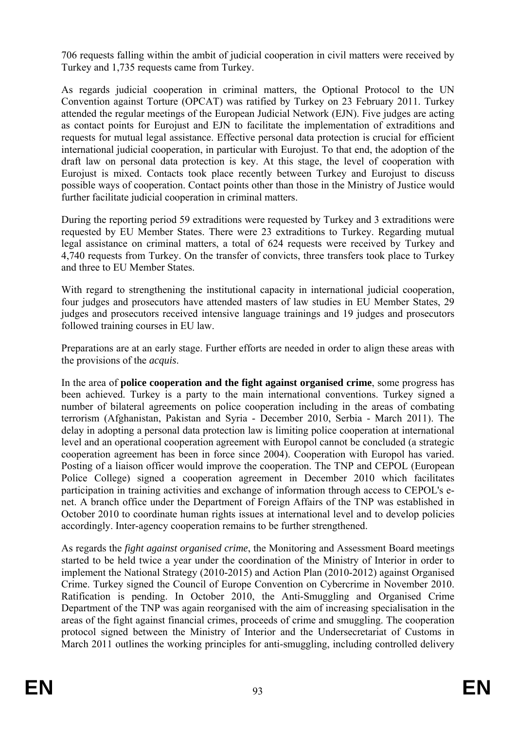706 requests falling within the ambit of judicial cooperation in civil matters were received by Turkey and 1,735 requests came from Turkey.

As regards judicial cooperation in criminal matters, the Optional Protocol to the UN Convention against Torture (OPCAT) was ratified by Turkey on 23 February 2011. Turkey attended the regular meetings of the European Judicial Network (EJN). Five judges are acting as contact points for Eurojust and EJN to facilitate the implementation of extraditions and requests for mutual legal assistance. Effective personal data protection is crucial for efficient international judicial cooperation, in particular with Eurojust. To that end, the adoption of the draft law on personal data protection is key. At this stage, the level of cooperation with Eurojust is mixed. Contacts took place recently between Turkey and Eurojust to discuss possible ways of cooperation. Contact points other than those in the Ministry of Justice would further facilitate judicial cooperation in criminal matters.

During the reporting period 59 extraditions were requested by Turkey and 3 extraditions were requested by EU Member States. There were 23 extraditions to Turkey. Regarding mutual legal assistance on criminal matters, a total of 624 requests were received by Turkey and 4,740 requests from Turkey. On the transfer of convicts, three transfers took place to Turkey and three to EU Member States.

With regard to strengthening the institutional capacity in international judicial cooperation, four judges and prosecutors have attended masters of law studies in EU Member States, 29 judges and prosecutors received intensive language trainings and 19 judges and prosecutors followed training courses in EU law.

Preparations are at an early stage. Further efforts are needed in order to align these areas with the provisions of the *acquis*.

In the area of **police cooperation and the fight against organised crime**, some progress has been achieved. Turkey is a party to the main international conventions. Turkey signed a number of bilateral agreements on police cooperation including in the areas of combating terrorism (Afghanistan, Pakistan and Syria - December 2010, Serbia - March 2011). The delay in adopting a personal data protection law is limiting police cooperation at international level and an operational cooperation agreement with Europol cannot be concluded (a strategic cooperation agreement has been in force since 2004). Cooperation with Europol has varied. Posting of a liaison officer would improve the cooperation. The TNP and CEPOL (European Police College) signed a cooperation agreement in December 2010 which facilitates participation in training activities and exchange of information through access to CEPOL's e-net. A branch office under the Department of Foreign Affairs of the TNP was established in October 2010 to coordinate human rights issues at international level and to develop policies accordingly. Inter-agency cooperation remains to be further strengthened.

As regards the *fight against organised crime*, the Monitoring and Assessment Board meetings started to be held twice a year under the coordination of the Ministry of Interior in order to implement the National Strategy (2010-2015) and Action Plan (2010-2012) against Organised Crime. Turkey signed the Council of Europe Convention on Cybercrime in November 2010. Ratification is pending. In October 2010, the Anti-Smuggling and Organised Crime Department of the TNP was again reorganised with the aim of increasing specialisation in the areas of the fight against financial crimes, proceeds of crime and smuggling. The cooperation protocol signed between the Ministry of Interior and the Undersecretariat of Customs in March 2011 outlines the working principles for anti-smuggling, including controlled delivery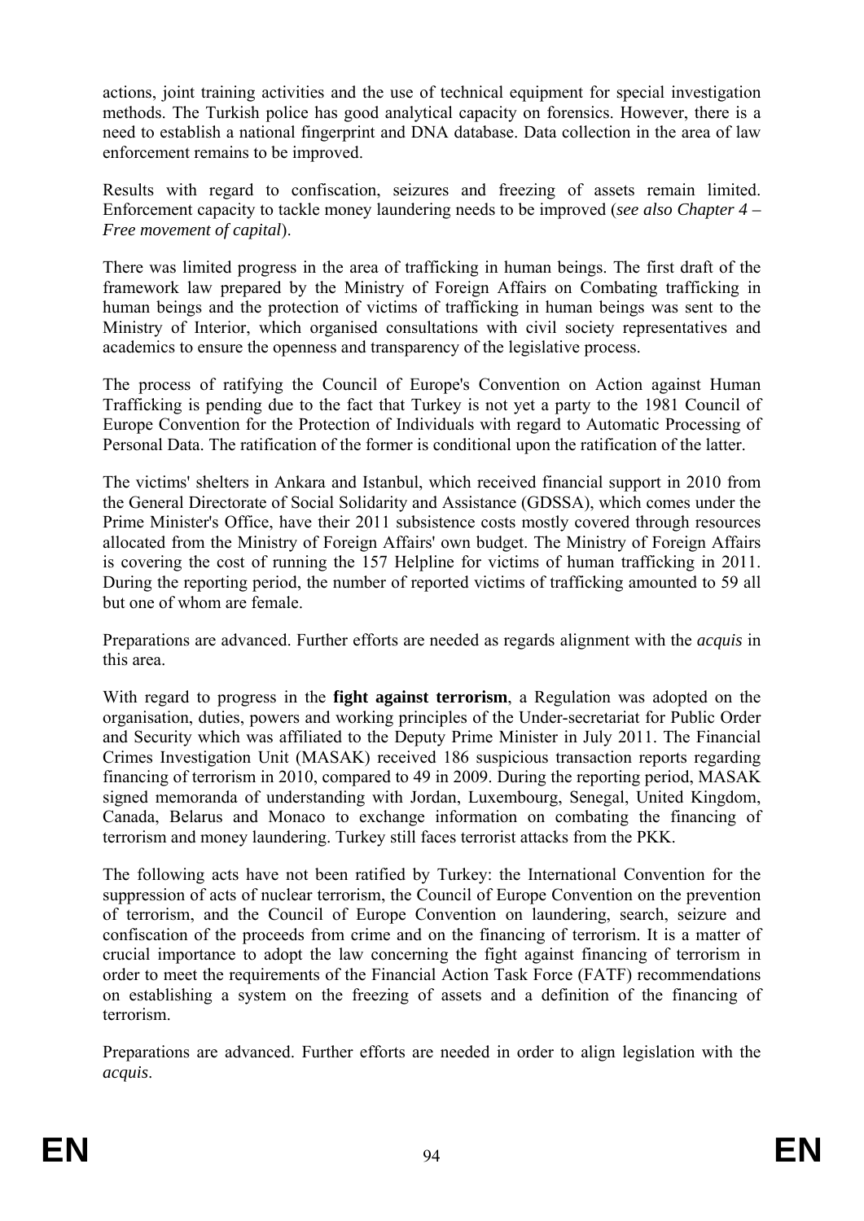actions, joint training activities and the use of technical equipment for special investigation methods. The Turkish police has good analytical capacity on forensics. However, there is a need to establish a national fingerprint and DNA database. Data collection in the area of law enforcement remains to be improved.

Results with regard to confiscation, seizures and freezing of assets remain limited. Enforcement capacity to tackle money laundering needs to be improved (*see also Chapter 4 – Free movement of capital*).

There was limited progress in the area of trafficking in human beings. The first draft of the framework law prepared by the Ministry of Foreign Affairs on Combating trafficking in human beings and the protection of victims of trafficking in human beings was sent to the Ministry of Interior, which organised consultations with civil society representatives and academics to ensure the openness and transparency of the legislative process.

The process of ratifying the Council of Europe's Convention on Action against Human Trafficking is pending due to the fact that Turkey is not yet a party to the 1981 Council of Europe Convention for the Protection of Individuals with regard to Automatic Processing of Personal Data. The ratification of the former is conditional upon the ratification of the latter.

The victims' shelters in Ankara and Istanbul, which received financial support in 2010 from the General Directorate of Social Solidarity and Assistance (GDSSA), which comes under the Prime Minister's Office, have their 2011 subsistence costs mostly covered through resources allocated from the Ministry of Foreign Affairs' own budget. The Ministry of Foreign Affairs is covering the cost of running the 157 Helpline for victims of human trafficking in 2011. During the reporting period, the number of reported victims of trafficking amounted to 59 all but one of whom are female.

Preparations are advanced. Further efforts are needed as regards alignment with the *acquis* in this area.

With regard to progress in the **fight against terrorism**, a Regulation was adopted on the organisation, duties, powers and working principles of the Under-secretariat for Public Order and Security which was affiliated to the Deputy Prime Minister in July 2011. The Financial Crimes Investigation Unit (MASAK) received 186 suspicious transaction reports regarding financing of terrorism in 2010, compared to 49 in 2009. During the reporting period, MASAK signed memoranda of understanding with Jordan, Luxembourg, Senegal, United Kingdom, Canada, Belarus and Monaco to exchange information on combating the financing of terrorism and money laundering. Turkey still faces terrorist attacks from the PKK.

The following acts have not been ratified by Turkey: the International Convention for the suppression of acts of nuclear terrorism, the Council of Europe Convention on the prevention of terrorism, and the Council of Europe Convention on laundering, search, seizure and confiscation of the proceeds from crime and on the financing of terrorism. It is a matter of crucial importance to adopt the law concerning the fight against financing of terrorism in order to meet the requirements of the Financial Action Task Force (FATF) recommendations on establishing a system on the freezing of assets and a definition of the financing of terrorism.

Preparations are advanced. Further efforts are needed in order to align legislation with the *acquis*.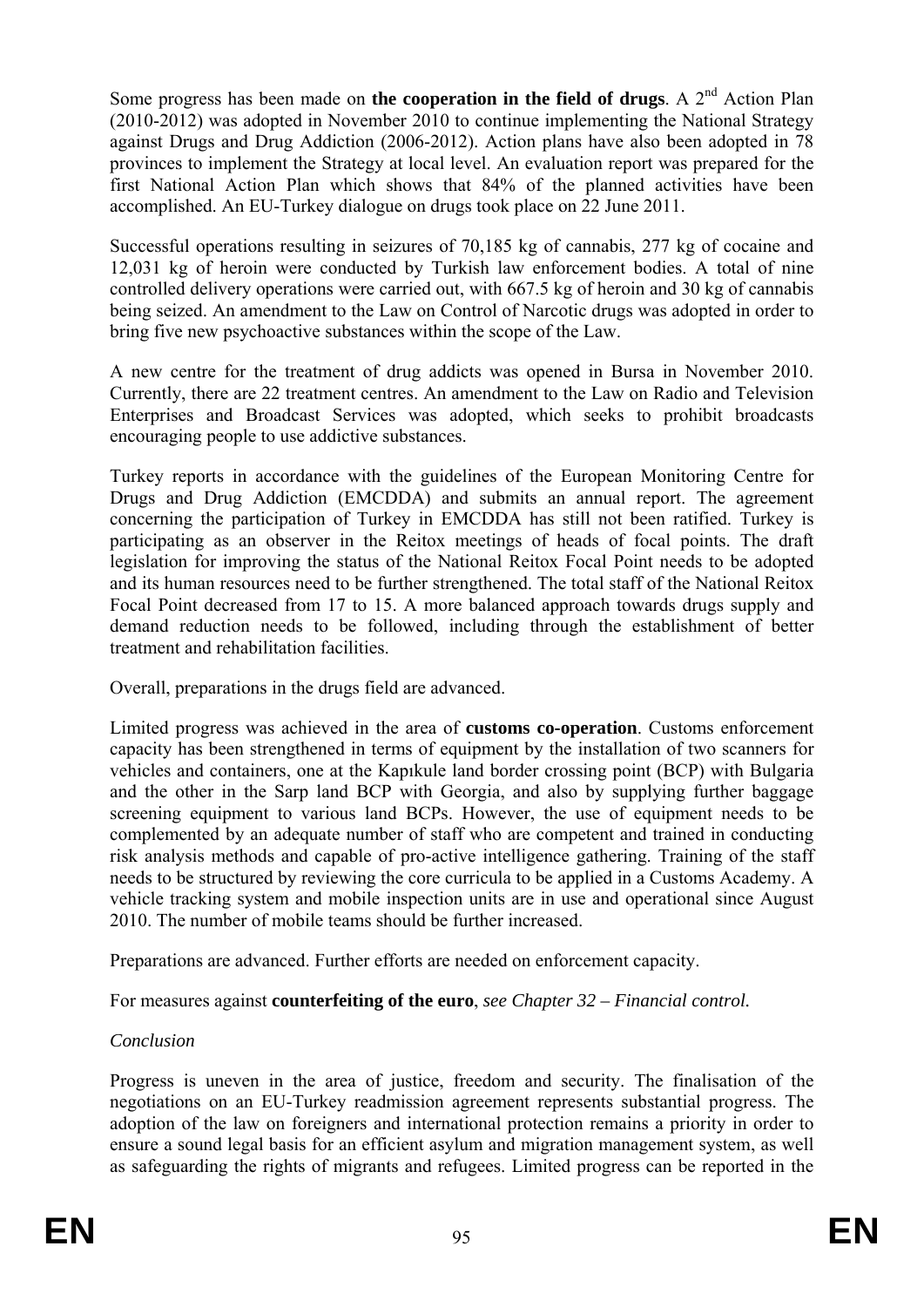Some progress has been made on **the cooperation in the field of drugs**. A 2nd Action Plan (2010-2012) was adopted in November 2010 to continue implementing the National Strategy against Drugs and Drug Addiction (2006-2012). Action plans have also been adopted in 78 provinces to implement the Strategy at local level. An evaluation report was prepared for the first National Action Plan which shows that 84% of the planned activities have been accomplished. An EU-Turkey dialogue on drugs took place on 22 June 2011.

Successful operations resulting in seizures of 70,185 kg of cannabis, 277 kg of cocaine and 12,031 kg of heroin were conducted by Turkish law enforcement bodies. A total of nine controlled delivery operations were carried out, with 667.5 kg of heroin and 30 kg of cannabis being seized. An amendment to the Law on Control of Narcotic drugs was adopted in order to bring five new psychoactive substances within the scope of the Law.

A new centre for the treatment of drug addicts was opened in Bursa in November 2010. Currently, there are 22 treatment centres. An amendment to the Law on Radio and Television Enterprises and Broadcast Services was adopted, which seeks to prohibit broadcasts encouraging people to use addictive substances.

Turkey reports in accordance with the guidelines of the European Monitoring Centre for Drugs and Drug Addiction (EMCDDA) and submits an annual report. The agreement concerning the participation of Turkey in EMCDDA has still not been ratified. Turkey is participating as an observer in the Reitox meetings of heads of focal points. The draft legislation for improving the status of the National Reitox Focal Point needs to be adopted and its human resources need to be further strengthened. The total staff of the National Reitox Focal Point decreased from 17 to 15. A more balanced approach towards drugs supply and demand reduction needs to be followed, including through the establishment of better treatment and rehabilitation facilities.

Overall, preparations in the drugs field are advanced.

Limited progress was achieved in the area of **customs co-operation**. Customs enforcement capacity has been strengthened in terms of equipment by the installation of two scanners for vehicles and containers, one at the Kapıkule land border crossing point (BCP) with Bulgaria and the other in the Sarp land BCP with Georgia, and also by supplying further baggage screening equipment to various land BCPs. However, the use of equipment needs to be complemented by an adequate number of staff who are competent and trained in conducting risk analysis methods and capable of pro-active intelligence gathering. Training of the staff needs to be structured by reviewing the core curricula to be applied in a Customs Academy. A vehicle tracking system and mobile inspection units are in use and operational since August 2010. The number of mobile teams should be further increased.

Preparations are advanced. Further efforts are needed on enforcement capacity.

For measures against **counterfeiting of the euro**, *see Chapter 32 – Financial control.*

*Conclusion*

Progress is uneven in the area of justice, freedom and security. The finalisation of the negotiations on an EU-Turkey readmission agreement represents substantial progress. The adoption of the law on foreigners and international protection remains a priority in order to ensure a sound legal basis for an efficient asylum and migration management system, as well as safeguarding the rights of migrants and refugees. Limited progress can be reported in the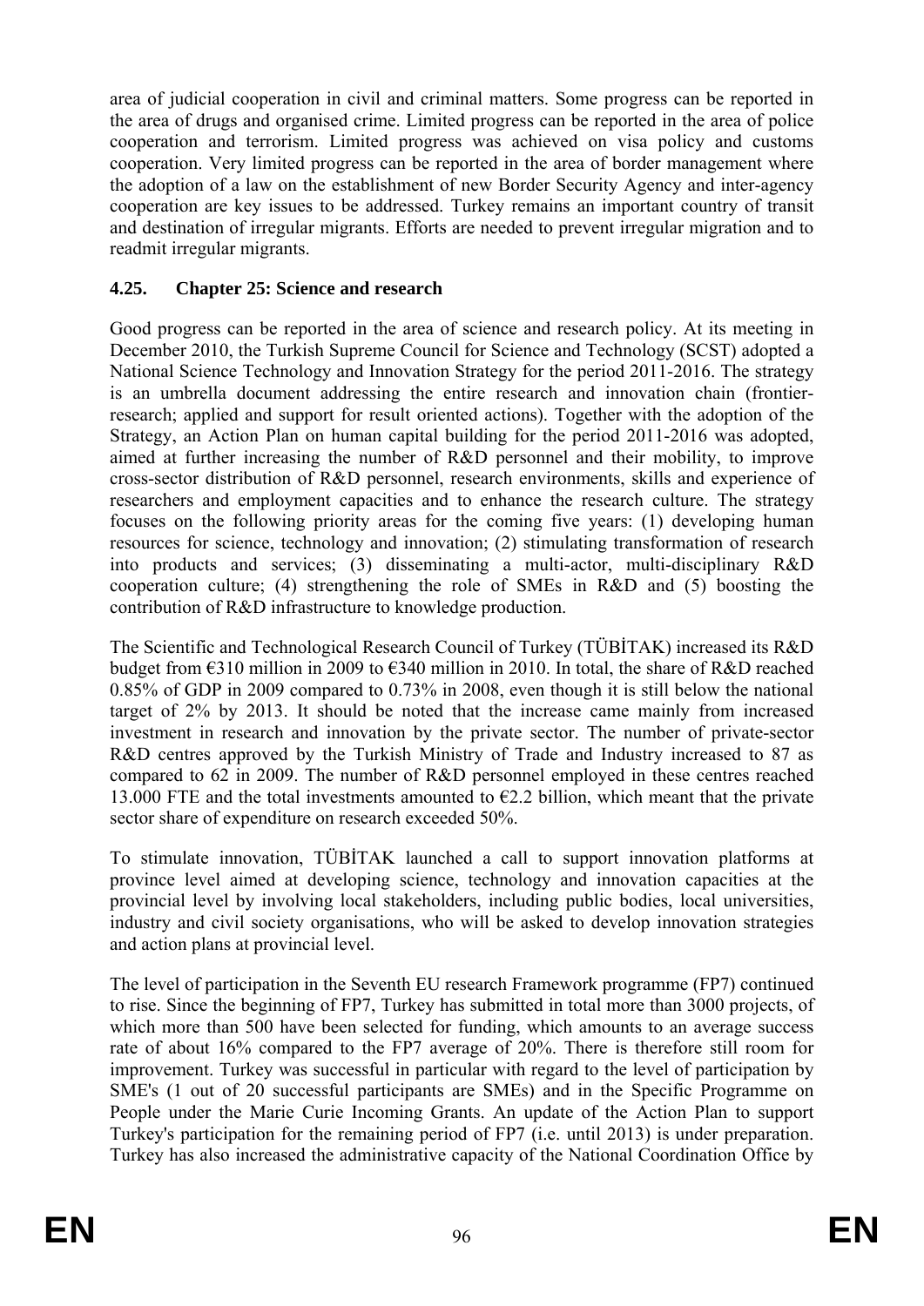area of judicial cooperation in civil and criminal matters. Some progress can be reported in the area of drugs and organised crime. Limited progress can be reported in the area of police cooperation and terrorism. Limited progress was achieved on visa policy and customs cooperation. Very limited progress can be reported in the area of border management where the adoption of a law on the establishment of new Border Security Agency and inter-agency cooperation are key issues to be addressed. Turkey remains an important country of transit and destination of irregular migrants. Efforts are needed to prevent irregular migration and to readmit irregular migrants.

### 4.25. Chapter 25: Science and research

Good progress can be reported in the area of science and research policy. At its meeting in December 2010, the Turkish Supreme Council for Science and Technology (SCST) adopted a National Science Technology and Innovation Strategy for the period 2011-2016. The strategy is an umbrella document addressing the entire research and innovation chain (frontier-research; applied and support for result oriented actions). Together with the adoption of the Strategy, an Action Plan on human capital building for the period 2011-2016 was adopted, aimed at further increasing the number of R&D personnel and their mobility, to improve cross-sector distribution of R&D personnel, research environments, skills and experience of researchers and employment capacities and to enhance the research culture. The strategy focuses on the following priority areas for the coming five years: (1) developing human resources for science, technology and innovation; (2) stimulating transformation of research into products and services; (3) disseminating a multi-actor, multi-disciplinary R&D cooperation culture; (4) strengthening the role of SMEs in R&D and (5) boosting the contribution of R&D infrastructure to knowledge production.

The Scientific and Technological Research Council of Turkey (TÜBİTAK) increased its R&D budget from €310 million in 2009 to €340 million in 2010. In total, the share of R&D reached 0.85% of GDP in 2009 compared to 0.73% in 2008, even though it is still below the national target of 2% by 2013. It should be noted that the increase came mainly from increased investment in research and innovation by the private sector. The number of private-sector R&D centres approved by the Turkish Ministry of Trade and Industry increased to 87 as compared to 62 in 2009. The number of R&D personnel employed in these centres reached 13.000 FTE and the total investments amounted to €2.2 billion, which meant that the private sector share of expenditure on research exceeded 50%.

To stimulate innovation, TÜBİTAK launched a call to support innovation platforms at province level aimed at developing science, technology and innovation capacities at the provincial level by involving local stakeholders, including public bodies, local universities, industry and civil society organisations, who will be asked to develop innovation strategies and action plans at provincial level.

The level of participation in the Seventh EU research Framework programme (FP7) continued to rise. Since the beginning of FP7, Turkey has submitted in total more than 3000 projects, of which more than 500 have been selected for funding, which amounts to an average success rate of about 16% compared to the FP7 average of 20%. There is therefore still room for improvement. Turkey was successful in particular with regard to the level of participation by SME's (1 out of 20 successful participants are SMEs) and in the Specific Programme on People under the Marie Curie Incoming Grants. An update of the Action Plan to support Turkey's participation for the remaining period of FP7 (i.e. until 2013) is under preparation. Turkey has also increased the administrative capacity of the National Coordination Office by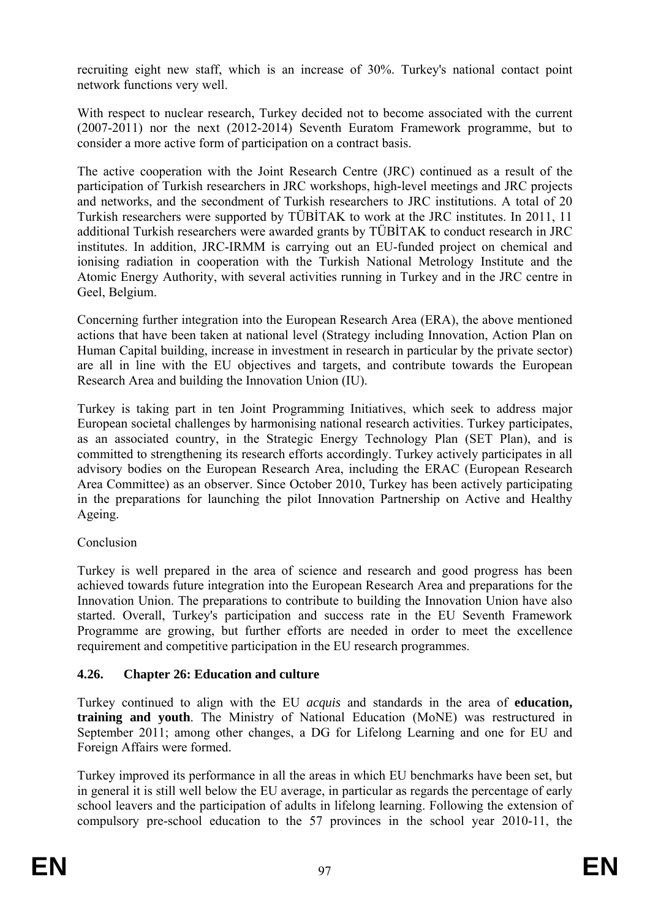recruiting eight new staff, which is an increase of 30%. Turkey's national contact point network functions very well.

With respect to nuclear research, Turkey decided not to become associated with the current (2007-2011) nor the next (2012-2014) Seventh Euratom Framework programme, but to consider a more active form of participation on a contract basis.

The active cooperation with the Joint Research Centre (JRC) continued as a result of the participation of Turkish researchers in JRC workshops, high-level meetings and JRC projects and networks, and the secondment of Turkish researchers to JRC institutions. A total of 20 Turkish researchers were supported by TÜBİTAK to work at the JRC institutes. In 2011, 11 additional Turkish researchers were awarded grants by TÜBİTAK to conduct research in JRC institutes. In addition, JRC-IRMM is carrying out an EU-funded project on chemical and ionising radiation in cooperation with the Turkish National Metrology Institute and the Atomic Energy Authority, with several activities running in Turkey and in the JRC centre in Geel, Belgium.

Concerning further integration into the European Research Area (ERA), the above mentioned actions that have been taken at national level (Strategy including Innovation, Action Plan on Human Capital building, increase in investment in research in particular by the private sector) are all in line with the EU objectives and targets, and contribute towards the European Research Area and building the Innovation Union (IU).

Turkey is taking part in ten Joint Programming Initiatives, which seek to address major European societal challenges by harmonising national research activities. Turkey participates, as an associated country, in the Strategic Energy Technology Plan (SET Plan), and is committed to strengthening its research efforts accordingly. Turkey actively participates in all advisory bodies on the European Research Area, including the ERAC (European Research Area Committee) as an observer. Since October 2010, Turkey has been actively participating in the preparations for launching the pilot Innovation Partnership on Active and Healthy Ageing.

Conclusion

Turkey is well prepared in the area of science and research and good progress has been achieved towards future integration into the European Research Area and preparations for the Innovation Union. The preparations to contribute to building the Innovation Union have also started. Overall, Turkey's participation and success rate in the EU Seventh Framework Programme are growing, but further efforts are needed in order to meet the excellence requirement and competitive participation in the EU research programmes.

### 4.26. Chapter 26: Education and culture

Turkey continued to align with the EU *acquis* and standards in the area of **education, training and youth**. The Ministry of National Education (MoNE) was restructured in September 2011; among other changes, a DG for Lifelong Learning and one for EU and Foreign Affairs were formed.

Turkey improved its performance in all the areas in which EU benchmarks have been set, but in general it is still well below the EU average, in particular as regards the percentage of early school leavers and the participation of adults in lifelong learning. Following the extension of compulsory pre-school education to the 57 provinces in the school year 2010-11, the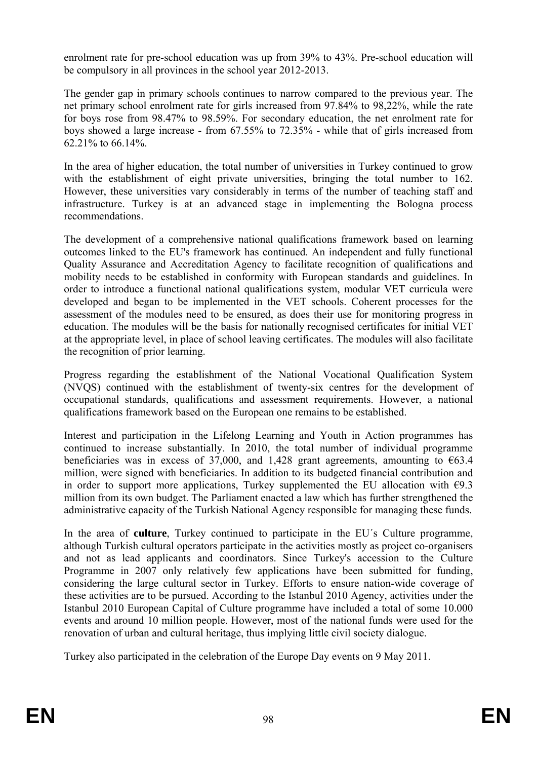enrolment rate for pre-school education was up from 39% to 43%. Pre-school education will be compulsory in all provinces in the school year 2012-2013.

The gender gap in primary schools continues to narrow compared to the previous year. The net primary school enrolment rate for girls increased from 97.84% to 98,22%, while the rate for boys rose from 98.47% to 98.59%. For secondary education, the net enrolment rate for boys showed a large increase - from 67.55% to 72.35% - while that of girls increased from 62.21% to 66.14%.

In the area of higher education, the total number of universities in Turkey continued to grow with the establishment of eight private universities, bringing the total number to 162. However, these universities vary considerably in terms of the number of teaching staff and infrastructure. Turkey is at an advanced stage in implementing the Bologna process recommendations.

The development of a comprehensive national qualifications framework based on learning outcomes linked to the EU's framework has continued. An independent and fully functional Quality Assurance and Accreditation Agency to facilitate recognition of qualifications and mobility needs to be established in conformity with European standards and guidelines. In order to introduce a functional national qualifications system, modular VET curricula were developed and began to be implemented in the VET schools. Coherent processes for the assessment of the modules need to be ensured, as does their use for monitoring progress in education. The modules will be the basis for nationally recognised certificates for initial VET at the appropriate level, in place of school leaving certificates. The modules will also facilitate the recognition of prior learning.

Progress regarding the establishment of the National Vocational Qualification System (NVQS) continued with the establishment of twenty-six centres for the development of occupational standards, qualifications and assessment requirements. However, a national qualifications framework based on the European one remains to be established.

Interest and participation in the Lifelong Learning and Youth in Action programmes has continued to increase substantially. In 2010, the total number of individual programme beneficiaries was in excess of 37,000, and 1,428 grant agreements, amounting to €63.4 million, were signed with beneficiaries. In addition to its budgeted financial contribution and in order to support more applications, Turkey supplemented the EU allocation with €9.3 million from its own budget. The Parliament enacted a law which has further strengthened the administrative capacity of the Turkish National Agency responsible for managing these funds.

In the area of **culture**, Turkey continued to participate in the EU´s Culture programme, although Turkish cultural operators participate in the activities mostly as project co-organisers and not as lead applicants and coordinators. Since Turkey's accession to the Culture Programme in 2007 only relatively few applications have been submitted for funding, considering the large cultural sector in Turkey. Efforts to ensure nation-wide coverage of these activities are to be pursued. According to the Istanbul 2010 Agency, activities under the Istanbul 2010 European Capital of Culture programme have included a total of some 10.000 events and around 10 million people. However, most of the national funds were used for the renovation of urban and cultural heritage, thus implying little civil society dialogue.

Turkey also participated in the celebration of the Europe Day events on 9 May 2011.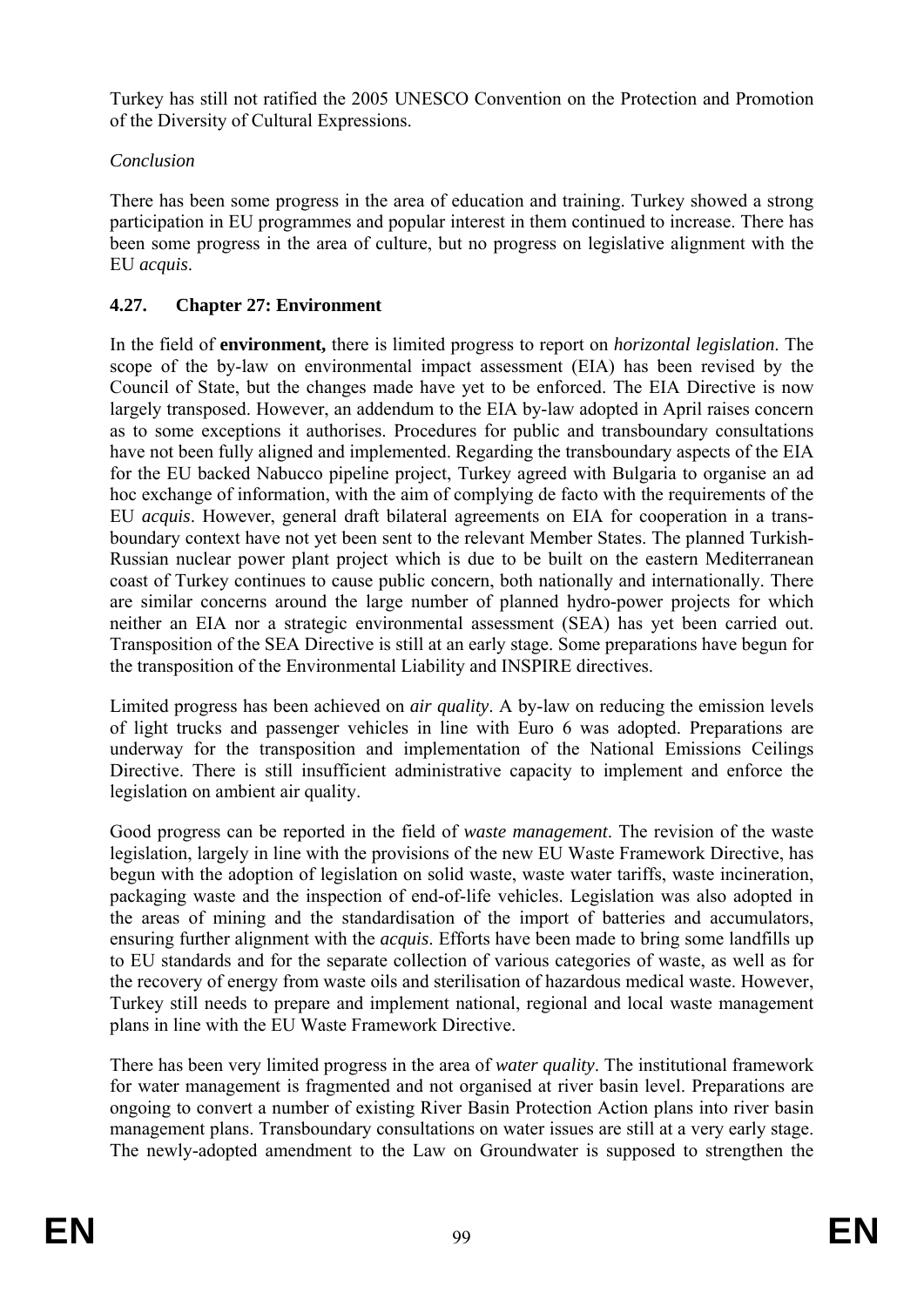Turkey has still not ratified the 2005 UNESCO Convention on the Protection and Promotion of the Diversity of Cultural Expressions.

*Conclusion*

There has been some progress in the area of education and training. Turkey showed a strong participation in EU programmes and popular interest in them continued to increase. There has been some progress in the area of culture, but no progress on legislative alignment with the EU *acquis*.

### 4.27. Chapter 27: Environment

In the field of **environment,** there is limited progress to report on *horizontal legislation*. The scope of the by-law on environmental impact assessment (EIA) has been revised by the Council of State, but the changes made have yet to be enforced. The EIA Directive is now largely transposed. However, an addendum to the EIA by-law adopted in April raises concern as to some exceptions it authorises. Procedures for public and transboundary consultations have not been fully aligned and implemented. Regarding the transboundary aspects of the EIA for the EU backed Nabucco pipeline project, Turkey agreed with Bulgaria to organise an ad hoc exchange of information, with the aim of complying de facto with the requirements of the EU *acquis*. However, general draft bilateral agreements on EIA for cooperation in a trans-boundary context have not yet been sent to the relevant Member States. The planned Turkish-Russian nuclear power plant project which is due to be built on the eastern Mediterranean coast of Turkey continues to cause public concern, both nationally and internationally. There are similar concerns around the large number of planned hydro-power projects for which neither an EIA nor a strategic environmental assessment (SEA) has yet been carried out. Transposition of the SEA Directive is still at an early stage. Some preparations have begun for the transposition of the Environmental Liability and INSPIRE directives.

Limited progress has been achieved on *air quality*. A by-law on reducing the emission levels of light trucks and passenger vehicles in line with Euro 6 was adopted. Preparations are underway for the transposition and implementation of the National Emissions Ceilings Directive. There is still insufficient administrative capacity to implement and enforce the legislation on ambient air quality.

Good progress can be reported in the field of *waste management*. The revision of the waste legislation, largely in line with the provisions of the new EU Waste Framework Directive, has begun with the adoption of legislation on solid waste, waste water tariffs, waste incineration, packaging waste and the inspection of end-of-life vehicles. Legislation was also adopted in the areas of mining and the standardisation of the import of batteries and accumulators, ensuring further alignment with the *acquis*. Efforts have been made to bring some landfills up to EU standards and for the separate collection of various categories of waste, as well as for the recovery of energy from waste oils and sterilisation of hazardous medical waste. However, Turkey still needs to prepare and implement national, regional and local waste management plans in line with the EU Waste Framework Directive.

There has been very limited progress in the area of *water quality*. The institutional framework for water management is fragmented and not organised at river basin level. Preparations are ongoing to convert a number of existing River Basin Protection Action plans into river basin management plans. Transboundary consultations on water issues are still at a very early stage. The newly-adopted amendment to the Law on Groundwater is supposed to strengthen the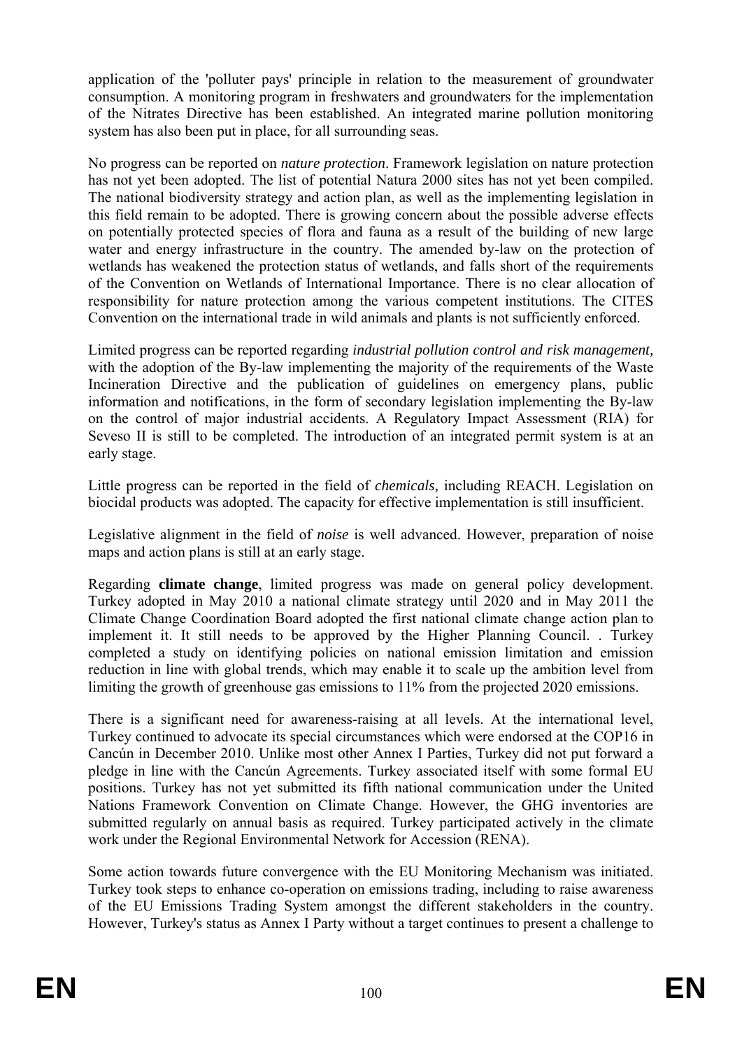application of the 'polluter pays' principle in relation to the measurement of groundwater consumption. A monitoring program in freshwaters and groundwaters for the implementation of the Nitrates Directive has been established. An integrated marine pollution monitoring system has also been put in place, for all surrounding seas.

No progress can be reported on *nature protection*. Framework legislation on nature protection has not yet been adopted. The list of potential Natura 2000 sites has not yet been compiled. The national biodiversity strategy and action plan, as well as the implementing legislation in this field remain to be adopted. There is growing concern about the possible adverse effects on potentially protected species of flora and fauna as a result of the building of new large water and energy infrastructure in the country. The amended by-law on the protection of wetlands has weakened the protection status of wetlands, and falls short of the requirements of the Convention on Wetlands of International Importance. There is no clear allocation of responsibility for nature protection among the various competent institutions. The CITES Convention on the international trade in wild animals and plants is not sufficiently enforced.

Limited progress can be reported regarding *industrial pollution control and risk management,* with the adoption of the By-law implementing the majority of the requirements of the Waste Incineration Directive and the publication of guidelines on emergency plans, public information and notifications, in the form of secondary legislation implementing the By-law on the control of major industrial accidents. A Regulatory Impact Assessment (RIA) for Seveso II is still to be completed. The introduction of an integrated permit system is at an early stage.

Little progress can be reported in the field of *chemicals,* including REACH. Legislation on biocidal products was adopted. The capacity for effective implementation is still insufficient.

Legislative alignment in the field of *noise* is well advanced. However, preparation of noise maps and action plans is still at an early stage.

Regarding **climate change**, limited progress was made on general policy development. Turkey adopted in May 2010 a national climate strategy until 2020 and in May 2011 the Climate Change Coordination Board adopted the first national climate change action plan to implement it. It still needs to be approved by the Higher Planning Council. . Turkey completed a study on identifying policies on national emission limitation and emission reduction in line with global trends, which may enable it to scale up the ambition level from limiting the growth of greenhouse gas emissions to 11% from the projected 2020 emissions.

There is a significant need for awareness-raising at all levels. At the international level, Turkey continued to advocate its special circumstances which were endorsed at the COP16 in Cancún in December 2010. Unlike most other Annex I Parties, Turkey did not put forward a pledge in line with the Cancún Agreements. Turkey associated itself with some formal EU positions. Turkey has not yet submitted its fifth national communication under the United Nations Framework Convention on Climate Change. However, the GHG inventories are submitted regularly on annual basis as required. Turkey participated actively in the climate work under the Regional Environmental Network for Accession (RENA).

Some action towards future convergence with the EU Monitoring Mechanism was initiated. Turkey took steps to enhance co-operation on emissions trading, including to raise awareness of the EU Emissions Trading System amongst the different stakeholders in the country. However, Turkey's status as Annex I Party without a target continues to present a challenge to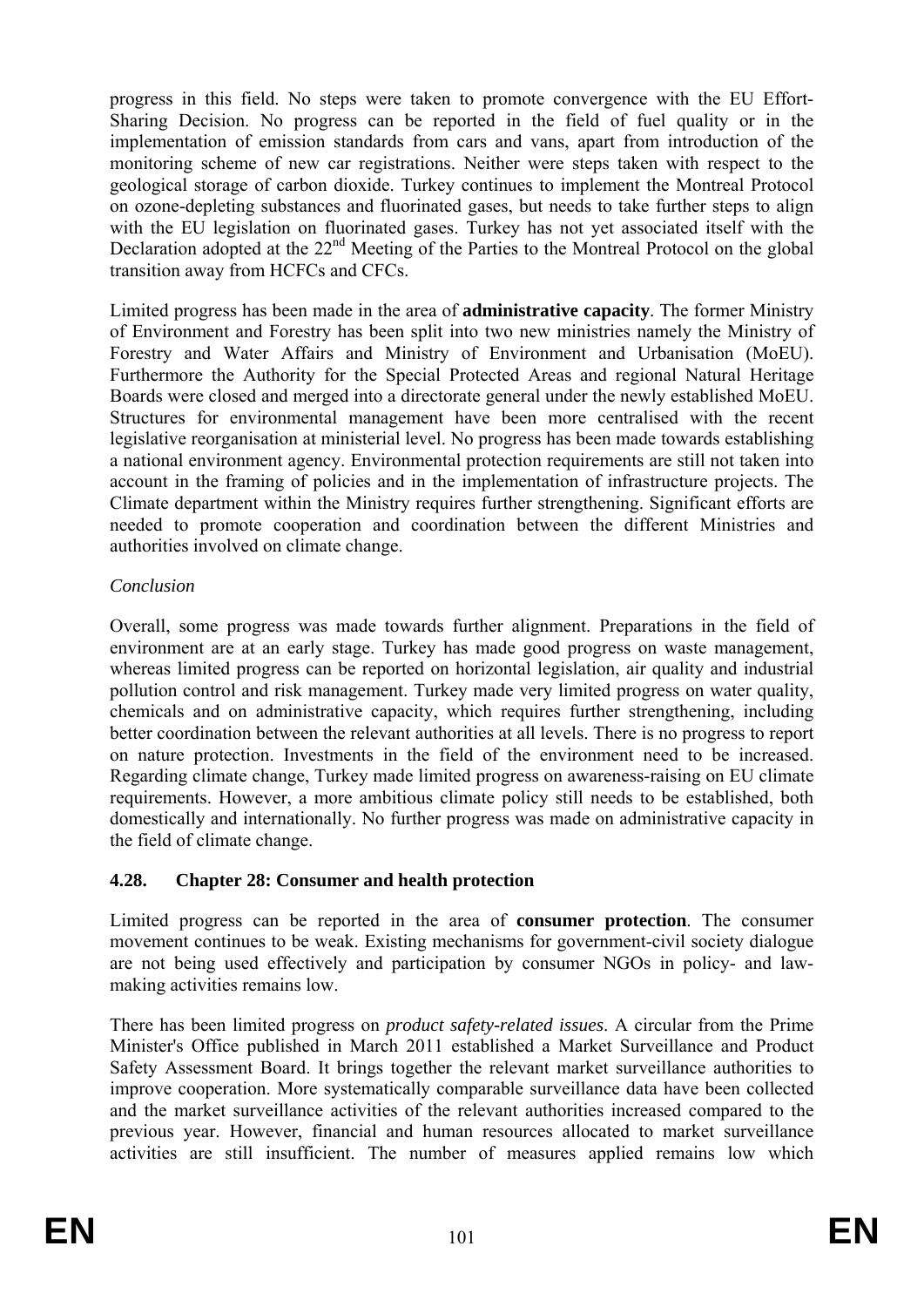progress in this field. No steps were taken to promote convergence with the EU Effort-Sharing Decision. No progress can be reported in the field of fuel quality or in the implementation of emission standards from cars and vans, apart from introduction of the monitoring scheme of new car registrations. Neither were steps taken with respect to the geological storage of carbon dioxide. Turkey continues to implement the Montreal Protocol on ozone-depleting substances and fluorinated gases, but needs to take further steps to align with the EU legislation on fluorinated gases. Turkey has not yet associated itself with the Declaration adopted at the 22nd Meeting of the Parties to the Montreal Protocol on the global transition away from HCFCs and CFCs.

Limited progress has been made in the area of **administrative capacity**. The former Ministry of Environment and Forestry has been split into two new ministries namely the Ministry of Forestry and Water Affairs and Ministry of Environment and Urbanisation (MoEU). Furthermore the Authority for the Special Protected Areas and regional Natural Heritage Boards were closed and merged into a directorate general under the newly established MoEU. Structures for environmental management have been more centralised with the recent legislative reorganisation at ministerial level. No progress has been made towards establishing a national environment agency. Environmental protection requirements are still not taken into account in the framing of policies and in the implementation of infrastructure projects. The Climate department within the Ministry requires further strengthening. Significant efforts are needed to promote cooperation and coordination between the different Ministries and authorities involved on climate change.

*Conclusion*

Overall, some progress was made towards further alignment. Preparations in the field of environment are at an early stage. Turkey has made good progress on waste management, whereas limited progress can be reported on horizontal legislation, air quality and industrial pollution control and risk management. Turkey made very limited progress on water quality, chemicals and on administrative capacity, which requires further strengthening, including better coordination between the relevant authorities at all levels. There is no progress to report on nature protection. Investments in the field of the environment need to be increased. Regarding climate change, Turkey made limited progress on awareness-raising on EU climate requirements. However, a more ambitious climate policy still needs to be established, both domestically and internationally. No further progress was made on administrative capacity in the field of climate change.

### 4.28. Chapter 28: Consumer and health protection

Limited progress can be reported in the area of **consumer protection**. The consumer movement continues to be weak. Existing mechanisms for government-civil society dialogue are not being used effectively and participation by consumer NGOs in policy- and law-making activities remains low.

There has been limited progress on *product safety-related issues*. A circular from the Prime Minister's Office published in March 2011 established a Market Surveillance and Product Safety Assessment Board. It brings together the relevant market surveillance authorities to improve cooperation. More systematically comparable surveillance data have been collected and the market surveillance activities of the relevant authorities increased compared to the previous year. However, financial and human resources allocated to market surveillance activities are still insufficient. The number of measures applied remains low which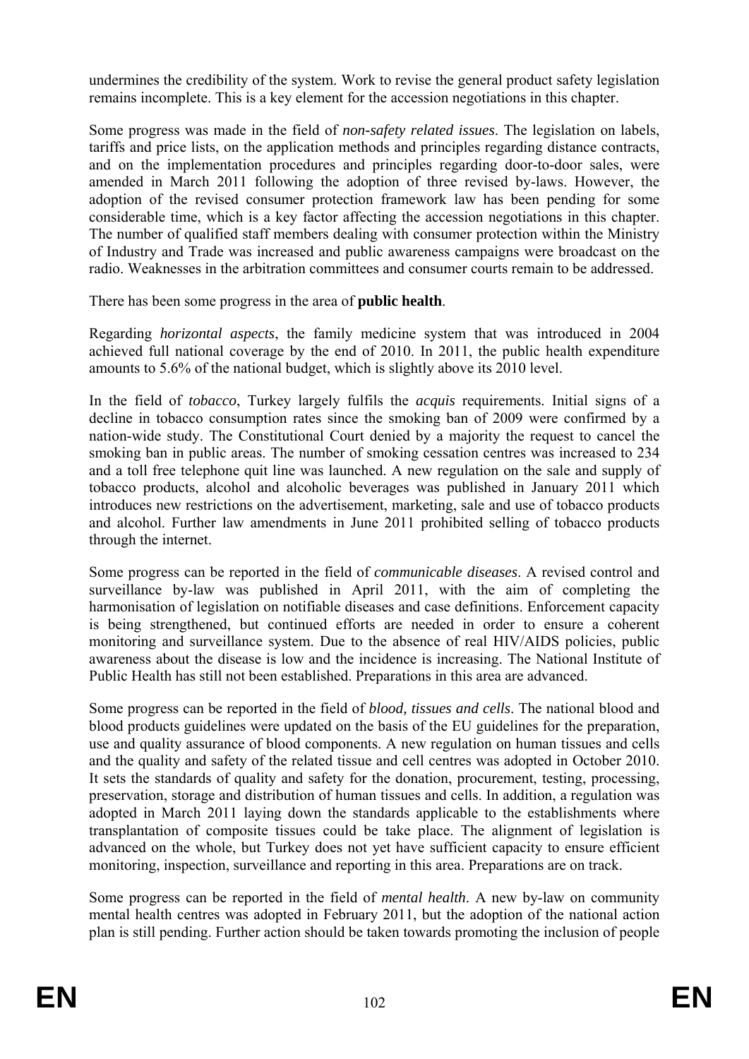undermines the credibility of the system. Work to revise the general product safety legislation remains incomplete. This is a key element for the accession negotiations in this chapter.

Some progress was made in the field of *non-safety related issues*. The legislation on labels, tariffs and price lists, on the application methods and principles regarding distance contracts, and on the implementation procedures and principles regarding door-to-door sales, were amended in March 2011 following the adoption of three revised by-laws. However, the adoption of the revised consumer protection framework law has been pending for some considerable time, which is a key factor affecting the accession negotiations in this chapter. The number of qualified staff members dealing with consumer protection within the Ministry of Industry and Trade was increased and public awareness campaigns were broadcast on the radio. Weaknesses in the arbitration committees and consumer courts remain to be addressed.

There has been some progress in the area of **public health**.

Regarding *horizontal aspects*, the family medicine system that was introduced in 2004 achieved full national coverage by the end of 2010. In 2011, the public health expenditure amounts to 5.6% of the national budget, which is slightly above its 2010 level.

In the field of *tobacco*, Turkey largely fulfils the *acquis* requirements. Initial signs of a decline in tobacco consumption rates since the smoking ban of 2009 were confirmed by a nation-wide study. The Constitutional Court denied by a majority the request to cancel the smoking ban in public areas. The number of smoking cessation centres was increased to 234 and a toll free telephone quit line was launched. A new regulation on the sale and supply of tobacco products, alcohol and alcoholic beverages was published in January 2011 which introduces new restrictions on the advertisement, marketing, sale and use of tobacco products and alcohol. Further law amendments in June 2011 prohibited selling of tobacco products through the internet.

Some progress can be reported in the field of *communicable diseases*. A revised control and surveillance by-law was published in April 2011, with the aim of completing the harmonisation of legislation on notifiable diseases and case definitions. Enforcement capacity is being strengthened, but continued efforts are needed in order to ensure a coherent monitoring and surveillance system. Due to the absence of real HIV/AIDS policies, public awareness about the disease is low and the incidence is increasing. The National Institute of Public Health has still not been established. Preparations in this area are advanced.

Some progress can be reported in the field of *blood, tissues and cells*. The national blood and blood products guidelines were updated on the basis of the EU guidelines for the preparation, use and quality assurance of blood components. A new regulation on human tissues and cells and the quality and safety of the related tissue and cell centres was adopted in October 2010. It sets the standards of quality and safety for the donation, procurement, testing, processing, preservation, storage and distribution of human tissues and cells. In addition, a regulation was adopted in March 2011 laying down the standards applicable to the establishments where transplantation of composite tissues could be take place. The alignment of legislation is advanced on the whole, but Turkey does not yet have sufficient capacity to ensure efficient monitoring, inspection, surveillance and reporting in this area. Preparations are on track.

Some progress can be reported in the field of *mental health*. A new by-law on community mental health centres was adopted in February 2011, but the adoption of the national action plan is still pending. Further action should be taken towards promoting the inclusion of people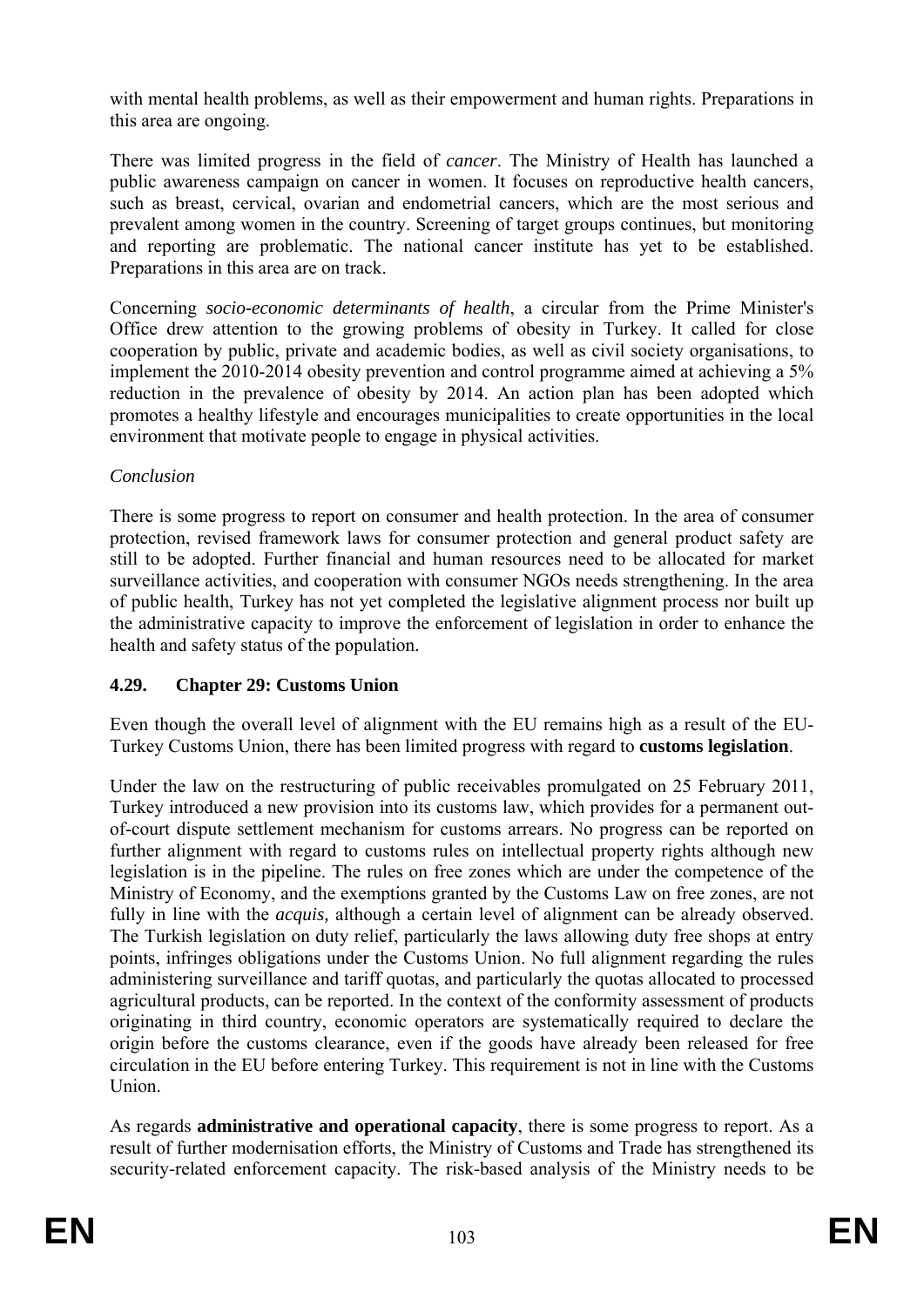with mental health problems, as well as their empowerment and human rights. Preparations in this area are ongoing.

There was limited progress in the field of *cancer*. The Ministry of Health has launched a public awareness campaign on cancer in women. It focuses on reproductive health cancers, such as breast, cervical, ovarian and endometrial cancers, which are the most serious and prevalent among women in the country. Screening of target groups continues, but monitoring and reporting are problematic. The national cancer institute has yet to be established. Preparations in this area are on track.

Concerning *socio-economic determinants of health*, a circular from the Prime Minister's Office drew attention to the growing problems of obesity in Turkey. It called for close cooperation by public, private and academic bodies, as well as civil society organisations, to implement the 2010-2014 obesity prevention and control programme aimed at achieving a 5% reduction in the prevalence of obesity by 2014. An action plan has been adopted which promotes a healthy lifestyle and encourages municipalities to create opportunities in the local environment that motivate people to engage in physical activities.

*Conclusion*

There is some progress to report on consumer and health protection. In the area of consumer protection, revised framework laws for consumer protection and general product safety are still to be adopted. Further financial and human resources need to be allocated for market surveillance activities, and cooperation with consumer NGOs needs strengthening. In the area of public health, Turkey has not yet completed the legislative alignment process nor built up the administrative capacity to improve the enforcement of legislation in order to enhance the health and safety status of the population.

### 4.29. Chapter 29: Customs Union

Even though the overall level of alignment with the EU remains high as a result of the EU-Turkey Customs Union, there has been limited progress with regard to **customs legislation**.

Under the law on the restructuring of public receivables promulgated on 25 February 2011, Turkey introduced a new provision into its customs law, which provides for a permanent out-of-court dispute settlement mechanism for customs arrears. No progress can be reported on further alignment with regard to customs rules on intellectual property rights although new legislation is in the pipeline. The rules on free zones which are under the competence of the Ministry of Economy, and the exemptions granted by the Customs Law on free zones, are not fully in line with the *acquis,* although a certain level of alignment can be already observed. The Turkish legislation on duty relief, particularly the laws allowing duty free shops at entry points, infringes obligations under the Customs Union. No full alignment regarding the rules administering surveillance and tariff quotas, and particularly the quotas allocated to processed agricultural products, can be reported. In the context of the conformity assessment of products originating in third country, economic operators are systematically required to declare the origin before the customs clearance, even if the goods have already been released for free circulation in the EU before entering Turkey. This requirement is not in line with the Customs Union.

As regards **administrative and operational capacity**, there is some progress to report. As a result of further modernisation efforts, the Ministry of Customs and Trade has strengthened its security-related enforcement capacity. The risk-based analysis of the Ministry needs to be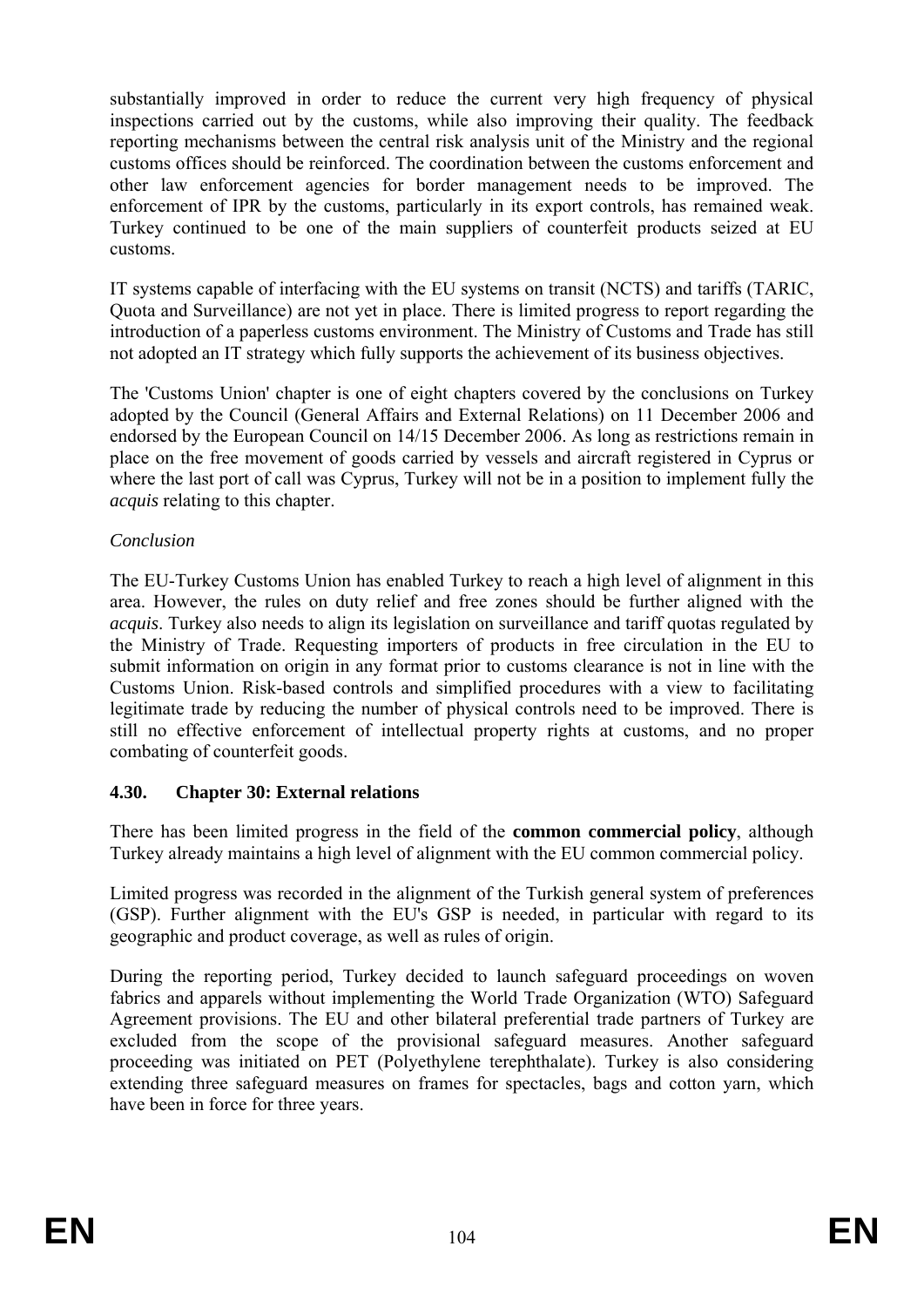substantially improved in order to reduce the current very high frequency of physical inspections carried out by the customs, while also improving their quality. The feedback reporting mechanisms between the central risk analysis unit of the Ministry and the regional customs offices should be reinforced. The coordination between the customs enforcement and other law enforcement agencies for border management needs to be improved. The enforcement of IPR by the customs, particularly in its export controls, has remained weak. Turkey continued to be one of the main suppliers of counterfeit products seized at EU customs.

IT systems capable of interfacing with the EU systems on transit (NCTS) and tariffs (TARIC, Quota and Surveillance) are not yet in place. There is limited progress to report regarding the introduction of a paperless customs environment. The Ministry of Customs and Trade has still not adopted an IT strategy which fully supports the achievement of its business objectives.

The 'Customs Union' chapter is one of eight chapters covered by the conclusions on Turkey adopted by the Council (General Affairs and External Relations) on 11 December 2006 and endorsed by the European Council on 14/15 December 2006. As long as restrictions remain in place on the free movement of goods carried by vessels and aircraft registered in Cyprus or where the last port of call was Cyprus, Turkey will not be in a position to implement fully the *acquis* relating to this chapter.

*Conclusion*

The EU-Turkey Customs Union has enabled Turkey to reach a high level of alignment in this area. However, the rules on duty relief and free zones should be further aligned with the *acquis*. Turkey also needs to align its legislation on surveillance and tariff quotas regulated by the Ministry of Trade. Requesting importers of products in free circulation in the EU to submit information on origin in any format prior to customs clearance is not in line with the Customs Union. Risk-based controls and simplified procedures with a view to facilitating legitimate trade by reducing the number of physical controls need to be improved. There is still no effective enforcement of intellectual property rights at customs, and no proper combating of counterfeit goods.

### 4.30. Chapter 30: External relations

There has been limited progress in the field of the **common commercial policy**, although Turkey already maintains a high level of alignment with the EU common commercial policy.

Limited progress was recorded in the alignment of the Turkish general system of preferences (GSP). Further alignment with the EU's GSP is needed, in particular with regard to its geographic and product coverage, as well as rules of origin.

During the reporting period, Turkey decided to launch safeguard proceedings on woven fabrics and apparels without implementing the World Trade Organization (WTO) Safeguard Agreement provisions. The EU and other bilateral preferential trade partners of Turkey are excluded from the scope of the provisional safeguard measures. Another safeguard proceeding was initiated on PET (Polyethylene terephthalate). Turkey is also considering extending three safeguard measures on frames for spectacles, bags and cotton yarn, which have been in force for three years.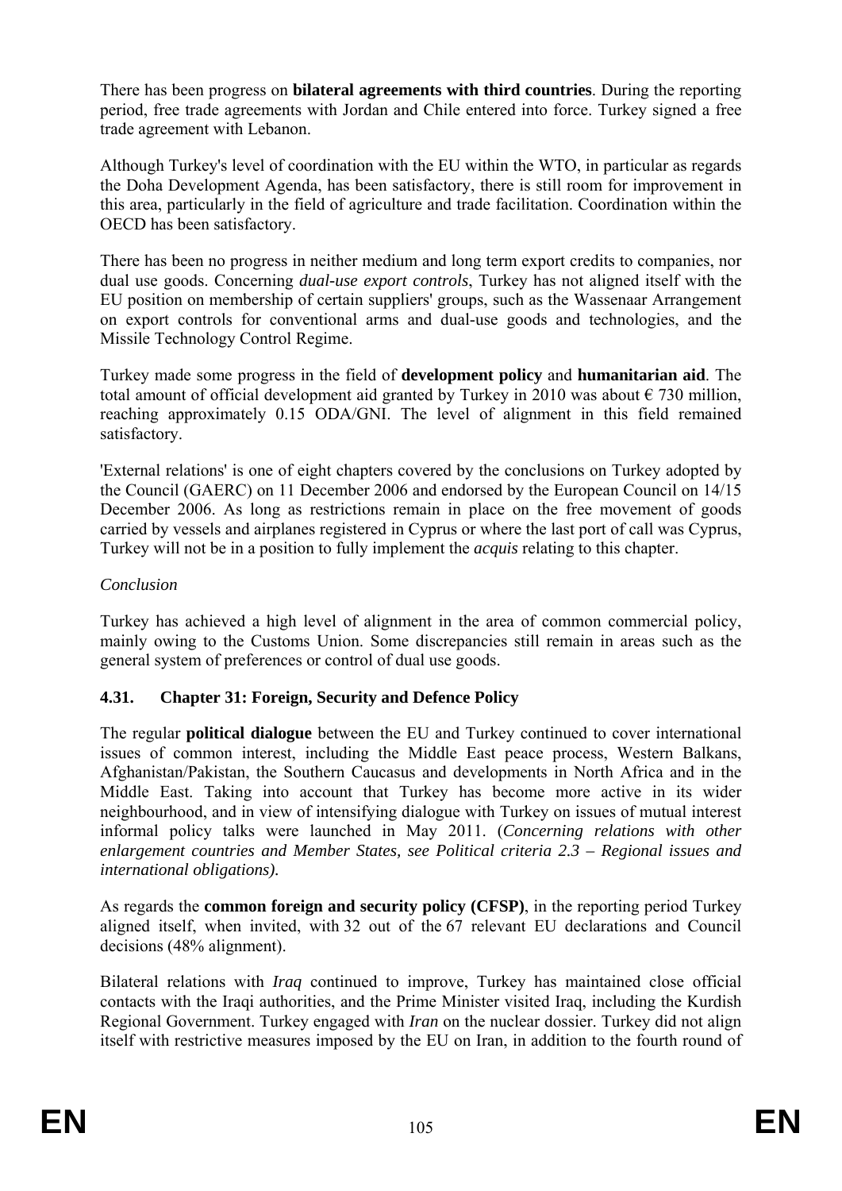There has been progress on **bilateral agreements with third countries**. During the reporting period, free trade agreements with Jordan and Chile entered into force. Turkey signed a free trade agreement with Lebanon.

Although Turkey's level of coordination with the EU within the WTO, in particular as regards the Doha Development Agenda, has been satisfactory, there is still room for improvement in this area, particularly in the field of agriculture and trade facilitation. Coordination within the OECD has been satisfactory.

There has been no progress in neither medium and long term export credits to companies, nor dual use goods. Concerning *dual-use export controls*, Turkey has not aligned itself with the EU position on membership of certain suppliers' groups, such as the Wassenaar Arrangement on export controls for conventional arms and dual-use goods and technologies, and the Missile Technology Control Regime.

Turkey made some progress in the field of **development policy** and **humanitarian aid**. The total amount of official development aid granted by Turkey in 2010 was about € 730 million, reaching approximately 0.15 ODA/GNI. The level of alignment in this field remained satisfactory.

'External relations' is one of eight chapters covered by the conclusions on Turkey adopted by the Council (GAERC) on 11 December 2006 and endorsed by the European Council on 14/15 December 2006. As long as restrictions remain in place on the free movement of goods carried by vessels and airplanes registered in Cyprus or where the last port of call was Cyprus, Turkey will not be in a position to fully implement the *acquis* relating to this chapter.

*Conclusion*

Turkey has achieved a high level of alignment in the area of common commercial policy, mainly owing to the Customs Union. Some discrepancies still remain in areas such as the general system of preferences or control of dual use goods.

### 4.31. Chapter 31: Foreign, Security and Defence Policy

The regular **political dialogue** between the EU and Turkey continued to cover international issues of common interest, including the Middle East peace process, Western Balkans, Afghanistan/Pakistan, the Southern Caucasus and developments in North Africa and in the Middle East. Taking into account that Turkey has become more active in its wider neighbourhood, and in view of intensifying dialogue with Turkey on issues of mutual interest informal policy talks were launched in May 2011. (*Concerning relations with other enlargement countries and Member States, see Political criteria 2.3 – Regional issues and international obligations).*

As regards the **common foreign and security policy (CFSP)**, in the reporting period Turkey aligned itself, when invited, with 32 out of the 67 relevant EU declarations and Council decisions (48% alignment).

Bilateral relations with *Iraq* continued to improve, Turkey has maintained close official contacts with the Iraqi authorities, and the Prime Minister visited Iraq, including the Kurdish Regional Government. Turkey engaged with *Iran* on the nuclear dossier. Turkey did not align itself with restrictive measures imposed by the EU on Iran, in addition to the fourth round of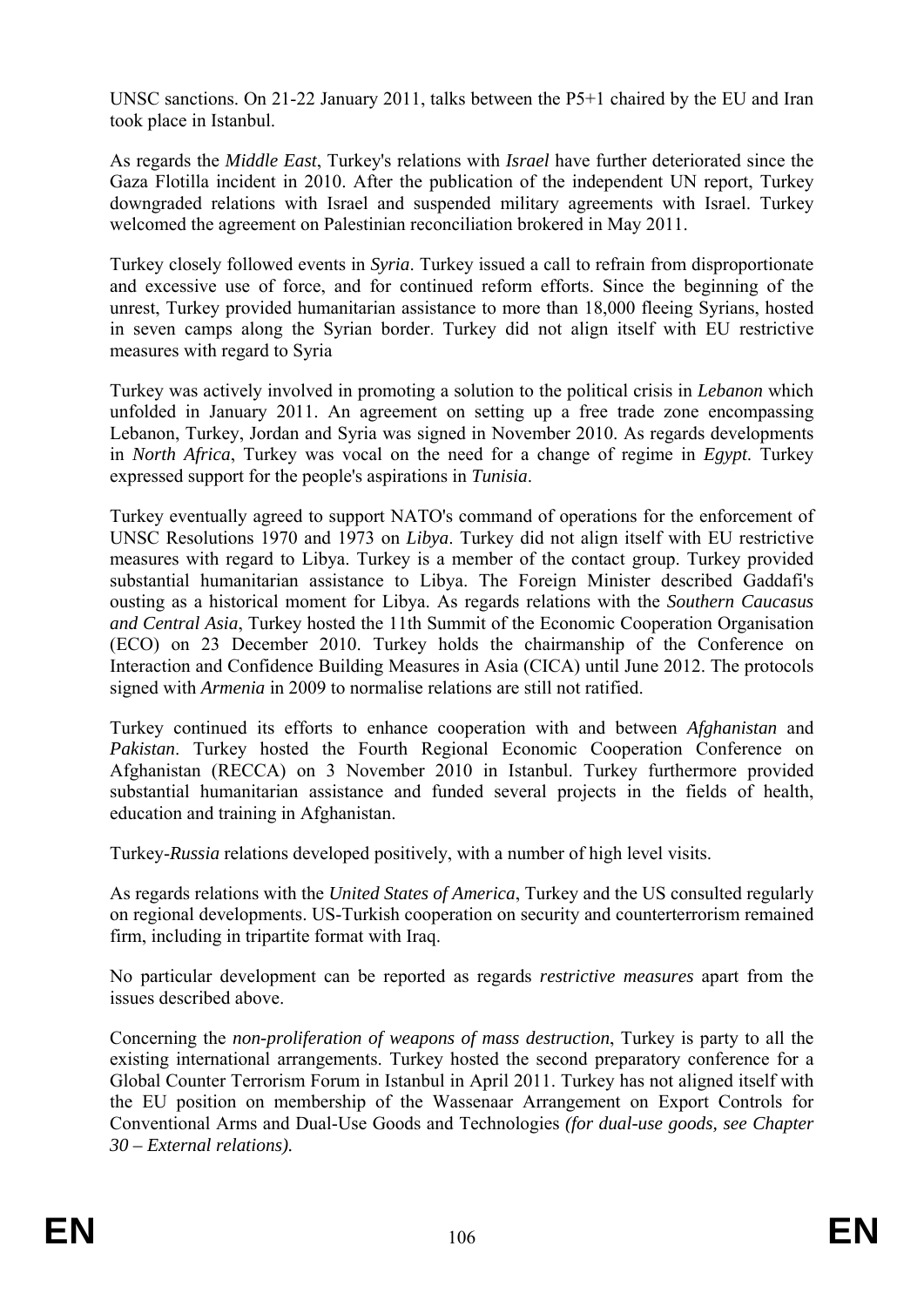UNSC sanctions. On 21-22 January 2011, talks between the P5+1 chaired by the EU and Iran took place in Istanbul.

As regards the *Middle East*, Turkey's relations with *Israel* have further deteriorated since the Gaza Flotilla incident in 2010. After the publication of the independent UN report, Turkey downgraded relations with Israel and suspended military agreements with Israel. Turkey welcomed the agreement on Palestinian reconciliation brokered in May 2011.

Turkey closely followed events in *Syria*. Turkey issued a call to refrain from disproportionate and excessive use of force, and for continued reform efforts. Since the beginning of the unrest, Turkey provided humanitarian assistance to more than 18,000 fleeing Syrians, hosted in seven camps along the Syrian border. Turkey did not align itself with EU restrictive measures with regard to Syria

Turkey was actively involved in promoting a solution to the political crisis in *Lebanon* which unfolded in January 2011. An agreement on setting up a free trade zone encompassing Lebanon, Turkey, Jordan and Syria was signed in November 2010. As regards developments in *North Africa*, Turkey was vocal on the need for a change of regime in *Egypt*. Turkey expressed support for the people's aspirations in *Tunisia*.

Turkey eventually agreed to support NATO's command of operations for the enforcement of UNSC Resolutions 1970 and 1973 on *Libya*. Turkey did not align itself with EU restrictive measures with regard to Libya. Turkey is a member of the contact group. Turkey provided substantial humanitarian assistance to Libya. The Foreign Minister described Gaddafi's ousting as a historical moment for Libya. As regards relations with the *Southern Caucasus and Central Asia*, Turkey hosted the 11th Summit of the Economic Cooperation Organisation (ECO) on 23 December 2010. Turkey holds the chairmanship of the Conference on Interaction and Confidence Building Measures in Asia (CICA) until June 2012. The protocols signed with *Armenia* in 2009 to normalise relations are still not ratified.

Turkey continued its efforts to enhance cooperation with and between *Afghanistan* and *Pakistan*. Turkey hosted the Fourth Regional Economic Cooperation Conference on Afghanistan (RECCA) on 3 November 2010 in Istanbul. Turkey furthermore provided substantial humanitarian assistance and funded several projects in the fields of health, education and training in Afghanistan.

Turkey-*Russia* relations developed positively, with a number of high level visits.

As regards relations with the *United States of America*, Turkey and the US consulted regularly on regional developments. US-Turkish cooperation on security and counterterrorism remained firm, including in tripartite format with Iraq.

No particular development can be reported as regards *restrictive measures* apart from the issues described above.

Concerning the *non-proliferation of weapons of mass destruction*, Turkey is party to all the existing international arrangements. Turkey hosted the second preparatory conference for a Global Counter Terrorism Forum in Istanbul in April 2011. Turkey has not aligned itself with the EU position on membership of the Wassenaar Arrangement on Export Controls for Conventional Arms and Dual-Use Goods and Technologies *(for dual-use goods, see Chapter 30 – External relations).*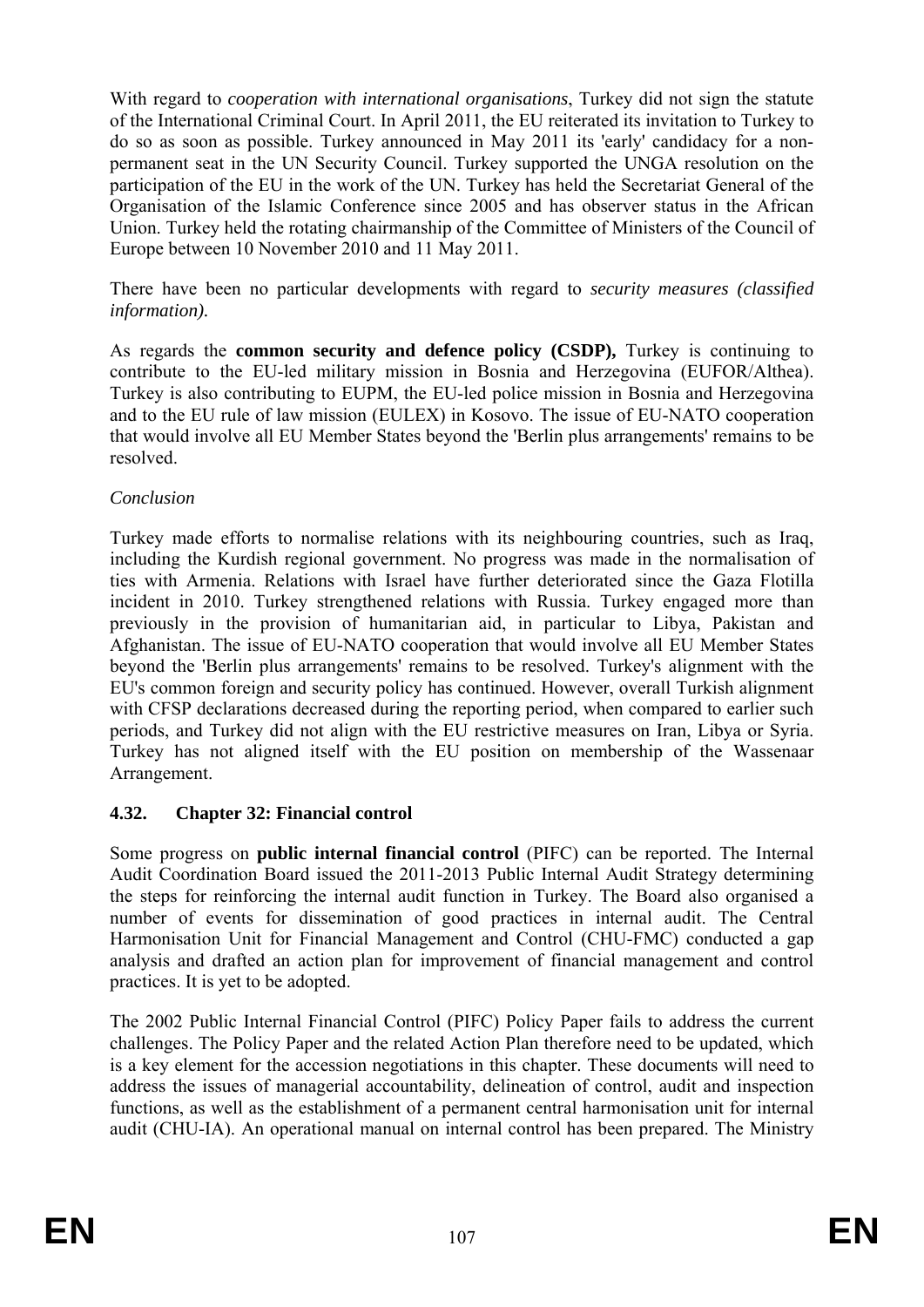With regard to *cooperation with international organisations*, Turkey did not sign the statute of the International Criminal Court. In April 2011, the EU reiterated its invitation to Turkey to do so as soon as possible. Turkey announced in May 2011 its 'early' candidacy for a non-permanent seat in the UN Security Council. Turkey supported the UNGA resolution on the participation of the EU in the work of the UN. Turkey has held the Secretariat General of the Organisation of the Islamic Conference since 2005 and has observer status in the African Union. Turkey held the rotating chairmanship of the Committee of Ministers of the Council of Europe between 10 November 2010 and 11 May 2011.

There have been no particular developments with regard to *security measures (classified information).*

As regards the **common security and defence policy (CSDP),** Turkey is continuing to contribute to the EU-led military mission in Bosnia and Herzegovina (EUFOR/Althea). Turkey is also contributing to EUPM, the EU-led police mission in Bosnia and Herzegovina and to the EU rule of law mission (EULEX) in Kosovo. The issue of EU-NATO cooperation that would involve all EU Member States beyond the 'Berlin plus arrangements' remains to be resolved.

*Conclusion*

Turkey made efforts to normalise relations with its neighbouring countries, such as Iraq, including the Kurdish regional government. No progress was made in the normalisation of ties with Armenia. Relations with Israel have further deteriorated since the Gaza Flotilla incident in 2010. Turkey strengthened relations with Russia. Turkey engaged more than previously in the provision of humanitarian aid, in particular to Libya, Pakistan and Afghanistan. The issue of EU-NATO cooperation that would involve all EU Member States beyond the 'Berlin plus arrangements' remains to be resolved. Turkey's alignment with the EU's common foreign and security policy has continued. However, overall Turkish alignment with CFSP declarations decreased during the reporting period, when compared to earlier such periods, and Turkey did not align with the EU restrictive measures on Iran, Libya or Syria. Turkey has not aligned itself with the EU position on membership of the Wassenaar Arrangement.

### 4.32. Chapter 32: Financial control

Some progress on **public internal financial control** (PIFC) can be reported. The Internal Audit Coordination Board issued the 2011-2013 Public Internal Audit Strategy determining the steps for reinforcing the internal audit function in Turkey. The Board also organised a number of events for dissemination of good practices in internal audit. The Central Harmonisation Unit for Financial Management and Control (CHU-FMC) conducted a gap analysis and drafted an action plan for improvement of financial management and control practices. It is yet to be adopted.

The 2002 Public Internal Financial Control (PIFC) Policy Paper fails to address the current challenges. The Policy Paper and the related Action Plan therefore need to be updated, which is a key element for the accession negotiations in this chapter. These documents will need to address the issues of managerial accountability, delineation of control, audit and inspection functions, as well as the establishment of a permanent central harmonisation unit for internal audit (CHU-IA). An operational manual on internal control has been prepared. The Ministry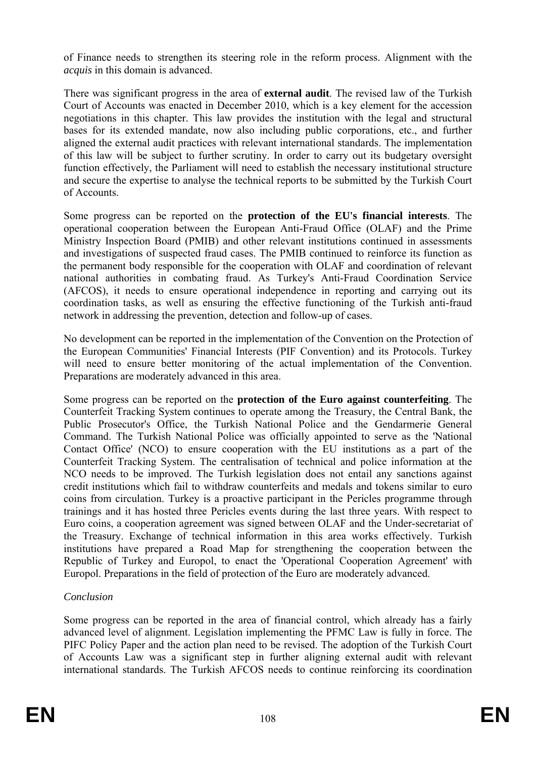of Finance needs to strengthen its steering role in the reform process. Alignment with the *acquis* in this domain is advanced.

There was significant progress in the area of **external audit**. The revised law of the Turkish Court of Accounts was enacted in December 2010, which is a key element for the accession negotiations in this chapter. This law provides the institution with the legal and structural bases for its extended mandate, now also including public corporations, etc., and further aligned the external audit practices with relevant international standards. The implementation of this law will be subject to further scrutiny. In order to carry out its budgetary oversight function effectively, the Parliament will need to establish the necessary institutional structure and secure the expertise to analyse the technical reports to be submitted by the Turkish Court of Accounts.

Some progress can be reported on the **protection of the EU's financial interests**. The operational cooperation between the European Anti-Fraud Office (OLAF) and the Prime Ministry Inspection Board (PMIB) and other relevant institutions continued in assessments and investigations of suspected fraud cases. The PMIB continued to reinforce its function as the permanent body responsible for the cooperation with OLAF and coordination of relevant national authorities in combating fraud. As Turkey's Anti-Fraud Coordination Service (AFCOS), it needs to ensure operational independence in reporting and carrying out its coordination tasks, as well as ensuring the effective functioning of the Turkish anti-fraud network in addressing the prevention, detection and follow-up of cases.

No development can be reported in the implementation of the Convention on the Protection of the European Communities' Financial Interests (PIF Convention) and its Protocols. Turkey will need to ensure better monitoring of the actual implementation of the Convention. Preparations are moderately advanced in this area.

Some progress can be reported on the **protection of the Euro against counterfeiting**. The Counterfeit Tracking System continues to operate among the Treasury, the Central Bank, the Public Prosecutor's Office, the Turkish National Police and the Gendarmerie General Command. The Turkish National Police was officially appointed to serve as the 'National Contact Office' (NCO) to ensure cooperation with the EU institutions as a part of the Counterfeit Tracking System. The centralisation of technical and police information at the NCO needs to be improved. The Turkish legislation does not entail any sanctions against credit institutions which fail to withdraw counterfeits and medals and tokens similar to euro coins from circulation. Turkey is a proactive participant in the Pericles programme through trainings and it has hosted three Pericles events during the last three years. With respect to Euro coins, a cooperation agreement was signed between OLAF and the Under-secretariat of the Treasury. Exchange of technical information in this area works effectively. Turkish institutions have prepared a Road Map for strengthening the cooperation between the Republic of Turkey and Europol, to enact the 'Operational Cooperation Agreement' with Europol. Preparations in the field of protection of the Euro are moderately advanced.

*Conclusion*

Some progress can be reported in the area of financial control, which already has a fairly advanced level of alignment. Legislation implementing the PFMC Law is fully in force. The PIFC Policy Paper and the action plan need to be revised. The adoption of the Turkish Court of Accounts Law was a significant step in further aligning external audit with relevant international standards. The Turkish AFCOS needs to continue reinforcing its coordination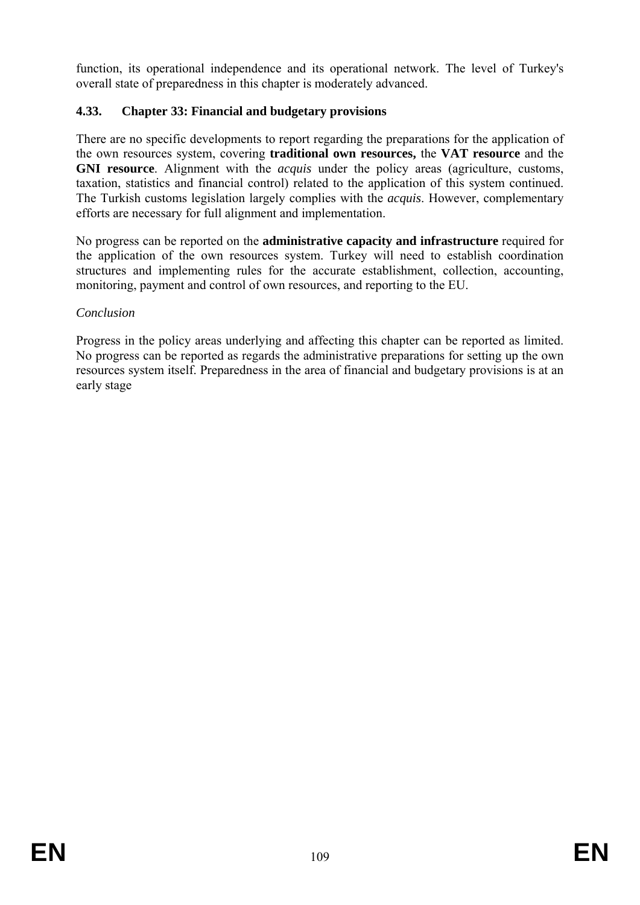function, its operational independence and its operational network. The level of Turkey's overall state of preparedness in this chapter is moderately advanced.

### 4.33. Chapter 33: Financial and budgetary provisions

There are no specific developments to report regarding the preparations for the application of the own resources system, covering **traditional own resources,** the **VAT resource** and the **GNI resource**. Alignment with the *acquis* under the policy areas (agriculture, customs, taxation, statistics and financial control) related to the application of this system continued. The Turkish customs legislation largely complies with the *acquis*. However, complementary efforts are necessary for full alignment and implementation.

No progress can be reported on the **administrative capacity and infrastructure** required for the application of the own resources system. Turkey will need to establish coordination structures and implementing rules for the accurate establishment, collection, accounting, monitoring, payment and control of own resources, and reporting to the EU.

*Conclusion*

Progress in the policy areas underlying and affecting this chapter can be reported as limited. No progress can be reported as regards the administrative preparations for setting up the own resources system itself. Preparedness in the area of financial and budgetary provisions is at an early stage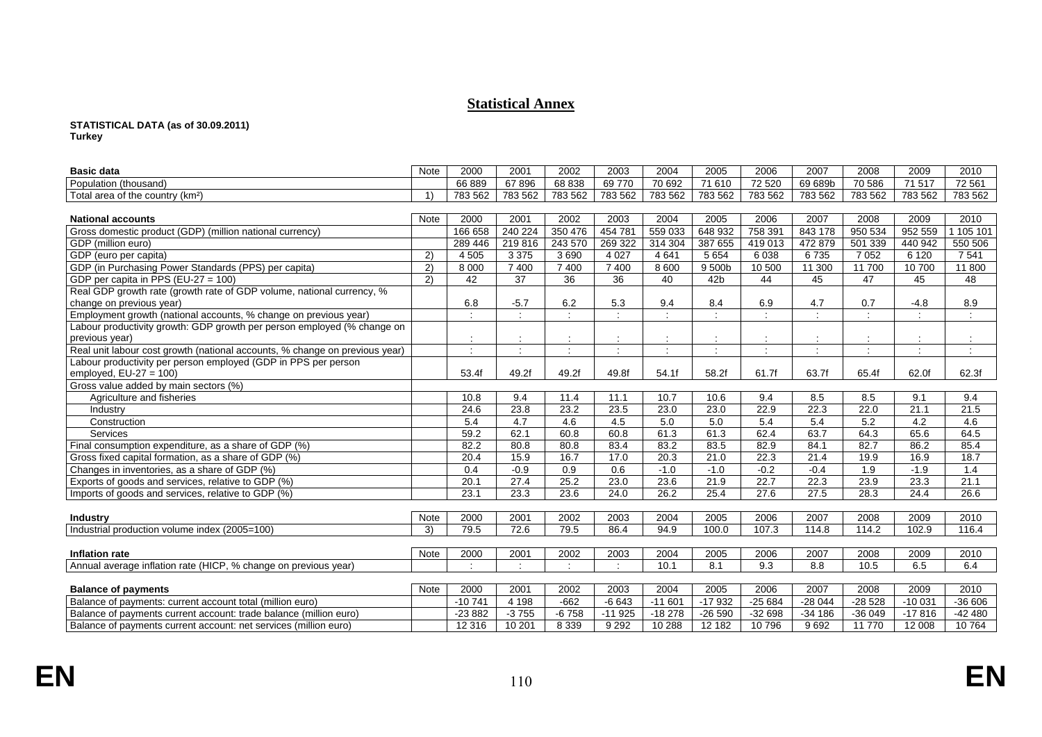# Statistical Annex

**STATISTICAL DATA (as of 30.09.2011)**
**Turkey**

| Basic data | Note | 2000 | 2001 | 2002 | 2003 | 2004 | 2005 | 2006 | 2007 | 2008 | 2009 | 2010 |
|---|---|---|---|---|---|---|---|---|---|---|---|---|
| Population (thousand) | | 66 889 | 67 896 | 68 838 | 69 770 | 70 692 | 71 610 | 72 520 | 69 689b | 70 586 | 71 517 | 72 561 |
| Total area of the country (km²) | 1) | 783 562 | 783 562 | 783 562 | 783 562 | 783 562 | 783 562 | 783 562 | 783 562 | 783 562 | 783 562 | 783 562 |

| National accounts | Note | 2000 | 2001 | 2002 | 2003 | 2004 | 2005 | 2006 | 2007 | 2008 | 2009 | 2010 |
|---|---|---|---|---|---|---|---|---|---|---|---|---|
| Gross domestic product (GDP) (million national currency) | | 166 658 | 240 224 | 350 476 | 454 781 | 559 033 | 648 932 | 758 391 | 843 178 | 950 534 | 952 559 | 1 105 101 |
| GDP (million euro) | | 289 446 | 219 816 | 243 570 | 269 322 | 314 304 | 387 655 | 419 013 | 472 879 | 501 339 | 440 942 | 550 506 |
| GDP (euro per capita) | 2) | 4 505 | 3 375 | 3 690 | 4 027 | 4 641 | 5 654 | 6 038 | 6 735 | 7 052 | 6 120 | 7 541 |
| GDP (in Purchasing Power Standards (PPS) per capita) | 2) | 8 000 | 7 400 | 7 400 | 7 400 | 8 600 | 9 500b | 10 500 | 11 300 | 11 700 | 10 700 | 11 800 |
| GDP per capita in PPS (EU-27 = 100) | 2) | 42 | 37 | 36 | 36 | 40 | 42b | 44 | 45 | 47 | 45 | 48 |
| Real GDP growth rate (growth rate of GDP volume, national currency, % change on previous year) | | 6.8 | -5.7 | 6.2 | 5.3 | 9.4 | 8.4 | 6.9 | 4.7 | 0.7 | -4.8 | 8.9 |
| Employment growth (national accounts, % change on previous year) | | : | : | : | : | : | : | : | : | : | : | : |
| Labour productivity growth: GDP growth per person employed (% change on previous year) | | : | : | : | : | : | : | : | : | : | : | : |
| Real unit labour cost growth (national accounts, % change on previous year) | | : | : | : | : | : | : | : | : | : | : | : |
| Labour productivity per person employed (GDP in PPS per person employed, EU-27 = 100) | | 53.4f | 49.2f | 49.2f | 49.8f | 54.1f | 58.2f | 61.7f | 63.7f | 65.4f | 62.0f | 62.3f |
| Gross value added by main sectors (%) | | | | | | | | | | | | |
| Agriculture and fisheries | | 10.8 | 9.4 | 11.4 | 11.1 | 10.7 | 10.6 | 9.4 | 8.5 | 8.5 | 9.1 | 9.4 |
| Industry | | 24.6 | 23.8 | 23.2 | 23.5 | 23.0 | 23.0 | 22.9 | 22.3 | 22.0 | 21.1 | 21.5 |
| Construction | | 5.4 | 4.7 | 4.6 | 4.5 | 5.0 | 5.0 | 5.4 | 5.4 | 5.2 | 4.2 | 4.6 |
| Services | | 59.2 | 62.1 | 60.8 | 60.8 | 61.3 | 61.3 | 62.4 | 63.7 | 64.3 | 65.6 | 64.5 |
| Final consumption expenditure, as a share of GDP (%) | | 82.2 | 80.8 | 80.8 | 83.4 | 83.2 | 83.5 | 82.9 | 84.1 | 82.7 | 86.2 | 85.4 |
| Gross fixed capital formation, as a share of GDP (%) | | 20.4 | 15.9 | 16.7 | 17.0 | 20.3 | 21.0 | 22.3 | 21.4 | 19.9 | 16.9 | 18.7 |
| Changes in inventories, as a share of GDP (%) | | 0.4 | -0.9 | 0.9 | 0.6 | -1.0 | -1.0 | -0.2 | -0.4 | 1.9 | -1.9 | 1.4 |
| Exports of goods and services, relative to GDP (%) | | 20.1 | 27.4 | 25.2 | 23.0 | 23.6 | 21.9 | 22.7 | 22.3 | 23.9 | 23.3 | 21.1 |
| Imports of goods and services, relative to GDP (%) | | 23.1 | 23.3 | 23.6 | 24.0 | 26.2 | 25.4 | 27.6 | 27.5 | 28.3 | 24.4 | 26.6 |

| Industry | Note | 2000 | 2001 | 2002 | 2003 | 2004 | 2005 | 2006 | 2007 | 2008 | 2009 | 2010 |
|---|---|---|---|---|---|---|---|---|---|---|---|---|
| Industrial production volume index (2005=100) | 3) | 79.5 | 72.6 | 79.5 | 86.4 | 94.9 | 100.0 | 107.3 | 114.8 | 114.2 | 102.9 | 116.4 |

| Inflation rate | Note | 2000 | 2001 | 2002 | 2003 | 2004 | 2005 | 2006 | 2007 | 2008 | 2009 | 2010 |
|---|---|---|---|---|---|---|---|---|---|---|---|---|
| Annual average inflation rate (HICP, % change on previous year) | | : | : | : | : | 10.1 | 8.1 | 9.3 | 8.8 | 10.5 | 6.5 | 6.4 |

| Balance of payments | Note | 2000 | 2001 | 2002 | 2003 | 2004 | 2005 | 2006 | 2007 | 2008 | 2009 | 2010 |
|---|---|---|---|---|---|---|---|---|---|---|---|---|
| Balance of payments: current account total (million euro) | | -10 741 | 4 198 | -662 | -6 643 | -11 601 | -17 932 | -25 684 | -28 044 | -28 528 | -10 031 | -36 606 |
| Balance of payments current account: trade balance (million euro) | | -23 882 | -3 755 | -6 758 | -11 925 | -18 278 | -26 590 | -32 698 | -34 186 | -36 049 | -17 816 | -42 480 |
| Balance of payments current account: net services (million euro) | | 12 316 | 10 201 | 8 339 | 9 292 | 10 288 | 12 182 | 10 796 | 9 692 | 11 770 | 12 008 | 10 764 |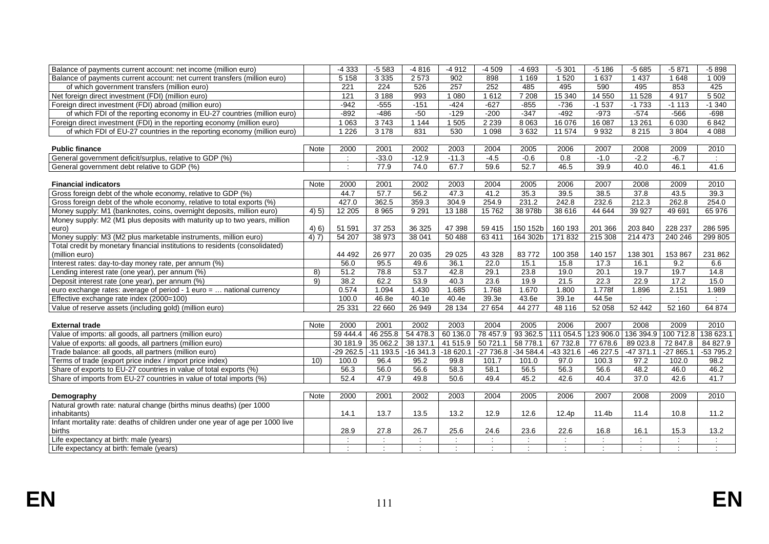| | | | | | | | | | | | | |
|---|---|---|---|---|---|---|---|---|---|---|---|---|
| Balance of payments current account: net income (million euro) | | -4 333 | -5 583 | -4 816 | -4 912 | -4 509 | -4 693 | -5 301 | -5 186 | -5 685 | -5 871 | -5 898 |
| Balance of payments current account: net current transfers (million euro) | | 5 158 | 3 335 | 2 573 | 902 | 898 | 1 169 | 1 520 | 1 637 | 1 437 | 1 648 | 1 009 |
| of which government transfers (million euro) | | 221 | 224 | 526 | 257 | 252 | 485 | 495 | 590 | 495 | 853 | 425 |
| Net foreign direct investment (FDI) (million euro) | | 121 | 3 188 | 993 | 1 080 | 1 612 | 7 208 | 15 340 | 14 550 | 11 528 | 4 917 | 5 502 |
| Foreign direct investment (FDI) abroad (million euro) | | -942 | -555 | -151 | -424 | -627 | -855 | -736 | -1 537 | -1 733 | -1 113 | -1 340 |
| of which FDI of the reporting economy in EU-27 countries (million euro) | | -892 | -486 | -50 | -129 | -200 | -347 | -492 | -973 | -574 | -566 | -698 |
| Foreign direct investment (FDI) in the reporting economy (million euro) | | 1 063 | 3 743 | 1 144 | 1 505 | 2 239 | 8 063 | 16 076 | 16 087 | 13 261 | 6 030 | 6 842 |
| of which FDI of EU-27 countries in the reporting economy (million euro) | | 1 226 | 3 178 | 831 | 530 | 1 098 | 3 632 | 11 574 | 9 932 | 8 215 | 3 804 | 4 088 |

| **Public finance** | Note | 2000 | 2001 | 2002 | 2003 | 2004 | 2005 | 2006 | 2007 | 2008 | 2009 | 2010 |
|---|---|---|---|---|---|---|---|---|---|---|---|---|
| General government deficit/surplus, relative to GDP (%) | | : | -33.0 | -12.9 | -11.3 | -4.5 | -0.6 | 0.8 | -1.0 | -2.2 | -6.7 | : |
| General government debt relative to GDP (%) | | : | 77.9 | 74.0 | 67.7 | 59.6 | 52.7 | 46.5 | 39.9 | 40.0 | 46.1 | 41.6 |

| **Financial indicators** | Note | 2000 | 2001 | 2002 | 2003 | 2004 | 2005 | 2006 | 2007 | 2008 | 2009 | 2010 |
|---|---|---|---|---|---|---|---|---|---|---|---|---|
| Gross foreign debt of the whole economy, relative to GDP (%) | | 44.7 | 57.7 | 56.2 | 47.3 | 41.2 | 35.3 | 39.5 | 38.5 | 37.8 | 43.5 | 39.3 |
| Gross foreign debt of the whole economy, relative to total exports (%) | | 427.0 | 362.5 | 359.3 | 304.9 | 254.9 | 231.2 | 242.8 | 232.6 | 212.3 | 262.8 | 254.0 |
| Money supply: M1 (banknotes, coins, overnight deposits, million euro) | 4) 5) | 12 205 | 8 965 | 9 291 | 13 188 | 15 762 | 38 978b | 38 616 | 44 644 | 39 927 | 49 691 | 65 976 |
| Money supply: M2 (M1 plus deposits with maturity up to two years, million euro) | 4) 6) | 51 591 | 37 253 | 36 325 | 47 398 | 59 415 | 150 152b | 160 193 | 201 366 | 203 840 | 228 237 | 286 595 |
| Money supply: M3 (M2 plus marketable instruments, million euro) | 4) 7) | 54 207 | 38 973 | 38 041 | 50 488 | 63 411 | 164 302b | 171 832 | 215 308 | 214 473 | 240 246 | 299 805 |
| Total credit by monetary financial institutions to residents (consolidated) (million euro) | | 44 492 | 26 977 | 20 035 | 29 025 | 43 328 | 83 772 | 100 358 | 140 157 | 138 301 | 153 867 | 231 862 |
| Interest rates: day-to-day money rate, per annum (%) | | 56.0 | 95.5 | 49.6 | 36.1 | 22.0 | 15.1 | 15.8 | 17.3 | 16.1 | 9.2 | 6.6 |
| Lending interest rate (one year), per annum (%) | 8) | 51.2 | 78.8 | 53.7 | 42.8 | 29.1 | 23.8 | 19.0 | 20.1 | 19.7 | 19.7 | 14.8 |
| Deposit interest rate (one year), per annum (%) | 9) | 38.2 | 62.2 | 53.9 | 40.3 | 23.6 | 19.9 | 21.5 | 22.3 | 22.9 | 17.2 | 15.0 |
| euro exchange rates: average of period - 1 euro = … national currency | | 0.574 | 1.094 | 1.430 | 1.685 | 1.768 | 1.670 | 1.800 | 1.778f | 1.896 | 2.151 | 1.989 |
| Effective exchange rate index (2000=100) | | 100.0 | 46.8e | 40.1e | 40.4e | 39.3e | 43.6e | 39.1e | 44.5e | : | : | : |
| Value of reserve assets (including gold) (million euro) | | 25 331 | 22 660 | 26 949 | 28 134 | 27 654 | 44 277 | 48 116 | 52 058 | 52 442 | 52 160 | 64 874 |

| **External trade** | Note | 2000 | 2001 | 2002 | 2003 | 2004 | 2005 | 2006 | 2007 | 2008 | 2009 | 2010 |
|---|---|---|---|---|---|---|---|---|---|---|---|---|
| Value of imports: all goods, all partners (million euro) | | 59 444.4 | 46 255.8 | 54 478.3 | 60 136.0 | 78 457.9 | 93 362.5 | 111 054.5 | 123 906.0 | 136 394.9 | 100 712.8 | 138 623.1 |
| Value of exports: all goods, all partners (million euro) | | 30 181.9 | 35 062.2 | 38 137.1 | 41 515.9 | 50 721.1 | 58 778.1 | 67 732.8 | 77 678.6 | 89 023.8 | 72 847.8 | 84 827.9 |
| Trade balance: all goods, all partners (million euro) | | -29 262.5 | -11 193.5 | -16 341.3 | -18 620.1 | -27 736.8 | -34 584.4 | -43 321.6 | -46 227.5 | -47 371.1 | -27 865.1 | -53 795.2 |
| Terms of trade (export price index / import price index) | 10) | 100.0 | 96.4 | 95.2 | 99.8 | 101.7 | 101.0 | 97.0 | 100.3 | 97.2 | 102.0 | 98.2 |
| Share of exports to EU-27 countries in value of total exports (%) | | 56.3 | 56.0 | 56.6 | 58.3 | 58.1 | 56.5 | 56.3 | 56.6 | 48.2 | 46.0 | 46.2 |
| Share of imports from EU-27 countries in value of total imports (%) | | 52.4 | 47.9 | 49.8 | 50.6 | 49.4 | 45.2 | 42.6 | 40.4 | 37.0 | 42.6 | 41.7 |

| **Demography** | Note | 2000 | 2001 | 2002 | 2003 | 2004 | 2005 | 2006 | 2007 | 2008 | 2009 | 2010 |
|---|---|---|---|---|---|---|---|---|---|---|---|---|
| Natural growth rate: natural change (births minus deaths) (per 1000 inhabitants) | | 14.1 | 13.7 | 13.5 | 13.2 | 12.9 | 12.6 | 12.4p | 11.4b | 11.4 | 10.8 | 11.2 |
| Infant mortality rate: deaths of children under one year of age per 1000 births | | 28.9 | 27.8 | 26.7 | 25.6 | 24.6 | 23.6 | 22.6 | 16.8 | 16.1 | 15.3 | 13.2 |
| Life expectancy at birth: male (years) | | : | : | : | : | : | : | : | : | : | : | : |
| Life expectancy at birth: female (years) | | : | : | : | : | : | : | : | : | : | : | : |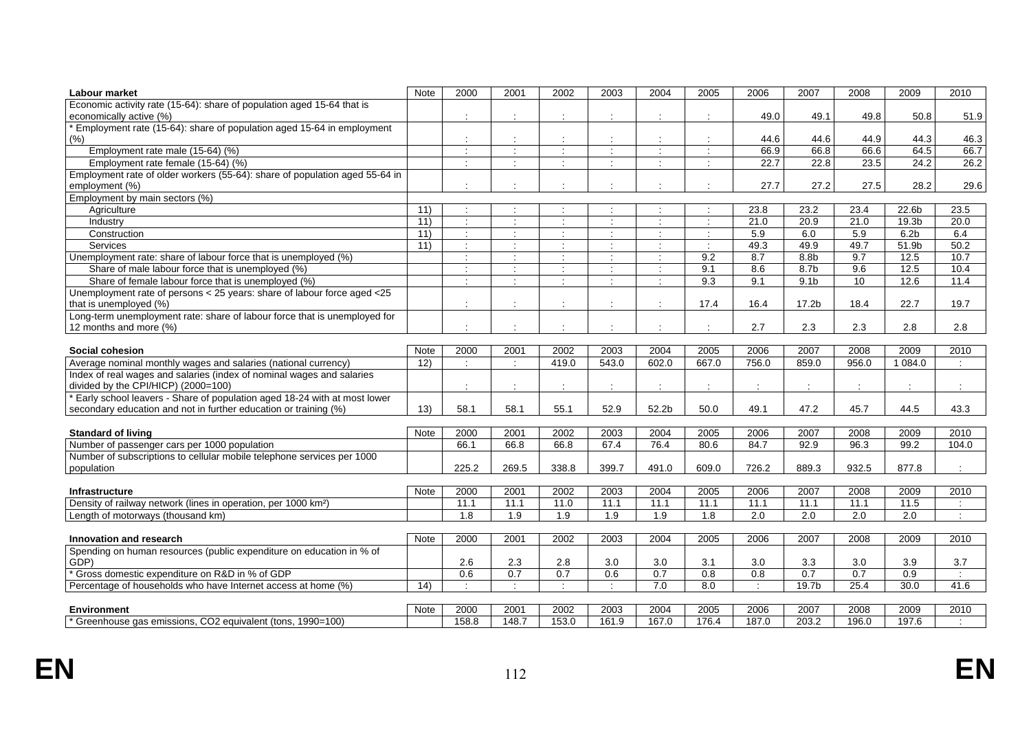| Labour market | Note | 2000 | 2001 | 2002 | 2003 | 2004 | 2005 | 2006 | 2007 | 2008 | 2009 | 2010 |
|---|---|---|---|---|---|---|---|---|---|---|---|---|
| Economic activity rate (15-64): share of population aged 15-64 that is economically active (%) | | : | : | : | : | : | : | 49.0 | 49.1 | 49.8 | 50.8 | 51.9 |
| * Employment rate (15-64): share of population aged 15-64 in employment (%) | | : | : | : | : | : | : | 44.6 | 44.6 | 44.9 | 44.3 | 46.3 |
| Employment rate male (15-64) (%) | | : | : | : | : | : | : | 66.9 | 66.8 | 66.6 | 64.5 | 66.7 |
| Employment rate female (15-64) (%) | | : | : | : | : | : | : | 22.7 | 22.8 | 23.5 | 24.2 | 26.2 |
| Employment rate of older workers (55-64): share of population aged 55-64 in employment (%) | | : | : | : | : | : | : | 27.7 | 27.2 | 27.5 | 28.2 | 29.6 |
| Employment by main sectors (%) | | | | | | | | | | | | |
| Agriculture | 11) | : | : | : | : | : | : | 23.8 | 23.2 | 23.4 | 22.6b | 23.5 |
| Industry | 11) | : | : | : | : | : | : | 21.0 | 20.9 | 21.0 | 19.3b | 20.0 |
| Construction | 11) | : | : | : | : | : | : | 5.9 | 6.0 | 5.9 | 6.2b | 6.4 |
| Services | 11) | : | : | : | : | : | : | 49.3 | 49.9 | 49.7 | 51.9b | 50.2 |
| Unemployment rate: share of labour force that is unemployed (%) | | : | : | : | : | : | 9.2 | 8.7 | 8.8b | 9.7 | 12.5 | 10.7 |
| Share of male labour force that is unemployed (%) | | : | : | : | : | : | 9.1 | 8.6 | 8.7b | 9.6 | 12.5 | 10.4 |
| Share of female labour force that is unemployed (%) | | : | : | : | : | : | 9.3 | 9.1 | 9.1b | 10 | 12.6 | 11.4 |
| Unemployment rate of persons < 25 years: share of labour force aged <25 that is unemployed (%) | | : | : | : | : | : | 17.4 | 16.4 | 17.2b | 18.4 | 22.7 | 19.7 |
| Long-term unemployment rate: share of labour force that is unemployed for 12 months and more (%) | | : | : | : | : | : | : | 2.7 | 2.3 | 2.3 | 2.8 | 2.8 |

| Social cohesion | Note | 2000 | 2001 | 2002 | 2003 | 2004 | 2005 | 2006 | 2007 | 2008 | 2009 | 2010 |
|---|---|---|---|---|---|---|---|---|---|---|---|---|
| Average nominal monthly wages and salaries (national currency) | 12) | : | : | 419.0 | 543.0 | 602.0 | 667.0 | 756.0 | 859.0 | 956.0 | 1 084.0 | : |
| Index of real wages and salaries (index of nominal wages and salaries divided by the CPI/HICP) (2000=100) | | : | : | : | : | : | : | : | : | : | : | : |
| * Early school leavers - Share of population aged 18-24 with at most lower secondary education and not in further education or training (%) | 13) | 58.1 | 58.1 | 55.1 | 52.9 | 52.2b | 50.0 | 49.1 | 47.2 | 45.7 | 44.5 | 43.3 |

| Standard of living | Note | 2000 | 2001 | 2002 | 2003 | 2004 | 2005 | 2006 | 2007 | 2008 | 2009 | 2010 |
|---|---|---|---|---|---|---|---|---|---|---|---|---|
| Number of passenger cars per 1000 population | | 66.1 | 66.8 | 66.8 | 67.4 | 76.4 | 80.6 | 84.7 | 92.9 | 96.3 | 99.2 | 104.0 |
| Number of subscriptions to cellular mobile telephone services per 1000 population | | 225.2 | 269.5 | 338.8 | 399.7 | 491.0 | 609.0 | 726.2 | 889.3 | 932.5 | 877.8 | : |

| Infrastructure | Note | 2000 | 2001 | 2002 | 2003 | 2004 | 2005 | 2006 | 2007 | 2008 | 2009 | 2010 |
|---|---|---|---|---|---|---|---|---|---|---|---|---|
| Density of railway network (lines in operation, per 1000 km²) | | 11.1 | 11.1 | 11.0 | 11.1 | 11.1 | 11.1 | 11.1 | 11.1 | 11.1 | 11.5 | : |
| Length of motorways (thousand km) | | 1.8 | 1.9 | 1.9 | 1.9 | 1.9 | 1.8 | 2.0 | 2.0 | 2.0 | 2.0 | : |

| Innovation and research | Note | 2000 | 2001 | 2002 | 2003 | 2004 | 2005 | 2006 | 2007 | 2008 | 2009 | 2010 |
|---|---|---|---|---|---|---|---|---|---|---|---|---|
| Spending on human resources (public expenditure on education in % of GDP) | | 2.6 | 2.3 | 2.8 | 3.0 | 3.0 | 3.1 | 3.0 | 3.3 | 3.0 | 3.9 | 3.7 |
| * Gross domestic expenditure on R&D in % of GDP | | 0.6 | 0.7 | 0.7 | 0.6 | 0.7 | 0.8 | 0.8 | 0.7 | 0.7 | 0.9 | : |
| Percentage of households who have Internet access at home (%) | 14) | : | : | : | : | 7.0 | 8.0 | : | 19.7b | 25.4 | 30.0 | 41.6 |

| Environment | Note | 2000 | 2001 | 2002 | 2003 | 2004 | 2005 | 2006 | 2007 | 2008 | 2009 | 2010 |
|---|---|---|---|---|---|---|---|---|---|---|---|---|
| * Greenhouse gas emissions, CO2 equivalent (tons, 1990=100) | | 158.8 | 148.7 | 153.0 | 161.9 | 167.0 | 176.4 | 187.0 | 203.2 | 196.0 | 197.6 | : |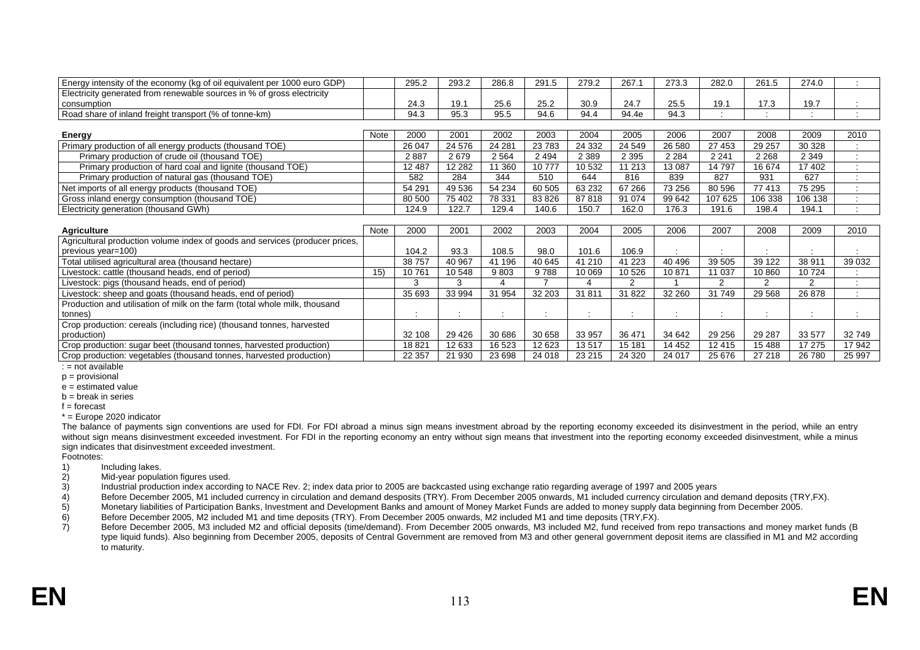| | Note | | | | | | | | | | | |
|---|---|---|---|---|---|---|---|---|---|---|---|---|
| Energy intensity of the economy (kg of oil equivalent per 1000 euro GDP) | | 295.2 | 293.2 | 286.8 | 291.5 | 279.2 | 267.1 | 273.3 | 282.0 | 261.5 | 274.0 | : |
| Electricity generated from renewable sources in % of gross electricity consumption | | 24.3 | 19.1 | 25.6 | 25.2 | 30.9 | 24.7 | 25.5 | 19.1 | 17.3 | 19.7 | : |
| Road share of inland freight transport (% of tonne-km) | | 94.3 | 95.3 | 95.5 | 94.6 | 94.4 | 94.4e | 94.3 | : | : | : | : |

| Energy | Note | 2000 | 2001 | 2002 | 2003 | 2004 | 2005 | 2006 | 2007 | 2008 | 2009 | 2010 |
|---|---|---|---|---|---|---|---|---|---|---|---|---|
| Primary production of all energy products (thousand TOE) | | 26 047 | 24 576 | 24 281 | 23 783 | 24 332 | 24 549 | 26 580 | 27 453 | 29 257 | 30 328 | : |
| Primary production of crude oil (thousand TOE) | | 2 887 | 2 679 | 2 564 | 2 494 | 2 389 | 2 395 | 2 284 | 2 241 | 2 268 | 2 349 | : |
| Primary production of hard coal and lignite (thousand TOE) | | 12 487 | 12 282 | 11 360 | 10 777 | 10 532 | 11 213 | 13 087 | 14 797 | 16 674 | 17 402 | : |
| Primary production of natural gas (thousand TOE) | | 582 | 284 | 344 | 510 | 644 | 816 | 839 | 827 | 931 | 627 | : |
| Net imports of all energy products (thousand TOE) | | 54 291 | 49 536 | 54 234 | 60 505 | 63 232 | 67 266 | 73 256 | 80 596 | 77 413 | 75 295 | : |
| Gross inland energy consumption (thousand TOE) | | 80 500 | 75 402 | 78 331 | 83 826 | 87 818 | 91 074 | 99 642 | 107 625 | 106 338 | 106 138 | : |
| Electricity generation (thousand GWh) | | 124.9 | 122.7 | 129.4 | 140.6 | 150.7 | 162.0 | 176.3 | 191.6 | 198.4 | 194.1 | : |

| Agriculture | Note | 2000 | 2001 | 2002 | 2003 | 2004 | 2005 | 2006 | 2007 | 2008 | 2009 | 2010 |
|---|---|---|---|---|---|---|---|---|---|---|---|---|
| Agricultural production volume index of goods and services (producer prices, previous year=100) | | 104.2 | 93.3 | 108.5 | 98.0 | 101.6 | 106.9 | : | : | : | : | : |
| Total utilised agricultural area (thousand hectare) | | 38 757 | 40 967 | 41 196 | 40 645 | 41 210 | 41 223 | 40 496 | 39 505 | 39 122 | 38 911 | 39 032 |
| Livestock: cattle (thousand heads, end of period) | 15) | 10 761 | 10 548 | 9 803 | 9 788 | 10 069 | 10 526 | 10 871 | 11 037 | 10 860 | 10 724 | : |
| Livestock: pigs (thousand heads, end of period) | | 3 | 3 | 4 | 7 | 4 | 2 | 1 | 2 | 2 | 2 | : |
| Livestock: sheep and goats (thousand heads, end of period) | | 35 693 | 33 994 | 31 954 | 32 203 | 31 811 | 31 822 | 32 260 | 31 749 | 29 568 | 26 878 | : |
| Production and utilisation of milk on the farm (total whole milk, thousand tonnes) | | : | : | : | : | : | : | : | : | : | : | : |
| Crop production: cereals (including rice) (thousand tonnes, harvested production) | | 32 108 | 29 426 | 30 686 | 30 658 | 33 957 | 36 471 | 34 642 | 29 256 | 29 287 | 33 577 | 32 749 |
| Crop production: sugar beet (thousand tonnes, harvested production) | | 18 821 | 12 633 | 16 523 | 12 623 | 13 517 | 15 181 | 14 452 | 12 415 | 15 488 | 17 275 | 17 942 |
| Crop production: vegetables (thousand tonnes, harvested production) | | 22 357 | 21 930 | 23 698 | 24 018 | 23 215 | 24 320 | 24 017 | 25 676 | 27 218 | 26 780 | 25 997 |

: = not available
p = provisional
e = estimated value
b = break in series
f = forecast
* = Europe 2020 indicator

The balance of payments sign conventions are used for FDI. For FDI abroad a minus sign means investment abroad by the reporting economy exceeded its disinvestment in the period, while an entry without sign means disinvestment exceeded investment. For FDI in the reporting economy an entry without sign means that investment into the reporting economy exceeded disinvestment, while a minus sign indicates that disinvestment exceeded investment.

Footnotes:

1) Including lakes.
2) Mid-year population figures used.
3) Industrial production index according to NACE Rev. 2; index data prior to 2005 are backcasted using exchange ratio regarding average of 1997 and 2005 years
4) Before December 2005, M1 included currency in circulation and demand desposits (TRY). From December 2005 onwards, M1 included currency circulation and demand deposits (TRY,FX).
5) Monetary liabilities of Participation Banks, Investment and Development Banks and amount of Money Market Funds are added to money supply data beginning from December 2005.
6) Before December 2005, M2 included M1 and time deposits (TRY). From December 2005 onwards, M2 included M1 and time deposits (TRY,FX).
7) Before December 2005, M3 included M2 and official deposits (time/demand). From December 2005 onwards, M3 included M2, fund received from repo transactions and money market funds (B type liquid funds). Also beginning from December 2005, deposits of Central Government are removed from M3 and other general government deposit items are classified in M1 and M2 according to maturity.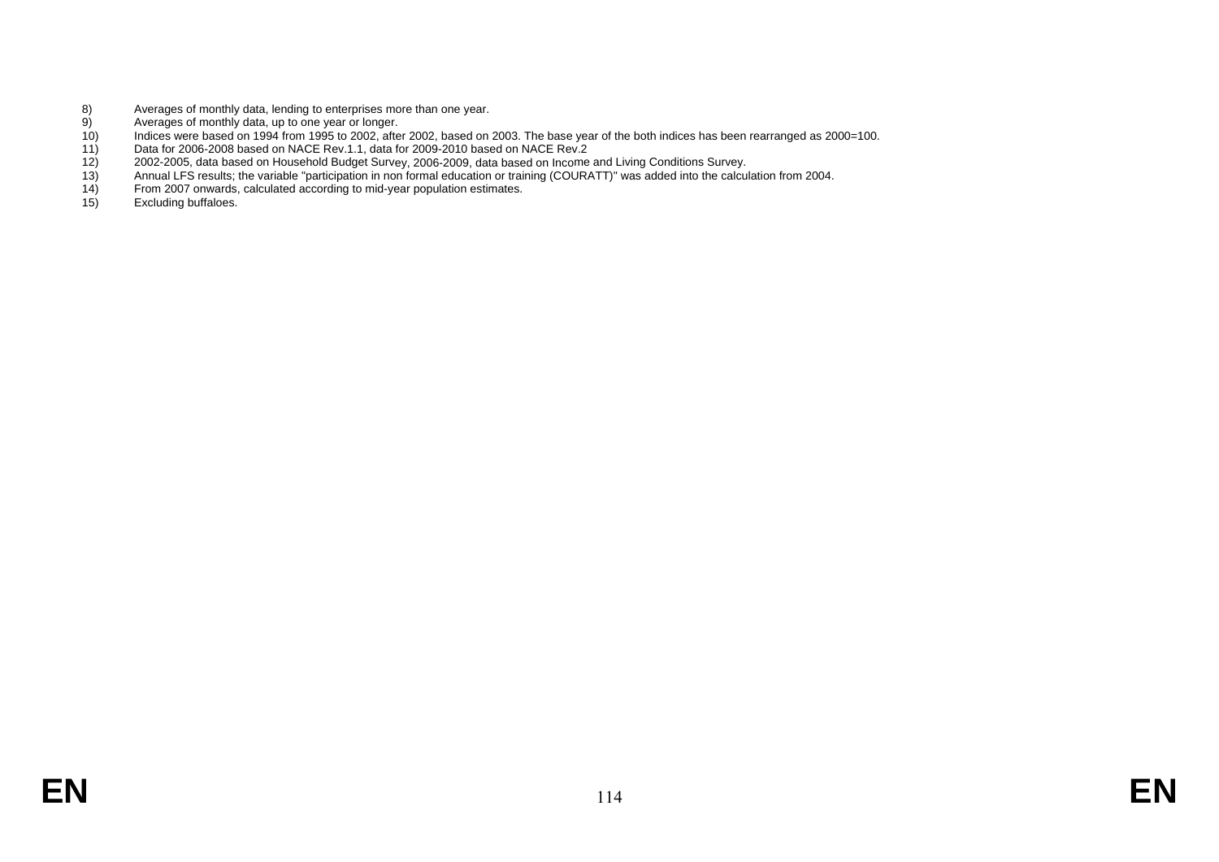8) Averages of monthly data, lending to enterprises more than one year.
9) Averages of monthly data, up to one year or longer.
10) Indices were based on 1994 from 1995 to 2002, after 2002, based on 2003. The base year of the both indices has been rearranged as 2000=100.
11) Data for 2006-2008 based on NACE Rev.1.1, data for 2009-2010 based on NACE Rev.2
12) 2002-2005, data based on Household Budget Survey, 2006-2009, data based on Income and Living Conditions Survey.
13) Annual LFS results; the variable "participation in non formal education or training (COURATT)" was added into the calculation from 2004.
14) From 2007 onwards, calculated according to mid-year population estimates.
15) Excluding buffaloes.